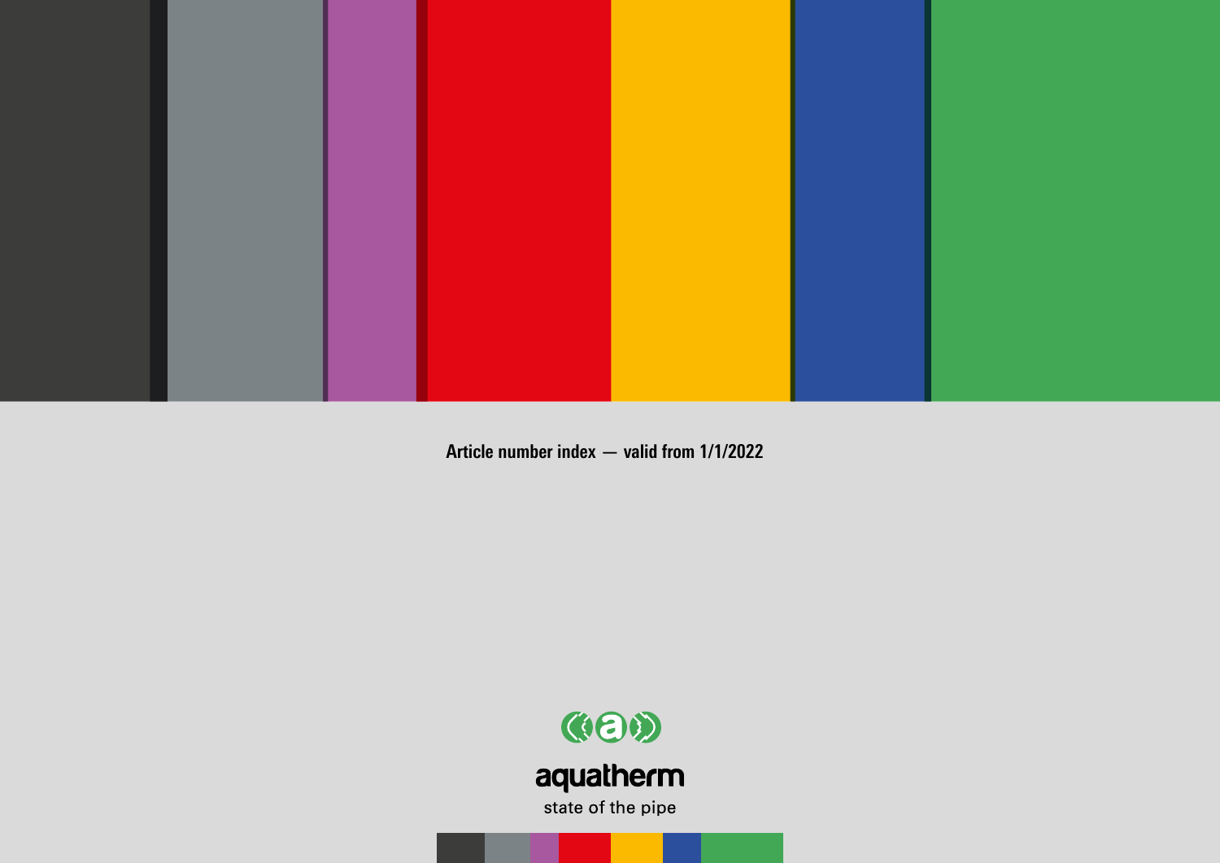# Article number index — valid from 1/1/2022

aquatherm

state of the pipe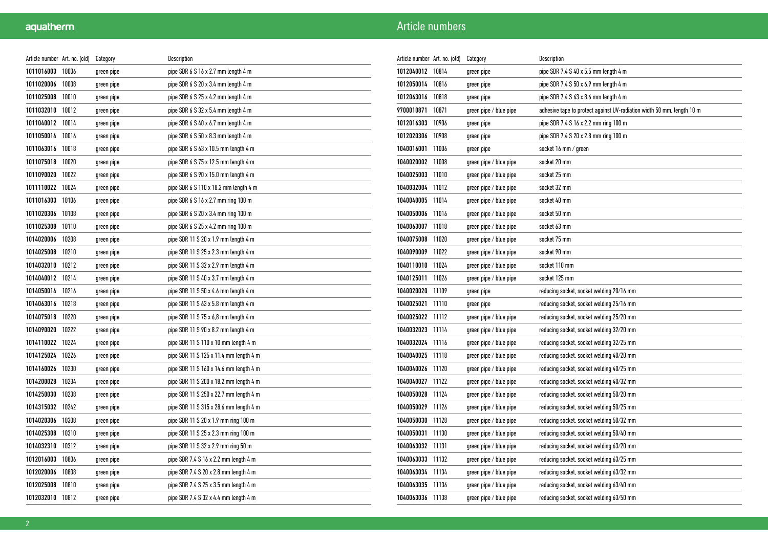# Article numbers

| Article number | Art. no. (old) | Category | Description |
|---|---|---|---|
| **1011016003** | 10006 | green pipe | pipe SDR 6 S 16 x 2.7 mm length 4 m |
| **1011020006** | 10008 | green pipe | pipe SDR 6 S 20 x 3.4 mm length 4 m |
| **1011025008** | 10010 | green pipe | pipe SDR 6 S 25 x 4.2 mm length 4 m |
| **1011032010** | 10012 | green pipe | pipe SDR 6 S 32 x 5.4 mm length 4 m |
| **1011040012** | 10014 | green pipe | pipe SDR 6 S 40 x 6.7 mm length 4 m |
| **1011050014** | 10016 | green pipe | pipe SDR 6 S 50 x 8.3 mm length 4 m |
| **1011063016** | 10018 | green pipe | pipe SDR 6 S 63 x 10.5 mm length 4 m |
| **1011075018** | 10020 | green pipe | pipe SDR 6 S 75 x 12.5 mm length 4 m |
| **1011090020** | 10022 | green pipe | pipe SDR 6 S 90 x 15.0 mm length 4 m |
| **1011110022** | 10024 | green pipe | pipe SDR 6 S 110 x 18.3 mm length 4 m |
| **1011016303** | 10106 | green pipe | pipe SDR 6 S 16 x 2.7 mm ring 100 m |
| **1011020306** | 10108 | green pipe | pipe SDR 6 S 20 x 3.4 mm ring 100 m |
| **1011025308** | 10110 | green pipe | pipe SDR 6 S 25 x 4.2 mm ring 100 m |
| **1014020006** | 10208 | green pipe | pipe SDR 11 S 20 x 1.9 mm length 4 m |
| **1014025008** | 10210 | green pipe | pipe SDR 11 S 25 x 2.3 mm length 4 m |
| **1014032010** | 10212 | green pipe | pipe SDR 11 S 32 x 2.9 mm length 4 m |
| **1014040012** | 10214 | green pipe | pipe SDR 11 S 40 x 3.7 mm length 4 m |
| **1014050014** | 10216 | green pipe | pipe SDR 11 S 50 x 4.6 mm length 4 m |
| **1014063016** | 10218 | green pipe | pipe SDR 11 S 63 x 5.8 mm length 4 m |
| **1014075018** | 10220 | green pipe | pipe SDR 11 S 75 x 6,8 mm length 4 m |
| **1014090020** | 10222 | green pipe | pipe SDR 11 S 90 x 8.2 mm length 4 m |
| **1014110022** | 10224 | green pipe | pipe SDR 11 S 110 x 10 mm length 4 m |
| **1014125024** | 10226 | green pipe | pipe SDR 11 S 125 x 11.4 mm length 4 m |
| **1014160026** | 10230 | green pipe | pipe SDR 11 S 160 x 14.6 mm length 4 m |
| **1014200028** | 10234 | green pipe | pipe SDR 11 S 200 x 18.2 mm length 4 m |
| **1014250030** | 10238 | green pipe | pipe SDR 11 S 250 x 22.7 mm length 4 m |
| **1014315032** | 10242 | green pipe | pipe SDR 11 S 315 x 28.6 mm length 4 m |
| **1014020306** | 10308 | green pipe | pipe SDR 11 S 20 x 1.9 mm ring 100 m |
| **1014025308** | 10310 | green pipe | pipe SDR 11 S 25 x 2.3 mm ring 100 m |
| **1014032310** | 10312 | green pipe | pipe SDR 11 S 32 x 2.9 mm ring 50 m |
| **1012016003** | 10806 | green pipe | pipe SDR 7.4 S 16 x 2.2 mm length 4 m |
| **1012020006** | 10808 | green pipe | pipe SDR 7.4 S 20 x 2.8 mm length 4 m |
| **1012025008** | 10810 | green pipe | pipe SDR 7.4 S 25 x 3.5 mm length 4 m |
| **1012032010** | 10812 | green pipe | pipe SDR 7.4 S 32 x 4.4 mm length 4 m |
| **1012040012** | 10814 | green pipe | pipe SDR 7.4 S 40 x 5.5 mm length 4 m |
| **1012050014** | 10816 | green pipe | pipe SDR 7.4 S 50 x 6.9 mm length 4 m |
| **1012063016** | 10818 | green pipe | pipe SDR 7.4 S 63 x 8.6 mm length 4 m |
| **9700010871** | 10871 | green pipe / blue pipe | adhesive tape to protect against UV-radiation width 50 mm, length 10 m |
| **1012016303** | 10906 | green pipe | pipe SDR 7.4 S 16 x 2.2 mm ring 100 m |
| **1012020306** | 10908 | green pipe | pipe SDR 7.4 S 20 x 2.8 mm ring 100 m |
| **1040016001** | 11006 | green pipe | socket 16 mm / green |
| **1040020002** | 11008 | green pipe / blue pipe | socket 20 mm |
| **1040025003** | 11010 | green pipe / blue pipe | socket 25 mm |
| **1040032004** | 11012 | green pipe / blue pipe | socket 32 mm |
| **1040040005** | 11014 | green pipe / blue pipe | socket 40 mm |
| **1040050006** | 11016 | green pipe / blue pipe | socket 50 mm |
| **1040063007** | 11018 | green pipe / blue pipe | socket 63 mm |
| **1040075008** | 11020 | green pipe / blue pipe | socket 75 mm |
| **1040090009** | 11022 | green pipe / blue pipe | socket 90 mm |
| **1040110010** | 11024 | green pipe / blue pipe | socket 110 mm |
| **1040125011** | 11026 | green pipe / blue pipe | socket 125 mm |
| **1040020020** | 11109 | green pipe | reducing socket, socket welding 20/16 mm |
| **1040025021** | 11110 | green pipe | reducing socket, socket welding 25/16 mm |
| **1040025022** | 11112 | green pipe / blue pipe | reducing socket, socket welding 25/20 mm |
| **1040032023** | 11114 | green pipe / blue pipe | reducing socket, socket welding 32/20 mm |
| **1040032024** | 11116 | green pipe / blue pipe | reducing socket, socket welding 32/25 mm |
| **1040040025** | 11118 | green pipe / blue pipe | reducing socket, socket welding 40/20 mm |
| **1040040026** | 11120 | green pipe / blue pipe | reducing socket, socket welding 40/25 mm |
| **1040040027** | 11122 | green pipe / blue pipe | reducing socket, socket welding 40/32 mm |
| **1040050028** | 11124 | green pipe / blue pipe | reducing socket, socket welding 50/20 mm |
| **1040050029** | 11126 | green pipe / blue pipe | reducing socket, socket welding 50/25 mm |
| **1040050030** | 11128 | green pipe / blue pipe | reducing socket, socket welding 50/32 mm |
| **1040050031** | 11130 | green pipe / blue pipe | reducing socket, socket welding 50/40 mm |
| **1040063032** | 11131 | green pipe / blue pipe | reducing socket, socket welding 63/20 mm |
| **1040063033** | 11132 | green pipe / blue pipe | reducing socket, socket welding 63/25 mm |
| **1040063034** | 11134 | green pipe / blue pipe | reducing socket, socket welding 63/32 mm |
| **1040063035** | 11136 | green pipe / blue pipe | reducing socket, socket welding 63/40 mm |
| **1040063036** | 11138 | green pipe / blue pipe | reducing socket, socket welding 63/50 mm |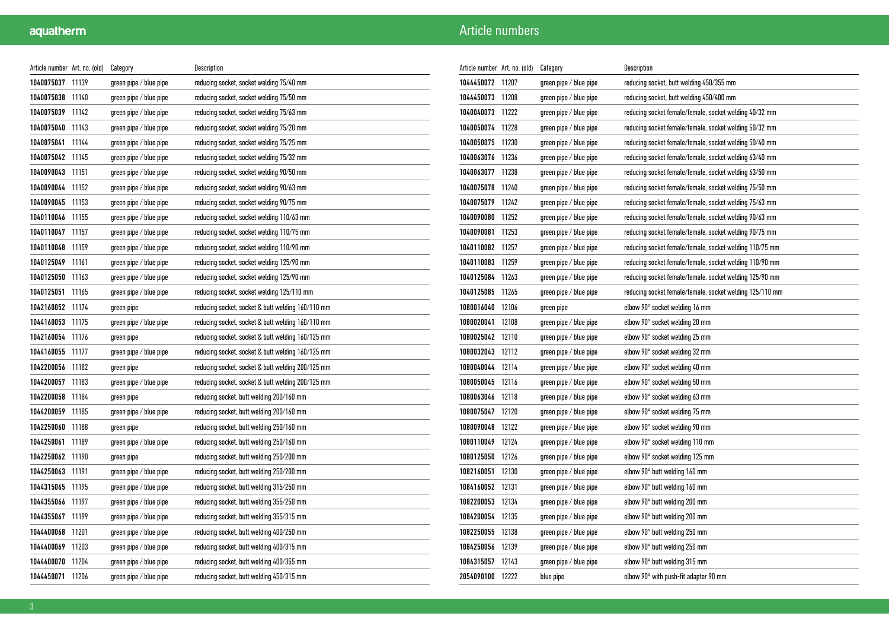# Article numbers

| Article number | Art. no. (old) | Category | Description |
|---|---|---|---|
| **1040075037** | 11139 | green pipe / blue pipe | reducing socket, socket welding 75/40 mm |
| **1040075038** | 11140 | green pipe / blue pipe | reducing socket, socket welding 75/50 mm |
| **1040075039** | 11142 | green pipe / blue pipe | reducing socket, socket welding 75/63 mm |
| **1040075040** | 11143 | green pipe / blue pipe | reducing socket, socket welding 75/20 mm |
| **1040075041** | 11144 | green pipe / blue pipe | reducing socket, socket welding 75/25 mm |
| **1040075042** | 11145 | green pipe / blue pipe | reducing socket, socket welding 75/32 mm |
| **1040090043** | 11151 | green pipe / blue pipe | reducing socket, socket welding 90/50 mm |
| **1040090044** | 11152 | green pipe / blue pipe | reducing socket, socket welding 90/63 mm |
| **1040090045** | 11153 | green pipe / blue pipe | reducing socket, socket welding 90/75 mm |
| **1040110046** | 11155 | green pipe / blue pipe | reducing socket, socket welding 110/63 mm |
| **1040110047** | 11157 | green pipe / blue pipe | reducing socket, socket welding 110/75 mm |
| **1040110048** | 11159 | green pipe / blue pipe | reducing socket, socket welding 110/90 mm |
| **1040125049** | 11161 | green pipe / blue pipe | reducing socket, socket welding 125/90 mm |
| **1040125050** | 11163 | green pipe / blue pipe | reducing socket, socket welding 125/90 mm |
| **1040125051** | 11165 | green pipe / blue pipe | reducing socket, socket welding 125/110 mm |
| **1042160052** | 11174 | green pipe | reducing socket, socket & butt welding 160/110 mm |
| **1044160053** | 11175 | green pipe / blue pipe | reducing socket, socket & butt welding 160/110 mm |
| **1042160054** | 11176 | green pipe | reducing socket, socket & butt welding 160/125 mm |
| **1044160055** | 11177 | green pipe / blue pipe | reducing socket, socket & butt welding 160/125 mm |
| **1042200056** | 11182 | green pipe | reducing socket, socket & butt welding 200/125 mm |
| **1044200057** | 11183 | green pipe / blue pipe | reducing socket, socket & butt welding 200/125 mm |
| **1042200058** | 11184 | green pipe | reducing socket, butt welding 200/160 mm |
| **1044200059** | 11185 | green pipe / blue pipe | reducing socket, butt welding 200/160 mm |
| **1042250060** | 11188 | green pipe | reducing socket, butt welding 250/160 mm |
| **1044250061** | 11189 | green pipe / blue pipe | reducing socket, butt welding 250/160 mm |
| **1042250062** | 11190 | green pipe | reducing socket, butt welding 250/200 mm |
| **1044250063** | 11191 | green pipe / blue pipe | reducing socket, butt welding 250/200 mm |
| **1044315065** | 11195 | green pipe / blue pipe | reducing socket, butt welding 315/250 mm |
| **1044355066** | 11197 | green pipe / blue pipe | reducing socket, butt welding 355/250 mm |
| **1044355067** | 11199 | green pipe / blue pipe | reducing socket, butt welding 355/315 mm |
| **1044400068** | 11201 | green pipe / blue pipe | reducing socket, butt welding 400/250 mm |
| **1044400069** | 11203 | green pipe / blue pipe | reducing socket, butt welding 400/315 mm |
| **1044400070** | 11204 | green pipe / blue pipe | reducing socket, butt welding 400/355 mm |
| **1044450071** | 11206 | green pipe / blue pipe | reducing socket, butt welding 450/315 mm |
| **1044450072** | 11207 | green pipe / blue pipe | reducing socket, butt welding 450/355 mm |
| **1044450073** | 11208 | green pipe / blue pipe | reducing socket, butt welding 450/400 mm |
| **1040040073** | 11222 | green pipe / blue pipe | reducing socket female/female, socket welding 40/32 mm |
| **1040050074** | 11228 | green pipe / blue pipe | reducing socket female/female, socket welding 50/32 mm |
| **1040050075** | 11230 | green pipe / blue pipe | reducing socket female/female, socket welding 50/40 mm |
| **1040063076** | 11236 | green pipe / blue pipe | reducing socket female/female, socket welding 63/40 mm |
| **1040063077** | 11238 | green pipe / blue pipe | reducing socket female/female, socket welding 63/50 mm |
| **1040075078** | 11240 | green pipe / blue pipe | reducing socket female/female, socket welding 75/50 mm |
| **1040075079** | 11242 | green pipe / blue pipe | reducing socket female/female, socket welding 75/63 mm |
| **1040090080** | 11252 | green pipe / blue pipe | reducing socket female/female, socket welding 90/63 mm |
| **1040090081** | 11253 | green pipe / blue pipe | reducing socket female/female, socket welding 90/75 mm |
| **1040110082** | 11257 | green pipe / blue pipe | reducing socket female/female, socket welding 110/75 mm |
| **1040110083** | 11259 | green pipe / blue pipe | reducing socket female/female, socket welding 110/90 mm |
| **1040125084** | 11263 | green pipe / blue pipe | reducing socket female/female, socket welding 125/90 mm |
| **1040125085** | 11265 | green pipe / blue pipe | reducing socket female/female, socket welding 125/110 mm |
| **1080016040** | 12106 | green pipe | elbow 90° socket welding 16 mm |
| **1080020041** | 12108 | green pipe / blue pipe | elbow 90° socket welding 20 mm |
| **1080025042** | 12110 | green pipe / blue pipe | elbow 90° socket welding 25 mm |
| **1080032043** | 12112 | green pipe / blue pipe | elbow 90° socket welding 32 mm |
| **1080040044** | 12114 | green pipe / blue pipe | elbow 90° socket welding 40 mm |
| **1080050045** | 12116 | green pipe / blue pipe | elbow 90° socket welding 50 mm |
| **1080063046** | 12118 | green pipe / blue pipe | elbow 90° socket welding 63 mm |
| **1080075047** | 12120 | green pipe / blue pipe | elbow 90° socket welding 75 mm |
| **1080090048** | 12122 | green pipe / blue pipe | elbow 90° socket welding 90 mm |
| **1080110049** | 12124 | green pipe / blue pipe | elbow 90° socket welding 110 mm |
| **1080125050** | 12126 | green pipe / blue pipe | elbow 90° socket welding 125 mm |
| **1082160051** | 12130 | green pipe / blue pipe | elbow 90° butt welding 160 mm |
| **1084160052** | 12131 | green pipe / blue pipe | elbow 90° butt welding 160 mm |
| **1082200053** | 12134 | green pipe / blue pipe | elbow 90° butt welding 200 mm |
| **1084200054** | 12135 | green pipe / blue pipe | elbow 90° butt welding 200 mm |
| **1082250055** | 12138 | green pipe / blue pipe | elbow 90° butt welding 250 mm |
| **1084250056** | 12139 | green pipe / blue pipe | elbow 90° butt welding 250 mm |
| **1084315057** | 12143 | green pipe / blue pipe | elbow 90° butt welding 315 mm |
| **2054090100** | 12222 | blue pipe | elbow 90° with push-fit adapter 90 mm |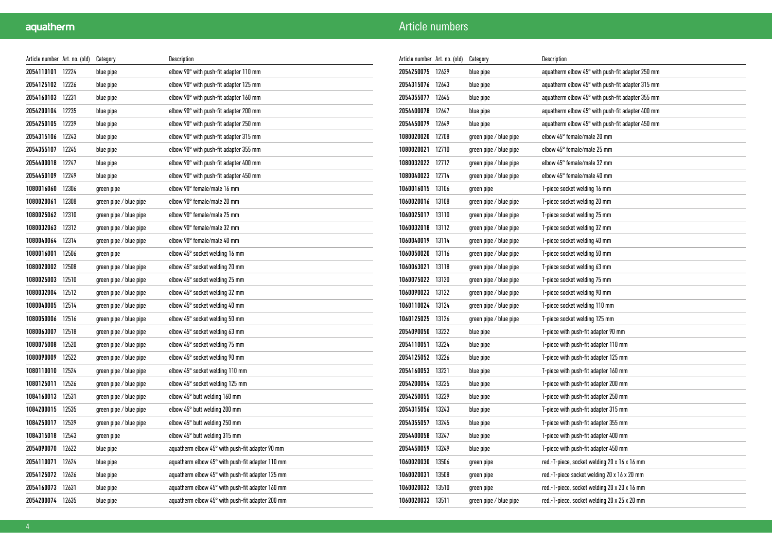# Article numbers

| Article number | Art. no. (old) | Category | Description |
|---|---|---|---|
| **2054110101** | 12224 | blue pipe | elbow 90° with push-fit adapter 110 mm |
| **2054125102** | 12226 | blue pipe | elbow 90° with push-fit adapter 125 mm |
| **2054160103** | 12231 | blue pipe | elbow 90° with push-fit adapter 160 mm |
| **2054200104** | 12235 | blue pipe | elbow 90° with push-fit adapter 200 mm |
| **2054250105** | 12239 | blue pipe | elbow 90° with push-fit adapter 250 mm |
| **2054315106** | 12243 | blue pipe | elbow 90° with push-fit adapter 315 mm |
| **2054355107** | 12245 | blue pipe | elbow 90° with push-fit adapter 355 mm |
| **2054400018** | 12247 | blue pipe | elbow 90° with push-fit adapter 400 mm |
| **2054450109** | 12249 | blue pipe | elbow 90° with push-fit adapter 450 mm |
| **1080016060** | 12306 | green pipe | elbow 90° female/male 16 mm |
| **1080020061** | 12308 | green pipe / blue pipe | elbow 90° female/male 20 mm |
| **1080025062** | 12310 | green pipe / blue pipe | elbow 90° female/male 25 mm |
| **1080032063** | 12312 | green pipe / blue pipe | elbow 90° female/male 32 mm |
| **1080040064** | 12314 | green pipe / blue pipe | elbow 90° female/male 40 mm |
| **1080016001** | 12506 | green pipe | elbow 45° socket welding 16 mm |
| **1080020002** | 12508 | green pipe / blue pipe | elbow 45° socket welding 20 mm |
| **1080025003** | 12510 | green pipe / blue pipe | elbow 45° socket welding 25 mm |
| **1080032004** | 12512 | green pipe / blue pipe | elbow 45° socket welding 32 mm |
| **1080040005** | 12514 | green pipe / blue pipe | elbow 45° socket welding 40 mm |
| **1080050006** | 12516 | green pipe / blue pipe | elbow 45° socket welding 50 mm |
| **1080063007** | 12518 | green pipe / blue pipe | elbow 45° socket welding 63 mm |
| **1080075008** | 12520 | green pipe / blue pipe | elbow 45° socket welding 75 mm |
| **1080090009** | 12522 | green pipe / blue pipe | elbow 45° socket welding 90 mm |
| **1080110010** | 12524 | green pipe / blue pipe | elbow 45° socket welding 110 mm |
| **1080125011** | 12526 | green pipe / blue pipe | elbow 45° socket welding 125 mm |
| **1084160013** | 12531 | green pipe / blue pipe | elbow 45° butt welding 160 mm |
| **1084200015** | 12535 | green pipe / blue pipe | elbow 45° butt welding 200 mm |
| **1084250017** | 12539 | green pipe / blue pipe | elbow 45° butt welding 250 mm |
| **1084315018** | 12543 | green pipe | elbow 45° butt welding 315 mm |
| **2054090070** | 12622 | blue pipe | aquatherm elbow 45° with push-fit adapter 90 mm |
| **2054110071** | 12624 | blue pipe | aquatherm elbow 45° with push-fit adapter 110 mm |
| **2054125072** | 12626 | blue pipe | aquatherm elbow 45° with push-fit adapter 125 mm |
| **2054160073** | 12631 | blue pipe | aquatherm elbow 45° with push-fit adapter 160 mm |
| **2054200074** | 12635 | blue pipe | aquatherm elbow 45° with push-fit adapter 200 mm |
| **2054250075** | 12639 | blue pipe | aquatherm elbow 45° with push-fit adapter 250 mm |
| **2054315076** | 12643 | blue pipe | aquatherm elbow 45° with push-fit adapter 315 mm |
| **2054355077** | 12645 | blue pipe | aquatherm elbow 45° with push-fit adapter 355 mm |
| **2054400078** | 12647 | blue pipe | aquatherm elbow 45° with push-fit adapter 400 mm |
| **2054450079** | 12649 | blue pipe | aquatherm elbow 45° with push-fit adapter 450 mm |
| **1080020020** | 12708 | green pipe / blue pipe | elbow 45° female/male 20 mm |
| **1080020021** | 12710 | green pipe / blue pipe | elbow 45° female/male 25 mm |
| **1080032022** | 12712 | green pipe / blue pipe | elbow 45° female/male 32 mm |
| **1080040023** | 12714 | green pipe / blue pipe | elbow 45° female/male 40 mm |
| **1060016015** | 13106 | green pipe | T-piece socket welding 16 mm |
| **1060020016** | 13108 | green pipe / blue pipe | T-piece socket welding 20 mm |
| **1060025017** | 13110 | green pipe / blue pipe | T-piece socket welding 25 mm |
| **1060032018** | 13112 | green pipe / blue pipe | T-piece socket welding 32 mm |
| **1060040019** | 13114 | green pipe / blue pipe | T-piece socket welding 40 mm |
| **1060050020** | 13116 | green pipe / blue pipe | T-piece socket welding 50 mm |
| **1060063021** | 13118 | green pipe / blue pipe | T-piece socket welding 63 mm |
| **1060075022** | 13120 | green pipe / blue pipe | T-piece socket welding 75 mm |
| **1060090023** | 13122 | green pipe / blue pipe | T-piece socket welding 90 mm |
| **1060110024** | 13124 | green pipe / blue pipe | T-piece socket welding 110 mm |
| **1060125025** | 13126 | green pipe / blue pipe | T-piece socket welding 125 mm |
| **2054090050** | 13222 | blue pipe | T-piece with push-fit adapter 90 mm |
| **2054110051** | 13224 | blue pipe | T-piece with push-fit adapter 110 mm |
| **2054125052** | 13226 | blue pipe | T-piece with push-fit adapter 125 mm |
| **2054160053** | 13231 | blue pipe | T-piece with push-fit adapter 160 mm |
| **2054200054** | 13235 | blue pipe | T-piece with push-fit adapter 200 mm |
| **2054250055** | 13239 | blue pipe | T-piece with push-fit adapter 250 mm |
| **2054315056** | 13243 | blue pipe | T-piece with push-fit adapter 315 mm |
| **2054355057** | 13245 | blue pipe | T-piece with push-fit adapter 355 mm |
| **2054400058** | 13247 | blue pipe | T-piece with push-fit adapter 400 mm |
| **2054450059** | 13249 | blue pipe | T-piece with push-fit adapter 450 mm |
| **1060020030** | 13506 | green pipe | red.-T-piece, socket welding 20 x 16 x 16 mm |
| **1060020031** | 13508 | green pipe | red.-T-piece socket welding 20 x 16 x 20 mm |
| **1060020032** | 13510 | green pipe | red.-T-piece, socket welding 20 x 20 x 16 mm |
| **1060020033** | 13511 | green pipe / blue pipe | red.-T-piece, socket welding 20 x 25 x 20 mm |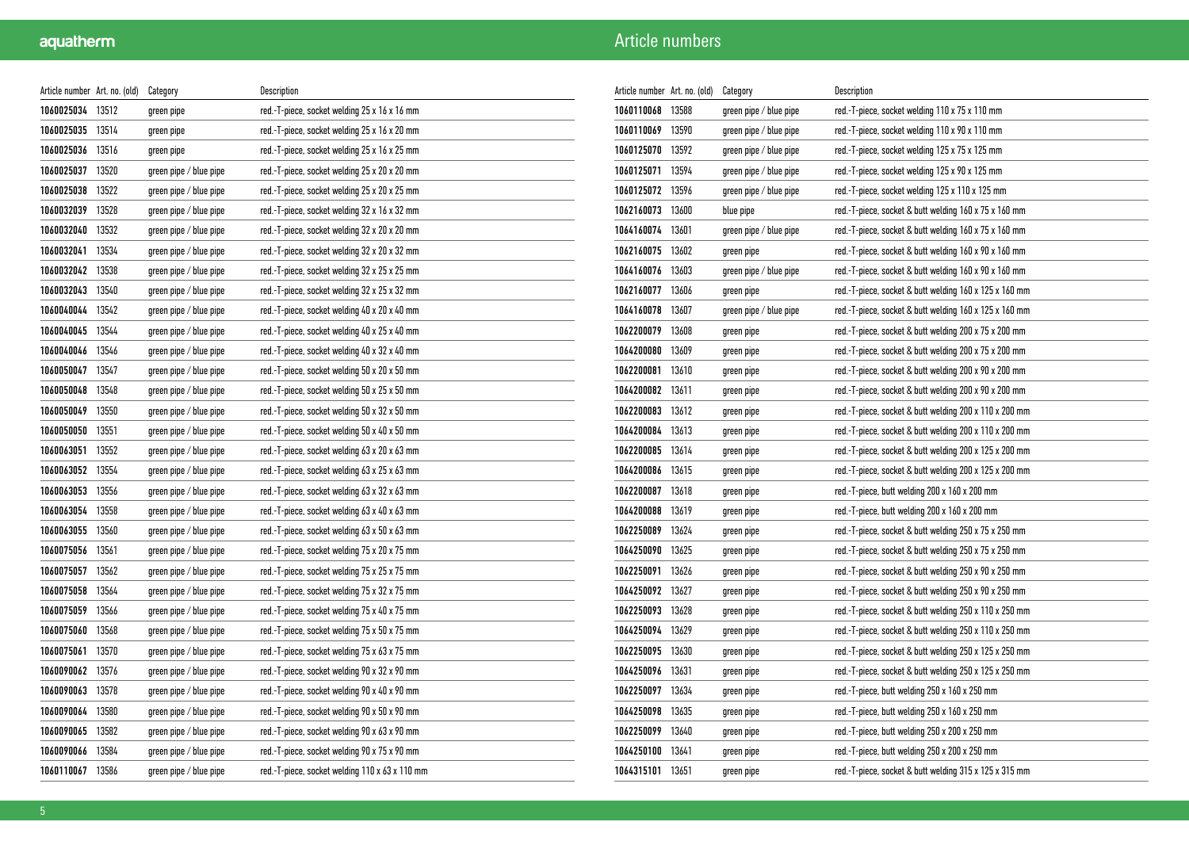# Article numbers

| Article number | Art. no. (old) | Category | Description |
|---|---|---|---|
| **1060025034** | 13512 | green pipe | red.-T-piece, socket welding 25 x 16 x 16 mm |
| **1060025035** | 13514 | green pipe | red.-T-piece, socket welding 25 x 16 x 20 mm |
| **1060025036** | 13516 | green pipe | red.-T-piece, socket welding 25 x 16 x 25 mm |
| **1060025037** | 13520 | green pipe / blue pipe | red.-T-piece, socket welding 25 x 20 x 20 mm |
| **1060025038** | 13522 | green pipe / blue pipe | red.-T-piece, socket welding 25 x 20 x 25 mm |
| **1060032039** | 13528 | green pipe / blue pipe | red.-T-piece, socket welding 32 x 16 x 32 mm |
| **1060032040** | 13532 | green pipe / blue pipe | red.-T-piece, socket welding 32 x 20 x 20 mm |
| **1060032041** | 13534 | green pipe / blue pipe | red.-T-piece, socket welding 32 x 20 x 32 mm |
| **1060032042** | 13538 | green pipe / blue pipe | red.-T-piece, socket welding 32 x 25 x 25 mm |
| **1060032043** | 13540 | green pipe / blue pipe | red.-T-piece, socket welding 32 x 25 x 32 mm |
| **1060040044** | 13542 | green pipe / blue pipe | red.-T-piece, socket welding 40 x 20 x 40 mm |
| **1060040045** | 13544 | green pipe / blue pipe | red.-T-piece, socket welding 40 x 25 x 40 mm |
| **1060040046** | 13546 | green pipe / blue pipe | red.-T-piece, socket welding 40 x 32 x 40 mm |
| **1060050047** | 13547 | green pipe / blue pipe | red.-T-piece, socket welding 50 x 20 x 50 mm |
| **1060050048** | 13548 | green pipe / blue pipe | red.-T-piece, socket welding 50 x 25 x 50 mm |
| **1060050049** | 13550 | green pipe / blue pipe | red.-T-piece, socket welding 50 x 32 x 50 mm |
| **1060050050** | 13551 | green pipe / blue pipe | red.-T-piece, socket welding 50 x 40 x 50 mm |
| **1060063051** | 13552 | green pipe / blue pipe | red.-T-piece, socket welding 63 x 20 x 63 mm |
| **1060063052** | 13554 | green pipe / blue pipe | red.-T-piece, socket welding 63 x 25 x 63 mm |
| **1060063053** | 13556 | green pipe / blue pipe | red.-T-piece, socket welding 63 x 32 x 63 mm |
| **1060063054** | 13558 | green pipe / blue pipe | red.-T-piece, socket welding 63 x 40 x 63 mm |
| **1060063055** | 13560 | green pipe / blue pipe | red.-T-piece, socket welding 63 x 50 x 63 mm |
| **1060075056** | 13561 | green pipe / blue pipe | red.-T-piece, socket welding 75 x 20 x 75 mm |
| **1060075057** | 13562 | green pipe / blue pipe | red.-T-piece, socket welding 75 x 25 x 75 mm |
| **1060075058** | 13564 | green pipe / blue pipe | red.-T-piece, socket welding 75 x 32 x 75 mm |
| **1060075059** | 13566 | green pipe / blue pipe | red.-T-piece, socket welding 75 x 40 x 75 mm |
| **1060075060** | 13568 | green pipe / blue pipe | red.-T-piece, socket welding 75 x 50 x 75 mm |
| **1060075061** | 13570 | green pipe / blue pipe | red.-T-piece, socket welding 75 x 63 x 75 mm |
| **1060090062** | 13576 | green pipe / blue pipe | red.-T-piece, socket welding 90 x 32 x 90 mm |
| **1060090063** | 13578 | green pipe / blue pipe | red.-T-piece, socket welding 90 x 40 x 90 mm |
| **1060090064** | 13580 | green pipe / blue pipe | red.-T-piece, socket welding 90 x 50 x 90 mm |
| **1060090065** | 13582 | green pipe / blue pipe | red.-T-piece, socket welding 90 x 63 x 90 mm |
| **1060090066** | 13584 | green pipe / blue pipe | red.-T-piece, socket welding 90 x 75 x 90 mm |
| **1060110067** | 13586 | green pipe / blue pipe | red.-T-piece, socket welding 110 x 63 x 110 mm |
| **1060110068** | 13588 | green pipe / blue pipe | red.-T-piece, socket welding 110 x 75 x 110 mm |
| **1060110069** | 13590 | green pipe / blue pipe | red.-T-piece, socket welding 110 x 90 x 110 mm |
| **1060125070** | 13592 | green pipe / blue pipe | red.-T-piece, socket welding 125 x 75 x 125 mm |
| **1060125071** | 13594 | green pipe / blue pipe | red.-T-piece, socket welding 125 x 90 x 125 mm |
| **1060125072** | 13596 | green pipe / blue pipe | red.-T-piece, socket welding 125 x 110 x 125 mm |
| **1062160073** | 13600 | blue pipe | red.-T-piece, socket & butt welding 160 x 75 x 160 mm |
| **1064160074** | 13601 | green pipe / blue pipe | red.-T-piece, socket & butt welding 160 x 75 x 160 mm |
| **1062160075** | 13602 | green pipe | red.-T-piece, socket & butt welding 160 x 90 x 160 mm |
| **1064160076** | 13603 | green pipe / blue pipe | red.-T-piece, socket & butt welding 160 x 90 x 160 mm |
| **1062160077** | 13606 | green pipe | red.-T-piece, socket & butt welding 160 x 125 x 160 mm |
| **1064160078** | 13607 | green pipe / blue pipe | red.-T-piece, socket & butt welding 160 x 125 x 160 mm |
| **1062200079** | 13608 | green pipe | red.-T-piece, socket & butt welding 200 x 75 x 200 mm |
| **1064200080** | 13609 | green pipe | red.-T-piece, socket & butt welding 200 x 75 x 200 mm |
| **1062200081** | 13610 | green pipe | red.-T-piece, socket & butt welding 200 x 90 x 200 mm |
| **1064200082** | 13611 | green pipe | red.-T-piece, socket & butt welding 200 x 90 x 200 mm |
| **1062200083** | 13612 | green pipe | red.-T-piece, socket & butt welding 200 x 110 x 200 mm |
| **1064200084** | 13613 | green pipe | red.-T-piece, socket & butt welding 200 x 110 x 200 mm |
| **1062200085** | 13614 | green pipe | red.-T-piece, socket & butt welding 200 x 125 x 200 mm |
| **1064200086** | 13615 | green pipe | red.-T-piece, socket & butt welding 200 x 125 x 200 mm |
| **1062200087** | 13618 | green pipe | red.-T-piece, butt welding 200 x 160 x 200 mm |
| **1064200088** | 13619 | green pipe | red.-T-piece, butt welding 200 x 160 x 200 mm |
| **1062250089** | 13624 | green pipe | red.-T-piece, socket & butt welding 250 x 75 x 250 mm |
| **1064250090** | 13625 | green pipe | red.-T-piece, socket & butt welding 250 x 75 x 250 mm |
| **1062250091** | 13626 | green pipe | red.-T-piece, socket & butt welding 250 x 90 x 250 mm |
| **1064250092** | 13627 | green pipe | red.-T-piece, socket & butt welding 250 x 90 x 250 mm |
| **1062250093** | 13628 | green pipe | red.-T-piece, socket & butt welding 250 x 110 x 250 mm |
| **1064250094** | 13629 | green pipe | red.-T-piece, socket & butt welding 250 x 110 x 250 mm |
| **1062250095** | 13630 | green pipe | red.-T-piece, socket & butt welding 250 x 125 x 250 mm |
| **1064250096** | 13631 | green pipe | red.-T-piece, socket & butt welding 250 x 125 x 250 mm |
| **1062250097** | 13634 | green pipe | red.-T-piece, butt welding 250 x 160 x 250 mm |
| **1064250098** | 13635 | green pipe | red.-T-piece, butt welding 250 x 160 x 250 mm |
| **1062250099** | 13640 | green pipe | red.-T-piece, butt welding 250 x 200 x 250 mm |
| **1064250100** | 13641 | green pipe | red.-T-piece, butt welding 250 x 200 x 250 mm |
| **1064315101** | 13651 | green pipe | red.-T-piece, socket & butt welding 315 x 125 x 315 mm |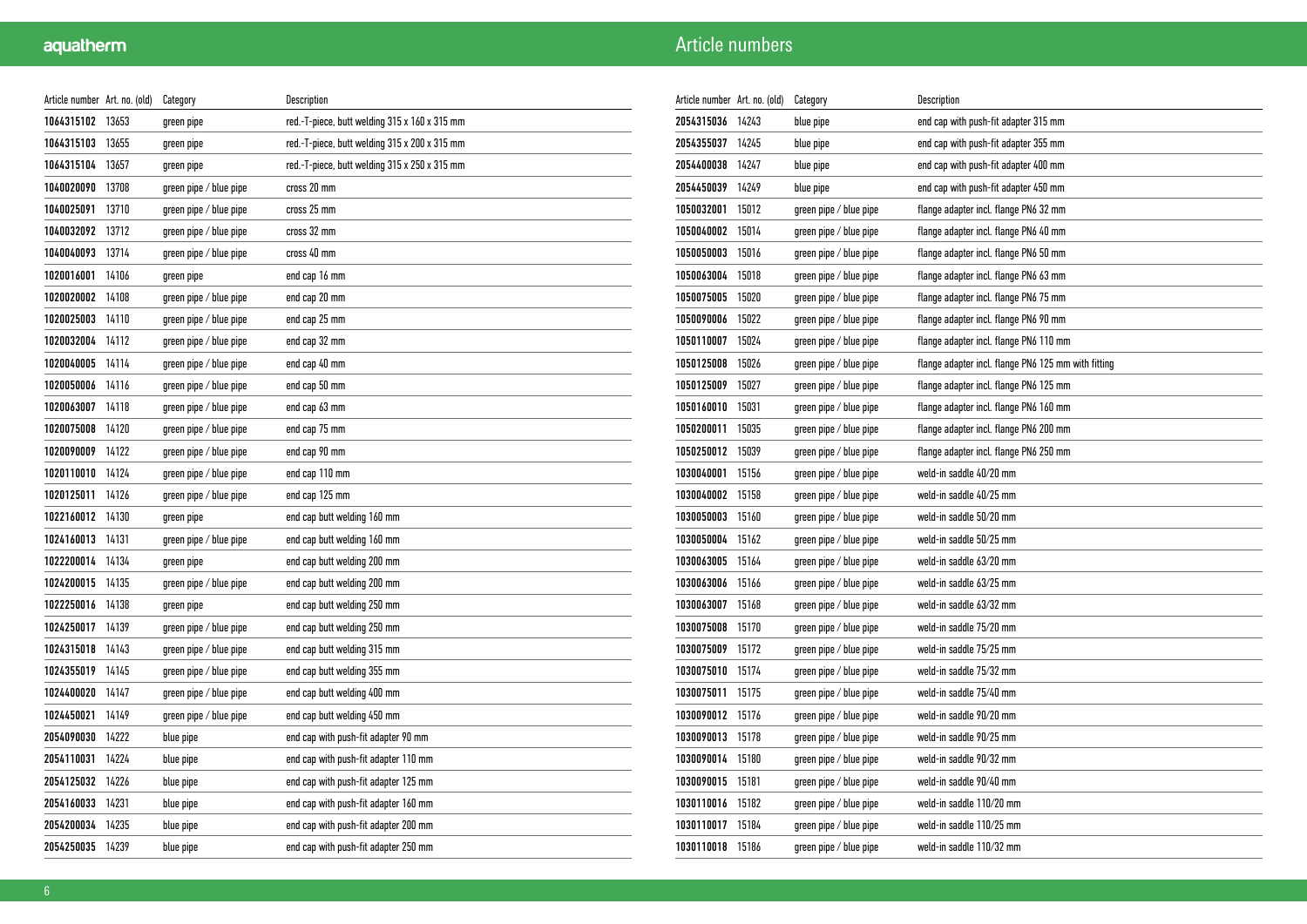# Article numbers

| Article number | Art. no. (old) | Category | Description |
|---|---|---|---|
| **1064315102** | 13653 | green pipe | red.-T-piece, butt welding 315 x 160 x 315 mm |
| **1064315103** | 13655 | green pipe | red.-T-piece, butt welding 315 x 200 x 315 mm |
| **1064315104** | 13657 | green pipe | red.-T-piece, butt welding 315 x 250 x 315 mm |
| **1040020090** | 13708 | green pipe / blue pipe | cross 20 mm |
| **1040025091** | 13710 | green pipe / blue pipe | cross 25 mm |
| **1040032092** | 13712 | green pipe / blue pipe | cross 32 mm |
| **1040040093** | 13714 | green pipe / blue pipe | cross 40 mm |
| **1020016001** | 14106 | green pipe | end cap 16 mm |
| **1020020002** | 14108 | green pipe / blue pipe | end cap 20 mm |
| **1020025003** | 14110 | green pipe / blue pipe | end cap 25 mm |
| **1020032004** | 14112 | green pipe / blue pipe | end cap 32 mm |
| **1020040005** | 14114 | green pipe / blue pipe | end cap 40 mm |
| **1020050006** | 14116 | green pipe / blue pipe | end cap 50 mm |
| **1020063007** | 14118 | green pipe / blue pipe | end cap 63 mm |
| **1020075008** | 14120 | green pipe / blue pipe | end cap 75 mm |
| **1020090009** | 14122 | green pipe / blue pipe | end cap 90 mm |
| **1020110010** | 14124 | green pipe / blue pipe | end cap 110 mm |
| **1020125011** | 14126 | green pipe / blue pipe | end cap 125 mm |
| **1022160012** | 14130 | green pipe | end cap butt welding 160 mm |
| **1024160013** | 14131 | green pipe / blue pipe | end cap butt welding 160 mm |
| **1022200014** | 14134 | green pipe | end cap butt welding 200 mm |
| **1024200015** | 14135 | green pipe / blue pipe | end cap butt welding 200 mm |
| **1022250016** | 14138 | green pipe | end cap butt welding 250 mm |
| **1024250017** | 14139 | green pipe / blue pipe | end cap butt welding 250 mm |
| **1024315018** | 14143 | green pipe / blue pipe | end cap butt welding 315 mm |
| **1024355019** | 14145 | green pipe / blue pipe | end cap butt welding 355 mm |
| **1024400020** | 14147 | green pipe / blue pipe | end cap butt welding 400 mm |
| **1024450021** | 14149 | green pipe / blue pipe | end cap butt welding 450 mm |
| **2054090030** | 14222 | blue pipe | end cap with push-fit adapter 90 mm |
| **2054110031** | 14224 | blue pipe | end cap with push-fit adapter 110 mm |
| **2054125032** | 14226 | blue pipe | end cap with push-fit adapter 125 mm |
| **2054160033** | 14231 | blue pipe | end cap with push-fit adapter 160 mm |
| **2054200034** | 14235 | blue pipe | end cap with push-fit adapter 200 mm |
| **2054250035** | 14239 | blue pipe | end cap with push-fit adapter 250 mm |
| **2054315036** | 14243 | blue pipe | end cap with push-fit adapter 315 mm |
| **2054355037** | 14245 | blue pipe | end cap with push-fit adapter 355 mm |
| **2054400038** | 14247 | blue pipe | end cap with push-fit adapter 400 mm |
| **2054450039** | 14249 | blue pipe | end cap with push-fit adapter 450 mm |
| **1050032001** | 15012 | green pipe / blue pipe | flange adapter incl. flange PN6 32 mm |
| **1050040002** | 15014 | green pipe / blue pipe | flange adapter incl. flange PN6 40 mm |
| **1050050003** | 15016 | green pipe / blue pipe | flange adapter incl. flange PN6 50 mm |
| **1050063004** | 15018 | green pipe / blue pipe | flange adapter incl. flange PN6 63 mm |
| **1050075005** | 15020 | green pipe / blue pipe | flange adapter incl. flange PN6 75 mm |
| **1050090006** | 15022 | green pipe / blue pipe | flange adapter incl. flange PN6 90 mm |
| **1050110007** | 15024 | green pipe / blue pipe | flange adapter incl. flange PN6 110 mm |
| **1050125008** | 15026 | green pipe / blue pipe | flange adapter incl. flange PN6 125 mm with fitting |
| **1050125009** | 15027 | green pipe / blue pipe | flange adapter incl. flange PN6 125 mm |
| **1050160010** | 15031 | green pipe / blue pipe | flange adapter incl. flange PN6 160 mm |
| **1050200011** | 15035 | green pipe / blue pipe | flange adapter incl. flange PN6 200 mm |
| **1050250012** | 15039 | green pipe / blue pipe | flange adapter incl. flange PN6 250 mm |
| **1030040001** | 15156 | green pipe / blue pipe | weld-in saddle 40/20 mm |
| **1030040002** | 15158 | green pipe / blue pipe | weld-in saddle 40/25 mm |
| **1030050003** | 15160 | green pipe / blue pipe | weld-in saddle 50/20 mm |
| **1030050004** | 15162 | green pipe / blue pipe | weld-in saddle 50/25 mm |
| **1030063005** | 15164 | green pipe / blue pipe | weld-in saddle 63/20 mm |
| **1030063006** | 15166 | green pipe / blue pipe | weld-in saddle 63/25 mm |
| **1030063007** | 15168 | green pipe / blue pipe | weld-in saddle 63/32 mm |
| **1030075008** | 15170 | green pipe / blue pipe | weld-in saddle 75/20 mm |
| **1030075009** | 15172 | green pipe / blue pipe | weld-in saddle 75/25 mm |
| **1030075010** | 15174 | green pipe / blue pipe | weld-in saddle 75/32 mm |
| **1030075011** | 15175 | green pipe / blue pipe | weld-in saddle 75/40 mm |
| **1030090012** | 15176 | green pipe / blue pipe | weld-in saddle 90/20 mm |
| **1030090013** | 15178 | green pipe / blue pipe | weld-in saddle 90/25 mm |
| **1030090014** | 15180 | green pipe / blue pipe | weld-in saddle 90/32 mm |
| **1030090015** | 15181 | green pipe / blue pipe | weld-in saddle 90/40 mm |
| **1030110016** | 15182 | green pipe / blue pipe | weld-in saddle 110/20 mm |
| **1030110017** | 15184 | green pipe / blue pipe | weld-in saddle 110/25 mm |
| **1030110018** | 15186 | green pipe / blue pipe | weld-in saddle 110/32 mm |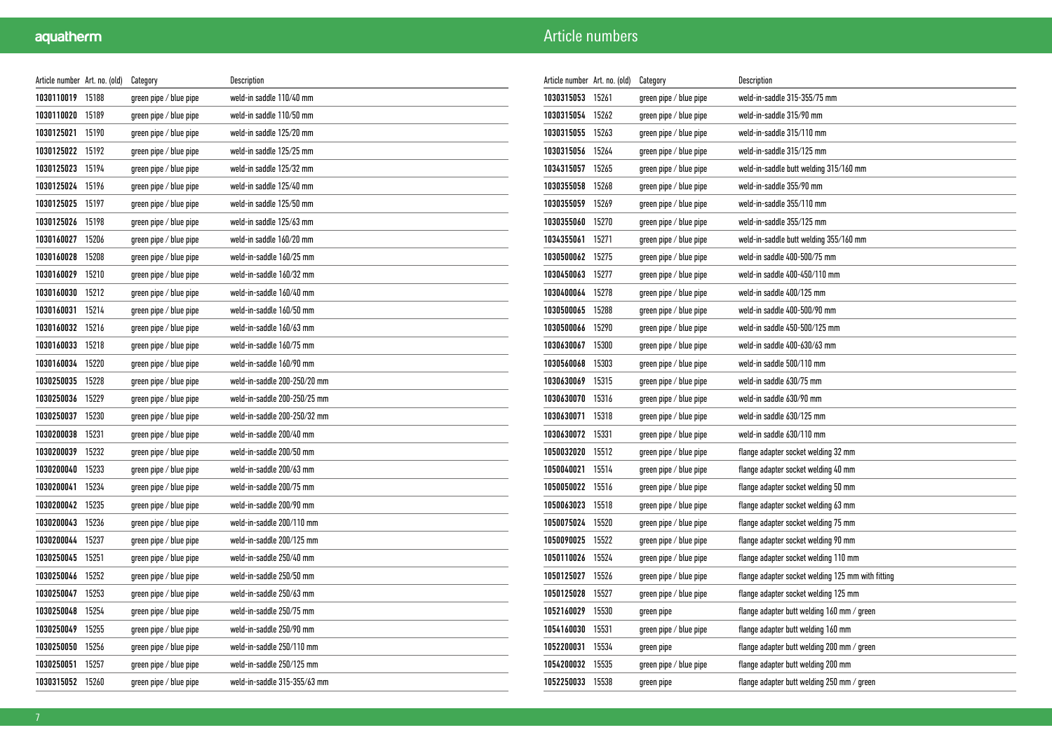# Article numbers

| Article number | Art. no. (old) | Category | Description |
|---|---|---|---|
| **1030110019** | 15188 | green pipe / blue pipe | weld-in saddle 110/40 mm |
| **1030110020** | 15189 | green pipe / blue pipe | weld-in saddle 110/50 mm |
| **1030125021** | 15190 | green pipe / blue pipe | weld-in saddle 125/20 mm |
| **1030125022** | 15192 | green pipe / blue pipe | weld-in saddle 125/25 mm |
| **1030125023** | 15194 | green pipe / blue pipe | weld-in saddle 125/32 mm |
| **1030125024** | 15196 | green pipe / blue pipe | weld-in saddle 125/40 mm |
| **1030125025** | 15197 | green pipe / blue pipe | weld-in saddle 125/50 mm |
| **1030125026** | 15198 | green pipe / blue pipe | weld-in saddle 125/63 mm |
| **1030160027** | 15206 | green pipe / blue pipe | weld-in saddle 160/20 mm |
| **1030160028** | 15208 | green pipe / blue pipe | weld-in-saddle 160/25 mm |
| **1030160029** | 15210 | green pipe / blue pipe | weld-in-saddle 160/32 mm |
| **1030160030** | 15212 | green pipe / blue pipe | weld-in-saddle 160/40 mm |
| **1030160031** | 15214 | green pipe / blue pipe | weld-in-saddle 160/50 mm |
| **1030160032** | 15216 | green pipe / blue pipe | weld-in-saddle 160/63 mm |
| **1030160033** | 15218 | green pipe / blue pipe | weld-in-saddle 160/75 mm |
| **1030160034** | 15220 | green pipe / blue pipe | weld-in-saddle 160/90 mm |
| **1030250035** | 15228 | green pipe / blue pipe | weld-in-saddle 200-250/20 mm |
| **1030250036** | 15229 | green pipe / blue pipe | weld-in-saddle 200-250/25 mm |
| **1030250037** | 15230 | green pipe / blue pipe | weld-in-saddle 200-250/32 mm |
| **1030200038** | 15231 | green pipe / blue pipe | weld-in-saddle 200/40 mm |
| **1030200039** | 15232 | green pipe / blue pipe | weld-in-saddle 200/50 mm |
| **1030200040** | 15233 | green pipe / blue pipe | weld-in-saddle 200/63 mm |
| **1030200041** | 15234 | green pipe / blue pipe | weld-in-saddle 200/75 mm |
| **1030200042** | 15235 | green pipe / blue pipe | weld-in-saddle 200/90 mm |
| **1030200043** | 15236 | green pipe / blue pipe | weld-in-saddle 200/110 mm |
| **1030200044** | 15237 | green pipe / blue pipe | weld-in-saddle 200/125 mm |
| **1030250045** | 15251 | green pipe / blue pipe | weld-in-saddle 250/40 mm |
| **1030250046** | 15252 | green pipe / blue pipe | weld-in-saddle 250/50 mm |
| **1030250047** | 15253 | green pipe / blue pipe | weld-in-saddle 250/63 mm |
| **1030250048** | 15254 | green pipe / blue pipe | weld-in-saddle 250/75 mm |
| **1030250049** | 15255 | green pipe / blue pipe | weld-in-saddle 250/90 mm |
| **1030250050** | 15256 | green pipe / blue pipe | weld-in-saddle 250/110 mm |
| **1030250051** | 15257 | green pipe / blue pipe | weld-in-saddle 250/125 mm |
| **1030315052** | 15260 | green pipe / blue pipe | weld-in-saddle 315-355/63 mm |
| **1030315053** | 15261 | green pipe / blue pipe | weld-in-saddle 315-355/75 mm |
| **1030315054** | 15262 | green pipe / blue pipe | weld-in-saddle 315/90 mm |
| **1030315055** | 15263 | green pipe / blue pipe | weld-in-saddle 315/110 mm |
| **1030315056** | 15264 | green pipe / blue pipe | weld-in-saddle 315/125 mm |
| **1034315057** | 15265 | green pipe / blue pipe | weld-in-saddle butt welding 315/160 mm |
| **1030355058** | 15268 | green pipe / blue pipe | weld-in-saddle 355/90 mm |
| **1030355059** | 15269 | green pipe / blue pipe | weld-in-saddle 355/110 mm |
| **1030355060** | 15270 | green pipe / blue pipe | weld-in-saddle 355/125 mm |
| **1034355061** | 15271 | green pipe / blue pipe | weld-in-saddle butt welding 355/160 mm |
| **1030500062** | 15275 | green pipe / blue pipe | weld-in saddle 400-500/75 mm |
| **1030450063** | 15277 | green pipe / blue pipe | weld-in saddle 400-450/110 mm |
| **1030400064** | 15278 | green pipe / blue pipe | weld-in saddle 400/125 mm |
| **1030500065** | 15288 | green pipe / blue pipe | weld-in saddle 400-500/90 mm |
| **1030500066** | 15290 | green pipe / blue pipe | weld-in saddle 450-500/125 mm |
| **1030630067** | 15300 | green pipe / blue pipe | weld-in saddle 400-630/63 mm |
| **1030560068** | 15303 | green pipe / blue pipe | weld-in saddle 500/110 mm |
| **1030630069** | 15315 | green pipe / blue pipe | weld-in saddle 630/75 mm |
| **1030630070** | 15316 | green pipe / blue pipe | weld-in saddle 630/90 mm |
| **1030630071** | 15318 | green pipe / blue pipe | weld-in saddle 630/125 mm |
| **1030630072** | 15331 | green pipe / blue pipe | weld-in saddle 630/110 mm |
| **1050032020** | 15512 | green pipe / blue pipe | flange adapter socket welding 32 mm |
| **1050040021** | 15514 | green pipe / blue pipe | flange adapter socket welding 40 mm |
| **1050050022** | 15516 | green pipe / blue pipe | flange adapter socket welding 50 mm |
| **1050063023** | 15518 | green pipe / blue pipe | flange adapter socket welding 63 mm |
| **1050075024** | 15520 | green pipe / blue pipe | flange adapter socket welding 75 mm |
| **1050090025** | 15522 | green pipe / blue pipe | flange adapter socket welding 90 mm |
| **1050110026** | 15524 | green pipe / blue pipe | flange adapter socket welding 110 mm |
| **1050125027** | 15526 | green pipe / blue pipe | flange adapter socket welding 125 mm with fitting |
| **1050125028** | 15527 | green pipe / blue pipe | flange adapter socket welding 125 mm |
| **1052160029** | 15530 | green pipe | flange adapter butt welding 160 mm / green |
| **1054160030** | 15531 | green pipe / blue pipe | flange adapter butt welding 160 mm |
| **1052200031** | 15534 | green pipe | flange adapter butt welding 200 mm / green |
| **1054200032** | 15535 | green pipe / blue pipe | flange adapter butt welding 200 mm |
| **1052250033** | 15538 | green pipe | flange adapter butt welding 250 mm / green |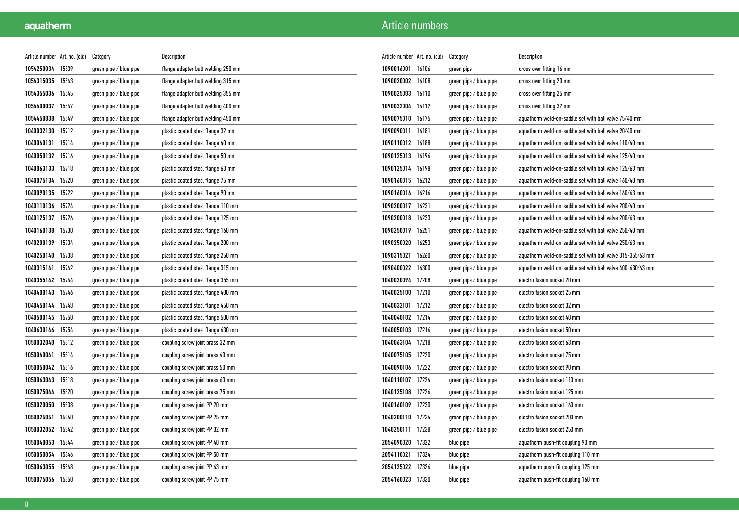# Article numbers

| Article number | Art. no. (old) | Category | Description |
|---|---|---|---|
| 1054250034 | 15539 | green pipe / blue pipe | flange adapter butt welding 250 mm |
| 1054315035 | 15543 | green pipe / blue pipe | flange adapter butt welding 315 mm |
| 1054355036 | 15545 | green pipe / blue pipe | flange adapter butt welding 355 mm |
| 1054400037 | 15547 | green pipe / blue pipe | flange adapter butt welding 400 mm |
| 1054450038 | 15549 | green pipe / blue pipe | flange adapter butt welding 450 mm |
| 1040032130 | 15712 | green pipe / blue pipe | plastic coated steel flange 32 mm |
| 1040040131 | 15714 | green pipe / blue pipe | plastic coated steel flange 40 mm |
| 1040050132 | 15716 | green pipe / blue pipe | plastic coated steel flange 50 mm |
| 1040063133 | 15718 | green pipe / blue pipe | plastic coated steel flange 63 mm |
| 1040075134 | 15720 | green pipe / blue pipe | plastic coated steel flange 75 mm |
| 1040090135 | 15722 | green pipe / blue pipe | plastic coated steel flange 90 mm |
| 1040110136 | 15724 | green pipe / blue pipe | plastic coated steel flange 110 mm |
| 1040125137 | 15726 | green pipe / blue pipe | plastic coated steel flange 125 mm |
| 1040160138 | 15730 | green pipe / blue pipe | plastic coated steel flange 160 mm |
| 1040200139 | 15734 | green pipe / blue pipe | plastic coated steel flange 200 mm |
| 1040250140 | 15738 | green pipe / blue pipe | plastic coated steel flange 250 mm |
| 1040315141 | 15742 | green pipe / blue pipe | plastic coated steel flange 315 mm |
| 1040355142 | 15744 | green pipe / blue pipe | plastic coated steel flange 355 mm |
| 1040400143 | 15746 | green pipe / blue pipe | plastic coated steel flange 400 mm |
| 1040450144 | 15748 | green pipe / blue pipe | plastic coated steel flange 450 mm |
| 1040500145 | 15750 | green pipe / blue pipe | plastic coated steel flange 500 mm |
| 1040630146 | 15754 | green pipe / blue pipe | plastic coated steel flange 630 mm |
| 1050032040 | 15812 | green pipe / blue pipe | coupling screw joint brass 32 mm |
| 1050040041 | 15814 | green pipe / blue pipe | coupling screw joint brass 40 mm |
| 1050050042 | 15816 | green pipe / blue pipe | coupling screw joint brass 50 mm |
| 1050063043 | 15818 | green pipe / blue pipe | coupling screw joint brass 63 mm |
| 1050075044 | 15820 | green pipe / blue pipe | coupling screw joint brass 75 mm |
| 1050020050 | 15838 | green pipe / blue pipe | coupling screw joint PP 20 mm |
| 1050025051 | 15840 | green pipe / blue pipe | coupling screw joint PP 25 mm |
| 1050032052 | 15842 | green pipe / blue pipe | coupling screw joint PP 32 mm |
| 1050040053 | 15844 | green pipe / blue pipe | coupling screw joint PP 40 mm |
| 1050050054 | 15846 | green pipe / blue pipe | coupling screw joint PP 50 mm |
| 1050063055 | 15848 | green pipe / blue pipe | coupling screw joint PP 63 mm |
| 1050075056 | 15850 | green pipe / blue pipe | coupling screw joint PP 75 mm |
| 1090016001 | 16106 | green pipe | cross over fitting 16 mm |
| 1090020002 | 16108 | green pipe / blue pipe | cross over fitting 20 mm |
| 1090025003 | 16110 | green pipe / blue pipe | cross over fitting 25 mm |
| 1090032004 | 16112 | green pipe / blue pipe | cross over fitting 32 mm |
| 1090075010 | 16175 | green pipe / blue pipe | aquatherm weld-on-saddle set with ball valve 75/40 mm |
| 1090090011 | 16181 | green pipe / blue pipe | aquatherm weld-on-saddle set with ball valve 90/40 mm |
| 1090110012 | 16188 | green pipe / blue pipe | aquatherm weld-on-saddle set with ball valve 110/40 mm |
| 1090125013 | 16196 | green pipe / blue pipe | aquatherm weld-on-saddle set with ball valve 125/40 mm |
| 1090125014 | 16198 | green pipe / blue pipe | aquatherm weld-on-saddle set with ball valve 125/63 mm |
| 1090160015 | 16212 | green pipe / blue pipe | aquatherm weld-on-saddle set with ball valve 160/40 mm |
| 1090160016 | 16216 | green pipe / blue pipe | aquatherm weld-on-saddle set with ball valve 160/63 mm |
| 1090200017 | 16231 | green pipe / blue pipe | aquatherm weld-on-saddle set with ball valve 200/40 mm |
| 1090200018 | 16233 | green pipe / blue pipe | aquatherm weld-on-saddle set with ball valve 200/63 mm |
| 1090250019 | 16251 | green pipe / blue pipe | aquatherm weld-on-saddle set with ball valve 250/40 mm |
| 1090250020 | 16253 | green pipe / blue pipe | aquatherm weld-on-saddle set with ball valve 250/63 mm |
| 1090315021 | 16260 | green pipe / blue pipe | aquatherm weld-on-saddle set with ball valve 315-355/63 mm |
| 1090400022 | 16300 | green pipe / blue pipe | aquatherm weld-on-saddle set with ball valve 400-630/63 mm |
| 1040020094 | 17208 | green pipe / blue pipe | electro fusion socket 20 mm |
| 1040025100 | 17210 | green pipe / blue pipe | electro fusion socket 25 mm |
| 1040032101 | 17212 | green pipe / blue pipe | electro fusion socket 32 mm |
| 1040040102 | 17214 | green pipe / blue pipe | electro fusion socket 40 mm |
| 1040050103 | 17216 | green pipe / blue pipe | electro fusion socket 50 mm |
| 1040063104 | 17218 | green pipe / blue pipe | electro fusion socket 63 mm |
| 1040075105 | 17220 | green pipe / blue pipe | electro fusion socket 75 mm |
| 1040090106 | 17222 | green pipe / blue pipe | electro fusion socket 90 mm |
| 1040110107 | 17224 | green pipe / blue pipe | electro fusion socket 110 mm |
| 1040125108 | 17226 | green pipe / blue pipe | electro fusion socket 125 mm |
| 1040160109 | 17230 | green pipe / blue pipe | electro fusion socket 160 mm |
| 1040200110 | 17234 | green pipe / blue pipe | electro fusion socket 200 mm |
| 1040250111 | 17238 | green pipe / blue pipe | electro fusion socket 250 mm |
| 2054090020 | 17322 | blue pipe | aquatherm push-fit coupling 90 mm |
| 2054110021 | 17324 | blue pipe | aquatherm push-fit coupling 110 mm |
| 2054125022 | 17326 | blue pipe | aquatherm push-fit coupling 125 mm |
| 2054160023 | 17330 | blue pipe | aquatherm push-fit coupling 160 mm |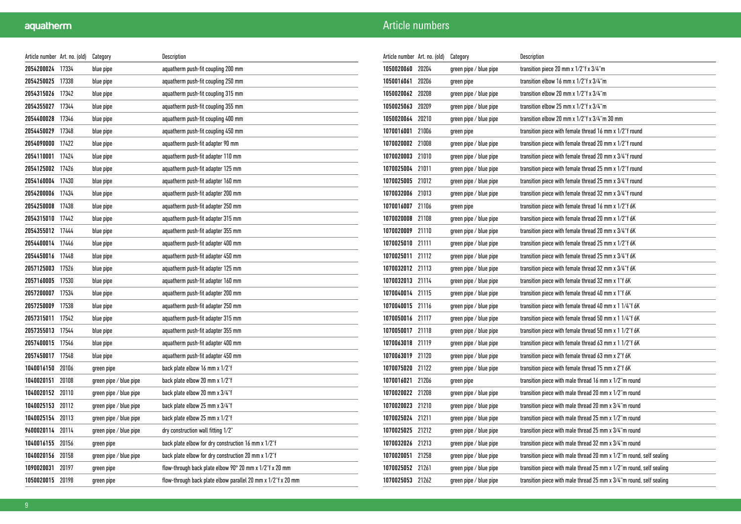## Article numbers

| Article number | Art. no. (old) | Category | Description |
|---|---|---|---|
| 2054200024 | 17334 | blue pipe | aquatherm push-fit coupling 200 mm |
| 2054250025 | 17338 | blue pipe | aquatherm push-fit coupling 250 mm |
| 2054315026 | 17342 | blue pipe | aquatherm push-fit coupling 315 mm |
| 2054355027 | 17344 | blue pipe | aquatherm push-fit coupling 355 mm |
| 2054400028 | 17346 | blue pipe | aquatherm push-fit coupling 400 mm |
| 2054450029 | 17348 | blue pipe | aquatherm push-fit coupling 450 mm |
| 2054090000 | 17422 | blue pipe | aquatherm push-fit adapter 90 mm |
| 2054110001 | 17424 | blue pipe | aquatherm push-fit adapter 110 mm |
| 2054125002 | 17426 | blue pipe | aquatherm push-fit adapter 125 mm |
| 2054160004 | 17430 | blue pipe | aquatherm push-fit adapter 160 mm |
| 2054200006 | 17434 | blue pipe | aquatherm push-fit adapter 200 mm |
| 2054250008 | 17438 | blue pipe | aquatherm push-fit adapter 250 mm |
| 2054315010 | 17442 | blue pipe | aquatherm push-fit adapter 315 mm |
| 2054355012 | 17444 | blue pipe | aquatherm push-fit adapter 355 mm |
| 2054400014 | 17446 | blue pipe | aquatherm push-fit adapter 400 mm |
| 2054450016 | 17448 | blue pipe | aquatherm push-fit adapter 450 mm |
| 2057125003 | 17526 | blue pipe | aquatherm push-fit adapter 125 mm |
| 2057160005 | 17530 | blue pipe | aquatherm push-fit adapter 160 mm |
| 2057200007 | 17534 | blue pipe | aquatherm push-fit adapter 200 mm |
| 2057250009 | 17538 | blue pipe | aquatherm push-fit adapter 250 mm |
| 2057315011 | 17542 | blue pipe | aquatherm push-fit adapter 315 mm |
| 2057355013 | 17544 | blue pipe | aquatherm push-fit adapter 355 mm |
| 2057400015 | 17546 | blue pipe | aquatherm push-fit adapter 400 mm |
| 2057450017 | 17548 | blue pipe | aquatherm push-fit adapter 450 mm |
| 1040016150 | 20106 | green pipe | back plate elbow 16 mm x 1/2"f |
| 1040020151 | 20108 | green pipe / blue pipe | back plate elbow 20 mm x 1/2"f |
| 1040020152 | 20110 | green pipe / blue pipe | back plate elbow 20 mm x 3/4"f |
| 1040025153 | 20112 | green pipe / blue pipe | back plate elbow 25 mm x 3/4"f |
| 1040025154 | 20113 | green pipe / blue pipe | back plate elbow 25 mm x 1/2"f |
| 9600020114 | 20114 | green pipe / blue pipe | dry construction wall fitting 1/2" |
| 1040016155 | 20156 | green pipe | back plate elbow for dry construction 16 mm x 1/2"f |
| 1040020156 | 20158 | green pipe / blue pipe | back plate elbow for dry construction 20 mm x 1/2"f |
| 1090020031 | 20197 | green pipe | flow-through back plate elbow 90° 20 mm x 1/2"f x 20 mm |
| 1050020015 | 20198 | green pipe | flow-through back plate elbow parallel 20 mm x 1/2"f x 20 mm |
| 1050020060 | 20204 | green pipe / blue pipe | transition piece 20 mm x 1/2"f x 3/4"m |
| 1050016061 | 20206 | green pipe | transition elbow 16 mm x 1/2"f x 3/4"m |
| 1050020062 | 20208 | green pipe / blue pipe | transition elbow 20 mm x 1/2"f x 3/4"m |
| 1050025063 | 20209 | green pipe / blue pipe | transition elbow 25 mm x 1/2"f x 3/4"m |
| 1050020064 | 20210 | green pipe / blue pipe | transition elbow 20 mm x 1/2"f x 3/4"m 30 mm |
| 1070016001 | 21006 | green pipe | transition piece with female thread 16 mm x 1/2"f round |
| 1070020002 | 21008 | green pipe / blue pipe | transition piece with female thread 20 mm x 1/2"f round |
| 1070020003 | 21010 | green pipe / blue pipe | transition piece with female thread 20 mm x 3/4"f round |
| 1070025004 | 21011 | green pipe / blue pipe | transition piece with female thread 25 mm x 1/2"f round |
| 1070025005 | 21012 | green pipe / blue pipe | transition piece with female thread 25 mm x 3/4"f round |
| 1070032006 | 21013 | green pipe / blue pipe | transition piece with female thread 32 mm x 3/4"f round |
| 1070016007 | 21106 | green pipe | transition piece with female thread 16 mm x 1/2"f 6K |
| 1070020008 | 21108 | green pipe / blue pipe | transition piece with female thread 20 mm x 1/2"f 6K |
| 1070020009 | 21110 | green pipe / blue pipe | transition piece with female thread 20 mm x 3/4"f 6K |
| 1070025010 | 21111 | green pipe / blue pipe | transition piece with female thread 25 mm x 1/2"f 6K |
| 1070025011 | 21112 | green pipe / blue pipe | transition piece with female thread 25 mm x 3/4"f 6K |
| 1070032012 | 21113 | green pipe / blue pipe | transition piece with female thread 32 mm x 3/4"f 6K |
| 1070032013 | 21114 | green pipe / blue pipe | transition piece with female thread 32 mm x 1"f 6K |
| 1070040014 | 21115 | green pipe / blue pipe | transition piece with female thread 40 mm x 1"f 6K |
| 1070040015 | 21116 | green pipe / blue pipe | transition piece with female thread 40 mm x 1 1/4"f 6K |
| 1070050016 | 21117 | green pipe / blue pipe | transition piece with female thread 50 mm x 1 1/4"f 6K |
| 1070050017 | 21118 | green pipe / blue pipe | transition piece with female thread 50 mm x 1 1/2"f 6K |
| 1070063018 | 21119 | green pipe / blue pipe | transition piece with female thread 63 mm x 1 1/2"f 6K |
| 1070063019 | 21120 | green pipe / blue pipe | transition piece with female thread 63 mm x 2"f 6K |
| 1070075020 | 21122 | green pipe / blue pipe | transition piece with female thread 75 mm x 2"f 6K |
| 1070016021 | 21206 | green pipe | transition piece with male thread 16 mm x 1/2"m round |
| 1070020022 | 21208 | green pipe / blue pipe | transition piece with male thread 20 mm x 1/2"m round |
| 1070020023 | 21210 | green pipe / blue pipe | transition piece with male thread 20 mm x 3/4"m round |
| 1070025024 | 21211 | green pipe / blue pipe | transition piece with male thread 25 mm x 1/2"m round |
| 1070025025 | 21212 | green pipe / blue pipe | transition piece with male thread 25 mm x 3/4"m round |
| 1070032026 | 21213 | green pipe / blue pipe | transition piece with male thread 32 mm x 3/4"m round |
| 1070020051 | 21258 | green pipe / blue pipe | transition piece with male thread 20 mm x 1/2"m round, self sealing |
| 1070025052 | 21261 | green pipe / blue pipe | transition piece with male thread 25 mm x 1/2"m round, self sealing |
| 1070025053 | 21262 | green pipe / blue pipe | transition piece with male thread 25 mm x 3/4"m round, self sealing |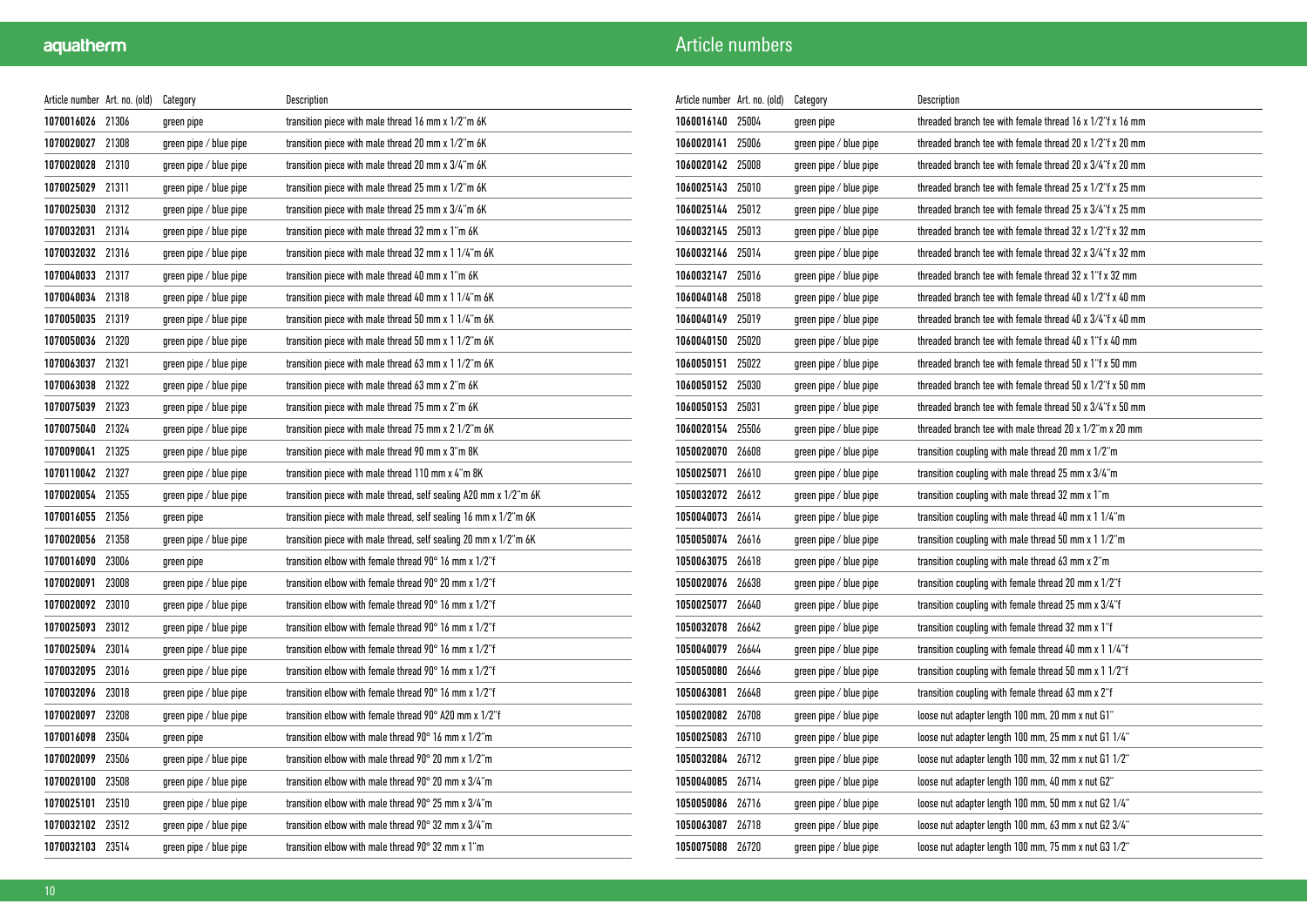# Article numbers

| Article number | Art. no. (old) | Category | Description |
|---|---|---|---|
| **1070016026** | 21306 | green pipe | transition piece with male thread 16 mm x 1/2"m 6K |
| **1070020027** | 21308 | green pipe / blue pipe | transition piece with male thread 20 mm x 1/2"m 6K |
| **1070020028** | 21310 | green pipe / blue pipe | transition piece with male thread 20 mm x 3/4"m 6K |
| **1070025029** | 21311 | green pipe / blue pipe | transition piece with male thread 25 mm x 1/2"m 6K |
| **1070025030** | 21312 | green pipe / blue pipe | transition piece with male thread 25 mm x 3/4"m 6K |
| **1070032031** | 21314 | green pipe / blue pipe | transition piece with male thread 32 mm x 1"m 6K |
| **1070032032** | 21316 | green pipe / blue pipe | transition piece with male thread 32 mm x 1 1/4"m 6K |
| **1070040033** | 21317 | green pipe / blue pipe | transition piece with male thread 40 mm x 1"m 6K |
| **1070040034** | 21318 | green pipe / blue pipe | transition piece with male thread 40 mm x 1 1/4"m 6K |
| **1070050035** | 21319 | green pipe / blue pipe | transition piece with male thread 50 mm x 1 1/4"m 6K |
| **1070050036** | 21320 | green pipe / blue pipe | transition piece with male thread 50 mm x 1 1/2"m 6K |
| **1070063037** | 21321 | green pipe / blue pipe | transition piece with male thread 63 mm x 1 1/2"m 6K |
| **1070063038** | 21322 | green pipe / blue pipe | transition piece with male thread 63 mm x 2"m 6K |
| **1070075039** | 21323 | green pipe / blue pipe | transition piece with male thread 75 mm x 2"m 6K |
| **1070075040** | 21324 | green pipe / blue pipe | transition piece with male thread 75 mm x 2 1/2"m 6K |
| **1070090041** | 21325 | green pipe / blue pipe | transition piece with male thread 90 mm x 3"m 8K |
| **1070110042** | 21327 | green pipe / blue pipe | transition piece with male thread 110 mm x 4"m 8K |
| **1070020054** | 21355 | green pipe / blue pipe | transition piece with male thread, self sealing A20 mm x 1/2"m 6K |
| **1070016055** | 21356 | green pipe | transition piece with male thread, self sealing 16 mm x 1/2"m 6K |
| **1070020056** | 21358 | green pipe / blue pipe | transition piece with male thread, self sealing 20 mm x 1/2"m 6K |
| **1070016090** | 23006 | green pipe | transition elbow with female thread 90° 16 mm x 1/2"f |
| **1070020091** | 23008 | green pipe / blue pipe | transition elbow with female thread 90° 20 mm x 1/2"f |
| **1070020092** | 23010 | green pipe / blue pipe | transition elbow with female thread 90° 16 mm x 1/2"f |
| **1070025093** | 23012 | green pipe / blue pipe | transition elbow with female thread 90° 16 mm x 1/2"f |
| **1070025094** | 23014 | green pipe / blue pipe | transition elbow with female thread 90° 16 mm x 1/2"f |
| **1070032095** | 23016 | green pipe / blue pipe | transition elbow with female thread 90° 16 mm x 1/2"f |
| **1070032096** | 23018 | green pipe / blue pipe | transition elbow with female thread 90° 16 mm x 1/2"f |
| **1070020097** | 23208 | green pipe / blue pipe | transition elbow with female thread 90° A20 mm x 1/2"f |
| **1070016098** | 23504 | green pipe | transition elbow with male thread 90° 16 mm x 1/2"m |
| **1070020099** | 23506 | green pipe / blue pipe | transition elbow with male thread 90° 20 mm x 1/2"m |
| **1070020100** | 23508 | green pipe / blue pipe | transition elbow with male thread 90° 20 mm x 3/4"m |
| **1070025101** | 23510 | green pipe / blue pipe | transition elbow with male thread 90° 25 mm x 3/4"m |
| **1070032102** | 23512 | green pipe / blue pipe | transition elbow with male thread 90° 32 mm x 3/4"m |
| **1070032103** | 23514 | green pipe / blue pipe | transition elbow with male thread 90° 32 mm x 1"m |
| **1060016140** | 25004 | green pipe | threaded branch tee with female thread 16 x 1/2"f x 16 mm |
| **1060020141** | 25006 | green pipe / blue pipe | threaded branch tee with female thread 20 x 1/2"f x 20 mm |
| **1060020142** | 25008 | green pipe / blue pipe | threaded branch tee with female thread 20 x 3/4"f x 20 mm |
| **1060025143** | 25010 | green pipe / blue pipe | threaded branch tee with female thread 25 x 1/2"f x 25 mm |
| **1060025144** | 25012 | green pipe / blue pipe | threaded branch tee with female thread 25 x 3/4"f x 25 mm |
| **1060032145** | 25013 | green pipe / blue pipe | threaded branch tee with female thread 32 x 1/2"f x 32 mm |
| **1060032146** | 25014 | green pipe / blue pipe | threaded branch tee with female thread 32 x 3/4"f x 32 mm |
| **1060032147** | 25016 | green pipe / blue pipe | threaded branch tee with female thread 32 x 1"f x 32 mm |
| **1060040148** | 25018 | green pipe / blue pipe | threaded branch tee with female thread 40 x 1/2"f x 40 mm |
| **1060040149** | 25019 | green pipe / blue pipe | threaded branch tee with female thread 40 x 3/4"f x 40 mm |
| **1060040150** | 25020 | green pipe / blue pipe | threaded branch tee with female thread 40 x 1"f x 40 mm |
| **1060050151** | 25022 | green pipe / blue pipe | threaded branch tee with female thread 50 x 1"f x 50 mm |
| **1060050152** | 25030 | green pipe / blue pipe | threaded branch tee with female thread 50 x 1/2"f x 50 mm |
| **1060050153** | 25031 | green pipe / blue pipe | threaded branch tee with female thread 50 x 3/4"f x 50 mm |
| **1060020154** | 25506 | green pipe / blue pipe | threaded branch tee with male thread 20 x 1/2"m x 20 mm |
| **1050020070** | 26608 | green pipe / blue pipe | transition coupling with male thread 20 mm x 1/2"m |
| **1050025071** | 26610 | green pipe / blue pipe | transition coupling with male thread 25 mm x 3/4"m |
| **1050032072** | 26612 | green pipe / blue pipe | transition coupling with male thread 32 mm x 1"m |
| **1050040073** | 26614 | green pipe / blue pipe | transition coupling with male thread 40 mm x 1 1/4"m |
| **1050050074** | 26616 | green pipe / blue pipe | transition coupling with male thread 50 mm x 1 1/2"m |
| **1050063075** | 26618 | green pipe / blue pipe | transition coupling with male thread 63 mm x 2"m |
| **1050020076** | 26638 | green pipe / blue pipe | transition coupling with female thread 20 mm x 1/2"f |
| **1050025077** | 26640 | green pipe / blue pipe | transition coupling with female thread 25 mm x 3/4"f |
| **1050032078** | 26642 | green pipe / blue pipe | transition coupling with female thread 32 mm x 1"f |
| **1050040079** | 26644 | green pipe / blue pipe | transition coupling with female thread 40 mm x 1 1/4"f |
| **1050050080** | 26646 | green pipe / blue pipe | transition coupling with female thread 50 mm x 1 1/2"f |
| **1050063081** | 26648 | green pipe / blue pipe | transition coupling with female thread 63 mm x 2"f |
| **1050020082** | 26708 | green pipe / blue pipe | loose nut adapter length 100 mm, 20 mm x nut G1" |
| **1050025083** | 26710 | green pipe / blue pipe | loose nut adapter length 100 mm, 25 mm x nut G1 1/4" |
| **1050032084** | 26712 | green pipe / blue pipe | loose nut adapter length 100 mm, 32 mm x nut G1 1/2" |
| **1050040085** | 26714 | green pipe / blue pipe | loose nut adapter length 100 mm, 40 mm x nut G2" |
| **1050050086** | 26716 | green pipe / blue pipe | loose nut adapter length 100 mm, 50 mm x nut G2 1/4" |
| **1050063087** | 26718 | green pipe / blue pipe | loose nut adapter length 100 mm, 63 mm x nut G2 3/4" |
| **1050075088** | 26720 | green pipe / blue pipe | loose nut adapter length 100 mm, 75 mm x nut G3 1/2" |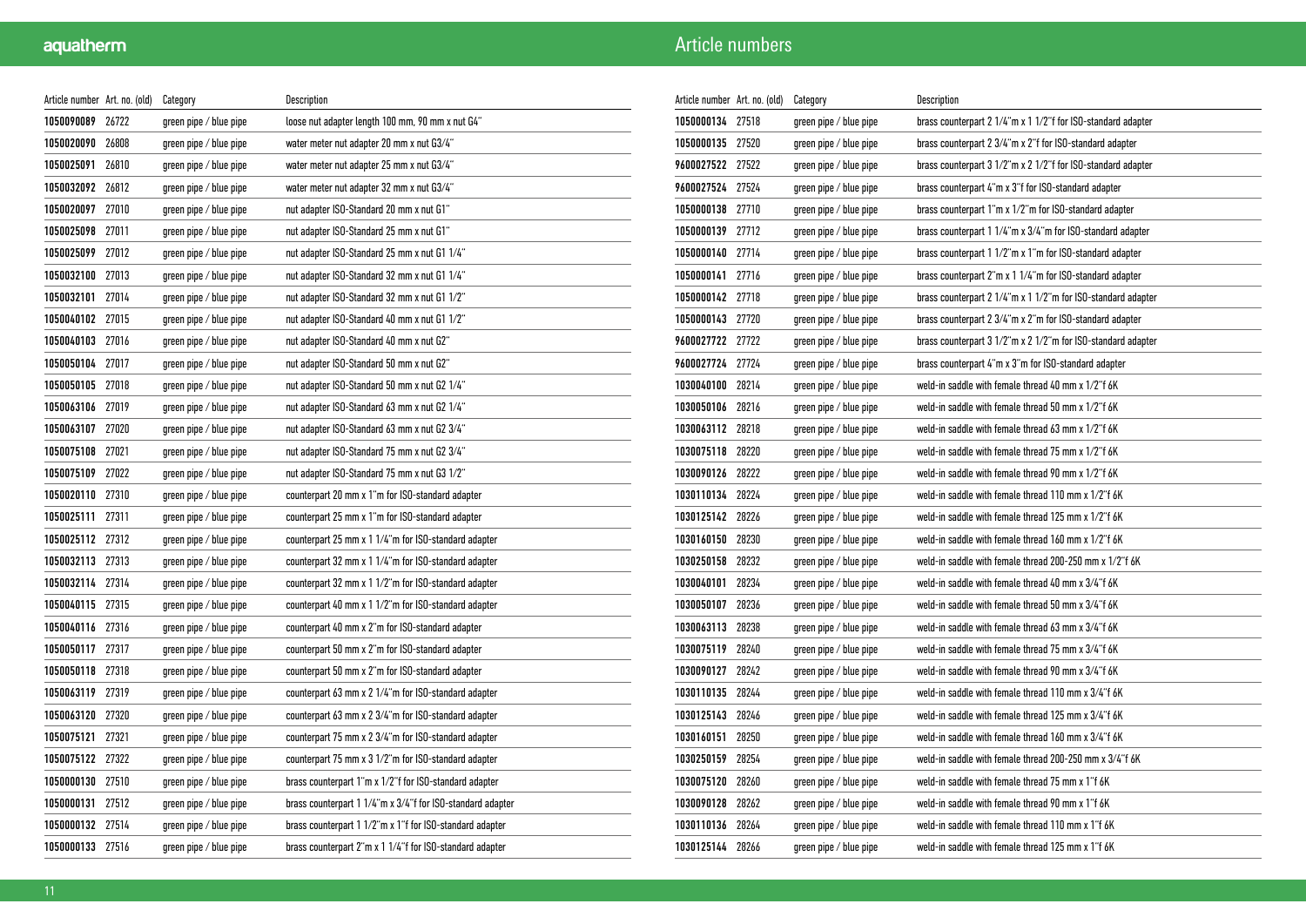# Article numbers

| Article number | Art. no. (old) | Category | Description |
|---|---|---|---|
| 1050090089 | 26722 | green pipe / blue pipe | loose nut adapter length 100 mm, 90 mm x nut G4" |
| 1050020090 | 26808 | green pipe / blue pipe | water meter nut adapter 20 mm x nut G3/4" |
| 1050025091 | 26810 | green pipe / blue pipe | water meter nut adapter 25 mm x nut G3/4" |
| 1050032092 | 26812 | green pipe / blue pipe | water meter nut adapter 32 mm x nut G3/4" |
| 1050020097 | 27010 | green pipe / blue pipe | nut adapter ISO-Standard 20 mm x nut G1" |
| 1050025098 | 27011 | green pipe / blue pipe | nut adapter ISO-Standard 25 mm x nut G1" |
| 1050025099 | 27012 | green pipe / blue pipe | nut adapter ISO-Standard 25 mm x nut G1 1/4" |
| 1050032100 | 27013 | green pipe / blue pipe | nut adapter ISO-Standard 32 mm x nut G1 1/4" |
| 1050032101 | 27014 | green pipe / blue pipe | nut adapter ISO-Standard 32 mm x nut G1 1/2" |
| 1050040102 | 27015 | green pipe / blue pipe | nut adapter ISO-Standard 40 mm x nut G1 1/2" |
| 1050040103 | 27016 | green pipe / blue pipe | nut adapter ISO-Standard 40 mm x nut G2" |
| 1050050104 | 27017 | green pipe / blue pipe | nut adapter ISO-Standard 50 mm x nut G2" |
| 1050050105 | 27018 | green pipe / blue pipe | nut adapter ISO-Standard 50 mm x nut G2 1/4" |
| 1050063106 | 27019 | green pipe / blue pipe | nut adapter ISO-Standard 63 mm x nut G2 1/4" |
| 1050063107 | 27020 | green pipe / blue pipe | nut adapter ISO-Standard 63 mm x nut G2 3/4" |
| 1050075108 | 27021 | green pipe / blue pipe | nut adapter ISO-Standard 75 mm x nut G2 3/4" |
| 1050075109 | 27022 | green pipe / blue pipe | nut adapter ISO-Standard 75 mm x nut G3 1/2" |
| 1050020110 | 27310 | green pipe / blue pipe | counterpart 20 mm x 1"m for ISO-standard adapter |
| 1050025111 | 27311 | green pipe / blue pipe | counterpart 25 mm x 1"m for ISO-standard adapter |
| 1050025112 | 27312 | green pipe / blue pipe | counterpart 25 mm x 1 1/4"m for ISO-standard adapter |
| 1050032113 | 27313 | green pipe / blue pipe | counterpart 32 mm x 1 1/4"m for ISO-standard adapter |
| 1050032114 | 27314 | green pipe / blue pipe | counterpart 32 mm x 1 1/2"m for ISO-standard adapter |
| 1050040115 | 27315 | green pipe / blue pipe | counterpart 40 mm x 1 1/2"m for ISO-standard adapter |
| 1050040116 | 27316 | green pipe / blue pipe | counterpart 40 mm x 2"m for ISO-standard adapter |
| 1050050117 | 27317 | green pipe / blue pipe | counterpart 50 mm x 2"m for ISO-standard adapter |
| 1050050118 | 27318 | green pipe / blue pipe | counterpart 50 mm x 2"m for ISO-standard adapter |
| 1050063119 | 27319 | green pipe / blue pipe | counterpart 63 mm x 2 1/4"m for ISO-standard adapter |
| 1050063120 | 27320 | green pipe / blue pipe | counterpart 63 mm x 2 3/4"m for ISO-standard adapter |
| 1050075121 | 27321 | green pipe / blue pipe | counterpart 75 mm x 2 3/4"m for ISO-standard adapter |
| 1050075122 | 27322 | green pipe / blue pipe | counterpart 75 mm x 3 1/2"m for ISO-standard adapter |
| 1050000130 | 27510 | green pipe / blue pipe | brass counterpart 1"m x 1/2"f for ISO-standard adapter |
| 1050000131 | 27512 | green pipe / blue pipe | brass counterpart 1 1/4"m x 3/4"f for ISO-standard adapter |
| 1050000132 | 27514 | green pipe / blue pipe | brass counterpart 1 1/2"m x 1"f for ISO-standard adapter |
| 1050000133 | 27516 | green pipe / blue pipe | brass counterpart 2"m x 1 1/4"f for ISO-standard adapter |
| 1050000134 | 27518 | green pipe / blue pipe | brass counterpart 2 1/4"m x 1 1/2"f for ISO-standard adapter |
| 1050000135 | 27520 | green pipe / blue pipe | brass counterpart 2 3/4"m x 2"f for ISO-standard adapter |
| 9600027522 | 27522 | green pipe / blue pipe | brass counterpart 3 1/2"m x 2 1/2"f for ISO-standard adapter |
| 9600027524 | 27524 | green pipe / blue pipe | brass counterpart 4"m x 3"f for ISO-standard adapter |
| 1050000138 | 27710 | green pipe / blue pipe | brass counterpart 1"m x 1/2"m for ISO-standard adapter |
| 1050000139 | 27712 | green pipe / blue pipe | brass counterpart 1 1/4"m x 3/4"m for ISO-standard adapter |
| 1050000140 | 27714 | green pipe / blue pipe | brass counterpart 1 1/2"m x 1"m for ISO-standard adapter |
| 1050000141 | 27716 | green pipe / blue pipe | brass counterpart 2"m x 1 1/4"m for ISO-standard adapter |
| 1050000142 | 27718 | green pipe / blue pipe | brass counterpart 2 1/4"m x 1 1/2"m for ISO-standard adapter |
| 1050000143 | 27720 | green pipe / blue pipe | brass counterpart 2 3/4"m x 2"m for ISO-standard adapter |
| 9600027722 | 27722 | green pipe / blue pipe | brass counterpart 3 1/2"m x 2 1/2"m for ISO-standard adapter |
| 9600027724 | 27724 | green pipe / blue pipe | brass counterpart 4"m x 3"m for ISO-standard adapter |
| 1030040100 | 28214 | green pipe / blue pipe | weld-in saddle with female thread 40 mm x 1/2"f 6K |
| 1030050106 | 28216 | green pipe / blue pipe | weld-in saddle with female thread 50 mm x 1/2"f 6K |
| 1030063112 | 28218 | green pipe / blue pipe | weld-in saddle with female thread 63 mm x 1/2"f 6K |
| 1030075118 | 28220 | green pipe / blue pipe | weld-in saddle with female thread 75 mm x 1/2"f 6K |
| 1030090126 | 28222 | green pipe / blue pipe | weld-in saddle with female thread 90 mm x 1/2"f 6K |
| 1030110134 | 28224 | green pipe / blue pipe | weld-in saddle with female thread 110 mm x 1/2"f 6K |
| 1030125142 | 28226 | green pipe / blue pipe | weld-in saddle with female thread 125 mm x 1/2"f 6K |
| 1030160150 | 28230 | green pipe / blue pipe | weld-in saddle with female thread 160 mm x 1/2"f 6K |
| 1030250158 | 28232 | green pipe / blue pipe | weld-in saddle with female thread 200-250 mm x 1/2"f 6K |
| 1030040101 | 28234 | green pipe / blue pipe | weld-in saddle with female thread 40 mm x 3/4"f 6K |
| 1030050107 | 28236 | green pipe / blue pipe | weld-in saddle with female thread 50 mm x 3/4"f 6K |
| 1030063113 | 28238 | green pipe / blue pipe | weld-in saddle with female thread 63 mm x 3/4"f 6K |
| 1030075119 | 28240 | green pipe / blue pipe | weld-in saddle with female thread 75 mm x 3/4"f 6K |
| 1030090127 | 28242 | green pipe / blue pipe | weld-in saddle with female thread 90 mm x 3/4"f 6K |
| 1030110135 | 28244 | green pipe / blue pipe | weld-in saddle with female thread 110 mm x 3/4"f 6K |
| 1030125143 | 28246 | green pipe / blue pipe | weld-in saddle with female thread 125 mm x 3/4"f 6K |
| 1030160151 | 28250 | green pipe / blue pipe | weld-in saddle with female thread 160 mm x 3/4"f 6K |
| 1030250159 | 28254 | green pipe / blue pipe | weld-in saddle with female thread 200-250 mm x 3/4"f 6K |
| 1030075120 | 28260 | green pipe / blue pipe | weld-in saddle with female thread 75 mm x 1"f 6K |
| 1030090128 | 28262 | green pipe / blue pipe | weld-in saddle with female thread 90 mm x 1"f 6K |
| 1030110136 | 28264 | green pipe / blue pipe | weld-in saddle with female thread 110 mm x 1"f 6K |
| 1030125144 | 28266 | green pipe / blue pipe | weld-in saddle with female thread 125 mm x 1"f 6K |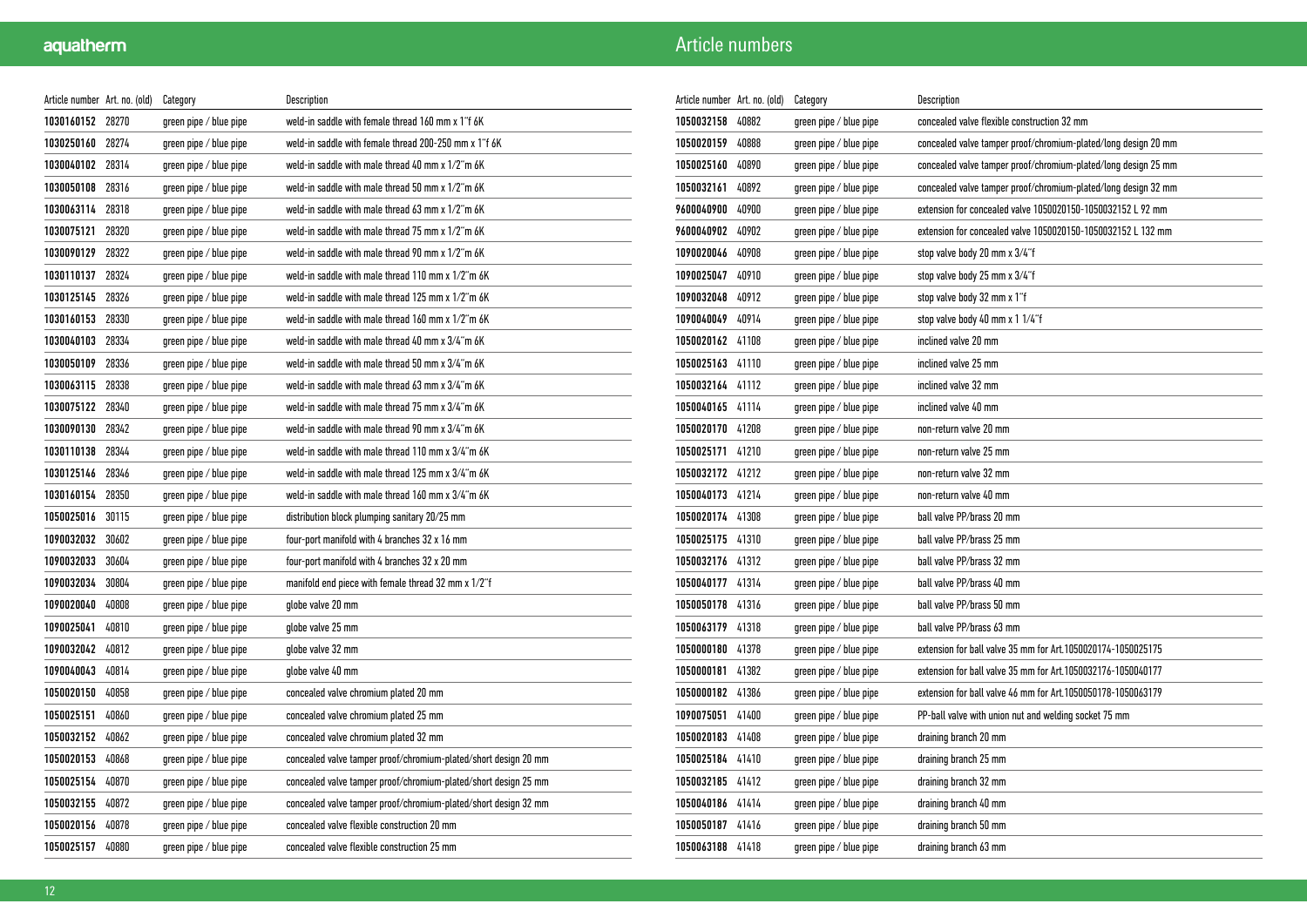# Article numbers

| Article number | Art. no. (old) | Category | Description |
|---|---|---|---|
| **1030160152** | 28270 | green pipe / blue pipe | weld-in saddle with female thread 160 mm x 1"f 6K |
| **1030250160** | 28274 | green pipe / blue pipe | weld-in saddle with female thread 200-250 mm x 1"f 6K |
| **1030040102** | 28314 | green pipe / blue pipe | weld-in saddle with male thread 40 mm x 1/2"m 6K |
| **1030050108** | 28316 | green pipe / blue pipe | weld-in saddle with male thread 50 mm x 1/2"m 6K |
| **1030063114** | 28318 | green pipe / blue pipe | weld-in saddle with male thread 63 mm x 1/2"m 6K |
| **1030075121** | 28320 | green pipe / blue pipe | weld-in saddle with male thread 75 mm x 1/2"m 6K |
| **1030090129** | 28322 | green pipe / blue pipe | weld-in saddle with male thread 90 mm x 1/2"m 6K |
| **1030110137** | 28324 | green pipe / blue pipe | weld-in saddle with male thread 110 mm x 1/2"m 6K |
| **1030125145** | 28326 | green pipe / blue pipe | weld-in saddle with male thread 125 mm x 1/2"m 6K |
| **1030160153** | 28330 | green pipe / blue pipe | weld-in saddle with male thread 160 mm x 1/2"m 6K |
| **1030040103** | 28334 | green pipe / blue pipe | weld-in saddle with male thread 40 mm x 3/4"m 6K |
| **1030050109** | 28336 | green pipe / blue pipe | weld-in saddle with male thread 50 mm x 3/4"m 6K |
| **1030063115** | 28338 | green pipe / blue pipe | weld-in saddle with male thread 63 mm x 3/4"m 6K |
| **1030075122** | 28340 | green pipe / blue pipe | weld-in saddle with male thread 75 mm x 3/4"m 6K |
| **1030090130** | 28342 | green pipe / blue pipe | weld-in saddle with male thread 90 mm x 3/4"m 6K |
| **1030110138** | 28344 | green pipe / blue pipe | weld-in saddle with male thread 110 mm x 3/4"m 6K |
| **1030125146** | 28346 | green pipe / blue pipe | weld-in saddle with male thread 125 mm x 3/4"m 6K |
| **1030160154** | 28350 | green pipe / blue pipe | weld-in saddle with male thread 160 mm x 3/4"m 6K |
| **1050025016** | 30115 | green pipe / blue pipe | distribution block plumping sanitary 20/25 mm |
| **1090032032** | 30602 | green pipe / blue pipe | four-port manifold with 4 branches 32 x 16 mm |
| **1090032033** | 30604 | green pipe / blue pipe | four-port manifold with 4 branches 32 x 20 mm |
| **1090032034** | 30804 | green pipe / blue pipe | manifold end piece with female thread 32 mm x 1/2"f |
| **1090020040** | 40808 | green pipe / blue pipe | globe valve 20 mm |
| **1090025041** | 40810 | green pipe / blue pipe | globe valve 25 mm |
| **1090032042** | 40812 | green pipe / blue pipe | globe valve 32 mm |
| **1090040043** | 40814 | green pipe / blue pipe | globe valve 40 mm |
| **1050020150** | 40858 | green pipe / blue pipe | concealed valve chromium plated 20 mm |
| **1050025151** | 40860 | green pipe / blue pipe | concealed valve chromium plated 25 mm |
| **1050032152** | 40862 | green pipe / blue pipe | concealed valve chromium plated 32 mm |
| **1050020153** | 40868 | green pipe / blue pipe | concealed valve tamper proof/chromium-plated/short design 20 mm |
| **1050025154** | 40870 | green pipe / blue pipe | concealed valve tamper proof/chromium-plated/short design 25 mm |
| **1050032155** | 40872 | green pipe / blue pipe | concealed valve tamper proof/chromium-plated/short design 32 mm |
| **1050020156** | 40878 | green pipe / blue pipe | concealed valve flexible construction 20 mm |
| **1050025157** | 40880 | green pipe / blue pipe | concealed valve flexible construction 25 mm |
| **1050032158** | 40882 | green pipe / blue pipe | concealed valve flexible construction 32 mm |
| **1050020159** | 40888 | green pipe / blue pipe | concealed valve tamper proof/chromium-plated/long design 20 mm |
| **1050025160** | 40890 | green pipe / blue pipe | concealed valve tamper proof/chromium-plated/long design 25 mm |
| **1050032161** | 40892 | green pipe / blue pipe | concealed valve tamper proof/chromium-plated/long design 32 mm |
| **9600040900** | 40900 | green pipe / blue pipe | extension for concealed valve 1050020150-1050032152 L 92 mm |
| **9600040902** | 40902 | green pipe / blue pipe | extension for concealed valve 1050020150-1050032152 L 132 mm |
| **1090020046** | 40908 | green pipe / blue pipe | stop valve body 20 mm x 3/4"f |
| **1090025047** | 40910 | green pipe / blue pipe | stop valve body 25 mm x 3/4"f |
| **1090032048** | 40912 | green pipe / blue pipe | stop valve body 32 mm x 1"f |
| **1090040049** | 40914 | green pipe / blue pipe | stop valve body 40 mm x 1 1/4"f |
| **1050020162** | 41108 | green pipe / blue pipe | inclined valve 20 mm |
| **1050025163** | 41110 | green pipe / blue pipe | inclined valve 25 mm |
| **1050032164** | 41112 | green pipe / blue pipe | inclined valve 32 mm |
| **1050040165** | 41114 | green pipe / blue pipe | inclined valve 40 mm |
| **1050020170** | 41208 | green pipe / blue pipe | non-return valve 20 mm |
| **1050025171** | 41210 | green pipe / blue pipe | non-return valve 25 mm |
| **1050032172** | 41212 | green pipe / blue pipe | non-return valve 32 mm |
| **1050040173** | 41214 | green pipe / blue pipe | non-return valve 40 mm |
| **1050020174** | 41308 | green pipe / blue pipe | ball valve PP/brass 20 mm |
| **1050025175** | 41310 | green pipe / blue pipe | ball valve PP/brass 25 mm |
| **1050032176** | 41312 | green pipe / blue pipe | ball valve PP/brass 32 mm |
| **1050040177** | 41314 | green pipe / blue pipe | ball valve PP/brass 40 mm |
| **1050050178** | 41316 | green pipe / blue pipe | ball valve PP/brass 50 mm |
| **1050063179** | 41318 | green pipe / blue pipe | ball valve PP/brass 63 mm |
| **1050000180** | 41378 | green pipe / blue pipe | extension for ball valve 35 mm for Art.1050020174-1050025175 |
| **1050000181** | 41382 | green pipe / blue pipe | extension for ball valve 35 mm for Art.1050032176-1050040177 |
| **1050000182** | 41386 | green pipe / blue pipe | extension for ball valve 46 mm for Art.1050050178-1050063179 |
| **1090075051** | 41400 | green pipe / blue pipe | PP-ball valve with union nut and welding socket 75 mm |
| **1050020183** | 41408 | green pipe / blue pipe | draining branch 20 mm |
| **1050025184** | 41410 | green pipe / blue pipe | draining branch 25 mm |
| **1050032185** | 41412 | green pipe / blue pipe | draining branch 32 mm |
| **1050040186** | 41414 | green pipe / blue pipe | draining branch 40 mm |
| **1050050187** | 41416 | green pipe / blue pipe | draining branch 50 mm |
| **1050063188** | 41418 | green pipe / blue pipe | draining branch 63 mm |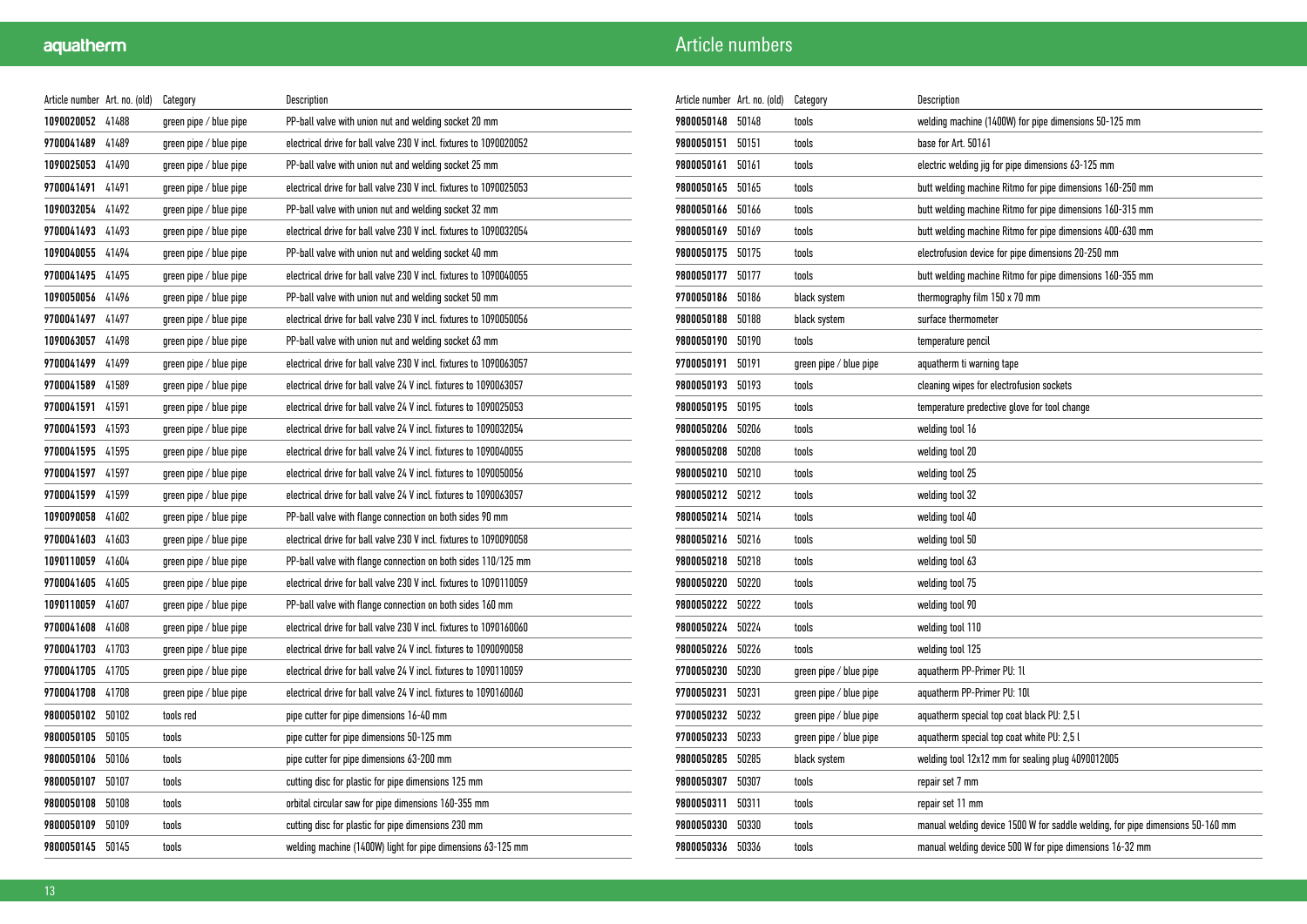# Article numbers

| Article number | Art. no. (old) | Category | Description |
|---|---|---|---|
| 1090020052 | 41488 | green pipe / blue pipe | PP-ball valve with union nut and welding socket 20 mm |
| 9700041489 | 41489 | green pipe / blue pipe | electrical drive for ball valve 230 V incl. fixtures to 1090020052 |
| 1090025053 | 41490 | green pipe / blue pipe | PP-ball valve with union nut and welding socket 25 mm |
| 9700041491 | 41491 | green pipe / blue pipe | electrical drive for ball valve 230 V incl. fixtures to 1090025053 |
| 1090032054 | 41492 | green pipe / blue pipe | PP-ball valve with union nut and welding socket 32 mm |
| 9700041493 | 41493 | green pipe / blue pipe | electrical drive for ball valve 230 V incl. fixtures to 1090032054 |
| 1090040055 | 41494 | green pipe / blue pipe | PP-ball valve with union nut and welding socket 40 mm |
| 9700041495 | 41495 | green pipe / blue pipe | electrical drive for ball valve 230 V incl. fixtures to 1090040055 |
| 1090050056 | 41496 | green pipe / blue pipe | PP-ball valve with union nut and welding socket 50 mm |
| 9700041497 | 41497 | green pipe / blue pipe | electrical drive for ball valve 230 V incl. fixtures to 1090050056 |
| 1090063057 | 41498 | green pipe / blue pipe | PP-ball valve with union nut and welding socket 63 mm |
| 9700041499 | 41499 | green pipe / blue pipe | electrical drive for ball valve 230 V incl. fixtures to 1090063057 |
| 9700041589 | 41589 | green pipe / blue pipe | electrical drive for ball valve 24 V incl. fixtures to 1090063057 |
| 9700041591 | 41591 | green pipe / blue pipe | electrical drive for ball valve 24 V incl. fixtures to 1090025053 |
| 9700041593 | 41593 | green pipe / blue pipe | electrical drive for ball valve 24 V incl. fixtures to 1090032054 |
| 9700041595 | 41595 | green pipe / blue pipe | electrical drive for ball valve 24 V incl. fixtures to 1090040055 |
| 9700041597 | 41597 | green pipe / blue pipe | electrical drive for ball valve 24 V incl. fixtures to 1090050056 |
| 9700041599 | 41599 | green pipe / blue pipe | electrical drive for ball valve 24 V incl. fixtures to 1090063057 |
| 1090090058 | 41602 | green pipe / blue pipe | PP-ball valve with flange connection on both sides 90 mm |
| 9700041603 | 41603 | green pipe / blue pipe | electrical drive for ball valve 230 V incl. fixtures to 1090090058 |
| 1090110059 | 41604 | green pipe / blue pipe | PP-ball valve with flange connection on both sides 110/125 mm |
| 9700041605 | 41605 | green pipe / blue pipe | electrical drive for ball valve 230 V incl. fixtures to 1090110059 |
| 1090110059 | 41607 | green pipe / blue pipe | PP-ball valve with flange connection on both sides 160 mm |
| 9700041608 | 41608 | green pipe / blue pipe | electrical drive for ball valve 230 V incl. fixtures to 1090160060 |
| 9700041703 | 41703 | green pipe / blue pipe | electrical drive for ball valve 24 V incl. fixtures to 1090090058 |
| 9700041705 | 41705 | green pipe / blue pipe | electrical drive for ball valve 24 V incl. fixtures to 1090110059 |
| 9700041708 | 41708 | green pipe / blue pipe | electrical drive for ball valve 24 V incl. fixtures to 1090160060 |
| 9800050102 | 50102 | tools red | pipe cutter for pipe dimensions 16-40 mm |
| 9800050105 | 50105 | tools | pipe cutter for pipe dimensions 50-125 mm |
| 9800050106 | 50106 | tools | pipe cutter for pipe dimensions 63-200 mm |
| 9800050107 | 50107 | tools | cutting disc for plastic for pipe dimensions 125 mm |
| 9800050108 | 50108 | tools | orbital circular saw for pipe dimensions 160-355 mm |
| 9800050109 | 50109 | tools | cutting disc for plastic for pipe dimensions 230 mm |
| 9800050145 | 50145 | tools | welding machine (1400W) light for pipe dimensions 63-125 mm |
| 9800050148 | 50148 | tools | welding machine (1400W) for pipe dimensions 50-125 mm |
| 9800050151 | 50151 | tools | base for Art. 50161 |
| 9800050161 | 50161 | tools | electric welding jig for pipe dimensions 63-125 mm |
| 9800050165 | 50165 | tools | butt welding machine Ritmo for pipe dimensions 160-250 mm |
| 9800050166 | 50166 | tools | butt welding machine Ritmo for pipe dimensions 160-315 mm |
| 9800050169 | 50169 | tools | butt welding machine Ritmo for pipe dimensions 400-630 mm |
| 9800050175 | 50175 | tools | electrofusion device for pipe dimensions 20-250 mm |
| 9800050177 | 50177 | tools | butt welding machine Ritmo for pipe dimensions 160-355 mm |
| 9700050186 | 50186 | black system | thermography film 150 x 70 mm |
| 9800050188 | 50188 | black system | surface thermometer |
| 9800050190 | 50190 | tools | temperature pencil |
| 9700050191 | 50191 | green pipe / blue pipe | aquatherm ti warning tape |
| 9800050193 | 50193 | tools | cleaning wipes for electrofusion sockets |
| 9800050195 | 50195 | tools | temperature predective glove for tool change |
| 9800050206 | 50206 | tools | welding tool 16 |
| 9800050208 | 50208 | tools | welding tool 20 |
| 9800050210 | 50210 | tools | welding tool 25 |
| 9800050212 | 50212 | tools | welding tool 32 |
| 9800050214 | 50214 | tools | welding tool 40 |
| 9800050216 | 50216 | tools | welding tool 50 |
| 9800050218 | 50218 | tools | welding tool 63 |
| 9800050220 | 50220 | tools | welding tool 75 |
| 9800050222 | 50222 | tools | welding tool 90 |
| 9800050224 | 50224 | tools | welding tool 110 |
| 9800050226 | 50226 | tools | welding tool 125 |
| 9700050230 | 50230 | green pipe / blue pipe | aquatherm PP-Primer PU: 1l |
| 9700050231 | 50231 | green pipe / blue pipe | aquatherm PP-Primer PU: 10l |
| 9700050232 | 50232 | green pipe / blue pipe | aquatherm special top coat black PU: 2,5 l |
| 9700050233 | 50233 | green pipe / blue pipe | aquatherm special top coat white PU: 2,5 l |
| 9800050285 | 50285 | black system | welding tool 12x12 mm for sealing plug 4090012005 |
| 9800050307 | 50307 | tools | repair set 7 mm |
| 9800050311 | 50311 | tools | repair set 11 mm |
| 9800050330 | 50330 | tools | manual welding device 1500 W for saddle welding, for pipe dimensions 50-160 mm |
| 9800050336 | 50336 | tools | manual welding device 500 W for pipe dimensions 16-32 mm |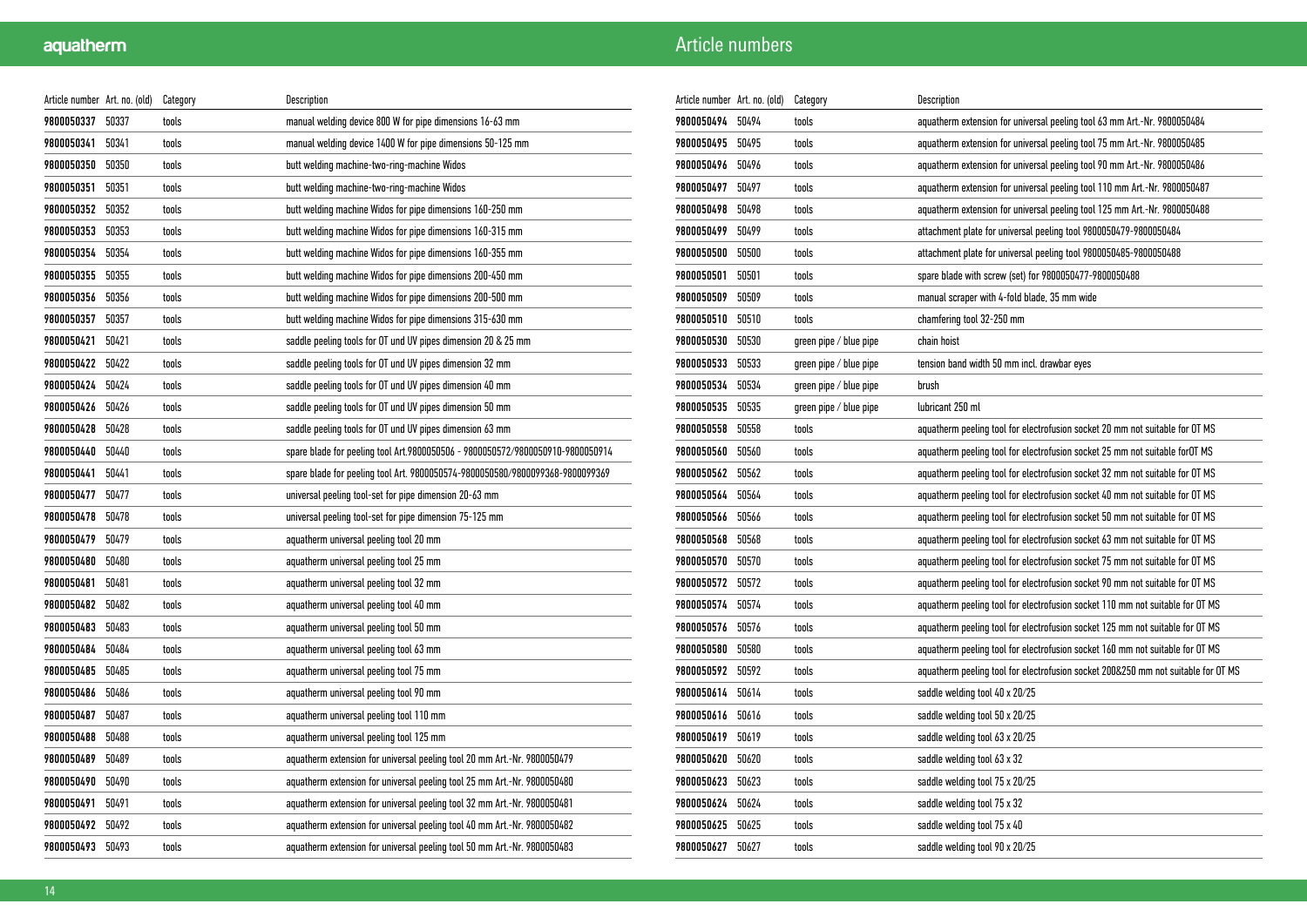# Article numbers

| Article number | Art. no. (old) | Category | Description |
|---|---|---|---|
| **9800050337** | 50337 | tools | manual welding device 800 W for pipe dimensions 16-63 mm |
| **9800050341** | 50341 | tools | manual welding device 1400 W for pipe dimensions 50-125 mm |
| **9800050350** | 50350 | tools | butt welding machine-two-ring-machine Widos |
| **9800050351** | 50351 | tools | butt welding machine-two-ring-machine Widos |
| **9800050352** | 50352 | tools | butt welding machine Widos for pipe dimensions 160-250 mm |
| **9800050353** | 50353 | tools | butt welding machine Widos for pipe dimensions 160-315 mm |
| **9800050354** | 50354 | tools | butt welding machine Widos for pipe dimensions 160-355 mm |
| **9800050355** | 50355 | tools | butt welding machine Widos for pipe dimensions 200-450 mm |
| **9800050356** | 50356 | tools | butt welding machine Widos for pipe dimensions 200-500 mm |
| **9800050357** | 50357 | tools | butt welding machine Widos for pipe dimensions 315-630 mm |
| **9800050421** | 50421 | tools | saddle peeling tools for OT und UV pipes dimension 20 & 25 mm |
| **9800050422** | 50422 | tools | saddle peeling tools for OT und UV pipes dimension 32 mm |
| **9800050424** | 50424 | tools | saddle peeling tools for OT und UV pipes dimension 40 mm |
| **9800050426** | 50426 | tools | saddle peeling tools for OT und UV pipes dimension 50 mm |
| **9800050428** | 50428 | tools | saddle peeling tools for OT und UV pipes dimension 63 mm |
| **9800050440** | 50440 | tools | spare blade for peeling tool Art.9800050506 - 9800050572/9800050910-9800050914 |
| **9800050441** | 50441 | tools | spare blade for peeling tool Art. 9800050574-9800050580/9800099368-9800099369 |
| **9800050477** | 50477 | tools | universal peeling tool-set for pipe dimension 20-63 mm |
| **9800050478** | 50478 | tools | universal peeling tool-set for pipe dimension 75-125 mm |
| **9800050479** | 50479 | tools | aquatherm universal peeling tool 20 mm |
| **9800050480** | 50480 | tools | aquatherm universal peeling tool 25 mm |
| **9800050481** | 50481 | tools | aquatherm universal peeling tool 32 mm |
| **9800050482** | 50482 | tools | aquatherm universal peeling tool 40 mm |
| **9800050483** | 50483 | tools | aquatherm universal peeling tool 50 mm |
| **9800050484** | 50484 | tools | aquatherm universal peeling tool 63 mm |
| **9800050485** | 50485 | tools | aquatherm universal peeling tool 75 mm |
| **9800050486** | 50486 | tools | aquatherm universal peeling tool 90 mm |
| **9800050487** | 50487 | tools | aquatherm universal peeling tool 110 mm |
| **9800050488** | 50488 | tools | aquatherm universal peeling tool 125 mm |
| **9800050489** | 50489 | tools | aquatherm extension for universal peeling tool 20 mm Art.-Nr. 9800050479 |
| **9800050490** | 50490 | tools | aquatherm extension for universal peeling tool 25 mm Art.-Nr. 9800050480 |
| **9800050491** | 50491 | tools | aquatherm extension for universal peeling tool 32 mm Art.-Nr. 9800050481 |
| **9800050492** | 50492 | tools | aquatherm extension for universal peeling tool 40 mm Art.-Nr. 9800050482 |
| **9800050493** | 50493 | tools | aquatherm extension for universal peeling tool 50 mm Art.-Nr. 9800050483 |
| **9800050494** | 50494 | tools | aquatherm extension for universal peeling tool 63 mm Art.-Nr. 9800050484 |
| **9800050495** | 50495 | tools | aquatherm extension for universal peeling tool 75 mm Art.-Nr. 9800050485 |
| **9800050496** | 50496 | tools | aquatherm extension for universal peeling tool 90 mm Art.-Nr. 9800050486 |
| **9800050497** | 50497 | tools | aquatherm extension for universal peeling tool 110 mm Art.-Nr. 9800050487 |
| **9800050498** | 50498 | tools | aquatherm extension for universal peeling tool 125 mm Art.-Nr. 9800050488 |
| **9800050499** | 50499 | tools | attachment plate for universal peeling tool 9800050479-9800050484 |
| **9800050500** | 50500 | tools | attachment plate for universal peeling tool 9800050485-9800050488 |
| **9800050501** | 50501 | tools | spare blade with screw (set) for 9800050477-9800050488 |
| **9800050509** | 50509 | tools | manual scraper with 4-fold blade, 35 mm wide |
| **9800050510** | 50510 | tools | chamfering tool 32-250 mm |
| **9800050530** | 50530 | green pipe / blue pipe | chain hoist |
| **9800050533** | 50533 | green pipe / blue pipe | tension band width 50 mm incl. drawbar eyes |
| **9800050534** | 50534 | green pipe / blue pipe | brush |
| **9800050535** | 50535 | green pipe / blue pipe | lubricant 250 ml |
| **9800050558** | 50558 | tools | aquatherm peeling tool for electrofusion socket 20 mm not suitable for OT MS |
| **9800050560** | 50560 | tools | aquatherm peeling tool for electrofusion socket 25 mm not suitable forOT MS |
| **9800050562** | 50562 | tools | aquatherm peeling tool for electrofusion socket 32 mm not suitable for OT MS |
| **9800050564** | 50564 | tools | aquatherm peeling tool for electrofusion socket 40 mm not suitable for OT MS |
| **9800050566** | 50566 | tools | aquatherm peeling tool for electrofusion socket 50 mm not suitable for OT MS |
| **9800050568** | 50568 | tools | aquatherm peeling tool for electrofusion socket 63 mm not suitable for OT MS |
| **9800050570** | 50570 | tools | aquatherm peeling tool for electrofusion socket 75 mm not suitable for OT MS |
| **9800050572** | 50572 | tools | aquatherm peeling tool for electrofusion socket 90 mm not suitable for OT MS |
| **9800050574** | 50574 | tools | aquatherm peeling tool for electrofusion socket 110 mm not suitable for OT MS |
| **9800050576** | 50576 | tools | aquatherm peeling tool for electrofusion socket 125 mm not suitable for OT MS |
| **9800050580** | 50580 | tools | aquatherm peeling tool for electrofusion socket 160 mm not suitable for OT MS |
| **9800050592** | 50592 | tools | aquatherm peeling tool for electrofusion socket 200&250 mm not suitable for OT MS |
| **9800050614** | 50614 | tools | saddle welding tool 40 x 20/25 |
| **9800050616** | 50616 | tools | saddle welding tool 50 x 20/25 |
| **9800050619** | 50619 | tools | saddle welding tool 63 x 20/25 |
| **9800050620** | 50620 | tools | saddle welding tool 63 x 32 |
| **9800050623** | 50623 | tools | saddle welding tool 75 x 20/25 |
| **9800050624** | 50624 | tools | saddle welding tool 75 x 32 |
| **9800050625** | 50625 | tools | saddle welding tool 75 x 40 |
| **9800050627** | 50627 | tools | saddle welding tool 90 x 20/25 |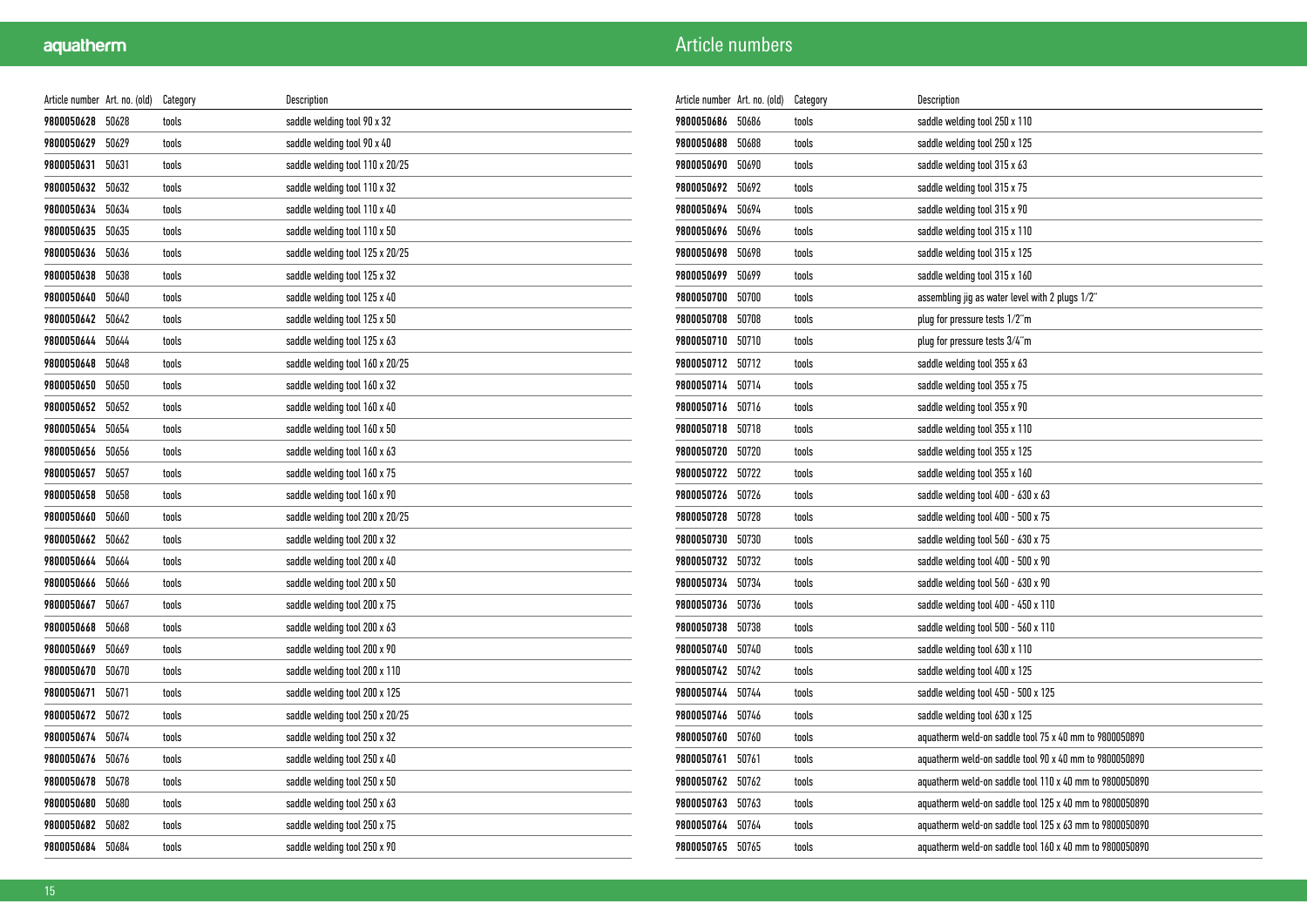# Article numbers

| Article number | Art. no. (old) | Category | Description |
|---|---|---|---|
| 9800050628 | 50628 | tools | saddle welding tool 90 x 32 |
| 9800050629 | 50629 | tools | saddle welding tool 90 x 40 |
| 9800050631 | 50631 | tools | saddle welding tool 110 x 20/25 |
| 9800050632 | 50632 | tools | saddle welding tool 110 x 32 |
| 9800050634 | 50634 | tools | saddle welding tool 110 x 40 |
| 9800050635 | 50635 | tools | saddle welding tool 110 x 50 |
| 9800050636 | 50636 | tools | saddle welding tool 125 x 20/25 |
| 9800050638 | 50638 | tools | saddle welding tool 125 x 32 |
| 9800050640 | 50640 | tools | saddle welding tool 125 x 40 |
| 9800050642 | 50642 | tools | saddle welding tool 125 x 50 |
| 9800050644 | 50644 | tools | saddle welding tool 125 x 63 |
| 9800050648 | 50648 | tools | saddle welding tool 160 x 20/25 |
| 9800050650 | 50650 | tools | saddle welding tool 160 x 32 |
| 9800050652 | 50652 | tools | saddle welding tool 160 x 40 |
| 9800050654 | 50654 | tools | saddle welding tool 160 x 50 |
| 9800050656 | 50656 | tools | saddle welding tool 160 x 63 |
| 9800050657 | 50657 | tools | saddle welding tool 160 x 75 |
| 9800050658 | 50658 | tools | saddle welding tool 160 x 90 |
| 9800050660 | 50660 | tools | saddle welding tool 200 x 20/25 |
| 9800050662 | 50662 | tools | saddle welding tool 200 x 32 |
| 9800050664 | 50664 | tools | saddle welding tool 200 x 40 |
| 9800050666 | 50666 | tools | saddle welding tool 200 x 50 |
| 9800050667 | 50667 | tools | saddle welding tool 200 x 75 |
| 9800050668 | 50668 | tools | saddle welding tool 200 x 63 |
| 9800050669 | 50669 | tools | saddle welding tool 200 x 90 |
| 9800050670 | 50670 | tools | saddle welding tool 200 x 110 |
| 9800050671 | 50671 | tools | saddle welding tool 200 x 125 |
| 9800050672 | 50672 | tools | saddle welding tool 250 x 20/25 |
| 9800050674 | 50674 | tools | saddle welding tool 250 x 32 |
| 9800050676 | 50676 | tools | saddle welding tool 250 x 40 |
| 9800050678 | 50678 | tools | saddle welding tool 250 x 50 |
| 9800050680 | 50680 | tools | saddle welding tool 250 x 63 |
| 9800050682 | 50682 | tools | saddle welding tool 250 x 75 |
| 9800050684 | 50684 | tools | saddle welding tool 250 x 90 |
| 9800050686 | 50686 | tools | saddle welding tool 250 x 110 |
| 9800050688 | 50688 | tools | saddle welding tool 250 x 125 |
| 9800050690 | 50690 | tools | saddle welding tool 315 x 63 |
| 9800050692 | 50692 | tools | saddle welding tool 315 x 75 |
| 9800050694 | 50694 | tools | saddle welding tool 315 x 90 |
| 9800050696 | 50696 | tools | saddle welding tool 315 x 110 |
| 9800050698 | 50698 | tools | saddle welding tool 315 x 125 |
| 9800050699 | 50699 | tools | saddle welding tool 315 x 160 |
| 9800050700 | 50700 | tools | assembling jig as water level with 2 plugs 1/2" |
| 9800050708 | 50708 | tools | plug for pressure tests 1/2"m |
| 9800050710 | 50710 | tools | plug for pressure tests 3/4"m |
| 9800050712 | 50712 | tools | saddle welding tool 355 x 63 |
| 9800050714 | 50714 | tools | saddle welding tool 355 x 75 |
| 9800050716 | 50716 | tools | saddle welding tool 355 x 90 |
| 9800050718 | 50718 | tools | saddle welding tool 355 x 110 |
| 9800050720 | 50720 | tools | saddle welding tool 355 x 125 |
| 9800050722 | 50722 | tools | saddle welding tool 355 x 160 |
| 9800050726 | 50726 | tools | saddle welding tool 400 - 630 x 63 |
| 9800050728 | 50728 | tools | saddle welding tool 400 - 500 x 75 |
| 9800050730 | 50730 | tools | saddle welding tool 560 - 630 x 75 |
| 9800050732 | 50732 | tools | saddle welding tool 400 - 500 x 90 |
| 9800050734 | 50734 | tools | saddle welding tool 560 - 630 x 90 |
| 9800050736 | 50736 | tools | saddle welding tool 400 - 450 x 110 |
| 9800050738 | 50738 | tools | saddle welding tool 500 - 560 x 110 |
| 9800050740 | 50740 | tools | saddle welding tool 630 x 110 |
| 9800050742 | 50742 | tools | saddle welding tool 400 x 125 |
| 9800050744 | 50744 | tools | saddle welding tool 450 - 500 x 125 |
| 9800050746 | 50746 | tools | saddle welding tool 630 x 125 |
| 9800050760 | 50760 | tools | aquatherm weld-on saddle tool 75 x 40 mm to 9800050890 |
| 9800050761 | 50761 | tools | aquatherm weld-on saddle tool 90 x 40 mm to 9800050890 |
| 9800050762 | 50762 | tools | aquatherm weld-on saddle tool 110 x 40 mm to 9800050890 |
| 9800050763 | 50763 | tools | aquatherm weld-on saddle tool 125 x 40 mm to 9800050890 |
| 9800050764 | 50764 | tools | aquatherm weld-on saddle tool 125 x 63 mm to 9800050890 |
| 9800050765 | 50765 | tools | aquatherm weld-on saddle tool 160 x 40 mm to 9800050890 |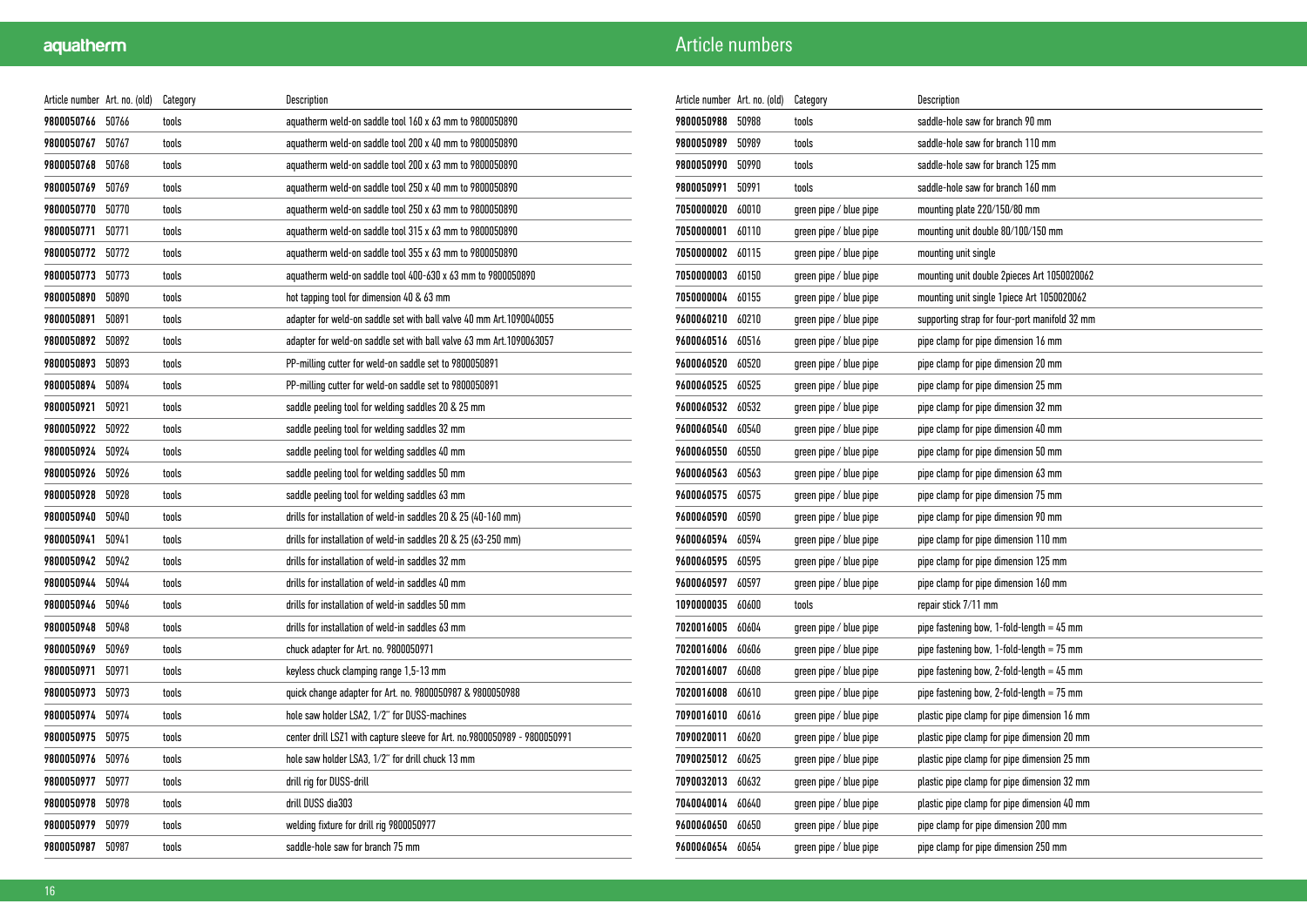# Article numbers

| Article number | Art. no. (old) | Category | Description |
|---|---|---|---|
| 9800050766 | 50766 | tools | aquatherm weld-on saddle tool 160 x 63 mm to 9800050890 |
| 9800050767 | 50767 | tools | aquatherm weld-on saddle tool 200 x 40 mm to 9800050890 |
| 9800050768 | 50768 | tools | aquatherm weld-on saddle tool 200 x 63 mm to 9800050890 |
| 9800050769 | 50769 | tools | aquatherm weld-on saddle tool 250 x 40 mm to 9800050890 |
| 9800050770 | 50770 | tools | aquatherm weld-on saddle tool 250 x 63 mm to 9800050890 |
| 9800050771 | 50771 | tools | aquatherm weld-on saddle tool 315 x 63 mm to 9800050890 |
| 9800050772 | 50772 | tools | aquatherm weld-on saddle tool 355 x 63 mm to 9800050890 |
| 9800050773 | 50773 | tools | aquatherm weld-on saddle tool 400-630 x 63 mm to 9800050890 |
| 9800050890 | 50890 | tools | hot tapping tool for dimension 40 & 63 mm |
| 9800050891 | 50891 | tools | adapter for weld-on saddle set with ball valve 40 mm Art.1090040055 |
| 9800050892 | 50892 | tools | adapter for weld-on saddle set with ball valve 63 mm Art.1090063057 |
| 9800050893 | 50893 | tools | PP-milling cutter for weld-on saddle set to 9800050891 |
| 9800050894 | 50894 | tools | PP-milling cutter for weld-on saddle set to 9800050891 |
| 9800050921 | 50921 | tools | saddle peeling tool for welding saddles 20 & 25 mm |
| 9800050922 | 50922 | tools | saddle peeling tool for welding saddles 32 mm |
| 9800050924 | 50924 | tools | saddle peeling tool for welding saddles 40 mm |
| 9800050926 | 50926 | tools | saddle peeling tool for welding saddles 50 mm |
| 9800050928 | 50928 | tools | saddle peeling tool for welding saddles 63 mm |
| 9800050940 | 50940 | tools | drills for installation of weld-in saddles 20 & 25 (40-160 mm) |
| 9800050941 | 50941 | tools | drills for installation of weld-in saddles 20 & 25 (63-250 mm) |
| 9800050942 | 50942 | tools | drills for installation of weld-in saddles 32 mm |
| 9800050944 | 50944 | tools | drills for installation of weld-in saddles 40 mm |
| 9800050946 | 50946 | tools | drills for installation of weld-in saddles 50 mm |
| 9800050948 | 50948 | tools | drills for installation of weld-in saddles 63 mm |
| 9800050969 | 50969 | tools | chuck adapter for Art. no. 9800050971 |
| 9800050971 | 50971 | tools | keyless chuck clamping range 1,5-13 mm |
| 9800050973 | 50973 | tools | quick change adapter for Art. no. 9800050987 & 9800050988 |
| 9800050974 | 50974 | tools | hole saw holder LSA2, 1/2" for DUSS-machines |
| 9800050975 | 50975 | tools | center drill LSZ1 with capture sleeve for Art. no.9800050989 - 9800050991 |
| 9800050976 | 50976 | tools | hole saw holder LSA3, 1/2" for drill chuck 13 mm |
| 9800050977 | 50977 | tools | drill rig for DUSS-drill |
| 9800050978 | 50978 | tools | drill DUSS dia303 |
| 9800050979 | 50979 | tools | welding fixture for drill rig 9800050977 |
| 9800050987 | 50987 | tools | saddle-hole saw for branch 75 mm |
| 9800050988 | 50988 | tools | saddle-hole saw for branch 90 mm |
| 9800050989 | 50989 | tools | saddle-hole saw for branch 110 mm |
| 9800050990 | 50990 | tools | saddle-hole saw for branch 125 mm |
| 9800050991 | 50991 | tools | saddle-hole saw for branch 160 mm |
| 7050000020 | 60010 | green pipe / blue pipe | mounting plate 220/150/80 mm |
| 7050000001 | 60110 | green pipe / blue pipe | mounting unit double 80/100/150 mm |
| 7050000002 | 60115 | green pipe / blue pipe | mounting unit single |
| 7050000003 | 60150 | green pipe / blue pipe | mounting unit double 2pieces Art 1050020062 |
| 7050000004 | 60155 | green pipe / blue pipe | mounting unit single 1piece Art 1050020062 |
| 9600060210 | 60210 | green pipe / blue pipe | supporting strap for four-port manifold 32 mm |
| 9600060516 | 60516 | green pipe / blue pipe | pipe clamp for pipe dimension 16 mm |
| 9600060520 | 60520 | green pipe / blue pipe | pipe clamp for pipe dimension 20 mm |
| 9600060525 | 60525 | green pipe / blue pipe | pipe clamp for pipe dimension 25 mm |
| 9600060532 | 60532 | green pipe / blue pipe | pipe clamp for pipe dimension 32 mm |
| 9600060540 | 60540 | green pipe / blue pipe | pipe clamp for pipe dimension 40 mm |
| 9600060550 | 60550 | green pipe / blue pipe | pipe clamp for pipe dimension 50 mm |
| 9600060563 | 60563 | green pipe / blue pipe | pipe clamp for pipe dimension 63 mm |
| 9600060575 | 60575 | green pipe / blue pipe | pipe clamp for pipe dimension 75 mm |
| 9600060590 | 60590 | green pipe / blue pipe | pipe clamp for pipe dimension 90 mm |
| 9600060594 | 60594 | green pipe / blue pipe | pipe clamp for pipe dimension 110 mm |
| 9600060595 | 60595 | green pipe / blue pipe | pipe clamp for pipe dimension 125 mm |
| 9600060597 | 60597 | green pipe / blue pipe | pipe clamp for pipe dimension 160 mm |
| 1090000035 | 60600 | tools | repair stick 7/11 mm |
| 7020016005 | 60604 | green pipe / blue pipe | pipe fastening bow, 1-fold-length = 45 mm |
| 7020016006 | 60606 | green pipe / blue pipe | pipe fastening bow, 1-fold-length = 75 mm |
| 7020016007 | 60608 | green pipe / blue pipe | pipe fastening bow, 2-fold-length = 45 mm |
| 7020016008 | 60610 | green pipe / blue pipe | pipe fastening bow, 2-fold-length = 75 mm |
| 7090016010 | 60616 | green pipe / blue pipe | plastic pipe clamp for pipe dimension 16 mm |
| 7090020011 | 60620 | green pipe / blue pipe | plastic pipe clamp for pipe dimension 20 mm |
| 7090025012 | 60625 | green pipe / blue pipe | plastic pipe clamp for pipe dimension 25 mm |
| 7090032013 | 60632 | green pipe / blue pipe | plastic pipe clamp for pipe dimension 32 mm |
| 7040040014 | 60640 | green pipe / blue pipe | plastic pipe clamp for pipe dimension 40 mm |
| 9600060650 | 60650 | green pipe / blue pipe | pipe clamp for pipe dimension 200 mm |
| 9600060654 | 60654 | green pipe / blue pipe | pipe clamp for pipe dimension 250 mm |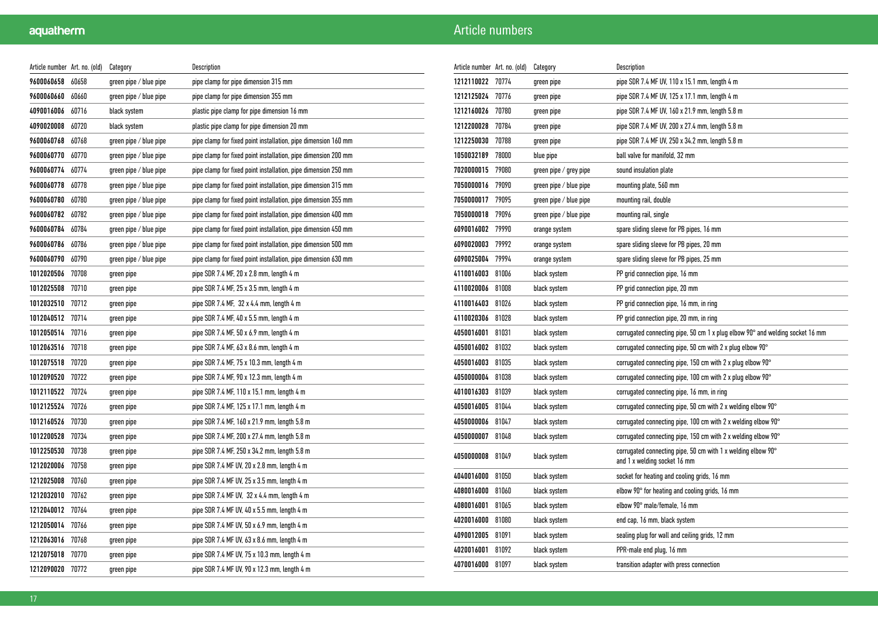# Article numbers

| Article number | Art. no. (old) | Category | Description |
|---|---|---|---|
| 9600060658 | 60658 | green pipe / blue pipe | pipe clamp for pipe dimension 315 mm |
| 9600060660 | 60660 | green pipe / blue pipe | pipe clamp for pipe dimension 355 mm |
| 4090016006 | 60716 | black system | plastic pipe clamp for pipe dimension 16 mm |
| 4090020008 | 60720 | black system | plastic pipe clamp for pipe dimension 20 mm |
| 9600060768 | 60768 | green pipe / blue pipe | pipe clamp for fixed point installation, pipe dimension 160 mm |
| 9600060770 | 60770 | green pipe / blue pipe | pipe clamp for fixed point installation, pipe dimension 200 mm |
| 9600060774 | 60774 | green pipe / blue pipe | pipe clamp for fixed point installation, pipe dimension 250 mm |
| 9600060778 | 60778 | green pipe / blue pipe | pipe clamp for fixed point installation, pipe dimension 315 mm |
| 9600060780 | 60780 | green pipe / blue pipe | pipe clamp for fixed point installation, pipe dimension 355 mm |
| 9600060782 | 60782 | green pipe / blue pipe | pipe clamp for fixed point installation, pipe dimension 400 mm |
| 9600060784 | 60784 | green pipe / blue pipe | pipe clamp for fixed point installation, pipe dimension 450 mm |
| 9600060786 | 60786 | green pipe / blue pipe | pipe clamp for fixed point installation, pipe dimension 500 mm |
| 9600060790 | 60790 | green pipe / blue pipe | pipe clamp for fixed point installation, pipe dimension 630 mm |
| 1012020506 | 70708 | green pipe | pipe SDR 7.4 MF, 20 x 2.8 mm, length 4 m |
| 1012025508 | 70710 | green pipe | pipe SDR 7.4 MF, 25 x 3.5 mm, length 4 m |
| 1012032510 | 70712 | green pipe | pipe SDR 7.4 MF, 32 x 4.4 mm, length 4 m |
| 1012040512 | 70714 | green pipe | pipe SDR 7.4 MF, 40 x 5.5 mm, length 4 m |
| 1012050514 | 70716 | green pipe | pipe SDR 7.4 MF, 50 x 6.9 mm, length 4 m |
| 1012063516 | 70718 | green pipe | pipe SDR 7.4 MF, 63 x 8.6 mm, length 4 m |
| 1012075518 | 70720 | green pipe | pipe SDR 7.4 MF, 75 x 10.3 mm, length 4 m |
| 1012090520 | 70722 | green pipe | pipe SDR 7.4 MF, 90 x 12.3 mm, length 4 m |
| 1012110522 | 70724 | green pipe | pipe SDR 7.4 MF, 110 x 15.1 mm, length 4 m |
| 1012125524 | 70726 | green pipe | pipe SDR 7.4 MF, 125 x 17.1 mm, length 4 m |
| 1012160526 | 70730 | green pipe | pipe SDR 7.4 MF, 160 x 21.9 mm, length 5.8 m |
| 1012200528 | 70734 | green pipe | pipe SDR 7.4 MF, 200 x 27.4 mm, length 5.8 m |
| 1012250530 | 70738 | green pipe | pipe SDR 7.4 MF, 250 x 34.2 mm, length 5.8 m |
| 1212020006 | 70758 | green pipe | pipe SDR 7.4 MF UV, 20 x 2.8 mm, length 4 m |
| 1212025008 | 70760 | green pipe | pipe SDR 7.4 MF UV, 25 x 3.5 mm, length 4 m |
| 1212032010 | 70762 | green pipe | pipe SDR 7.4 MF UV, 32 x 4.4 mm, length 4 m |
| 1212040012 | 70764 | green pipe | pipe SDR 7.4 MF UV, 40 x 5.5 mm, length 4 m |
| 1212050014 | 70766 | green pipe | pipe SDR 7.4 MF UV, 50 x 6.9 mm, length 4 m |
| 1212063016 | 70768 | green pipe | pipe SDR 7.4 MF UV, 63 x 8.6 mm, length 4 m |
| 1212075018 | 70770 | green pipe | pipe SDR 7.4 MF UV, 75 x 10.3 mm, length 4 m |
| 1212090020 | 70772 | green pipe | pipe SDR 7.4 MF UV, 90 x 12.3 mm, length 4 m |
| 1212110022 | 70774 | green pipe | pipe SDR 7.4 MF UV, 110 x 15.1 mm, length 4 m |
| 1212125024 | 70776 | green pipe | pipe SDR 7.4 MF UV, 125 x 17.1 mm, length 4 m |
| 1212160026 | 70780 | green pipe | pipe SDR 7.4 MF UV, 160 x 21.9 mm, length 5.8 m |
| 1212200028 | 70784 | green pipe | pipe SDR 7.4 MF UV, 200 x 27.4 mm, length 5.8 m |
| 1212250030 | 70788 | green pipe | pipe SDR 7.4 MF UV, 250 x 34.2 mm, length 5.8 m |
| 1050032189 | 78000 | blue pipe | ball valve for manifold, 32 mm |
| 7020000015 | 79080 | green pipe / grey pipe | sound insulation plate |
| 7050000016 | 79090 | green pipe / blue pipe | mounting plate, 560 mm |
| 7050000017 | 79095 | green pipe / blue pipe | mounting rail, double |
| 7050000018 | 79096 | green pipe / blue pipe | mounting rail, single |
| 6090016002 | 79990 | orange system | spare sliding sleeve for PB pipes, 16 mm |
| 6090020003 | 79992 | orange system | spare sliding sleeve for PB pipes, 20 mm |
| 6090025004 | 79994 | orange system | spare sliding sleeve for PB pipes, 25 mm |
| 4110016003 | 81006 | black system | PP grid connection pipe, 16 mm |
| 4110020006 | 81008 | black system | PP grid connection pipe, 20 mm |
| 4110016403 | 81026 | black system | PP grid connection pipe, 16 mm, in ring |
| 4110020306 | 81028 | black system | PP grid connection pipe, 20 mm, in ring |
| 4050016001 | 81031 | black system | corrugated connecting pipe, 50 cm 1 x plug elbow 90° and welding socket 16 mm |
| 4050016002 | 81032 | black system | corrugated connecting pipe, 50 cm with 2 x plug elbow 90° |
| 4050016003 | 81035 | black system | corrugated connecting pipe, 150 cm with 2 x plug elbow 90° |
| 4050000004 | 81038 | black system | corrugated connecting pipe, 100 cm with 2 x plug elbow 90° |
| 4010016303 | 81039 | black system | corrugated connecting pipe, 16 mm, in ring |
| 4050016005 | 81044 | black system | corrugated connecting pipe, 50 cm with 2 x welding elbow 90° |
| 4050000006 | 81047 | black system | corrugated connecting pipe, 100 cm with 2 x welding elbow 90° |
| 4050000007 | 81048 | black system | corrugated connecting pipe, 150 cm with 2 x welding elbow 90° |
| 4050000008 | 81049 | black system | corrugated connecting pipe, 50 cm with 1 x welding elbow 90° and 1 x welding socket 16 mm |
| 4040016000 | 81050 | black system | socket for heating and cooling grids, 16 mm |
| 4080016000 | 81060 | black system | elbow 90° for heating and cooling grids, 16 mm |
| 4080016001 | 81065 | black system | elbow 90° male/female, 16 mm |
| 4020016000 | 81080 | black system | end cap, 16 mm, black system |
| 4090012005 | 81091 | black system | sealing plug for wall and ceiling grids, 12 mm |
| 4020016001 | 81092 | black system | PPR-male end plug, 16 mm |
| 4070016000 | 81097 | black system | transition adapter with press connection |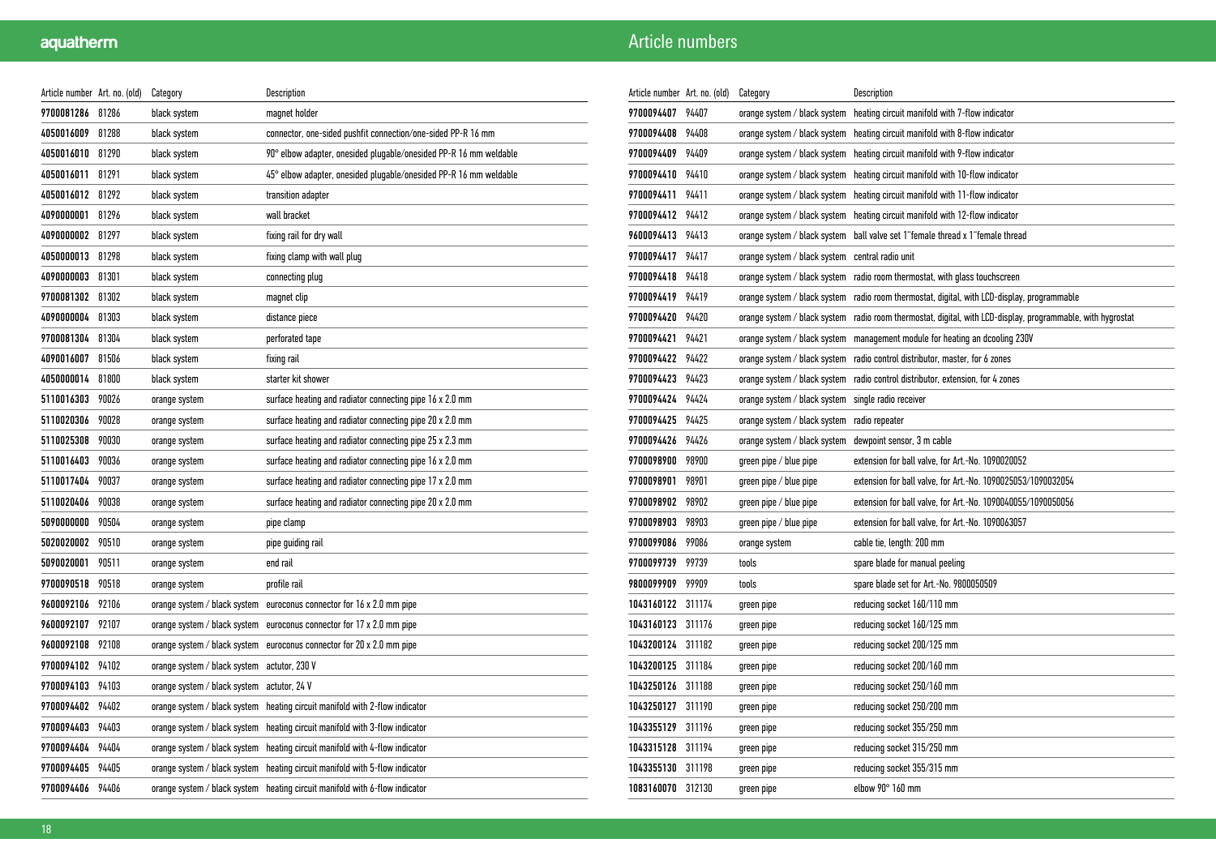## Article numbers

| Article number | Art. no. (old) | Category | Description |
|---|---|---|---|
| 9700081286 | 81286 | black system | magnet holder |
| 4050016009 | 81288 | black system | connector, one-sided pushfit connection/one-sided PP-R 16 mm |
| 4050016010 | 81290 | black system | 90° elbow adapter, onesided plugable/onesided PP-R 16 mm weldable |
| 4050016011 | 81291 | black system | 45° elbow adapter, onesided plugable/onesided PP-R 16 mm weldable |
| 4050016012 | 81292 | black system | transition adapter |
| 4090000001 | 81296 | black system | wall bracket |
| 4090000002 | 81297 | black system | fixing rail for dry wall |
| 4050000013 | 81298 | black system | fixing clamp with wall plug |
| 4090000003 | 81301 | black system | connecting plug |
| 9700081302 | 81302 | black system | magnet clip |
| 4090000004 | 81303 | black system | distance piece |
| 9700081304 | 81304 | black system | perforated tape |
| 4090016007 | 81506 | black system | fixing rail |
| 4050000014 | 81800 | black system | starter kit shower |
| 5110016303 | 90026 | orange system | surface heating and radiator connecting pipe 16 x 2.0 mm |
| 5110020306 | 90028 | orange system | surface heating and radiator connecting pipe 20 x 2.0 mm |
| 5110025308 | 90030 | orange system | surface heating and radiator connecting pipe 25 x 2.3 mm |
| 5110016403 | 90036 | orange system | surface heating and radiator connecting pipe 16 x 2.0 mm |
| 5110017404 | 90037 | orange system | surface heating and radiator connecting pipe 17 x 2.0 mm |
| 5110020406 | 90038 | orange system | surface heating and radiator connecting pipe 20 x 2.0 mm |
| 5090000000 | 90504 | orange system | pipe clamp |
| 5020020002 | 90510 | orange system | pipe guiding rail |
| 5090020001 | 90511 | orange system | end rail |
| 9700090518 | 90518 | orange system | profile rail |
| 9600092106 | 92106 | orange system / black system | euroconus connector for 16 x 2.0 mm pipe |
| 9600092107 | 92107 | orange system / black system | euroconus connector for 17 x 2.0 mm pipe |
| 9600092108 | 92108 | orange system / black system | euroconus connector for 20 x 2.0 mm pipe |
| 9700094102 | 94102 | orange system / black system | actutor, 230 V |
| 9700094103 | 94103 | orange system / black system | actutor, 24 V |
| 9700094402 | 94402 | orange system / black system | heating circuit manifold with 2-flow indicator |
| 9700094403 | 94403 | orange system / black system | heating circuit manifold with 3-flow indicator |
| 9700094404 | 94404 | orange system / black system | heating circuit manifold with 4-flow indicator |
| 9700094405 | 94405 | orange system / black system | heating circuit manifold with 5-flow indicator |
| 9700094406 | 94406 | orange system / black system | heating circuit manifold with 6-flow indicator |
| 9700094407 | 94407 | orange system / black system | heating circuit manifold with 7-flow indicator |
| 9700094408 | 94408 | orange system / black system | heating circuit manifold with 8-flow indicator |
| 9700094409 | 94409 | orange system / black system | heating circuit manifold with 9-flow indicator |
| 9700094410 | 94410 | orange system / black system | heating circuit manifold with 10-flow indicator |
| 9700094411 | 94411 | orange system / black system | heating circuit manifold with 11-flow indicator |
| 9700094412 | 94412 | orange system / black system | heating circuit manifold with 12-flow indicator |
| 9600094413 | 94413 | orange system / black system | ball valve set 1"female thread x 1"female thread |
| 9700094417 | 94417 | orange system / black system | central radio unit |
| 9700094418 | 94418 | orange system / black system | radio room thermostat, with glass touchscreen |
| 9700094419 | 94419 | orange system / black system | radio room thermostat, digital, with LCD-display, programmable |
| 9700094420 | 94420 | orange system / black system | radio room thermostat, digital, with LCD-display, programmable, with hygrostat |
| 9700094421 | 94421 | orange system / black system | management module for heating an dcooling 230V |
| 9700094422 | 94422 | orange system / black system | radio control distributor, master, for 6 zones |
| 9700094423 | 94423 | orange system / black system | radio control distributor, extension, for 4 zones |
| 9700094424 | 94424 | orange system / black system | single radio receiver |
| 9700094425 | 94425 | orange system / black system | radio repeater |
| 9700094426 | 94426 | orange system / black system | dewpoint sensor, 3 m cable |
| 9700098900 | 98900 | green pipe / blue pipe | extension for ball valve, for Art.-No. 1090020052 |
| 9700098901 | 98901 | green pipe / blue pipe | extension for ball valve, for Art.-No. 1090025053/1090032054 |
| 9700098902 | 98902 | green pipe / blue pipe | extension for ball valve, for Art.-No. 1090040055/1090050056 |
| 9700098903 | 98903 | green pipe / blue pipe | extension for ball valve, for Art.-No. 1090063057 |
| 9700099086 | 99086 | orange system | cable tie, length: 200 mm |
| 9700099739 | 99739 | tools | spare blade for manual peeling |
| 9800099909 | 99909 | tools | spare blade set for Art.-No. 9800050509 |
| 1043160122 | 311174 | green pipe | reducing socket 160/110 mm |
| 1043160123 | 311176 | green pipe | reducing socket 160/125 mm |
| 1043200124 | 311182 | green pipe | reducing socket 200/125 mm |
| 1043200125 | 311184 | green pipe | reducing socket 200/160 mm |
| 1043250126 | 311188 | green pipe | reducing socket 250/160 mm |
| 1043250127 | 311190 | green pipe | reducing socket 250/200 mm |
| 1043355129 | 311196 | green pipe | reducing socket 355/250 mm |
| 1043315128 | 311194 | green pipe | reducing socket 315/250 mm |
| 1043355130 | 311198 | green pipe | reducing socket 355/315 mm |
| 1083160070 | 312130 | green pipe | elbow 90° 160 mm |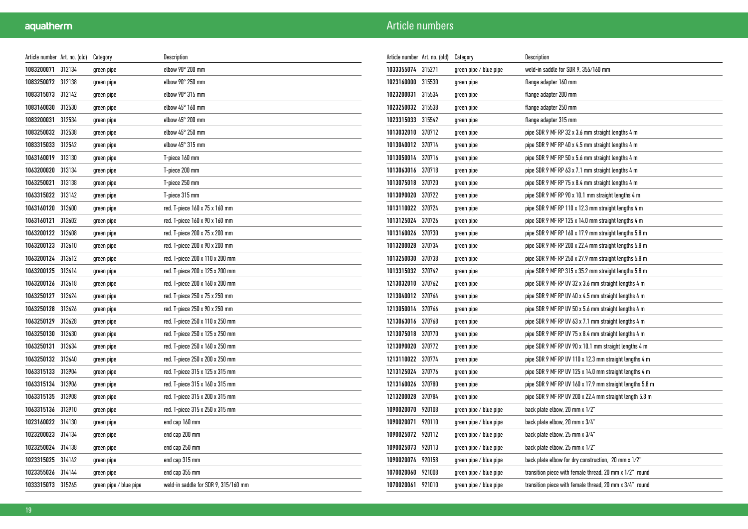# Article numbers

| Article number | Art. no. (old) | Category | Description |
|---|---|---|---|
| **1083200071** | 312134 | green pipe | elbow 90° 200 mm |
| **1083250072** | 312138 | green pipe | elbow 90° 250 mm |
| **1083315073** | 312142 | green pipe | elbow 90° 315 mm |
| **1083160030** | 312530 | green pipe | elbow 45° 160 mm |
| **1083200031** | 312534 | green pipe | elbow 45° 200 mm |
| **1083250032** | 312538 | green pipe | elbow 45° 250 mm |
| **1083315033** | 312542 | green pipe | elbow 45° 315 mm |
| **1063160019** | 313130 | green pipe | T-piece 160 mm |
| **1063200020** | 313134 | green pipe | T-piece 200 mm |
| **1063250021** | 313138 | green pipe | T-piece 250 mm |
| **1063315022** | 313142 | green pipe | T-piece 315 mm |
| **1063160120** | 313600 | green pipe | red. T-piece 160 x 75 x 160 mm |
| **1063160121** | 313602 | green pipe | red. T-piece 160 x 90 x 160 mm |
| **1063200122** | 313608 | green pipe | red. T-piece 200 x 75 x 200 mm |
| **1063200123** | 313610 | green pipe | red. T-piece 200 x 90 x 200 mm |
| **1063200124** | 313612 | green pipe | red. T-piece 200 x 110 x 200 mm |
| **1063200125** | 313614 | green pipe | red. T-piece 200 x 125 x 200 mm |
| **1063200126** | 313618 | green pipe | red. T-piece 200 x 160 x 200 mm |
| **1063250127** | 313624 | green pipe | red. T-piece 250 x 75 x 250 mm |
| **1063250128** | 313626 | green pipe | red. T-piece 250 x 90 x 250 mm |
| **1063250129** | 313628 | green pipe | red. T-piece 250 x 110 x 250 mm |
| **1063250130** | 313630 | green pipe | red. T-piece 250 x 125 x 250 mm |
| **1063250131** | 313634 | green pipe | red. T-piece 250 x 160 x 250 mm |
| **1063250132** | 313640 | green pipe | red. T-piece 250 x 200 x 250 mm |
| **1063315133** | 313904 | green pipe | red. T-piece 315 x 125 x 315 mm |
| **1063315134** | 313906 | green pipe | red. T-piece 315 x 160 x 315 mm |
| **1063315135** | 313908 | green pipe | red. T-piece 315 x 200 x 315 mm |
| **1063315136** | 313910 | green pipe | red. T-piece 315 x 250 x 315 mm |
| **1023160022** | 314130 | green pipe | end cap 160 mm |
| **1023200023** | 314134 | green pipe | end cap 200 mm |
| **1023250024** | 314138 | green pipe | end cap 250 mm |
| **1023315025** | 314142 | green pipe | end cap 315 mm |
| **1023355026** | 314144 | green pipe | end cap 355 mm |
| **1033315073** | 315265 | green pipe / blue pipe | weld-in saddle for SDR 9, 315/160 mm |
| **1033355074** | 315271 | green pipe / blue pipe | weld-in saddle for SDR 9, 355/160 mm |
| **1023160000** | 315530 | green pipe | flange adapter 160 mm |
| **1023200031** | 315534 | green pipe | flange adapter 200 mm |
| **1023250032** | 315538 | green pipe | flange adapter 250 mm |
| **1023315033** | 315542 | green pipe | flange adapter 315 mm |
| **1013032010** | 370712 | green pipe | pipe SDR 9 MF RP 32 x 3.6 mm straight lengths 4 m |
| **1013040012** | 370714 | green pipe | pipe SDR 9 MF RP 40 x 4.5 mm straight lengths 4 m |
| **1013050014** | 370716 | green pipe | pipe SDR 9 MF RP 50 x 5.6 mm straight lengths 4 m |
| **1013063016** | 370718 | green pipe | pipe SDR 9 MF RP 63 x 7.1 mm straight lengths 4 m |
| **1013075018** | 370720 | green pipe | pipe SDR 9 MF RP 75 x 8.4 mm straight lengths 4 m |
| **1013090020** | 370722 | green pipe | pipe SDR 9 MF RP 90 x 10.1 mm straight lengths 4 m |
| **1013110022** | 370724 | green pipe | pipe SDR 9 MF RP 110 x 12.3 mm straight lengths 4 m |
| **1013125024** | 370726 | green pipe | pipe SDR 9 MF RP 125 x 14.0 mm straight lengths 4 m |
| **1013160026** | 370730 | green pipe | pipe SDR 9 MF RP 160 x 17.9 mm straight lengths 5.8 m |
| **1013200028** | 370734 | green pipe | pipe SDR 9 MF RP 200 x 22.4 mm straight lengths 5.8 m |
| **1013250030** | 370738 | green pipe | pipe SDR 9 MF RP 250 x 27.9 mm straight lengths 5.8 m |
| **1013315032** | 370742 | green pipe | pipe SDR 9 MF RP 315 x 35.2 mm straight lengths 5.8 m |
| **1213032010** | 370762 | green pipe | pipe SDR 9 MF RP UV 32 x 3.6 mm straight lengths 4 m |
| **1213040012** | 370764 | green pipe | pipe SDR 9 MF RP UV 40 x 4.5 mm straight lengths 4 m |
| **1213050014** | 370766 | green pipe | pipe SDR 9 MF RP UV 50 x 5.6 mm straight lengths 4 m |
| **1213063016** | 370768 | green pipe | pipe SDR 9 MF RP UV 63 x 7.1 mm straight lengths 4 m |
| **1213075018** | 370770 | green pipe | pipe SDR 9 MF RP UV 75 x 8.4 mm straight lengths 4 m |
| **1213090020** | 370772 | green pipe | pipe SDR 9 MF RP UV 90 x 10.1 mm straight lengths 4 m |
| **1213110022** | 370774 | green pipe | pipe SDR 9 MF RP UV 110 x 12.3 mm straight lengths 4 m |
| **1213125024** | 370776 | green pipe | pipe SDR 9 MF RP UV 125 x 14.0 mm straight lengths 4 m |
| **1213160026** | 370780 | green pipe | pipe SDR 9 MF RP UV 160 x 17.9 mm straight lengths 5.8 m |
| **1213200028** | 370784 | green pipe | pipe SDR 9 MF RP UV 200 x 22.4 mm straight length 5.8 m |
| **1090020070** | 920108 | green pipe / blue pipe | back plate elbow, 20 mm x 1/2" |
| **1090020071** | 920110 | green pipe / blue pipe | back plate elbow, 20 mm x 3/4" |
| **1090025072** | 920112 | green pipe / blue pipe | back plate elbow, 25 mm x 3/4" |
| **1090025073** | 920113 | green pipe / blue pipe | back plate elbow, 25 mm x 1/2" |
| **1090020074** | 920158 | green pipe / blue pipe | back plate elbow for dry construction, 20 mm x 1/2" |
| **1070020060** | 921008 | green pipe / blue pipe | transition piece with female thread, 20 mm x 1/2" round |
| **1070020061** | 921010 | green pipe / blue pipe | transition piece with female thread, 20 mm x 3/4" round |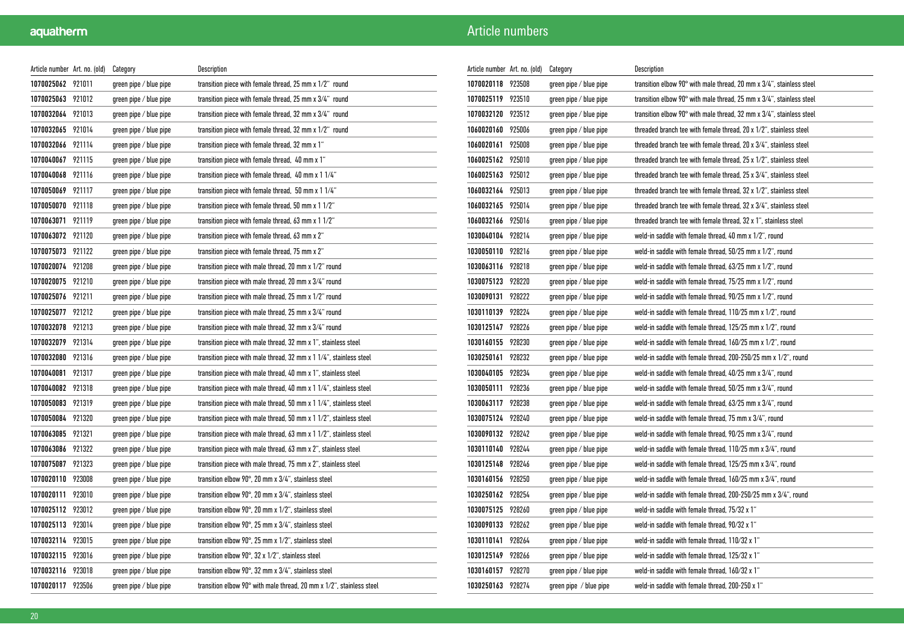# Article numbers

| Article number | Art. no. (old) | Category | Description |
|---|---|---|---|
| 1070025062 | 921011 | green pipe / blue pipe | transition piece with female thread, 25 mm x 1/2" round |
| 1070025063 | 921012 | green pipe / blue pipe | transition piece with female thread, 25 mm x 3/4" round |
| 1070032064 | 921013 | green pipe / blue pipe | transition piece with female thread, 32 mm x 3/4" round |
| 1070032065 | 921014 | green pipe / blue pipe | transition piece with female thread, 32 mm x 1/2" round |
| 1070032066 | 921114 | green pipe / blue pipe | transition piece with female thread, 32 mm x 1" |
| 1070040067 | 921115 | green pipe / blue pipe | transition piece with female thread, 40 mm x 1" |
| 1070040068 | 921116 | green pipe / blue pipe | transition piece with female thread, 40 mm x 1 1/4" |
| 1070050069 | 921117 | green pipe / blue pipe | transition piece with female thread, 50 mm x 1 1/4" |
| 1070050070 | 921118 | green pipe / blue pipe | transition piece with female thread, 50 mm x 1 1/2" |
| 1070063071 | 921119 | green pipe / blue pipe | transition piece with female thread, 63 mm x 1 1/2" |
| 1070063072 | 921120 | green pipe / blue pipe | transition piece with female thread, 63 mm x 2" |
| 1070075073 | 921122 | green pipe / blue pipe | transition piece with female thread, 75 mm x 2" |
| 1070020074 | 921208 | green pipe / blue pipe | transition piece with male thread, 20 mm x 1/2" round |
| 1070020075 | 921210 | green pipe / blue pipe | transition piece with male thread, 20 mm x 3/4" round |
| 1070025076 | 921211 | green pipe / blue pipe | transition piece with male thread, 25 mm x 1/2" round |
| 1070025077 | 921212 | green pipe / blue pipe | transition piece with male thread, 25 mm x 3/4" round |
| 1070032078 | 921213 | green pipe / blue pipe | transition piece with male thread, 32 mm x 3/4" round |
| 1070032079 | 921314 | green pipe / blue pipe | transition piece with male thread, 32 mm x 1", stainless steel |
| 1070032080 | 921316 | green pipe / blue pipe | transition piece with male thread, 32 mm x 1 1/4", stainless steel |
| 1070040081 | 921317 | green pipe / blue pipe | transition piece with male thread, 40 mm x 1", stainless steel |
| 1070040082 | 921318 | green pipe / blue pipe | transition piece with male thread, 40 mm x 1 1/4", stainless steel |
| 1070050083 | 921319 | green pipe / blue pipe | transition piece with male thread, 50 mm x 1 1/4", stainless steel |
| 1070050084 | 921320 | green pipe / blue pipe | transition piece with male thread, 50 mm x 1 1/2", stainless steel |
| 1070063085 | 921321 | green pipe / blue pipe | transition piece with male thread, 63 mm x 1 1/2", stainless steel |
| 1070063086 | 921322 | green pipe / blue pipe | transition piece with male thread, 63 mm x 2", stainless steel |
| 1070075087 | 921323 | green pipe / blue pipe | transition piece with male thread, 75 mm x 2", stainless steel |
| 1070020110 | 923008 | green pipe / blue pipe | transition elbow 90°, 20 mm x 3/4", stainless steel |
| 1070020111 | 923010 | green pipe / blue pipe | transition elbow 90°, 20 mm x 3/4", stainless steel |
| 1070025112 | 923012 | green pipe / blue pipe | transition elbow 90°, 20 mm x 1/2", stainless steel |
| 1070025113 | 923014 | green pipe / blue pipe | transition elbow 90°, 25 mm x 3/4", stainless steel |
| 1070032114 | 923015 | green pipe / blue pipe | transition elbow 90°, 25 mm x 1/2", stainless steel |
| 1070032115 | 923016 | green pipe / blue pipe | transition elbow 90°, 32 x 1/2", stainless steel |
| 1070032116 | 923018 | green pipe / blue pipe | transition elbow 90°, 32 mm x 3/4", stainless steel |
| 1070020117 | 923506 | green pipe / blue pipe | transition elbow 90° with male thread, 20 mm x 1/2", stainless steel |
| 1070020118 | 923508 | green pipe / blue pipe | transition elbow 90° with male thread, 20 mm x 3/4", stainless steel |
| 1070025119 | 923510 | green pipe / blue pipe | transition elbow 90° with male thread, 25 mm x 3/4", stainless steel |
| 1070032120 | 923512 | green pipe / blue pipe | transition elbow 90° with male thread, 32 mm x 3/4", stainless steel |
| 1060020160 | 925006 | green pipe / blue pipe | threaded branch tee with female thread, 20 x 1/2", stainless steel |
| 1060020161 | 925008 | green pipe / blue pipe | threaded branch tee with female thread, 20 x 3/4", stainless steel |
| 1060025162 | 925010 | green pipe / blue pipe | threaded branch tee with female thread, 25 x 1/2", stainless steel |
| 1060025163 | 925012 | green pipe / blue pipe | threaded branch tee with female thread, 25 x 3/4", stainless steel |
| 1060032164 | 925013 | green pipe / blue pipe | threaded branch tee with female thread, 32 x 1/2", stainless steel |
| 1060032165 | 925014 | green pipe / blue pipe | threaded branch tee with female thread, 32 x 3/4", stainless steel |
| 1060032166 | 925016 | green pipe / blue pipe | threaded branch tee with female thread, 32 x 1", stainless steel |
| 1030040104 | 928214 | green pipe / blue pipe | weld-in saddle with female thread, 40 mm x 1/2", round |
| 1030050110 | 928216 | green pipe / blue pipe | weld-in saddle with female thread, 50/25 mm x 1/2", round |
| 1030063116 | 928218 | green pipe / blue pipe | weld-in saddle with female thread, 63/25 mm x 1/2", round |
| 1030075123 | 928220 | green pipe / blue pipe | weld-in saddle with female thread, 75/25 mm x 1/2", round |
| 1030090131 | 928222 | green pipe / blue pipe | weld-in saddle with female thread, 90/25 mm x 1/2", round |
| 1030110139 | 928224 | green pipe / blue pipe | weld-in saddle with female thread, 110/25 mm x 1/2", round |
| 1030125147 | 928226 | green pipe / blue pipe | weld-in saddle with female thread, 125/25 mm x 1/2", round |
| 1030160155 | 928230 | green pipe / blue pipe | weld-in saddle with female thread, 160/25 mm x 1/2", round |
| 1030250161 | 928232 | green pipe / blue pipe | weld-in saddle with female thread, 200-250/25 mm x 1/2", round |
| 1030040105 | 928234 | green pipe / blue pipe | weld-in saddle with female thread, 40/25 mm x 3/4", round |
| 1030050111 | 928236 | green pipe / blue pipe | weld-in saddle with female thread, 50/25 mm x 3/4", round |
| 1030063117 | 928238 | green pipe / blue pipe | weld-in saddle with female thread, 63/25 mm x 3/4", round |
| 1030075124 | 928240 | green pipe / blue pipe | weld-in saddle with female thread, 75 mm x 3/4", round |
| 1030090132 | 928242 | green pipe / blue pipe | weld-in saddle with female thread, 90/25 mm x 3/4", round |
| 1030110140 | 928244 | green pipe / blue pipe | weld-in saddle with female thread, 110/25 mm x 3/4", round |
| 1030125148 | 928246 | green pipe / blue pipe | weld-in saddle with female thread, 125/25 mm x 3/4", round |
| 1030160156 | 928250 | green pipe / blue pipe | weld-in saddle with female thread, 160/25 mm x 3/4", round |
| 1030250162 | 928254 | green pipe / blue pipe | weld-in saddle with female thread, 200-250/25 mm x 3/4", round |
| 1030075125 | 928260 | green pipe / blue pipe | weld-in saddle with female thread, 75/32 x 1" |
| 1030090133 | 928262 | green pipe / blue pipe | weld-in saddle with female thread, 90/32 x 1" |
| 1030110141 | 928264 | green pipe / blue pipe | weld-in saddle with female thread, 110/32 x 1" |
| 1030125149 | 928266 | green pipe / blue pipe | weld-in saddle with female thread, 125/32 x 1" |
| 1030160157 | 928270 | green pipe / blue pipe | weld-in saddle with female thread, 160/32 x 1" |
| 1030250163 | 928274 | green pipe / blue pipe | weld-in saddle with female thread, 200-250 x 1" |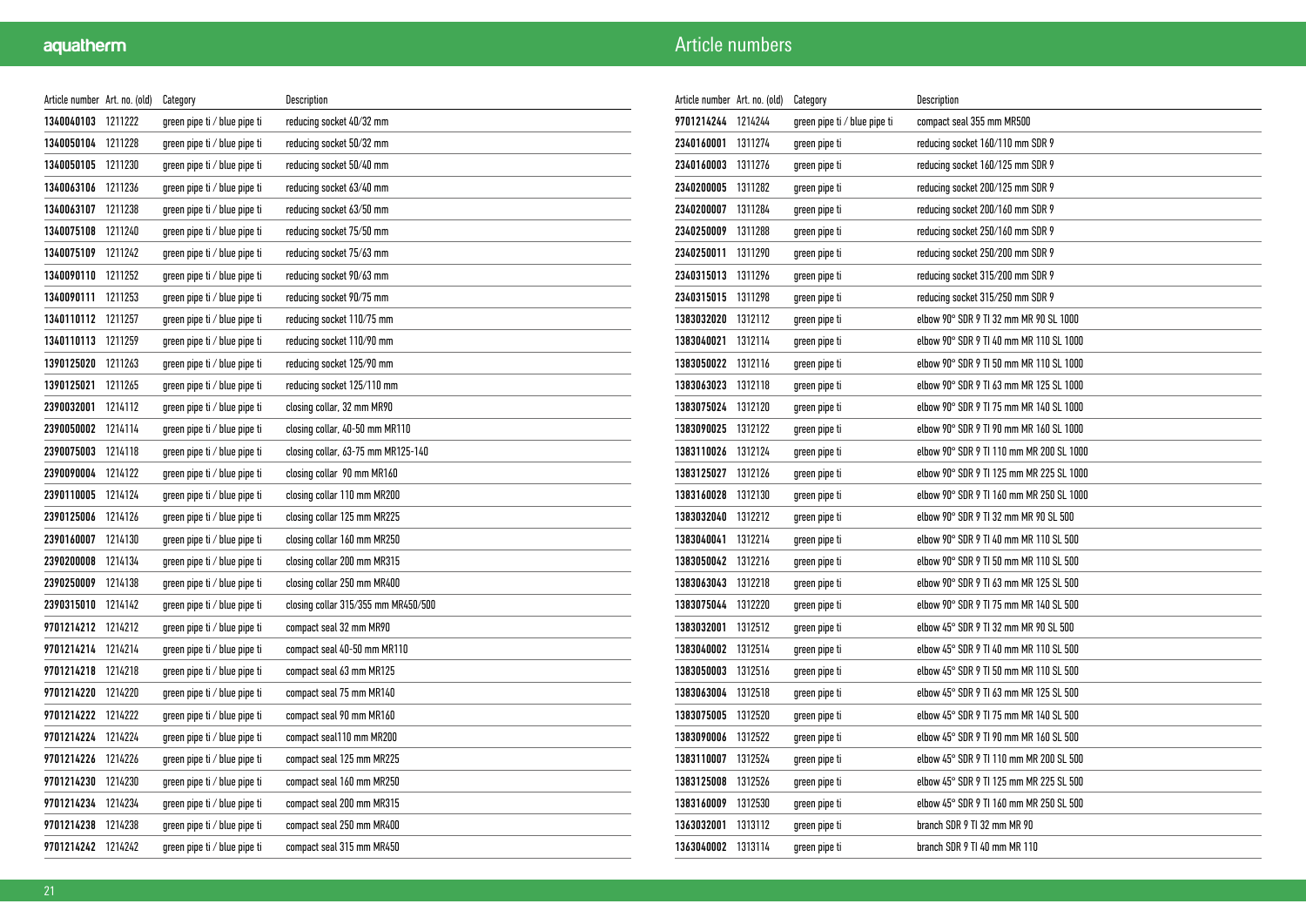# Article numbers

| Article number | Art. no. (old) | Category | Description |
|---|---|---|---|
| 1340040103 | 1211222 | green pipe ti / blue pipe ti | reducing socket 40/32 mm |
| 1340050104 | 1211228 | green pipe ti / blue pipe ti | reducing socket 50/32 mm |
| 1340050105 | 1211230 | green pipe ti / blue pipe ti | reducing socket 50/40 mm |
| 1340063106 | 1211236 | green pipe ti / blue pipe ti | reducing socket 63/40 mm |
| 1340063107 | 1211238 | green pipe ti / blue pipe ti | reducing socket 63/50 mm |
| 1340075108 | 1211240 | green pipe ti / blue pipe ti | reducing socket 75/50 mm |
| 1340075109 | 1211242 | green pipe ti / blue pipe ti | reducing socket 75/63 mm |
| 1340090110 | 1211252 | green pipe ti / blue pipe ti | reducing socket 90/63 mm |
| 1340090111 | 1211253 | green pipe ti / blue pipe ti | reducing socket 90/75 mm |
| 1340110112 | 1211257 | green pipe ti / blue pipe ti | reducing socket 110/75 mm |
| 1340110113 | 1211259 | green pipe ti / blue pipe ti | reducing socket 110/90 mm |
| 1390125020 | 1211263 | green pipe ti / blue pipe ti | reducing socket 125/90 mm |
| 1390125021 | 1211265 | green pipe ti / blue pipe ti | reducing socket 125/110 mm |
| 2390032001 | 1214112 | green pipe ti / blue pipe ti | closing collar, 32 mm MR90 |
| 2390050002 | 1214114 | green pipe ti / blue pipe ti | closing collar, 40-50 mm MR110 |
| 2390075003 | 1214118 | green pipe ti / blue pipe ti | closing collar, 63-75 mm MR125-140 |
| 2390090004 | 1214122 | green pipe ti / blue pipe ti | closing collar 90 mm MR160 |
| 2390110005 | 1214124 | green pipe ti / blue pipe ti | closing collar 110 mm MR200 |
| 2390125006 | 1214126 | green pipe ti / blue pipe ti | closing collar 125 mm MR225 |
| 2390160007 | 1214130 | green pipe ti / blue pipe ti | closing collar 160 mm MR250 |
| 2390200008 | 1214134 | green pipe ti / blue pipe ti | closing collar 200 mm MR315 |
| 2390250009 | 1214138 | green pipe ti / blue pipe ti | closing collar 250 mm MR400 |
| 2390315010 | 1214142 | green pipe ti / blue pipe ti | closing collar 315/355 mm MR450/500 |
| 9701214212 | 1214212 | green pipe ti / blue pipe ti | compact seal 32 mm MR90 |
| 9701214214 | 1214214 | green pipe ti / blue pipe ti | compact seal 40-50 mm MR110 |
| 9701214218 | 1214218 | green pipe ti / blue pipe ti | compact seal 63 mm MR125 |
| 9701214220 | 1214220 | green pipe ti / blue pipe ti | compact seal 75 mm MR140 |
| 9701214222 | 1214222 | green pipe ti / blue pipe ti | compact seal 90 mm MR160 |
| 9701214224 | 1214224 | green pipe ti / blue pipe ti | compact seal110 mm MR200 |
| 9701214226 | 1214226 | green pipe ti / blue pipe ti | compact seal 125 mm MR225 |
| 9701214230 | 1214230 | green pipe ti / blue pipe ti | compact seal 160 mm MR250 |
| 9701214234 | 1214234 | green pipe ti / blue pipe ti | compact seal 200 mm MR315 |
| 9701214238 | 1214238 | green pipe ti / blue pipe ti | compact seal 250 mm MR400 |
| 9701214242 | 1214242 | green pipe ti / blue pipe ti | compact seal 315 mm MR450 |
| 9701214244 | 1214244 | green pipe ti / blue pipe ti | compact seal 355 mm MR500 |
| 2340160001 | 1311274 | green pipe ti | reducing socket 160/110 mm SDR 9 |
| 2340160003 | 1311276 | green pipe ti | reducing socket 160/125 mm SDR 9 |
| 2340200005 | 1311282 | green pipe ti | reducing socket 200/125 mm SDR 9 |
| 2340200007 | 1311284 | green pipe ti | reducing socket 200/160 mm SDR 9 |
| 2340250009 | 1311288 | green pipe ti | reducing socket 250/160 mm SDR 9 |
| 2340250011 | 1311290 | green pipe ti | reducing socket 250/200 mm SDR 9 |
| 2340315013 | 1311296 | green pipe ti | reducing socket 315/200 mm SDR 9 |
| 2340315015 | 1311298 | green pipe ti | reducing socket 315/250 mm SDR 9 |
| 1383032020 | 1312112 | green pipe ti | elbow 90° SDR 9 TI 32 mm MR 90 SL 1000 |
| 1383040021 | 1312114 | green pipe ti | elbow 90° SDR 9 TI 40 mm MR 110 SL 1000 |
| 1383050022 | 1312116 | green pipe ti | elbow 90° SDR 9 TI 50 mm MR 110 SL 1000 |
| 1383063023 | 1312118 | green pipe ti | elbow 90° SDR 9 TI 63 mm MR 125 SL 1000 |
| 1383075024 | 1312120 | green pipe ti | elbow 90° SDR 9 TI 75 mm MR 140 SL 1000 |
| 1383090025 | 1312122 | green pipe ti | elbow 90° SDR 9 TI 90 mm MR 160 SL 1000 |
| 1383110026 | 1312124 | green pipe ti | elbow 90° SDR 9 TI 110 mm MR 200 SL 1000 |
| 1383125027 | 1312126 | green pipe ti | elbow 90° SDR 9 TI 125 mm MR 225 SL 1000 |
| 1383160028 | 1312130 | green pipe ti | elbow 90° SDR 9 TI 160 mm MR 250 SL 1000 |
| 1383032040 | 1312212 | green pipe ti | elbow 90° SDR 9 TI 32 mm MR 90 SL 500 |
| 1383040041 | 1312214 | green pipe ti | elbow 90° SDR 9 TI 40 mm MR 110 SL 500 |
| 1383050042 | 1312216 | green pipe ti | elbow 90° SDR 9 TI 50 mm MR 110 SL 500 |
| 1383063043 | 1312218 | green pipe ti | elbow 90° SDR 9 TI 63 mm MR 125 SL 500 |
| 1383075044 | 1312220 | green pipe ti | elbow 90° SDR 9 TI 75 mm MR 140 SL 500 |
| 1383032001 | 1312512 | green pipe ti | elbow 45° SDR 9 TI 32 mm MR 90 SL 500 |
| 1383040002 | 1312514 | green pipe ti | elbow 45° SDR 9 TI 40 mm MR 110 SL 500 |
| 1383050003 | 1312516 | green pipe ti | elbow 45° SDR 9 TI 50 mm MR 110 SL 500 |
| 1383063004 | 1312518 | green pipe ti | elbow 45° SDR 9 TI 63 mm MR 125 SL 500 |
| 1383075005 | 1312520 | green pipe ti | elbow 45° SDR 9 TI 75 mm MR 140 SL 500 |
| 1383090006 | 1312522 | green pipe ti | elbow 45° SDR 9 TI 90 mm MR 160 SL 500 |
| 1383110007 | 1312524 | green pipe ti | elbow 45° SDR 9 TI 110 mm MR 200 SL 500 |
| 1383125008 | 1312526 | green pipe ti | elbow 45° SDR 9 TI 125 mm MR 225 SL 500 |
| 1383160009 | 1312530 | green pipe ti | elbow 45° SDR 9 TI 160 mm MR 250 SL 500 |
| 1363032001 | 1313112 | green pipe ti | branch SDR 9 TI 32 mm MR 90 |
| 1363040002 | 1313114 | green pipe ti | branch SDR 9 TI 40 mm MR 110 |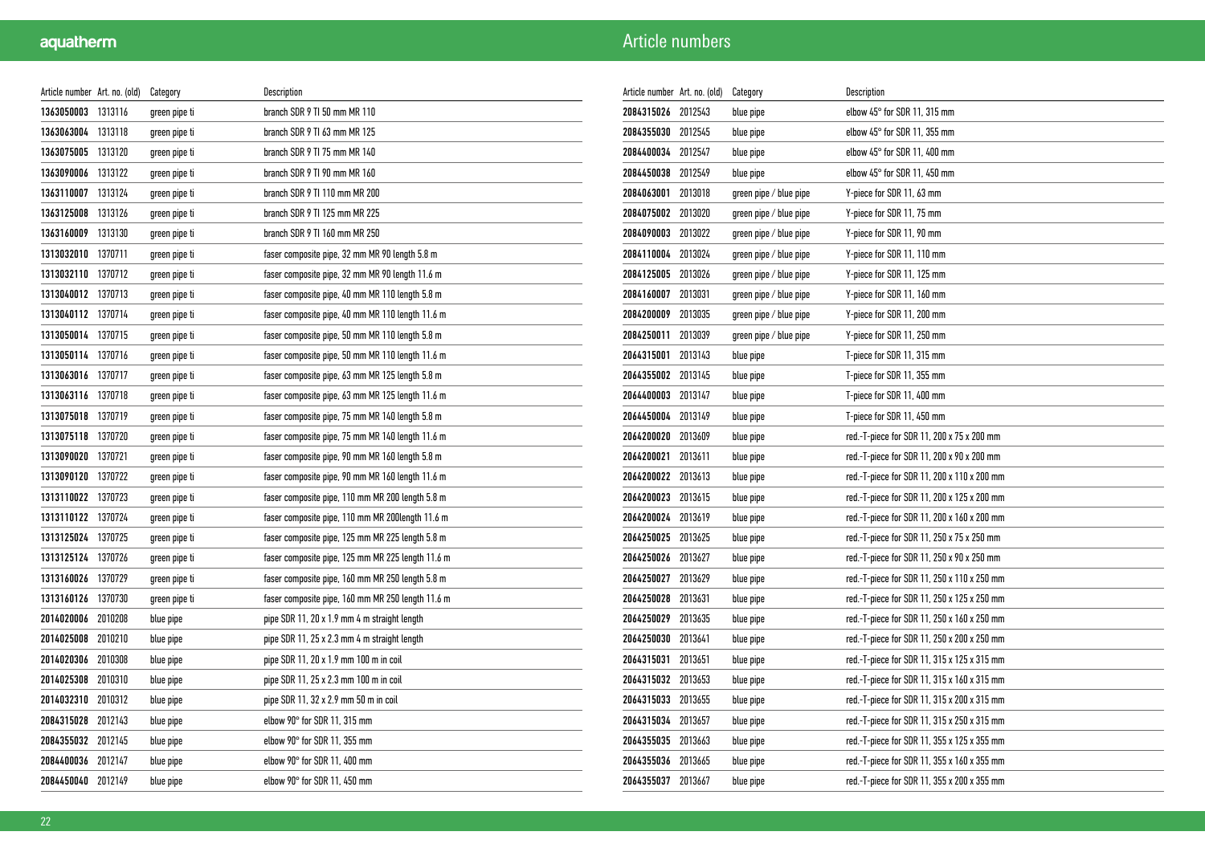# Article numbers

| Article number | Art. no. (old) | Category | Description |
|---|---|---|---|
| **1363050003** | 1313116 | green pipe ti | branch SDR 9 TI 50 mm MR 110 |
| **1363063004** | 1313118 | green pipe ti | branch SDR 9 TI 63 mm MR 125 |
| **1363075005** | 1313120 | green pipe ti | branch SDR 9 TI 75 mm MR 140 |
| **1363090006** | 1313122 | green pipe ti | branch SDR 9 TI 90 mm MR 160 |
| **1363110007** | 1313124 | green pipe ti | branch SDR 9 TI 110 mm MR 200 |
| **1363125008** | 1313126 | green pipe ti | branch SDR 9 TI 125 mm MR 225 |
| **1363160009** | 1313130 | green pipe ti | branch SDR 9 TI 160 mm MR 250 |
| **1313032010** | 1370711 | green pipe ti | faser composite pipe, 32 mm MR 90 length 5.8 m |
| **1313032110** | 1370712 | green pipe ti | faser composite pipe, 32 mm MR 90 length 11.6 m |
| **1313040012** | 1370713 | green pipe ti | faser composite pipe, 40 mm MR 110 length 5.8 m |
| **1313040112** | 1370714 | green pipe ti | faser composite pipe, 40 mm MR 110 length 11.6 m |
| **1313050014** | 1370715 | green pipe ti | faser composite pipe, 50 mm MR 110 length 5.8 m |
| **1313050114** | 1370716 | green pipe ti | faser composite pipe, 50 mm MR 110 length 11.6 m |
| **1313063016** | 1370717 | green pipe ti | faser composite pipe, 63 mm MR 125 length 5.8 m |
| **1313063116** | 1370718 | green pipe ti | faser composite pipe, 63 mm MR 125 length 11.6 m |
| **1313075018** | 1370719 | green pipe ti | faser composite pipe, 75 mm MR 140 length 5.8 m |
| **1313075118** | 1370720 | green pipe ti | faser composite pipe, 75 mm MR 140 length 11.6 m |
| **1313090020** | 1370721 | green pipe ti | faser composite pipe, 90 mm MR 160 length 5.8 m |
| **1313090120** | 1370722 | green pipe ti | faser composite pipe, 90 mm MR 160 length 11.6 m |
| **1313110022** | 1370723 | green pipe ti | faser composite pipe, 110 mm MR 200 length 5.8 m |
| **1313110122** | 1370724 | green pipe ti | faser composite pipe, 110 mm MR 200length 11.6 m |
| **1313125024** | 1370725 | green pipe ti | faser composite pipe, 125 mm MR 225 length 5.8 m |
| **1313125124** | 1370726 | green pipe ti | faser composite pipe, 125 mm MR 225 length 11.6 m |
| **1313160026** | 1370729 | green pipe ti | faser composite pipe, 160 mm MR 250 length 5.8 m |
| **1313160126** | 1370730 | green pipe ti | faser composite pipe, 160 mm MR 250 length 11.6 m |
| **2014020006** | 2010208 | blue pipe | pipe SDR 11, 20 x 1.9 mm 4 m straight length |
| **2014025008** | 2010210 | blue pipe | pipe SDR 11, 25 x 2.3 mm 4 m straight length |
| **2014020306** | 2010308 | blue pipe | pipe SDR 11, 20 x 1.9 mm 100 m in coil |
| **2014025308** | 2010310 | blue pipe | pipe SDR 11, 25 x 2.3 mm 100 m in coil |
| **2014032310** | 2010312 | blue pipe | pipe SDR 11, 32 x 2.9 mm 50 m in coil |
| **2084315028** | 2012143 | blue pipe | elbow 90° for SDR 11, 315 mm |
| **2084355032** | 2012145 | blue pipe | elbow 90° for SDR 11, 355 mm |
| **2084400036** | 2012147 | blue pipe | elbow 90° for SDR 11, 400 mm |
| **2084450040** | 2012149 | blue pipe | elbow 90° for SDR 11, 450 mm |
| **2084315026** | 2012543 | blue pipe | elbow 45° for SDR 11, 315 mm |
| **2084355030** | 2012545 | blue pipe | elbow 45° for SDR 11, 355 mm |
| **2084400034** | 2012547 | blue pipe | elbow 45° for SDR 11, 400 mm |
| **2084450038** | 2012549 | blue pipe | elbow 45° for SDR 11, 450 mm |
| **2084063001** | 2013018 | green pipe / blue pipe | Y-piece for SDR 11, 63 mm |
| **2084075002** | 2013020 | green pipe / blue pipe | Y-piece for SDR 11, 75 mm |
| **2084090003** | 2013022 | green pipe / blue pipe | Y-piece for SDR 11, 90 mm |
| **2084110004** | 2013024 | green pipe / blue pipe | Y-piece for SDR 11, 110 mm |
| **2084125005** | 2013026 | green pipe / blue pipe | Y-piece for SDR 11, 125 mm |
| **2084160007** | 2013031 | green pipe / blue pipe | Y-piece for SDR 11, 160 mm |
| **2084200009** | 2013035 | green pipe / blue pipe | Y-piece for SDR 11, 200 mm |
| **2084250011** | 2013039 | green pipe / blue pipe | Y-piece for SDR 11, 250 mm |
| **2064315001** | 2013143 | blue pipe | T-piece for SDR 11, 315 mm |
| **2064355002** | 2013145 | blue pipe | T-piece for SDR 11, 355 mm |
| **2064400003** | 2013147 | blue pipe | T-piece for SDR 11, 400 mm |
| **2064450004** | 2013149 | blue pipe | T-piece for SDR 11, 450 mm |
| **2064200020** | 2013609 | blue pipe | red.-T-piece for SDR 11, 200 x 75 x 200 mm |
| **2064200021** | 2013611 | blue pipe | red.-T-piece for SDR 11, 200 x 90 x 200 mm |
| **2064200022** | 2013613 | blue pipe | red.-T-piece for SDR 11, 200 x 110 x 200 mm |
| **2064200023** | 2013615 | blue pipe | red.-T-piece for SDR 11, 200 x 125 x 200 mm |
| **2064200024** | 2013619 | blue pipe | red.-T-piece for SDR 11, 200 x 160 x 200 mm |
| **2064250025** | 2013625 | blue pipe | red.-T-piece for SDR 11, 250 x 75 x 250 mm |
| **2064250026** | 2013627 | blue pipe | red.-T-piece for SDR 11, 250 x 90 x 250 mm |
| **2064250027** | 2013629 | blue pipe | red.-T-piece for SDR 11, 250 x 110 x 250 mm |
| **2064250028** | 2013631 | blue pipe | red.-T-piece for SDR 11, 250 x 125 x 250 mm |
| **2064250029** | 2013635 | blue pipe | red.-T-piece for SDR 11, 250 x 160 x 250 mm |
| **2064250030** | 2013641 | blue pipe | red.-T-piece for SDR 11, 250 x 200 x 250 mm |
| **2064315031** | 2013651 | blue pipe | red.-T-piece for SDR 11, 315 x 125 x 315 mm |
| **2064315032** | 2013653 | blue pipe | red.-T-piece for SDR 11, 315 x 160 x 315 mm |
| **2064315033** | 2013655 | blue pipe | red.-T-piece for SDR 11, 315 x 200 x 315 mm |
| **2064315034** | 2013657 | blue pipe | red.-T-piece for SDR 11, 315 x 250 x 315 mm |
| **2064355035** | 2013663 | blue pipe | red.-T-piece for SDR 11, 355 x 125 x 355 mm |
| **2064355036** | 2013665 | blue pipe | red.-T-piece for SDR 11, 355 x 160 x 355 mm |
| **2064355037** | 2013667 | blue pipe | red.-T-piece for SDR 11, 355 x 200 x 355 mm |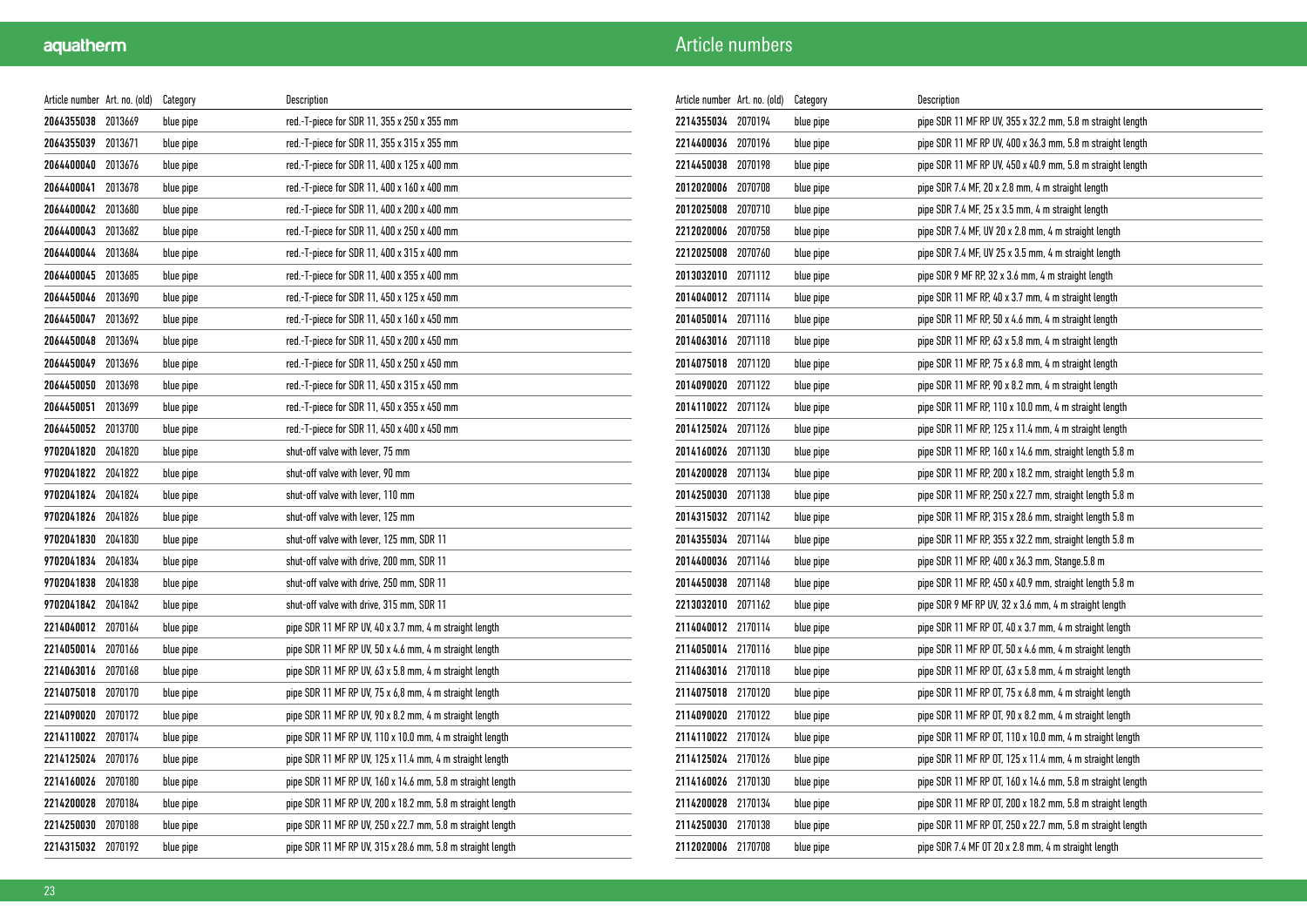# Article numbers

| Article number | Art. no. (old) | Category | Description |
|---|---|---|---|
| **2064355038** | 2013669 | blue pipe | red.-T-piece for SDR 11, 355 x 250 x 355 mm |
| **2064355039** | 2013671 | blue pipe | red.-T-piece for SDR 11, 355 x 315 x 355 mm |
| **2064400040** | 2013676 | blue pipe | red.-T-piece for SDR 11, 400 x 125 x 400 mm |
| **2064400041** | 2013678 | blue pipe | red.-T-piece for SDR 11, 400 x 160 x 400 mm |
| **2064400042** | 2013680 | blue pipe | red.-T-piece for SDR 11, 400 x 200 x 400 mm |
| **2064400043** | 2013682 | blue pipe | red.-T-piece for SDR 11, 400 x 250 x 400 mm |
| **2064400044** | 2013684 | blue pipe | red.-T-piece for SDR 11, 400 x 315 x 400 mm |
| **2064400045** | 2013685 | blue pipe | red.-T-piece for SDR 11, 400 x 355 x 400 mm |
| **2064450046** | 2013690 | blue pipe | red.-T-piece for SDR 11, 450 x 125 x 450 mm |
| **2064450047** | 2013692 | blue pipe | red.-T-piece for SDR 11, 450 x 160 x 450 mm |
| **2064450048** | 2013694 | blue pipe | red.-T-piece for SDR 11, 450 x 200 x 450 mm |
| **2064450049** | 2013696 | blue pipe | red.-T-piece for SDR 11, 450 x 250 x 450 mm |
| **2064450050** | 2013698 | blue pipe | red.-T-piece for SDR 11, 450 x 315 x 450 mm |
| **2064450051** | 2013699 | blue pipe | red.-T-piece for SDR 11, 450 x 355 x 450 mm |
| **2064450052** | 2013700 | blue pipe | red.-T-piece for SDR 11, 450 x 400 x 450 mm |
| **9702041820** | 2041820 | blue pipe | shut-off valve with lever, 75 mm |
| **9702041822** | 2041822 | blue pipe | shut-off valve with lever, 90 mm |
| **9702041824** | 2041824 | blue pipe | shut-off valve with lever, 110 mm |
| **9702041826** | 2041826 | blue pipe | shut-off valve with lever, 125 mm |
| **9702041830** | 2041830 | blue pipe | shut-off valve with lever, 125 mm, SDR 11 |
| **9702041834** | 2041834 | blue pipe | shut-off valve with drive, 200 mm, SDR 11 |
| **9702041838** | 2041838 | blue pipe | shut-off valve with drive, 250 mm, SDR 11 |
| **9702041842** | 2041842 | blue pipe | shut-off valve with drive, 315 mm, SDR 11 |
| **2214040012** | 2070164 | blue pipe | pipe SDR 11 MF RP UV, 40 x 3.7 mm, 4 m straight length |
| **2214050014** | 2070166 | blue pipe | pipe SDR 11 MF RP UV, 50 x 4.6 mm, 4 m straight length |
| **2214063016** | 2070168 | blue pipe | pipe SDR 11 MF RP UV, 63 x 5.8 mm, 4 m straight length |
| **2214075018** | 2070170 | blue pipe | pipe SDR 11 MF RP UV, 75 x 6,8 mm, 4 m straight length |
| **2214090020** | 2070172 | blue pipe | pipe SDR 11 MF RP UV, 90 x 8.2 mm, 4 m straight length |
| **2214110022** | 2070174 | blue pipe | pipe SDR 11 MF RP UV, 110 x 10.0 mm, 4 m straight length |
| **2214125024** | 2070176 | blue pipe | pipe SDR 11 MF RP UV, 125 x 11.4 mm, 4 m straight length |
| **2214160026** | 2070180 | blue pipe | pipe SDR 11 MF RP UV, 160 x 14.6 mm, 5.8 m straight length |
| **2214200028** | 2070184 | blue pipe | pipe SDR 11 MF RP UV, 200 x 18.2 mm, 5.8 m straight length |
| **2214250030** | 2070188 | blue pipe | pipe SDR 11 MF RP UV, 250 x 22.7 mm, 5.8 m straight length |
| **2214315032** | 2070192 | blue pipe | pipe SDR 11 MF RP UV, 315 x 28.6 mm, 5.8 m straight length |
| **2214355034** | 2070194 | blue pipe | pipe SDR 11 MF RP UV, 355 x 32.2 mm, 5.8 m straight length |
| **2214400036** | 2070196 | blue pipe | pipe SDR 11 MF RP UV, 400 x 36.3 mm, 5.8 m straight length |
| **2214450038** | 2070198 | blue pipe | pipe SDR 11 MF RP UV, 450 x 40.9 mm, 5.8 m straight length |
| **2012020006** | 2070708 | blue pipe | pipe SDR 7.4 MF, 20 x 2.8 mm, 4 m straight length |
| **2012025008** | 2070710 | blue pipe | pipe SDR 7.4 MF, 25 x 3.5 mm, 4 m straight length |
| **2212020006** | 2070758 | blue pipe | pipe SDR 7.4 MF, UV 20 x 2.8 mm, 4 m straight length |
| **2212025008** | 2070760 | blue pipe | pipe SDR 7.4 MF, UV 25 x 3.5 mm, 4 m straight length |
| **2013032010** | 2071112 | blue pipe | pipe SDR 9 MF RP, 32 x 3.6 mm, 4 m straight length |
| **2014040012** | 2071114 | blue pipe | pipe SDR 11 MF RP, 40 x 3.7 mm, 4 m straight length |
| **2014050014** | 2071116 | blue pipe | pipe SDR 11 MF RP, 50 x 4.6 mm, 4 m straight length |
| **2014063016** | 2071118 | blue pipe | pipe SDR 11 MF RP, 63 x 5.8 mm, 4 m straight length |
| **2014075018** | 2071120 | blue pipe | pipe SDR 11 MF RP, 75 x 6.8 mm, 4 m straight length |
| **2014090020** | 2071122 | blue pipe | pipe SDR 11 MF RP, 90 x 8.2 mm, 4 m straight length |
| **2014110022** | 2071124 | blue pipe | pipe SDR 11 MF RP, 110 x 10.0 mm, 4 m straight length |
| **2014125024** | 2071126 | blue pipe | pipe SDR 11 MF RP, 125 x 11.4 mm, 4 m straight length |
| **2014160026** | 2071130 | blue pipe | pipe SDR 11 MF RP, 160 x 14.6 mm, straight length 5.8 m |
| **2014200028** | 2071134 | blue pipe | pipe SDR 11 MF RP, 200 x 18.2 mm, straight length 5.8 m |
| **2014250030** | 2071138 | blue pipe | pipe SDR 11 MF RP, 250 x 22.7 mm, straight length 5.8 m |
| **2014315032** | 2071142 | blue pipe | pipe SDR 11 MF RP, 315 x 28.6 mm, straight length 5.8 m |
| **2014355034** | 2071144 | blue pipe | pipe SDR 11 MF RP, 355 x 32.2 mm, straight length 5.8 m |
| **2014400036** | 2071146 | blue pipe | pipe SDR 11 MF RP, 400 x 36.3 mm, Stange.5.8 m |
| **2014450038** | 2071148 | blue pipe | pipe SDR 11 MF RP, 450 x 40.9 mm, straight length 5.8 m |
| **2213032010** | 2071162 | blue pipe | pipe SDR 9 MF RP UV, 32 x 3.6 mm, 4 m straight length |
| **2114040012** | 2170114 | blue pipe | pipe SDR 11 MF RP OT, 40 x 3.7 mm, 4 m straight length |
| **2114050014** | 2170116 | blue pipe | pipe SDR 11 MF RP OT, 50 x 4.6 mm, 4 m straight length |
| **2114063016** | 2170118 | blue pipe | pipe SDR 11 MF RP OT, 63 x 5.8 mm, 4 m straight length |
| **2114075018** | 2170120 | blue pipe | pipe SDR 11 MF RP OT, 75 x 6.8 mm, 4 m straight length |
| **2114090020** | 2170122 | blue pipe | pipe SDR 11 MF RP OT, 90 x 8.2 mm, 4 m straight length |
| **2114110022** | 2170124 | blue pipe | pipe SDR 11 MF RP OT, 110 x 10.0 mm, 4 m straight length |
| **2114125024** | 2170126 | blue pipe | pipe SDR 11 MF RP OT, 125 x 11.4 mm, 4 m straight length |
| **2114160026** | 2170130 | blue pipe | pipe SDR 11 MF RP OT, 160 x 14.6 mm, 5.8 m straight length |
| **2114200028** | 2170134 | blue pipe | pipe SDR 11 MF RP OT, 200 x 18.2 mm, 5.8 m straight length |
| **2114250030** | 2170138 | blue pipe | pipe SDR 11 MF RP OT, 250 x 22.7 mm, 5.8 m straight length |
| **2112020006** | 2170708 | blue pipe | pipe SDR 7.4 MF OT 20 x 2.8 mm, 4 m straight length |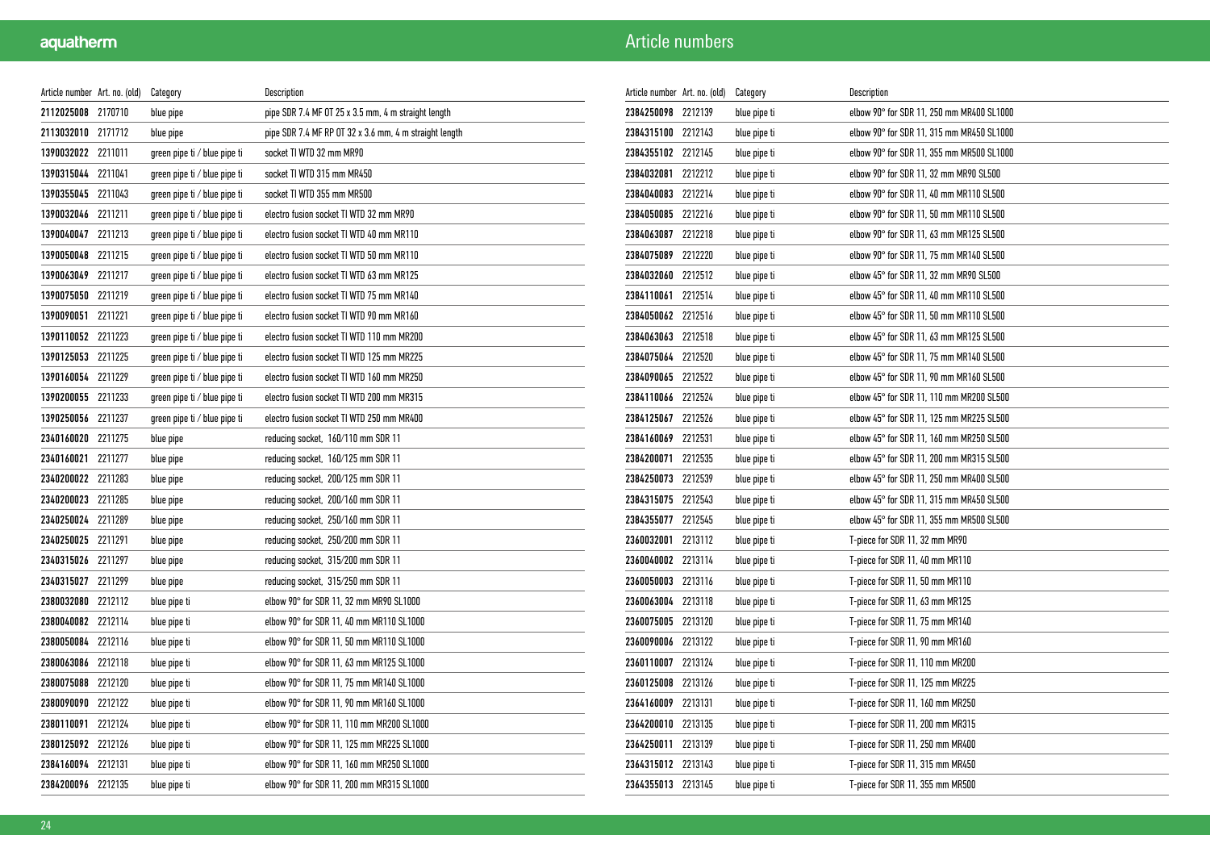## Article numbers

| Article number | Art. no. (old) | Category | Description |
|---|---|---|---|
| **2112025008** | 2170710 | blue pipe | pipe SDR 7.4 MF OT 25 x 3.5 mm, 4 m straight length |
| **2113032010** | 2171712 | blue pipe | pipe SDR 7.4 MF RP OT 32 x 3.6 mm, 4 m straight length |
| **1390032022** | 2211011 | green pipe ti / blue pipe ti | socket TI WTD 32 mm MR90 |
| **1390315044** | 2211041 | green pipe ti / blue pipe ti | socket TI WTD 315 mm MR450 |
| **1390355045** | 2211043 | green pipe ti / blue pipe ti | socket TI WTD 355 mm MR500 |
| **1390032046** | 2211211 | green pipe ti / blue pipe ti | electro fusion socket TI WTD 32 mm MR90 |
| **1390040047** | 2211213 | green pipe ti / blue pipe ti | electro fusion socket TI WTD 40 mm MR110 |
| **1390050048** | 2211215 | green pipe ti / blue pipe ti | electro fusion socket TI WTD 50 mm MR110 |
| **1390063049** | 2211217 | green pipe ti / blue pipe ti | electro fusion socket TI WTD 63 mm MR125 |
| **1390075050** | 2211219 | green pipe ti / blue pipe ti | electro fusion socket TI WTD 75 mm MR140 |
| **1390090051** | 2211221 | green pipe ti / blue pipe ti | electro fusion socket TI WTD 90 mm MR160 |
| **1390110052** | 2211223 | green pipe ti / blue pipe ti | electro fusion socket TI WTD 110 mm MR200 |
| **1390125053** | 2211225 | green pipe ti / blue pipe ti | electro fusion socket TI WTD 125 mm MR225 |
| **1390160054** | 2211229 | green pipe ti / blue pipe ti | electro fusion socket TI WTD 160 mm MR250 |
| **1390200055** | 2211233 | green pipe ti / blue pipe ti | electro fusion socket TI WTD 200 mm MR315 |
| **1390250056** | 2211237 | green pipe ti / blue pipe ti | electro fusion socket TI WTD 250 mm MR400 |
| **2340160020** | 2211275 | blue pipe | reducing socket, 160/110 mm SDR 11 |
| **2340160021** | 2211277 | blue pipe | reducing socket, 160/125 mm SDR 11 |
| **2340200022** | 2211283 | blue pipe | reducing socket, 200/125 mm SDR 11 |
| **2340200023** | 2211285 | blue pipe | reducing socket, 200/160 mm SDR 11 |
| **2340250024** | 2211289 | blue pipe | reducing socket, 250/160 mm SDR 11 |
| **2340250025** | 2211291 | blue pipe | reducing socket, 250/200 mm SDR 11 |
| **2340315026** | 2211297 | blue pipe | reducing socket, 315/200 mm SDR 11 |
| **2340315027** | 2211299 | blue pipe | reducing socket, 315/250 mm SDR 11 |
| **2380032080** | 2212112 | blue pipe ti | elbow 90° for SDR 11, 32 mm MR90 SL1000 |
| **2380040082** | 2212114 | blue pipe ti | elbow 90° for SDR 11, 40 mm MR110 SL1000 |
| **2380050084** | 2212116 | blue pipe ti | elbow 90° for SDR 11, 50 mm MR110 SL1000 |
| **2380063086** | 2212118 | blue pipe ti | elbow 90° for SDR 11, 63 mm MR125 SL1000 |
| **2380075088** | 2212120 | blue pipe ti | elbow 90° for SDR 11, 75 mm MR140 SL1000 |
| **2380090090** | 2212122 | blue pipe ti | elbow 90° for SDR 11, 90 mm MR160 SL1000 |
| **2380110091** | 2212124 | blue pipe ti | elbow 90° for SDR 11, 110 mm MR200 SL1000 |
| **2380125092** | 2212126 | blue pipe ti | elbow 90° for SDR 11, 125 mm MR225 SL1000 |
| **2384160094** | 2212131 | blue pipe ti | elbow 90° for SDR 11, 160 mm MR250 SL1000 |
| **2384200096** | 2212135 | blue pipe ti | elbow 90° for SDR 11, 200 mm MR315 SL1000 |
| **2384250098** | 2212139 | blue pipe ti | elbow 90° for SDR 11, 250 mm MR400 SL1000 |
| **2384315100** | 2212143 | blue pipe ti | elbow 90° for SDR 11, 315 mm MR450 SL1000 |
| **2384355102** | 2212145 | blue pipe ti | elbow 90° for SDR 11, 355 mm MR500 SL1000 |
| **2384032081** | 2212212 | blue pipe ti | elbow 90° for SDR 11, 32 mm MR90 SL500 |
| **2384040083** | 2212214 | blue pipe ti | elbow 90° for SDR 11, 40 mm MR110 SL500 |
| **2384050085** | 2212216 | blue pipe ti | elbow 90° for SDR 11, 50 mm MR110 SL500 |
| **2384063087** | 2212218 | blue pipe ti | elbow 90° for SDR 11, 63 mm MR125 SL500 |
| **2384075089** | 2212220 | blue pipe ti | elbow 90° for SDR 11, 75 mm MR140 SL500 |
| **2384032060** | 2212512 | blue pipe ti | elbow 45° for SDR 11, 32 mm MR90 SL500 |
| **2384110061** | 2212514 | blue pipe ti | elbow 45° for SDR 11, 40 mm MR110 SL500 |
| **2384050062** | 2212516 | blue pipe ti | elbow 45° for SDR 11, 50 mm MR110 SL500 |
| **2384063063** | 2212518 | blue pipe ti | elbow 45° for SDR 11, 63 mm MR125 SL500 |
| **2384075064** | 2212520 | blue pipe ti | elbow 45° for SDR 11, 75 mm MR140 SL500 |
| **2384090065** | 2212522 | blue pipe ti | elbow 45° for SDR 11, 90 mm MR160 SL500 |
| **2384110066** | 2212524 | blue pipe ti | elbow 45° for SDR 11, 110 mm MR200 SL500 |
| **2384125067** | 2212526 | blue pipe ti | elbow 45° for SDR 11, 125 mm MR225 SL500 |
| **2384160069** | 2212531 | blue pipe ti | elbow 45° for SDR 11, 160 mm MR250 SL500 |
| **2384200071** | 2212535 | blue pipe ti | elbow 45° for SDR 11, 200 mm MR315 SL500 |
| **2384250073** | 2212539 | blue pipe ti | elbow 45° for SDR 11, 250 mm MR400 SL500 |
| **2384315075** | 2212543 | blue pipe ti | elbow 45° for SDR 11, 315 mm MR450 SL500 |
| **2384355077** | 2212545 | blue pipe ti | elbow 45° for SDR 11, 355 mm MR500 SL500 |
| **2360032001** | 2213112 | blue pipe ti | T-piece for SDR 11, 32 mm MR90 |
| **2360040002** | 2213114 | blue pipe ti | T-piece for SDR 11, 40 mm MR110 |
| **2360050003** | 2213116 | blue pipe ti | T-piece for SDR 11, 50 mm MR110 |
| **2360063004** | 2213118 | blue pipe ti | T-piece for SDR 11, 63 mm MR125 |
| **2360075005** | 2213120 | blue pipe ti | T-piece for SDR 11, 75 mm MR140 |
| **2360090006** | 2213122 | blue pipe ti | T-piece for SDR 11, 90 mm MR160 |
| **2360110007** | 2213124 | blue pipe ti | T-piece for SDR 11, 110 mm MR200 |
| **2360125008** | 2213126 | blue pipe ti | T-piece for SDR 11, 125 mm MR225 |
| **2364160009** | 2213131 | blue pipe ti | T-piece for SDR 11, 160 mm MR250 |
| **2364200010** | 2213135 | blue pipe ti | T-piece for SDR 11, 200 mm MR315 |
| **2364250011** | 2213139 | blue pipe ti | T-piece for SDR 11, 250 mm MR400 |
| **2364315012** | 2213143 | blue pipe ti | T-piece for SDR 11, 315 mm MR450 |
| **2364355013** | 2213145 | blue pipe ti | T-piece for SDR 11, 355 mm MR500 |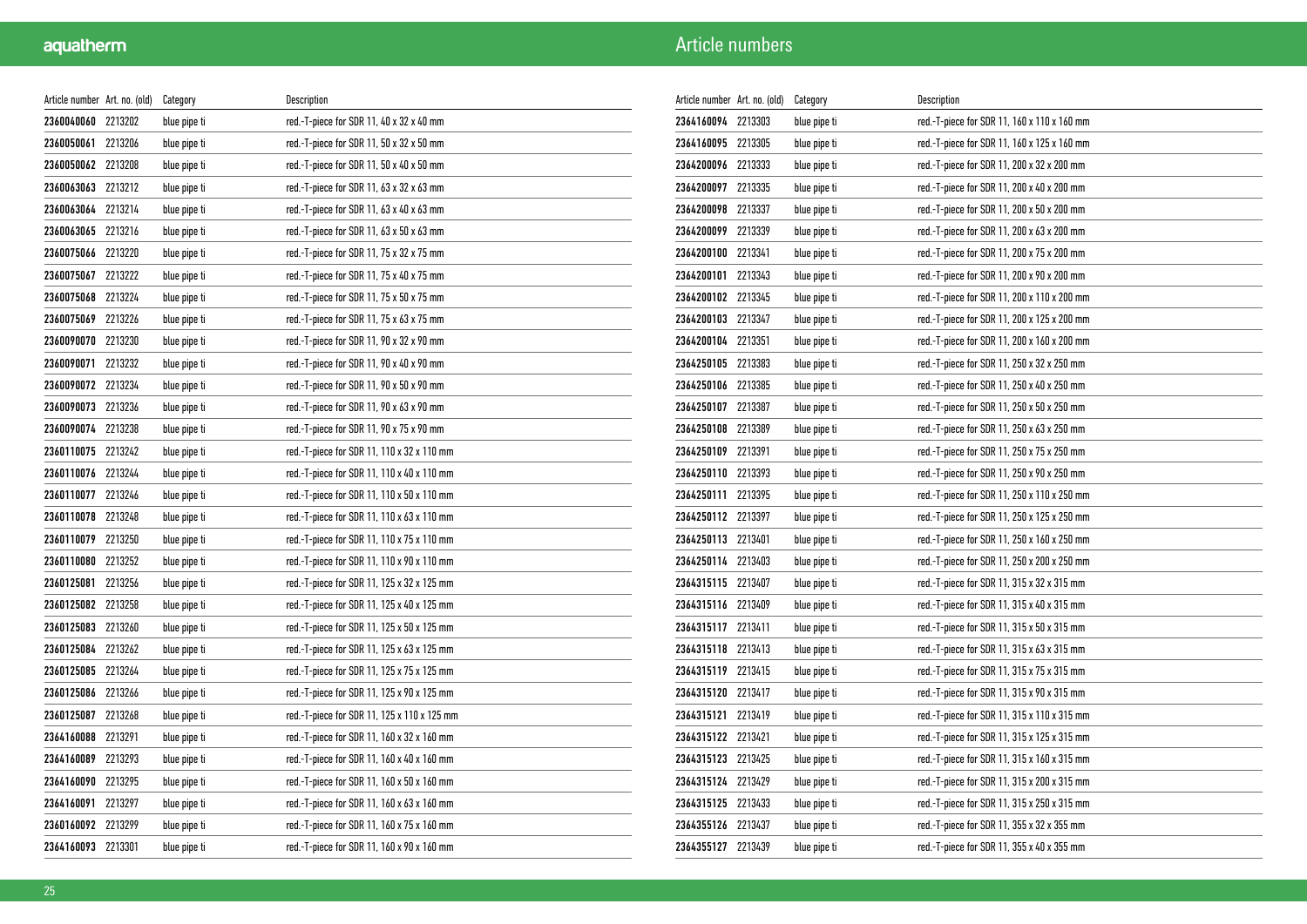# Article numbers

| Article number | Art. no. (old) | Category | Description |
|---|---|---|---|
| **2360040060** | 2213202 | blue pipe ti | red.-T-piece for SDR 11, 40 x 32 x 40 mm |
| **2360050061** | 2213206 | blue pipe ti | red.-T-piece for SDR 11, 50 x 32 x 50 mm |
| **2360050062** | 2213208 | blue pipe ti | red.-T-piece for SDR 11, 50 x 40 x 50 mm |
| **2360063063** | 2213212 | blue pipe ti | red.-T-piece for SDR 11, 63 x 32 x 63 mm |
| **2360063064** | 2213214 | blue pipe ti | red.-T-piece for SDR 11, 63 x 40 x 63 mm |
| **2360063065** | 2213216 | blue pipe ti | red.-T-piece for SDR 11, 63 x 50 x 63 mm |
| **2360075066** | 2213220 | blue pipe ti | red.-T-piece for SDR 11, 75 x 32 x 75 mm |
| **2360075067** | 2213222 | blue pipe ti | red.-T-piece for SDR 11, 75 x 40 x 75 mm |
| **2360075068** | 2213224 | blue pipe ti | red.-T-piece for SDR 11, 75 x 50 x 75 mm |
| **2360075069** | 2213226 | blue pipe ti | red.-T-piece for SDR 11, 75 x 63 x 75 mm |
| **2360090070** | 2213230 | blue pipe ti | red.-T-piece for SDR 11, 90 x 32 x 90 mm |
| **2360090071** | 2213232 | blue pipe ti | red.-T-piece for SDR 11, 90 x 40 x 90 mm |
| **2360090072** | 2213234 | blue pipe ti | red.-T-piece for SDR 11, 90 x 50 x 90 mm |
| **2360090073** | 2213236 | blue pipe ti | red.-T-piece for SDR 11, 90 x 63 x 90 mm |
| **2360090074** | 2213238 | blue pipe ti | red.-T-piece for SDR 11, 90 x 75 x 90 mm |
| **2360110075** | 2213242 | blue pipe ti | red.-T-piece for SDR 11, 110 x 32 x 110 mm |
| **2360110076** | 2213244 | blue pipe ti | red.-T-piece for SDR 11, 110 x 40 x 110 mm |
| **2360110077** | 2213246 | blue pipe ti | red.-T-piece for SDR 11, 110 x 50 x 110 mm |
| **2360110078** | 2213248 | blue pipe ti | red.-T-piece for SDR 11, 110 x 63 x 110 mm |
| **2360110079** | 2213250 | blue pipe ti | red.-T-piece for SDR 11, 110 x 75 x 110 mm |
| **2360110080** | 2213252 | blue pipe ti | red.-T-piece for SDR 11, 110 x 90 x 110 mm |
| **2360125081** | 2213256 | blue pipe ti | red.-T-piece for SDR 11, 125 x 32 x 125 mm |
| **2360125082** | 2213258 | blue pipe ti | red.-T-piece for SDR 11, 125 x 40 x 125 mm |
| **2360125083** | 2213260 | blue pipe ti | red.-T-piece for SDR 11, 125 x 50 x 125 mm |
| **2360125084** | 2213262 | blue pipe ti | red.-T-piece for SDR 11, 125 x 63 x 125 mm |
| **2360125085** | 2213264 | blue pipe ti | red.-T-piece for SDR 11, 125 x 75 x 125 mm |
| **2360125086** | 2213266 | blue pipe ti | red.-T-piece for SDR 11, 125 x 90 x 125 mm |
| **2360125087** | 2213268 | blue pipe ti | red.-T-piece for SDR 11, 125 x 110 x 125 mm |
| **2364160088** | 2213291 | blue pipe ti | red.-T-piece for SDR 11, 160 x 32 x 160 mm |
| **2364160089** | 2213293 | blue pipe ti | red.-T-piece for SDR 11, 160 x 40 x 160 mm |
| **2364160090** | 2213295 | blue pipe ti | red.-T-piece for SDR 11, 160 x 50 x 160 mm |
| **2364160091** | 2213297 | blue pipe ti | red.-T-piece for SDR 11, 160 x 63 x 160 mm |
| **2360160092** | 2213299 | blue pipe ti | red.-T-piece for SDR 11, 160 x 75 x 160 mm |
| **2364160093** | 2213301 | blue pipe ti | red.-T-piece for SDR 11, 160 x 90 x 160 mm |
| **2364160094** | 2213303 | blue pipe ti | red.-T-piece for SDR 11, 160 x 110 x 160 mm |
| **2364160095** | 2213305 | blue pipe ti | red.-T-piece for SDR 11, 160 x 125 x 160 mm |
| **2364200096** | 2213333 | blue pipe ti | red.-T-piece for SDR 11, 200 x 32 x 200 mm |
| **2364200097** | 2213335 | blue pipe ti | red.-T-piece for SDR 11, 200 x 40 x 200 mm |
| **2364200098** | 2213337 | blue pipe ti | red.-T-piece for SDR 11, 200 x 50 x 200 mm |
| **2364200099** | 2213339 | blue pipe ti | red.-T-piece for SDR 11, 200 x 63 x 200 mm |
| **2364200100** | 2213341 | blue pipe ti | red.-T-piece for SDR 11, 200 x 75 x 200 mm |
| **2364200101** | 2213343 | blue pipe ti | red.-T-piece for SDR 11, 200 x 90 x 200 mm |
| **2364200102** | 2213345 | blue pipe ti | red.-T-piece for SDR 11, 200 x 110 x 200 mm |
| **2364200103** | 2213347 | blue pipe ti | red.-T-piece for SDR 11, 200 x 125 x 200 mm |
| **2364200104** | 2213351 | blue pipe ti | red.-T-piece for SDR 11, 200 x 160 x 200 mm |
| **2364250105** | 2213383 | blue pipe ti | red.-T-piece for SDR 11, 250 x 32 x 250 mm |
| **2364250106** | 2213385 | blue pipe ti | red.-T-piece for SDR 11, 250 x 40 x 250 mm |
| **2364250107** | 2213387 | blue pipe ti | red.-T-piece for SDR 11, 250 x 50 x 250 mm |
| **2364250108** | 2213389 | blue pipe ti | red.-T-piece for SDR 11, 250 x 63 x 250 mm |
| **2364250109** | 2213391 | blue pipe ti | red.-T-piece for SDR 11, 250 x 75 x 250 mm |
| **2364250110** | 2213393 | blue pipe ti | red.-T-piece for SDR 11, 250 x 90 x 250 mm |
| **2364250111** | 2213395 | blue pipe ti | red.-T-piece for SDR 11, 250 x 110 x 250 mm |
| **2364250112** | 2213397 | blue pipe ti | red.-T-piece for SDR 11, 250 x 125 x 250 mm |
| **2364250113** | 2213401 | blue pipe ti | red.-T-piece for SDR 11, 250 x 160 x 250 mm |
| **2364250114** | 2213403 | blue pipe ti | red.-T-piece for SDR 11, 250 x 200 x 250 mm |
| **2364315115** | 2213407 | blue pipe ti | red.-T-piece for SDR 11, 315 x 32 x 315 mm |
| **2364315116** | 2213409 | blue pipe ti | red.-T-piece for SDR 11, 315 x 40 x 315 mm |
| **2364315117** | 2213411 | blue pipe ti | red.-T-piece for SDR 11, 315 x 50 x 315 mm |
| **2364315118** | 2213413 | blue pipe ti | red.-T-piece for SDR 11, 315 x 63 x 315 mm |
| **2364315119** | 2213415 | blue pipe ti | red.-T-piece for SDR 11, 315 x 75 x 315 mm |
| **2364315120** | 2213417 | blue pipe ti | red.-T-piece for SDR 11, 315 x 90 x 315 mm |
| **2364315121** | 2213419 | blue pipe ti | red.-T-piece for SDR 11, 315 x 110 x 315 mm |
| **2364315122** | 2213421 | blue pipe ti | red.-T-piece for SDR 11, 315 x 125 x 315 mm |
| **2364315123** | 2213425 | blue pipe ti | red.-T-piece for SDR 11, 315 x 160 x 315 mm |
| **2364315124** | 2213429 | blue pipe ti | red.-T-piece for SDR 11, 315 x 200 x 315 mm |
| **2364315125** | 2213433 | blue pipe ti | red.-T-piece for SDR 11, 315 x 250 x 315 mm |
| **2364355126** | 2213437 | blue pipe ti | red.-T-piece for SDR 11, 355 x 32 x 355 mm |
| **2364355127** | 2213439 | blue pipe ti | red.-T-piece for SDR 11, 355 x 40 x 355 mm |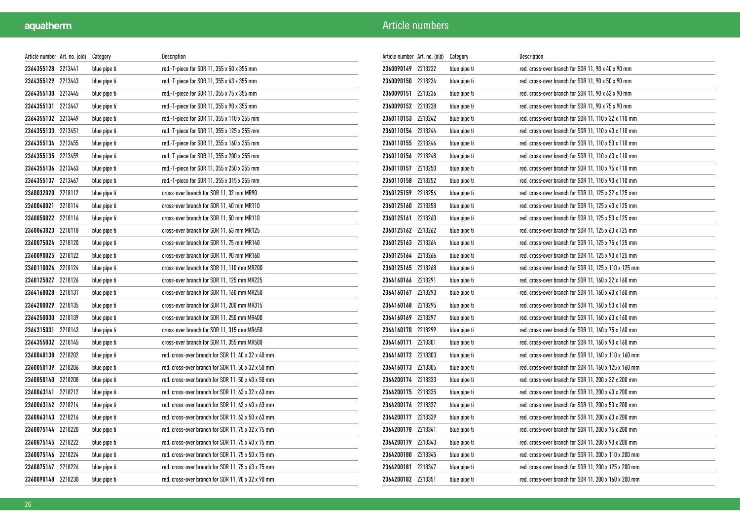# Article numbers

| Article number | Art. no. (old) | Category | Description |
|---|---|---|---|
| 2364355128 | 2213441 | blue pipe ti | red.-T-piece for SDR 11, 355 x 50 x 355 mm |
| 2364355129 | 2213443 | blue pipe ti | red.-T-piece for SDR 11, 355 x 63 x 355 mm |
| 2364355130 | 2213445 | blue pipe ti | red.-T-piece for SDR 11, 355 x 75 x 355 mm |
| 2364355131 | 2213447 | blue pipe ti | red.-T-piece for SDR 11, 355 x 90 x 355 mm |
| 2364355132 | 2213449 | blue pipe ti | red.-T-piece for SDR 11, 355 x 110 x 355 mm |
| 2364355133 | 2213451 | blue pipe ti | red.-T-piece for SDR 11, 355 x 125 x 355 mm |
| 2364355134 | 2213455 | blue pipe ti | red.-T-piece for SDR 11, 355 x 160 x 355 mm |
| 2364355135 | 2213459 | blue pipe ti | red.-T-piece for SDR 11, 355 x 200 x 355 mm |
| 2364355136 | 2213463 | blue pipe ti | red.-T-piece for SDR 11, 355 x 250 x 355 mm |
| 2364355137 | 2213467 | blue pipe ti | red.-T-piece for SDR 11, 355 x 315 x 355 mm |
| 2360032020 | 2218112 | blue pipe ti | cross-over branch for SDR 11, 32 mm MR90 |
| 2360040021 | 2218114 | blue pipe ti | cross-over branch for SDR 11, 40 mm MR110 |
| 2360050022 | 2218116 | blue pipe ti | cross-over branch for SDR 11, 50 mm MR110 |
| 2360063023 | 2218118 | blue pipe ti | cross-over branch for SDR 11, 63 mm MR125 |
| 2360075024 | 2218120 | blue pipe ti | cross-over branch for SDR 11, 75 mm MR140 |
| 2360090025 | 2218122 | blue pipe ti | cross-over branch for SDR 11, 90 mm MR160 |
| 2360110026 | 2218124 | blue pipe ti | cross-over branch for SDR 11, 110 mm MR200 |
| 2360125027 | 2218126 | blue pipe ti | cross-over branch for SDR 11, 125 mm MR225 |
| 2364160028 | 2218131 | blue pipe ti | cross-over branch for SDR 11, 160 mm MR250 |
| 2364200029 | 2218135 | blue pipe ti | cross-over branch for SDR 11, 200 mm MR315 |
| 2364250030 | 2218139 | blue pipe ti | cross-over branch for SDR 11, 250 mm MR400 |
| 2364315031 | 2218143 | blue pipe ti | cross-over branch for SDR 11, 315 mm MR450 |
| 2364355032 | 2218145 | blue pipe ti | cross-over branch for SDR 11, 355 mm MR500 |
| 2360040138 | 2218202 | blue pipe ti | red. cross-over branch for SDR 11, 40 x 32 x 40 mm |
| 2360050139 | 2218206 | blue pipe ti | red. cross-over branch for SDR 11, 50 x 32 x 50 mm |
| 2360050140 | 2218208 | blue pipe ti | red. cross-over branch for SDR 11, 50 x 40 x 50 mm |
| 2360063141 | 2218212 | blue pipe ti | red. cross-over branch for SDR 11, 63 x 32 x 63 mm |
| 2360063142 | 2218214 | blue pipe ti | red. cross-over branch for SDR 11, 63 x 40 x 63 mm |
| 2360063143 | 2218216 | blue pipe ti | red. cross-over branch for SDR 11, 63 x 50 x 63 mm |
| 2360075144 | 2218220 | blue pipe ti | red. cross-over branch for SDR 11, 75 x 32 x 75 mm |
| 2360075145 | 2218222 | blue pipe ti | red. cross-over branch for SDR 11, 75 x 40 x 75 mm |
| 2360075146 | 2218224 | blue pipe ti | red. cross-over branch for SDR 11, 75 x 50 x 75 mm |
| 2360075147 | 2218226 | blue pipe ti | red. cross-over branch for SDR 11, 75 x 63 x 75 mm |
| 2360090148 | 2218230 | blue pipe ti | red. cross-over branch for SDR 11, 90 x 32 x 90 mm |
| 2360090149 | 2218232 | blue pipe ti | red. cross-over branch for SDR 11, 90 x 40 x 90 mm |
| 2360090150 | 2218234 | blue pipe ti | red. cross-over branch for SDR 11, 90 x 50 x 90 mm |
| 2360090151 | 2218236 | blue pipe ti | red. cross-over branch for SDR 11, 90 x 63 x 90 mm |
| 2360090152 | 2218238 | blue pipe ti | red. cross-over branch for SDR 11, 90 x 75 x 90 mm |
| 2360110153 | 2218242 | blue pipe ti | red. cross-over branch for SDR 11, 110 x 32 x 110 mm |
| 2360110154 | 2218244 | blue pipe ti | red. cross-over branch for SDR 11, 110 x 40 x 110 mm |
| 2360110155 | 2218246 | blue pipe ti | red. cross-over branch for SDR 11, 110 x 50 x 110 mm |
| 2360110156 | 2218248 | blue pipe ti | red. cross-over branch for SDR 11, 110 x 63 x 110 mm |
| 2360110157 | 2218250 | blue pipe ti | red. cross-over branch for SDR 11, 110 x 75 x 110 mm |
| 2360110158 | 2218252 | blue pipe ti | red. cross-over branch for SDR 11, 110 x 90 x 110 mm |
| 2360125159 | 2218256 | blue pipe ti | red. cross-over branch for SDR 11, 125 x 32 x 125 mm |
| 2360125160 | 2218258 | blue pipe ti | red. cross-over branch for SDR 11, 125 x 40 x 125 mm |
| 2360125161 | 2218260 | blue pipe ti | red. cross-over branch for SDR 11, 125 x 50 x 125 mm |
| 2360125162 | 2218262 | blue pipe ti | red. cross-over branch for SDR 11, 125 x 63 x 125 mm |
| 2360125163 | 2218264 | blue pipe ti | red. cross-over branch for SDR 11, 125 x 75 x 125 mm |
| 2360125164 | 2218266 | blue pipe ti | red. cross-over branch for SDR 11, 125 x 90 x 125 mm |
| 2360125165 | 2218268 | blue pipe ti | red. cross-over branch for SDR 11, 125 x 110 x 125 mm |
| 2364160166 | 2218291 | blue pipe ti | red. cross-over branch for SDR 11, 160 x 32 x 160 mm |
| 2364160167 | 2218293 | blue pipe ti | red. cross-over branch for SDR 11, 160 x 40 x 160 mm |
| 2364160168 | 2218295 | blue pipe ti | red. cross-over branch for SDR 11, 160 x 50 x 160 mm |
| 2364160169 | 2218297 | blue pipe ti | red. cross-over branch for SDR 11, 160 x 63 x 160 mm |
| 2364160170 | 2218299 | blue pipe ti | red. cross-over branch for SDR 11, 160 x 75 x 160 mm |
| 2364160171 | 2218301 | blue pipe ti | red. cross-over branch for SDR 11, 160 x 90 x 160 mm |
| 2364160172 | 2218303 | blue pipe ti | red. cross-over branch for SDR 11, 160 x 110 x 160 mm |
| 2364160173 | 2218305 | blue pipe ti | red. cross-over branch for SDR 11, 160 x 125 x 160 mm |
| 2364200174 | 2218333 | blue pipe ti | red. cross-over branch for SDR 11, 200 x 32 x 200 mm |
| 2364200175 | 2218335 | blue pipe ti | red. cross-over branch for SDR 11, 200 x 40 x 200 mm |
| 2364200176 | 2218337 | blue pipe ti | red. cross-over branch for SDR 11, 200 x 50 x 200 mm |
| 2364200177 | 2218339 | blue pipe ti | red. cross-over branch for SDR 11, 200 x 63 x 200 mm |
| 2364200178 | 2218341 | blue pipe ti | red. cross-over branch for SDR 11, 200 x 75 x 200 mm |
| 2364200179 | 2218343 | blue pipe ti | red. cross-over branch for SDR 11, 200 x 90 x 200 mm |
| 2364200180 | 2218345 | blue pipe ti | red. cross-over branch for SDR 11, 200 x 110 x 200 mm |
| 2364200181 | 2218347 | blue pipe ti | red. cross-over branch for SDR 11, 200 x 125 x 200 mm |
| 2364200182 | 2218351 | blue pipe ti | red. cross-over branch for SDR 11, 200 x 160 x 200 mm |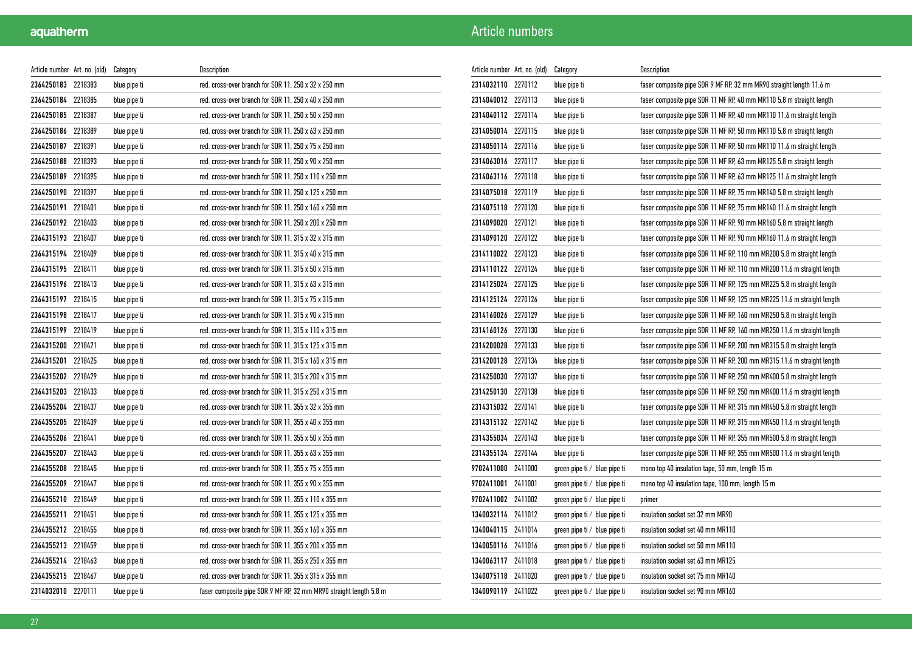# Article numbers

| Article number | Art. no. (old) | Category | Description |
|---|---|---|---|
| **2364250183** | 2218383 | blue pipe ti | red. cross-over branch for SDR 11, 250 x 32 x 250 mm |
| **2364250184** | 2218385 | blue pipe ti | red. cross-over branch for SDR 11, 250 x 40 x 250 mm |
| **2364250185** | 2218387 | blue pipe ti | red. cross-over branch for SDR 11, 250 x 50 x 250 mm |
| **2364250186** | 2218389 | blue pipe ti | red. cross-over branch for SDR 11, 250 x 63 x 250 mm |
| **2364250187** | 2218391 | blue pipe ti | red. cross-over branch for SDR 11, 250 x 75 x 250 mm |
| **2364250188** | 2218393 | blue pipe ti | red. cross-over branch for SDR 11, 250 x 90 x 250 mm |
| **2364250189** | 2218395 | blue pipe ti | red. cross-over branch for SDR 11, 250 x 110 x 250 mm |
| **2364250190** | 2218397 | blue pipe ti | red. cross-over branch for SDR 11, 250 x 125 x 250 mm |
| **2364250191** | 2218401 | blue pipe ti | red. cross-over branch for SDR 11, 250 x 160 x 250 mm |
| **2364250192** | 2218403 | blue pipe ti | red. cross-over branch for SDR 11, 250 x 200 x 250 mm |
| **2364315193** | 2218407 | blue pipe ti | red. cross-over branch for SDR 11, 315 x 32 x 315 mm |
| **2364315194** | 2218409 | blue pipe ti | red. cross-over branch for SDR 11, 315 x 40 x 315 mm |
| **2364315195** | 2218411 | blue pipe ti | red. cross-over branch for SDR 11, 315 x 50 x 315 mm |
| **2364315196** | 2218413 | blue pipe ti | red. cross-over branch for SDR 11, 315 x 63 x 315 mm |
| **2364315197** | 2218415 | blue pipe ti | red. cross-over branch for SDR 11, 315 x 75 x 315 mm |
| **2364315198** | 2218417 | blue pipe ti | red. cross-over branch for SDR 11, 315 x 90 x 315 mm |
| **2364315199** | 2218419 | blue pipe ti | red. cross-over branch for SDR 11, 315 x 110 x 315 mm |
| **2364315200** | 2218421 | blue pipe ti | red. cross-over branch for SDR 11, 315 x 125 x 315 mm |
| **2364315201** | 2218425 | blue pipe ti | red. cross-over branch for SDR 11, 315 x 160 x 315 mm |
| **2364315202** | 2218429 | blue pipe ti | red. cross-over branch for SDR 11, 315 x 200 x 315 mm |
| **2364315203** | 2218433 | blue pipe ti | red. cross-over branch for SDR 11, 315 x 250 x 315 mm |
| **2364355204** | 2218437 | blue pipe ti | red. cross-over branch for SDR 11, 355 x 32 x 355 mm |
| **2364355205** | 2218439 | blue pipe ti | red. cross-over branch for SDR 11, 355 x 40 x 355 mm |
| **2364355206** | 2218441 | blue pipe ti | red. cross-over branch for SDR 11, 355 x 50 x 355 mm |
| **2364355207** | 2218443 | blue pipe ti | red. cross-over branch for SDR 11, 355 x 63 x 355 mm |
| **2364355208** | 2218445 | blue pipe ti | red. cross-over branch for SDR 11, 355 x 75 x 355 mm |
| **2364355209** | 2218447 | blue pipe ti | red. cross-over branch for SDR 11, 355 x 90 x 355 mm |
| **2364355210** | 2218449 | blue pipe ti | red. cross-over branch for SDR 11, 355 x 110 x 355 mm |
| **2364355211** | 2218451 | blue pipe ti | red. cross-over branch for SDR 11, 355 x 125 x 355 mm |
| **2364355212** | 2218455 | blue pipe ti | red. cross-over branch for SDR 11, 355 x 160 x 355 mm |
| **2364355213** | 2218459 | blue pipe ti | red. cross-over branch for SDR 11, 355 x 200 x 355 mm |
| **2364355214** | 2218463 | blue pipe ti | red. cross-over branch for SDR 11, 355 x 250 x 355 mm |
| **2364355215** | 2218467 | blue pipe ti | red. cross-over branch for SDR 11, 355 x 315 x 355 mm |
| **2314032010** | 2270111 | blue pipe ti | faser composite pipe SDR 9 MF RP, 32 mm MR90 straight length 5.8 m |
| **2314032110** | 2270112 | blue pipe ti | faser composite pipe SDR 9 MF RP, 32 mm MR90 straight length 11.6 m |
| **2314040012** | 2270113 | blue pipe ti | faser composite pipe SDR 11 MF RP, 40 mm MR110 5.8 m straight length |
| **2314040112** | 2270114 | blue pipe ti | faser composite pipe SDR 11 MF RP, 40 mm MR110 11.6 m straight length |
| **2314050014** | 2270115 | blue pipe ti | faser composite pipe SDR 11 MF RP, 50 mm MR110 5.8 m straight length |
| **2314050114** | 2270116 | blue pipe ti | faser composite pipe SDR 11 MF RP, 50 mm MR110 11.6 m straight length |
| **2314063016** | 2270117 | blue pipe ti | faser composite pipe SDR 11 MF RP, 63 mm MR125 5.8 m straight length |
| **2314063116** | 2270118 | blue pipe ti | faser composite pipe SDR 11 MF RP, 63 mm MR125 11.6 m straight length |
| **2314075018** | 2270119 | blue pipe ti | faser composite pipe SDR 11 MF RP, 75 mm MR140 5.8 m straight length |
| **2314075118** | 2270120 | blue pipe ti | faser composite pipe SDR 11 MF RP, 75 mm MR140 11.6 m straight length |
| **2314090020** | 2270121 | blue pipe ti | faser composite pipe SDR 11 MF RP, 90 mm MR160 5.8 m straight length |
| **2314090120** | 2270122 | blue pipe ti | faser composite pipe SDR 11 MF RP, 90 mm MR160 11.6 m straight length |
| **2314110022** | 2270123 | blue pipe ti | faser composite pipe SDR 11 MF RP, 110 mm MR200 5.8 m straight length |
| **2314110122** | 2270124 | blue pipe ti | faser composite pipe SDR 11 MF RP, 110 mm MR200 11.6 m straight length |
| **2314125024** | 2270125 | blue pipe ti | faser composite pipe SDR 11 MF RP, 125 mm MR225 5.8 m straight length |
| **2314125124** | 2270126 | blue pipe ti | faser composite pipe SDR 11 MF RP, 125 mm MR225 11.6 m straight length |
| **2314160026** | 2270129 | blue pipe ti | faser composite pipe SDR 11 MF RP, 160 mm MR250 5.8 m straight length |
| **2314160126** | 2270130 | blue pipe ti | faser composite pipe SDR 11 MF RP, 160 mm MR250 11.6 m straight length |
| **2314200028** | 2270133 | blue pipe ti | faser composite pipe SDR 11 MF RP, 200 mm MR315 5.8 m straight length |
| **2314200128** | 2270134 | blue pipe ti | faser composite pipe SDR 11 MF RP, 200 mm MR315 11.6 m straight length |
| **2314250030** | 2270137 | blue pipe ti | faser composite pipe SDR 11 MF RP, 250 mm MR400 5.8 m straight length |
| **2314250130** | 2270138 | blue pipe ti | faser composite pipe SDR 11 MF RP, 250 mm MR400 11.6 m straight length |
| **2314315032** | 2270141 | blue pipe ti | faser composite pipe SDR 11 MF RP, 315 mm MR450 5.8 m straight length |
| **2314315132** | 2270142 | blue pipe ti | faser composite pipe SDR 11 MF RP, 315 mm MR450 11.6 m straight length |
| **2314355034** | 2270143 | blue pipe ti | faser composite pipe SDR 11 MF RP, 355 mm MR500 5.8 m straight length |
| **2314355134** | 2270144 | blue pipe ti | faser composite pipe SDR 11 MF RP, 355 mm MR500 11.6 m straight length |
| **9702411000** | 2411000 | green pipe ti / blue pipe ti | mono top 40 insulation tape, 50 mm, length 15 m |
| **9702411001** | 2411001 | green pipe ti / blue pipe ti | mono top 40 insulation tape, 100 mm, length 15 m |
| **9702411002** | 2411002 | green pipe ti / blue pipe ti | primer |
| **1340032114** | 2411012 | green pipe ti / blue pipe ti | insulation socket set 32 mm MR90 |
| **1340040115** | 2411014 | green pipe ti / blue pipe ti | insulation socket set 40 mm MR110 |
| **1340050116** | 2411016 | green pipe ti / blue pipe ti | insulation socket set 50 mm MR110 |
| **1340063117** | 2411018 | green pipe ti / blue pipe ti | insulation socket set 63 mm MR125 |
| **1340075118** | 2411020 | green pipe ti / blue pipe ti | insulation socket set 75 mm MR140 |
| **1340090119** | 2411022 | green pipe ti / blue pipe ti | insulation socket set 90 mm MR160 |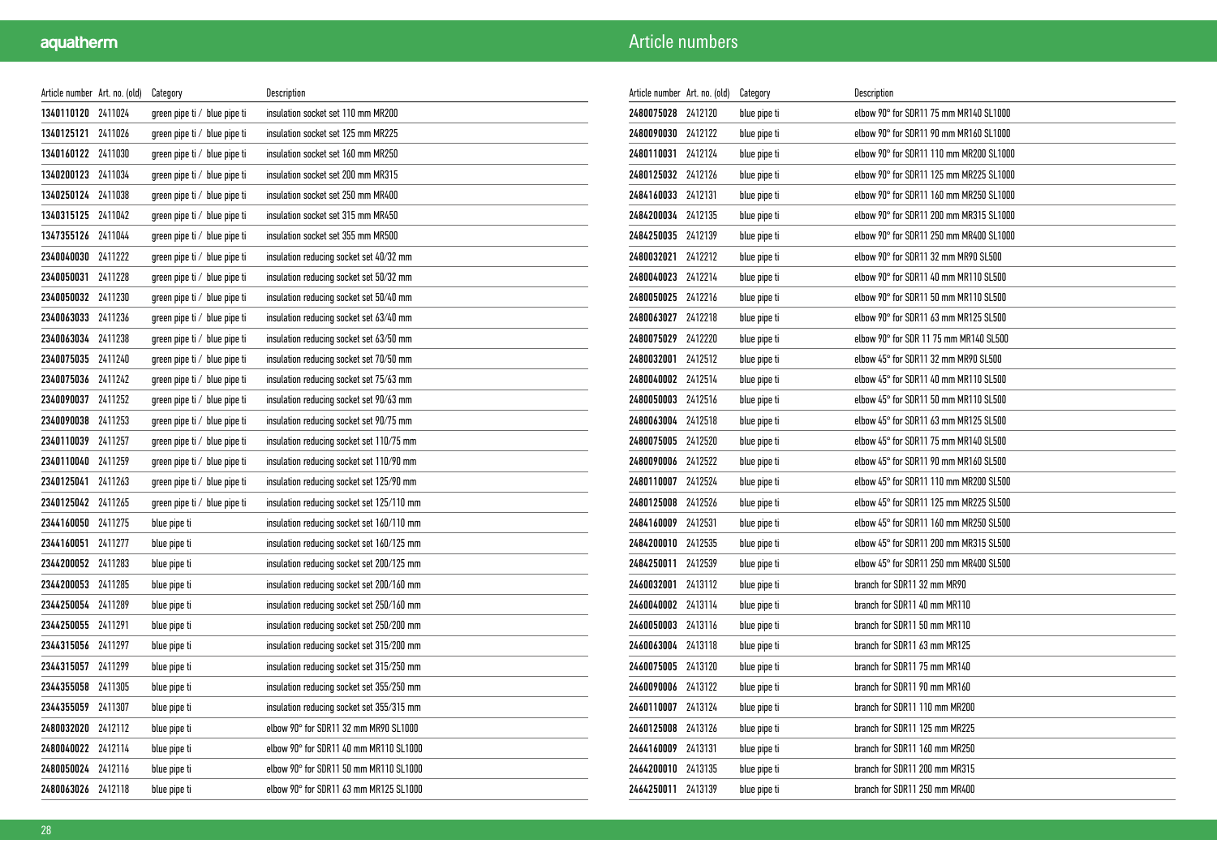# Article numbers

| Article number | Art. no. (old) | Category | Description |
|---|---|---|---|
| **1340110120** | 2411024 | green pipe ti / blue pipe ti | insulation socket set 110 mm MR200 |
| **1340125121** | 2411026 | green pipe ti / blue pipe ti | insulation socket set 125 mm MR225 |
| **1340160122** | 2411030 | green pipe ti / blue pipe ti | insulation socket set 160 mm MR250 |
| **1340200123** | 2411034 | green pipe ti / blue pipe ti | insulation socket set 200 mm MR315 |
| **1340250124** | 2411038 | green pipe ti / blue pipe ti | insulation socket set 250 mm MR400 |
| **1340315125** | 2411042 | green pipe ti / blue pipe ti | insulation socket set 315 mm MR450 |
| **1347355126** | 2411044 | green pipe ti / blue pipe ti | insulation socket set 355 mm MR500 |
| **2340040030** | 2411222 | green pipe ti / blue pipe ti | insulation reducing socket set 40/32 mm |
| **2340050031** | 2411228 | green pipe ti / blue pipe ti | insulation reducing socket set 50/32 mm |
| **2340050032** | 2411230 | green pipe ti / blue pipe ti | insulation reducing socket set 50/40 mm |
| **2340063033** | 2411236 | green pipe ti / blue pipe ti | insulation reducing socket set 63/40 mm |
| **2340063034** | 2411238 | green pipe ti / blue pipe ti | insulation reducing socket set 63/50 mm |
| **2340075035** | 2411240 | green pipe ti / blue pipe ti | insulation reducing socket set 70/50 mm |
| **2340075036** | 2411242 | green pipe ti / blue pipe ti | insulation reducing socket set 75/63 mm |
| **2340090037** | 2411252 | green pipe ti / blue pipe ti | insulation reducing socket set 90/63 mm |
| **2340090038** | 2411253 | green pipe ti / blue pipe ti | insulation reducing socket set 90/75 mm |
| **2340110039** | 2411257 | green pipe ti / blue pipe ti | insulation reducing socket set 110/75 mm |
| **2340110040** | 2411259 | green pipe ti / blue pipe ti | insulation reducing socket set 110/90 mm |
| **2340125041** | 2411263 | green pipe ti / blue pipe ti | insulation reducing socket set 125/90 mm |
| **2340125042** | 2411265 | green pipe ti / blue pipe ti | insulation reducing socket set 125/110 mm |
| **2344160050** | 2411275 | blue pipe ti | insulation reducing socket set 160/110 mm |
| **2344160051** | 2411277 | blue pipe ti | insulation reducing socket set 160/125 mm |
| **2344200052** | 2411283 | blue pipe ti | insulation reducing socket set 200/125 mm |
| **2344200053** | 2411285 | blue pipe ti | insulation reducing socket set 200/160 mm |
| **2344250054** | 2411289 | blue pipe ti | insulation reducing socket set 250/160 mm |
| **2344250055** | 2411291 | blue pipe ti | insulation reducing socket set 250/200 mm |
| **2344315056** | 2411297 | blue pipe ti | insulation reducing socket set 315/200 mm |
| **2344315057** | 2411299 | blue pipe ti | insulation reducing socket set 315/250 mm |
| **2344355058** | 2411305 | blue pipe ti | insulation reducing socket set 355/250 mm |
| **2344355059** | 2411307 | blue pipe ti | insulation reducing socket set 355/315 mm |
| **2480032020** | 2412112 | blue pipe ti | elbow 90° for SDR11 32 mm MR90 SL1000 |
| **2480040022** | 2412114 | blue pipe ti | elbow 90° for SDR11 40 mm MR110 SL1000 |
| **2480050024** | 2412116 | blue pipe ti | elbow 90° for SDR11 50 mm MR110 SL1000 |
| **2480063026** | 2412118 | blue pipe ti | elbow 90° for SDR11 63 mm MR125 SL1000 |
| **2480075028** | 2412120 | blue pipe ti | elbow 90° for SDR11 75 mm MR140 SL1000 |
| **2480090030** | 2412122 | blue pipe ti | elbow 90° for SDR11 90 mm MR160 SL1000 |
| **2480110031** | 2412124 | blue pipe ti | elbow 90° for SDR11 110 mm MR200 SL1000 |
| **2480125032** | 2412126 | blue pipe ti | elbow 90° for SDR11 125 mm MR225 SL1000 |
| **2484160033** | 2412131 | blue pipe ti | elbow 90° for SDR11 160 mm MR250 SL1000 |
| **2484200034** | 2412135 | blue pipe ti | elbow 90° for SDR11 200 mm MR315 SL1000 |
| **2484250035** | 2412139 | blue pipe ti | elbow 90° for SDR11 250 mm MR400 SL1000 |
| **2480032021** | 2412212 | blue pipe ti | elbow 90° for SDR11 32 mm MR90 SL500 |
| **2480040023** | 2412214 | blue pipe ti | elbow 90° for SDR11 40 mm MR110 SL500 |
| **2480050025** | 2412216 | blue pipe ti | elbow 90° for SDR11 50 mm MR110 SL500 |
| **2480063027** | 2412218 | blue pipe ti | elbow 90° for SDR11 63 mm MR125 SL500 |
| **2480075029** | 2412220 | blue pipe ti | elbow 90° for SDR 11 75 mm MR140 SL500 |
| **2480032001** | 2412512 | blue pipe ti | elbow 45° for SDR11 32 mm MR90 SL500 |
| **2480040002** | 2412514 | blue pipe ti | elbow 45° for SDR11 40 mm MR110 SL500 |
| **2480050003** | 2412516 | blue pipe ti | elbow 45° for SDR11 50 mm MR110 SL500 |
| **2480063004** | 2412518 | blue pipe ti | elbow 45° for SDR11 63 mm MR125 SL500 |
| **2480075005** | 2412520 | blue pipe ti | elbow 45° for SDR11 75 mm MR140 SL500 |
| **2480090006** | 2412522 | blue pipe ti | elbow 45° for SDR11 90 mm MR160 SL500 |
| **2480110007** | 2412524 | blue pipe ti | elbow 45° for SDR11 110 mm MR200 SL500 |
| **2480125008** | 2412526 | blue pipe ti | elbow 45° for SDR11 125 mm MR225 SL500 |
| **2484160009** | 2412531 | blue pipe ti | elbow 45° for SDR11 160 mm MR250 SL500 |
| **2484200010** | 2412535 | blue pipe ti | elbow 45° for SDR11 200 mm MR315 SL500 |
| **2484250011** | 2412539 | blue pipe ti | elbow 45° for SDR11 250 mm MR400 SL500 |
| **2460032001** | 2413112 | blue pipe ti | branch for SDR11 32 mm MR90 |
| **2460040002** | 2413114 | blue pipe ti | branch for SDR11 40 mm MR110 |
| **2460050003** | 2413116 | blue pipe ti | branch for SDR11 50 mm MR110 |
| **2460063004** | 2413118 | blue pipe ti | branch for SDR11 63 mm MR125 |
| **2460075005** | 2413120 | blue pipe ti | branch for SDR11 75 mm MR140 |
| **2460090006** | 2413122 | blue pipe ti | branch for SDR11 90 mm MR160 |
| **2460110007** | 2413124 | blue pipe ti | branch for SDR11 110 mm MR200 |
| **2460125008** | 2413126 | blue pipe ti | branch for SDR11 125 mm MR225 |
| **2464160009** | 2413131 | blue pipe ti | branch for SDR11 160 mm MR250 |
| **2464200010** | 2413135 | blue pipe ti | branch for SDR11 200 mm MR315 |
| **2464250011** | 2413139 | blue pipe ti | branch for SDR11 250 mm MR400 |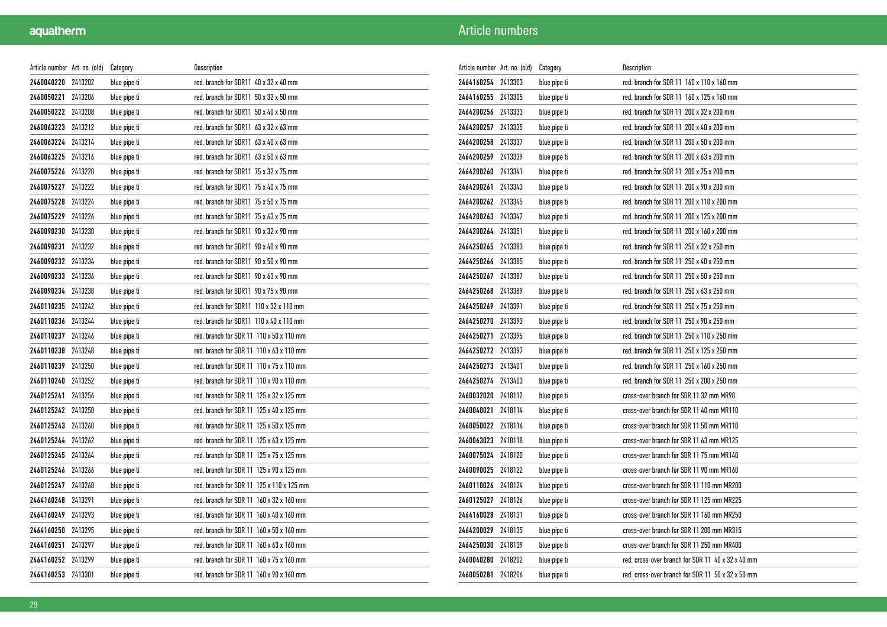## Article numbers

| Article number | Art. no. (old) | Category | Description |
|---|---|---|---|
| 2460040220 | 2413202 | blue pipe ti | red. branch for SDR11 40 x 32 x 40 mm |
| 2460050221 | 2413206 | blue pipe ti | red. branch for SDR11 50 x 32 x 50 mm |
| 2460050222 | 2413208 | blue pipe ti | red. branch for SDR11 50 x 40 x 50 mm |
| 2460063223 | 2413212 | blue pipe ti | red. branch for SDR11 63 x 32 x 63 mm |
| 2460063224 | 2413214 | blue pipe ti | red. branch for SDR11 63 x 40 x 63 mm |
| 2460063225 | 2413216 | blue pipe ti | red. branch for SDR11 63 x 50 x 63 mm |
| 2460075226 | 2413220 | blue pipe ti | red. branch for SDR11 75 x 32 x 75 mm |
| 2460075227 | 2413222 | blue pipe ti | red. branch for SDR11 75 x 40 x 75 mm |
| 2460075228 | 2413224 | blue pipe ti | red. branch for SDR11 75 x 50 x 75 mm |
| 2460075229 | 2413226 | blue pipe ti | red. branch for SDR11 75 x 63 x 75 mm |
| 2460090230 | 2413230 | blue pipe ti | red. branch for SDR11 90 x 32 x 90 mm |
| 2460090231 | 2413232 | blue pipe ti | red. branch for SDR11 90 x 40 x 90 mm |
| 2460090232 | 2413234 | blue pipe ti | red. branch for SDR11 90 x 50 x 90 mm |
| 2460090233 | 2413236 | blue pipe ti | red. branch for SDR11 90 x 63 x 90 mm |
| 2460090234 | 2413238 | blue pipe ti | red. branch for SDR11 90 x 75 x 90 mm |
| 2460110235 | 2413242 | blue pipe ti | red. branch for SDR11 110 x 32 x 110 mm |
| 2460110236 | 2413244 | blue pipe ti | red. branch for SDR11 110 x 40 x 110 mm |
| 2460110237 | 2413246 | blue pipe ti | red. branch for SDR 11 110 x 50 x 110 mm |
| 2460110238 | 2413248 | blue pipe ti | red. branch for SDR 11 110 x 63 x 110 mm |
| 2460110239 | 2413250 | blue pipe ti | red. branch for SDR 11 110 x 75 x 110 mm |
| 2460110240 | 2413252 | blue pipe ti | red. branch for SDR 11 110 x 90 x 110 mm |
| 2460125241 | 2413256 | blue pipe ti | red. branch for SDR 11 125 x 32 x 125 mm |
| 2460125242 | 2413258 | blue pipe ti | red. branch for SDR 11 125 x 40 x 125 mm |
| 2460125243 | 2413260 | blue pipe ti | red. branch for SDR 11 125 x 50 x 125 mm |
| 2460125244 | 2413262 | blue pipe ti | red. branch for SDR 11 125 x 63 x 125 mm |
| 2460125245 | 2413264 | blue pipe ti | red. branch for SDR 11 125 x 75 x 125 mm |
| 2460125246 | 2413266 | blue pipe ti | red. branch for SDR 11 125 x 90 x 125 mm |
| 2460125247 | 2413268 | blue pipe ti | red. branch for SDR 11 125 x 110 x 125 mm |
| 2464160248 | 2413291 | blue pipe ti | red. branch for SDR 11 160 x 32 x 160 mm |
| 2464160249 | 2413293 | blue pipe ti | red. branch for SDR 11 160 x 40 x 160 mm |
| 2464160250 | 2413295 | blue pipe ti | red. branch for SDR 11 160 x 50 x 160 mm |
| 2464160251 | 2413297 | blue pipe ti | red. branch for SDR 11 160 x 63 x 160 mm |
| 2464160252 | 2413299 | blue pipe ti | red. branch for SDR 11 160 x 75 x 160 mm |
| 2464160253 | 2413301 | blue pipe ti | red. branch for SDR 11 160 x 90 x 160 mm |
| 2464160254 | 2413303 | blue pipe ti | red. branch for SDR 11 160 x 110 x 160 mm |
| 2464160255 | 2413305 | blue pipe ti | red. branch for SDR 11 160 x 125 x 160 mm |
| 2464200256 | 2413333 | blue pipe ti | red. branch for SDR 11 200 x 32 x 200 mm |
| 2464200257 | 2413335 | blue pipe ti | red. branch for SDR 11 200 x 40 x 200 mm |
| 2464200258 | 2413337 | blue pipe ti | red. branch for SDR 11 200 x 50 x 200 mm |
| 2464200259 | 2413339 | blue pipe ti | red. branch for SDR 11 200 x 63 x 200 mm |
| 2464200260 | 2413341 | blue pipe ti | red. branch for SDR 11 200 x 75 x 200 mm |
| 2464200261 | 2413343 | blue pipe ti | red. branch for SDR 11 200 x 90 x 200 mm |
| 2464200262 | 2413345 | blue pipe ti | red. branch for SDR 11 200 x 110 x 200 mm |
| 2464200263 | 2413347 | blue pipe ti | red. branch for SDR 11 200 x 125 x 200 mm |
| 2464200264 | 2413351 | blue pipe ti | red. branch for SDR 11 200 x 160 x 200 mm |
| 2464250265 | 2413383 | blue pipe ti | red. branch for SDR 11 250 x 32 x 250 mm |
| 2464250266 | 2413385 | blue pipe ti | red. branch for SDR 11 250 x 40 x 250 mm |
| 2464250267 | 2413387 | blue pipe ti | red. branch for SDR 11 250 x 50 x 250 mm |
| 2464250268 | 2413389 | blue pipe ti | red. branch for SDR 11 250 x 63 x 250 mm |
| 2464250269 | 2413391 | blue pipe ti | red. branch for SDR 11 250 x 75 x 250 mm |
| 2464250270 | 2413393 | blue pipe ti | red. branch for SDR 11 250 x 90 x 250 mm |
| 2464250271 | 2413395 | blue pipe ti | red. branch for SDR 11 250 x 110 x 250 mm |
| 2464250272 | 2413397 | blue pipe ti | red. branch for SDR 11 250 x 125 x 250 mm |
| 2464250273 | 2413401 | blue pipe ti | red. branch for SDR 11 250 x 160 x 250 mm |
| 2464250274 | 2413403 | blue pipe ti | red. branch for SDR 11 250 x 200 x 250 mm |
| 2460032020 | 2418112 | blue pipe ti | cross-over branch for SDR 11 32 mm MR90 |
| 2460040021 | 2418114 | blue pipe ti | cross-over branch for SDR 11 40 mm MR110 |
| 2460050022 | 2418116 | blue pipe ti | cross-over branch for SDR 11 50 mm MR110 |
| 2460063023 | 2418118 | blue pipe ti | cross-over branch for SDR 11 63 mm MR125 |
| 2460075024 | 2418120 | blue pipe ti | cross-over branch for SDR 11 75 mm MR140 |
| 2460090025 | 2418122 | blue pipe ti | cross-over branch for SDR 11 90 mm MR160 |
| 2460110026 | 2418124 | blue pipe ti | cross-over branch for SDR 11 110 mm MR200 |
| 2460125027 | 2418126 | blue pipe ti | cross-over branch for SDR 11 125 mm MR225 |
| 2464160028 | 2418131 | blue pipe ti | cross-over branch for SDR 11 160 mm MR250 |
| 2464200029 | 2418135 | blue pipe ti | cross-over branch for SDR 11 200 mm MR315 |
| 2464250030 | 2418139 | blue pipe ti | cross-over branch for SDR 11 250 mm MR400 |
| 2460040280 | 2418202 | blue pipe ti | red. cross-over branch for SDR 11 40 x 32 x 40 mm |
| 2460050281 | 2418206 | blue pipe ti | red. cross-over branch for SDR 11 50 x 32 x 50 mm |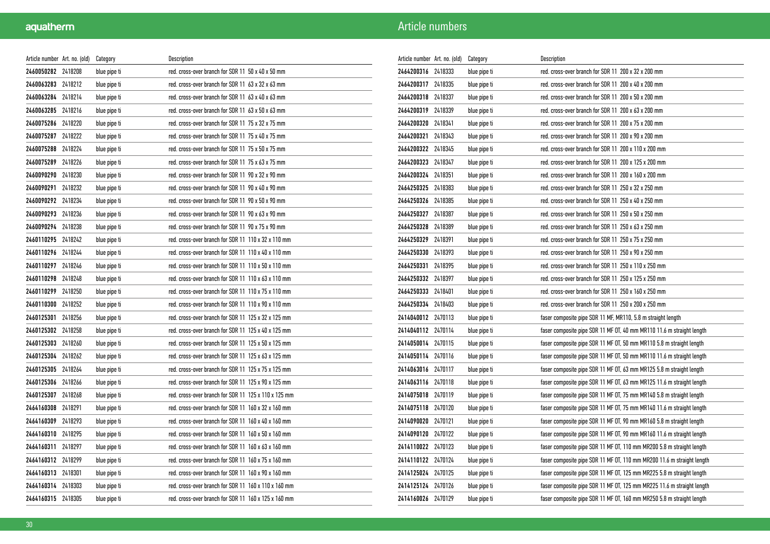# Article numbers

| Article number | Art. no. (old) | Category | Description |
|---|---|---|---|
| **2460050282** | 2418208 | blue pipe ti | red. cross-over branch for SDR 11 50 x 40 x 50 mm |
| **2460063283** | 2418212 | blue pipe ti | red. cross-over branch for SDR 11 63 x 32 x 63 mm |
| **2460063284** | 2418214 | blue pipe ti | red. cross-over branch for SDR 11 63 x 40 x 63 mm |
| **2460063285** | 2418216 | blue pipe ti | red. cross-over branch for SDR 11 63 x 50 x 63 mm |
| **2460075286** | 2418220 | blue pipe ti | red. cross-over branch for SDR 11 75 x 32 x 75 mm |
| **2460075287** | 2418222 | blue pipe ti | red. cross-over branch for SDR 11 75 x 40 x 75 mm |
| **2460075288** | 2418224 | blue pipe ti | red. cross-over branch for SDR 11 75 x 50 x 75 mm |
| **2460075289** | 2418226 | blue pipe ti | red. cross-over branch for SDR 11 75 x 63 x 75 mm |
| **2460090290** | 2418230 | blue pipe ti | red. cross-over branch for SDR 11 90 x 32 x 90 mm |
| **2460090291** | 2418232 | blue pipe ti | red. cross-over branch for SDR 11 90 x 40 x 90 mm |
| **2460090292** | 2418234 | blue pipe ti | red. cross-over branch for SDR 11 90 x 50 x 90 mm |
| **2460090293** | 2418236 | blue pipe ti | red. cross-over branch for SDR 11 90 x 63 x 90 mm |
| **2460090294** | 2418238 | blue pipe ti | red. cross-over branch for SDR 11 90 x 75 x 90 mm |
| **2460110295** | 2418242 | blue pipe ti | red. cross-over branch for SDR 11 110 x 32 x 110 mm |
| **2460110296** | 2418244 | blue pipe ti | red. cross-over branch for SDR 11 110 x 40 x 110 mm |
| **2460110297** | 2418246 | blue pipe ti | red. cross-over branch for SDR 11 110 x 50 x 110 mm |
| **2460110298** | 2418248 | blue pipe ti | red. cross-over branch for SDR 11 110 x 63 x 110 mm |
| **2460110299** | 2418250 | blue pipe ti | red. cross-over branch for SDR 11 110 x 75 x 110 mm |
| **2460110300** | 2418252 | blue pipe ti | red. cross-over branch for SDR 11 110 x 90 x 110 mm |
| **2460125301** | 2418256 | blue pipe ti | red. cross-over branch for SDR 11 125 x 32 x 125 mm |
| **2460125302** | 2418258 | blue pipe ti | red. cross-over branch for SDR 11 125 x 40 x 125 mm |
| **2460125303** | 2418260 | blue pipe ti | red. cross-over branch for SDR 11 125 x 50 x 125 mm |
| **2460125304** | 2418262 | blue pipe ti | red. cross-over branch for SDR 11 125 x 63 x 125 mm |
| **2460125305** | 2418264 | blue pipe ti | red. cross-over branch for SDR 11 125 x 75 x 125 mm |
| **2460125306** | 2418266 | blue pipe ti | red. cross-over branch for SDR 11 125 x 90 x 125 mm |
| **2460125307** | 2418268 | blue pipe ti | red. cross-over branch for SDR 11 125 x 110 x 125 mm |
| **2464160308** | 2418291 | blue pipe ti | red. cross-over branch for SDR 11 160 x 32 x 160 mm |
| **2464160309** | 2418293 | blue pipe ti | red. cross-over branch for SDR 11 160 x 40 x 160 mm |
| **2464160310** | 2418295 | blue pipe ti | red. cross-over branch for SDR 11 160 x 50 x 160 mm |
| **2464160311** | 2418297 | blue pipe ti | red. cross-over branch for SDR 11 160 x 63 x 160 mm |
| **2464160312** | 2418299 | blue pipe ti | red. cross-over branch for SDR 11 160 x 75 x 160 mm |
| **2464160313** | 2418301 | blue pipe ti | red. cross-over branch for SDR 11 160 x 90 x 160 mm |
| **2464160314** | 2418303 | blue pipe ti | red. cross-over branch for SDR 11 160 x 110 x 160 mm |
| **2464160315** | 2418305 | blue pipe ti | red. cross-over branch for SDR 11 160 x 125 x 160 mm |
| **2464200316** | 2418333 | blue pipe ti | red. cross-over branch for SDR 11 200 x 32 x 200 mm |
| **2464200317** | 2418335 | blue pipe ti | red. cross-over branch for SDR 11 200 x 40 x 200 mm |
| **2464200318** | 2418337 | blue pipe ti | red. cross-over branch for SDR 11 200 x 50 x 200 mm |
| **2464200319** | 2418339 | blue pipe ti | red. cross-over branch for SDR 11 200 x 63 x 200 mm |
| **2464200320** | 2418341 | blue pipe ti | red. cross-over branch for SDR 11 200 x 75 x 200 mm |
| **2464200321** | 2418343 | blue pipe ti | red. cross-over branch for SDR 11 200 x 90 x 200 mm |
| **2464200322** | 2418345 | blue pipe ti | red. cross-over branch for SDR 11 200 x 110 x 200 mm |
| **2464200323** | 2418347 | blue pipe ti | red. cross-over branch for SDR 11 200 x 125 x 200 mm |
| **2464200324** | 2418351 | blue pipe ti | red. cross-over branch for SDR 11 200 x 160 x 200 mm |
| **2464250325** | 2418383 | blue pipe ti | red. cross-over branch for SDR 11 250 x 32 x 250 mm |
| **2464250326** | 2418385 | blue pipe ti | red. cross-over branch for SDR 11 250 x 40 x 250 mm |
| **2464250327** | 2418387 | blue pipe ti | red. cross-over branch for SDR 11 250 x 50 x 250 mm |
| **2464250328** | 2418389 | blue pipe ti | red. cross-over branch for SDR 11 250 x 63 x 250 mm |
| **2464250329** | 2418391 | blue pipe ti | red. cross-over branch for SDR 11 250 x 75 x 250 mm |
| **2464250330** | 2418393 | blue pipe ti | red. cross-over branch for SDR 11 250 x 90 x 250 mm |
| **2464250331** | 2418395 | blue pipe ti | red. cross-over branch for SDR 11 250 x 110 x 250 mm |
| **2464250332** | 2418397 | blue pipe ti | red. cross-over branch for SDR 11 250 x 125 x 250 mm |
| **2464250333** | 2418401 | blue pipe ti | red. cross-over branch for SDR 11 250 x 160 x 250 mm |
| **2464250334** | 2418403 | blue pipe ti | red. cross-over branch for SDR 11 250 x 200 x 250 mm |
| **2414040012** | 2470113 | blue pipe ti | faser composite pipe SDR 11 MF, MR110, 5.8 m straight length |
| **2414040112** | 2470114 | blue pipe ti | faser composite pipe SDR 11 MF OT, 40 mm MR110 11.6 m straight length |
| **2414050014** | 2470115 | blue pipe ti | faser composite pipe SDR 11 MF OT, 50 mm MR110 5.8 m straight length |
| **2414050114** | 2470116 | blue pipe ti | faser composite pipe SDR 11 MF OT, 50 mm MR110 11.6 m straight length |
| **2414063016** | 2470117 | blue pipe ti | faser composite pipe SDR 11 MF OT, 63 mm MR125 5.8 m straight length |
| **2414063116** | 2470118 | blue pipe ti | faser composite pipe SDR 11 MF OT, 63 mm MR125 11.6 m straight length |
| **2414075018** | 2470119 | blue pipe ti | faser composite pipe SDR 11 MF OT, 75 mm MR140 5.8 m straight length |
| **2414075118** | 2470120 | blue pipe ti | faser composite pipe SDR 11 MF OT, 75 mm MR140 11.6 m straight length |
| **2414090020** | 2470121 | blue pipe ti | faser composite pipe SDR 11 MF OT, 90 mm MR160 5.8 m straight length |
| **2414090120** | 2470122 | blue pipe ti | faser composite pipe SDR 11 MF OT, 90 mm MR160 11.6 m straight length |
| **2414110022** | 2470123 | blue pipe ti | faser composite pipe SDR 11 MF OT, 110 mm MR200 5.8 m straight length |
| **2414110122** | 2470124 | blue pipe ti | faser composite pipe SDR 11 MF OT, 110 mm MR200 11.6 m straight length |
| **2414125024** | 2470125 | blue pipe ti | faser composite pipe SDR 11 MF OT, 125 mm MR225 5.8 m straight length |
| **2414125124** | 2470126 | blue pipe ti | faser composite pipe SDR 11 MF OT, 125 mm MR225 11.6 m straight length |
| **2414160026** | 2470129 | blue pipe ti | faser composite pipe SDR 11 MF OT, 160 mm MR250 5.8 m straight length |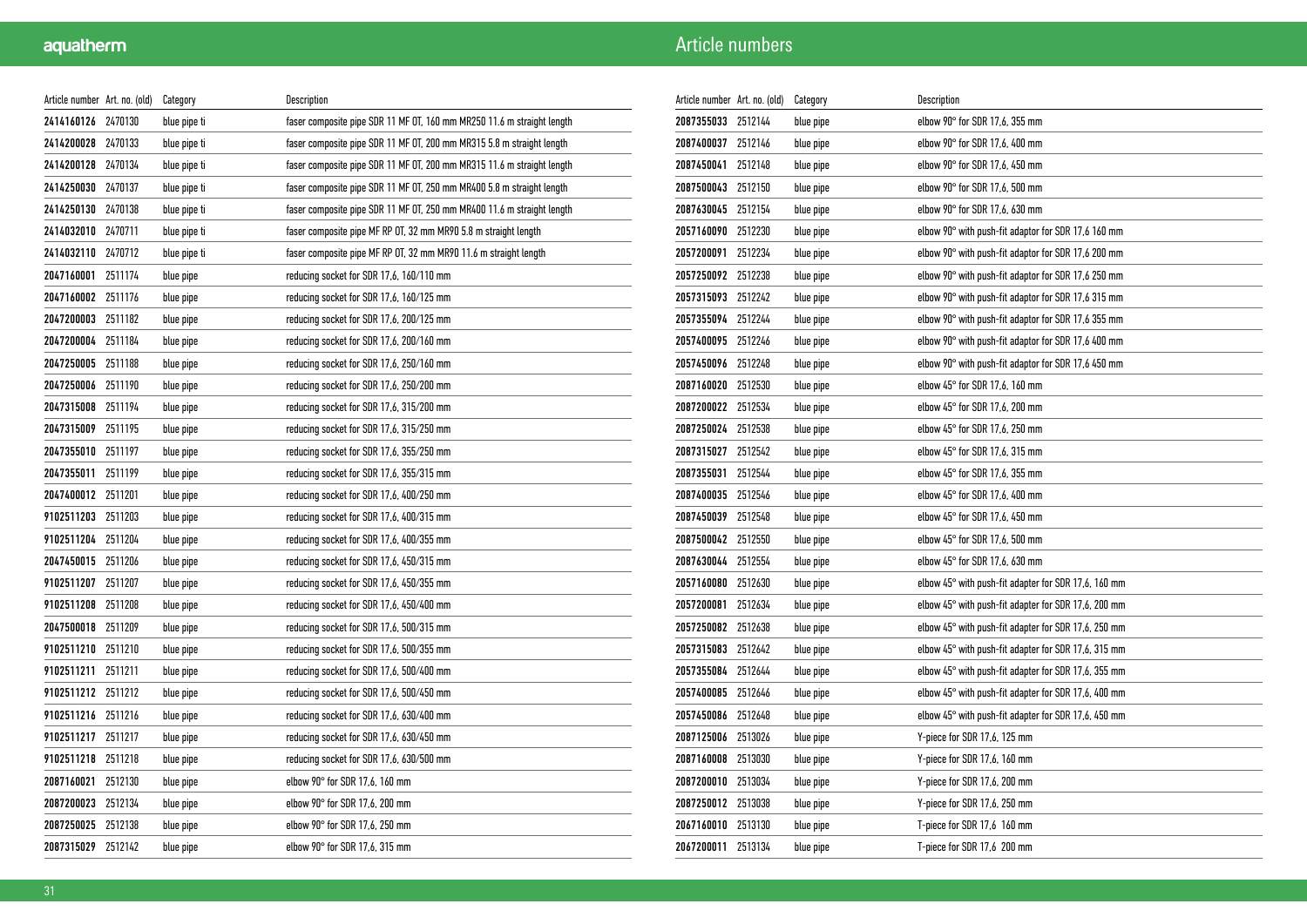## Article numbers

| Article number | Art. no. (old) | Category | Description |
|---|---|---|---|
| **2414160126** | 2470130 | blue pipe ti | faser composite pipe SDR 11 MF OT, 160 mm MR250 11.6 m straight length |
| **2414200028** | 2470133 | blue pipe ti | faser composite pipe SDR 11 MF OT, 200 mm MR315 5.8 m straight length |
| **2414200128** | 2470134 | blue pipe ti | faser composite pipe SDR 11 MF OT, 200 mm MR315 11.6 m straight length |
| **2414250030** | 2470137 | blue pipe ti | faser composite pipe SDR 11 MF OT, 250 mm MR400 5.8 m straight length |
| **2414250130** | 2470138 | blue pipe ti | faser composite pipe SDR 11 MF OT, 250 mm MR400 11.6 m straight length |
| **2414032010** | 2470711 | blue pipe ti | faser composite pipe MF RP OT, 32 mm MR90 5.8 m straight length |
| **2414032110** | 2470712 | blue pipe ti | faser composite pipe MF RP OT, 32 mm MR90 11.6 m straight length |
| **2047160001** | 2511174 | blue pipe | reducing socket for SDR 17,6, 160/110 mm |
| **2047160002** | 2511176 | blue pipe | reducing socket for SDR 17,6, 160/125 mm |
| **2047200003** | 2511182 | blue pipe | reducing socket for SDR 17,6, 200/125 mm |
| **2047200004** | 2511184 | blue pipe | reducing socket for SDR 17,6, 200/160 mm |
| **2047250005** | 2511188 | blue pipe | reducing socket for SDR 17,6, 250/160 mm |
| **2047250006** | 2511190 | blue pipe | reducing socket for SDR 17,6, 250/200 mm |
| **2047315008** | 2511194 | blue pipe | reducing socket for SDR 17,6, 315/200 mm |
| **2047315009** | 2511195 | blue pipe | reducing socket for SDR 17,6, 315/250 mm |
| **2047355010** | 2511197 | blue pipe | reducing socket for SDR 17,6, 355/250 mm |
| **2047355011** | 2511199 | blue pipe | reducing socket for SDR 17,6, 355/315 mm |
| **2047400012** | 2511201 | blue pipe | reducing socket for SDR 17,6, 400/250 mm |
| **9102511203** | 2511203 | blue pipe | reducing socket for SDR 17,6, 400/315 mm |
| **9102511204** | 2511204 | blue pipe | reducing socket for SDR 17,6, 400/355 mm |
| **2047450015** | 2511206 | blue pipe | reducing socket for SDR 17,6, 450/315 mm |
| **9102511207** | 2511207 | blue pipe | reducing socket for SDR 17,6, 450/355 mm |
| **9102511208** | 2511208 | blue pipe | reducing socket for SDR 17,6, 450/400 mm |
| **2047500018** | 2511209 | blue pipe | reducing socket for SDR 17,6, 500/315 mm |
| **9102511210** | 2511210 | blue pipe | reducing socket for SDR 17,6, 500/355 mm |
| **9102511211** | 2511211 | blue pipe | reducing socket for SDR 17,6, 500/400 mm |
| **9102511212** | 2511212 | blue pipe | reducing socket for SDR 17,6, 500/450 mm |
| **9102511216** | 2511216 | blue pipe | reducing socket for SDR 17,6, 630/400 mm |
| **9102511217** | 2511217 | blue pipe | reducing socket for SDR 17,6, 630/450 mm |
| **9102511218** | 2511218 | blue pipe | reducing socket for SDR 17,6, 630/500 mm |
| **2087160021** | 2512130 | blue pipe | elbow 90° for SDR 17,6, 160 mm |
| **2087200023** | 2512134 | blue pipe | elbow 90° for SDR 17,6, 200 mm |
| **2087250025** | 2512138 | blue pipe | elbow 90° for SDR 17,6, 250 mm |
| **2087315029** | 2512142 | blue pipe | elbow 90° for SDR 17,6, 315 mm |
| **2087355033** | 2512144 | blue pipe | elbow 90° for SDR 17,6, 355 mm |
| **2087400037** | 2512146 | blue pipe | elbow 90° for SDR 17,6, 400 mm |
| **2087450041** | 2512148 | blue pipe | elbow 90° for SDR 17,6, 450 mm |
| **2087500043** | 2512150 | blue pipe | elbow 90° for SDR 17,6, 500 mm |
| **2087630045** | 2512154 | blue pipe | elbow 90° for SDR 17,6, 630 mm |
| **2057160090** | 2512230 | blue pipe | elbow 90° with push-fit adaptor for SDR 17,6 160 mm |
| **2057200091** | 2512234 | blue pipe | elbow 90° with push-fit adaptor for SDR 17,6 200 mm |
| **2057250092** | 2512238 | blue pipe | elbow 90° with push-fit adaptor for SDR 17,6 250 mm |
| **2057315093** | 2512242 | blue pipe | elbow 90° with push-fit adaptor for SDR 17,6 315 mm |
| **2057355094** | 2512244 | blue pipe | elbow 90° with push-fit adaptor for SDR 17,6 355 mm |
| **2057400095** | 2512246 | blue pipe | elbow 90° with push-fit adaptor for SDR 17,6 400 mm |
| **2057450096** | 2512248 | blue pipe | elbow 90° with push-fit adaptor for SDR 17,6 450 mm |
| **2087160020** | 2512530 | blue pipe | elbow 45° for SDR 17,6, 160 mm |
| **2087200022** | 2512534 | blue pipe | elbow 45° for SDR 17,6, 200 mm |
| **2087250024** | 2512538 | blue pipe | elbow 45° for SDR 17,6, 250 mm |
| **2087315027** | 2512542 | blue pipe | elbow 45° for SDR 17,6, 315 mm |
| **2087355031** | 2512544 | blue pipe | elbow 45° for SDR 17,6, 355 mm |
| **2087400035** | 2512546 | blue pipe | elbow 45° for SDR 17,6, 400 mm |
| **2087450039** | 2512548 | blue pipe | elbow 45° for SDR 17,6, 450 mm |
| **2087500042** | 2512550 | blue pipe | elbow 45° for SDR 17,6, 500 mm |
| **2087630044** | 2512554 | blue pipe | elbow 45° for SDR 17,6, 630 mm |
| **2057160080** | 2512630 | blue pipe | elbow 45° with push-fit adapter for SDR 17,6, 160 mm |
| **2057200081** | 2512634 | blue pipe | elbow 45° with push-fit adapter for SDR 17,6, 200 mm |
| **2057250082** | 2512638 | blue pipe | elbow 45° with push-fit adapter for SDR 17,6, 250 mm |
| **2057315083** | 2512642 | blue pipe | elbow 45° with push-fit adapter for SDR 17,6, 315 mm |
| **2057355084** | 2512644 | blue pipe | elbow 45° with push-fit adapter for SDR 17,6, 355 mm |
| **2057400085** | 2512646 | blue pipe | elbow 45° with push-fit adapter for SDR 17,6, 400 mm |
| **2057450086** | 2512648 | blue pipe | elbow 45° with push-fit adapter for SDR 17,6, 450 mm |
| **2087125006** | 2513026 | blue pipe | Y-piece for SDR 17,6, 125 mm |
| **2087160008** | 2513030 | blue pipe | Y-piece for SDR 17,6, 160 mm |
| **2087200010** | 2513034 | blue pipe | Y-piece for SDR 17,6, 200 mm |
| **2087250012** | 2513038 | blue pipe | Y-piece for SDR 17,6, 250 mm |
| **2067160010** | 2513130 | blue pipe | T-piece for SDR 17,6 160 mm |
| **2067200011** | 2513134 | blue pipe | T-piece for SDR 17,6 200 mm |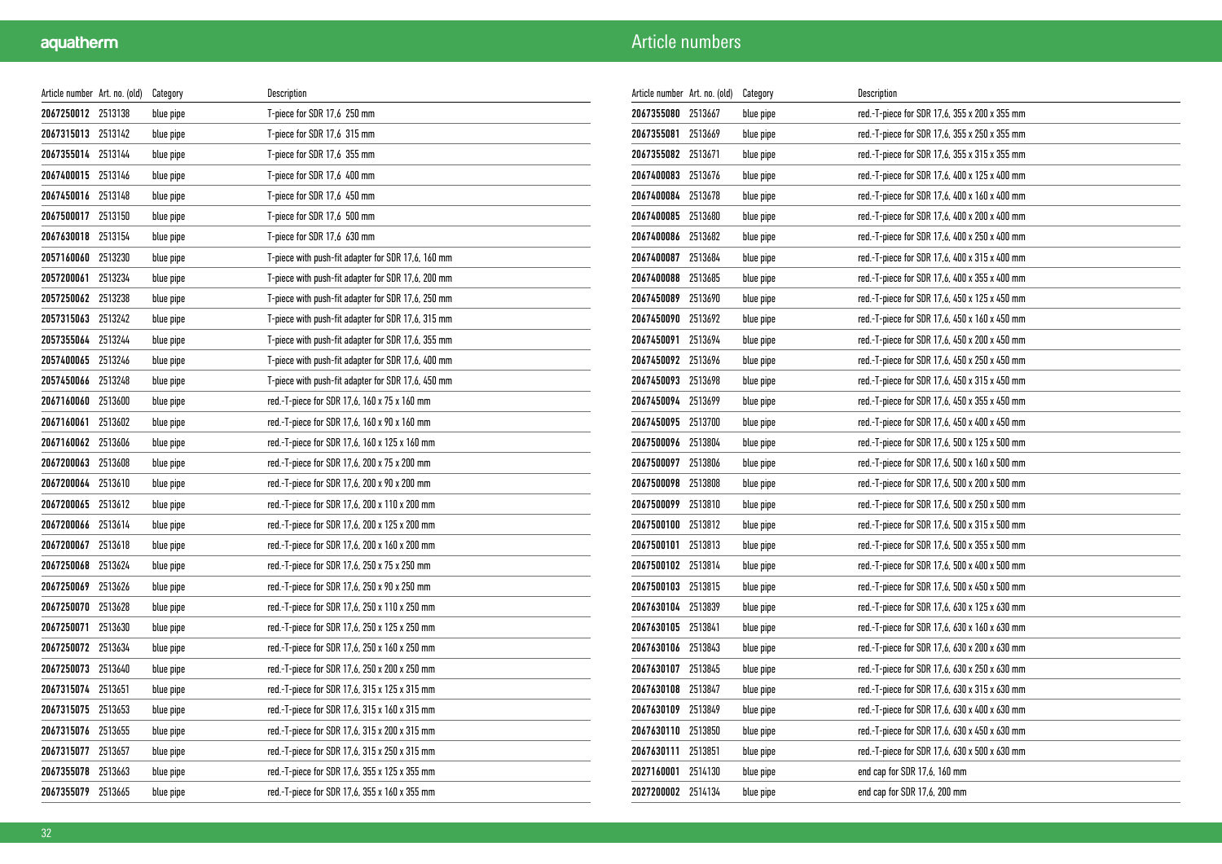# Article numbers

| Article number | Art. no. (old) | Category | Description |
|---|---|---|---|
| **2067250012** | 2513138 | blue pipe | T-piece for SDR 17,6 250 mm |
| **2067315013** | 2513142 | blue pipe | T-piece for SDR 17,6 315 mm |
| **2067355014** | 2513144 | blue pipe | T-piece for SDR 17,6 355 mm |
| **2067400015** | 2513146 | blue pipe | T-piece for SDR 17,6 400 mm |
| **2067450016** | 2513148 | blue pipe | T-piece for SDR 17,6 450 mm |
| **2067500017** | 2513150 | blue pipe | T-piece for SDR 17,6 500 mm |
| **2067630018** | 2513154 | blue pipe | T-piece for SDR 17,6 630 mm |
| **2057160060** | 2513230 | blue pipe | T-piece with push-fit adapter for SDR 17,6, 160 mm |
| **2057200061** | 2513234 | blue pipe | T-piece with push-fit adapter for SDR 17,6, 200 mm |
| **2057250062** | 2513238 | blue pipe | T-piece with push-fit adapter for SDR 17,6, 250 mm |
| **2057315063** | 2513242 | blue pipe | T-piece with push-fit adapter for SDR 17,6, 315 mm |
| **2057355064** | 2513244 | blue pipe | T-piece with push-fit adapter for SDR 17,6, 355 mm |
| **2057400065** | 2513246 | blue pipe | T-piece with push-fit adapter for SDR 17,6, 400 mm |
| **2057450066** | 2513248 | blue pipe | T-piece with push-fit adapter for SDR 17,6, 450 mm |
| **2067160060** | 2513600 | blue pipe | red.-T-piece for SDR 17,6, 160 x 75 x 160 mm |
| **2067160061** | 2513602 | blue pipe | red.-T-piece for SDR 17,6, 160 x 90 x 160 mm |
| **2067160062** | 2513606 | blue pipe | red.-T-piece for SDR 17,6, 160 x 125 x 160 mm |
| **2067200063** | 2513608 | blue pipe | red.-T-piece for SDR 17,6, 200 x 75 x 200 mm |
| **2067200064** | 2513610 | blue pipe | red.-T-piece for SDR 17,6, 200 x 90 x 200 mm |
| **2067200065** | 2513612 | blue pipe | red.-T-piece for SDR 17,6, 200 x 110 x 200 mm |
| **2067200066** | 2513614 | blue pipe | red.-T-piece for SDR 17,6, 200 x 125 x 200 mm |
| **2067200067** | 2513618 | blue pipe | red.-T-piece for SDR 17,6, 200 x 160 x 200 mm |
| **2067250068** | 2513624 | blue pipe | red.-T-piece for SDR 17,6, 250 x 75 x 250 mm |
| **2067250069** | 2513626 | blue pipe | red.-T-piece for SDR 17,6, 250 x 90 x 250 mm |
| **2067250070** | 2513628 | blue pipe | red.-T-piece for SDR 17,6, 250 x 110 x 250 mm |
| **2067250071** | 2513630 | blue pipe | red.-T-piece for SDR 17,6, 250 x 125 x 250 mm |
| **2067250072** | 2513634 | blue pipe | red.-T-piece for SDR 17,6, 250 x 160 x 250 mm |
| **2067250073** | 2513640 | blue pipe | red.-T-piece for SDR 17,6, 250 x 200 x 250 mm |
| **2067315074** | 2513651 | blue pipe | red.-T-piece for SDR 17,6, 315 x 125 x 315 mm |
| **2067315075** | 2513653 | blue pipe | red.-T-piece for SDR 17,6, 315 x 160 x 315 mm |
| **2067315076** | 2513655 | blue pipe | red.-T-piece for SDR 17,6, 315 x 200 x 315 mm |
| **2067315077** | 2513657 | blue pipe | red.-T-piece for SDR 17,6, 315 x 250 x 315 mm |
| **2067355078** | 2513663 | blue pipe | red.-T-piece for SDR 17,6, 355 x 125 x 355 mm |
| **2067355079** | 2513665 | blue pipe | red.-T-piece for SDR 17,6, 355 x 160 x 355 mm |
| **2067355080** | 2513667 | blue pipe | red.-T-piece for SDR 17,6, 355 x 200 x 355 mm |
| **2067355081** | 2513669 | blue pipe | red.-T-piece for SDR 17,6, 355 x 250 x 355 mm |
| **2067355082** | 2513671 | blue pipe | red.-T-piece for SDR 17,6, 355 x 315 x 355 mm |
| **2067400083** | 2513676 | blue pipe | red.-T-piece for SDR 17,6, 400 x 125 x 400 mm |
| **2067400084** | 2513678 | blue pipe | red.-T-piece for SDR 17,6, 400 x 160 x 400 mm |
| **2067400085** | 2513680 | blue pipe | red.-T-piece for SDR 17,6, 400 x 200 x 400 mm |
| **2067400086** | 2513682 | blue pipe | red.-T-piece for SDR 17,6, 400 x 250 x 400 mm |
| **2067400087** | 2513684 | blue pipe | red.-T-piece for SDR 17,6, 400 x 315 x 400 mm |
| **2067400088** | 2513685 | blue pipe | red.-T-piece for SDR 17,6, 400 x 355 x 400 mm |
| **2067450089** | 2513690 | blue pipe | red.-T-piece for SDR 17,6, 450 x 125 x 450 mm |
| **2067450090** | 2513692 | blue pipe | red.-T-piece for SDR 17,6, 450 x 160 x 450 mm |
| **2067450091** | 2513694 | blue pipe | red.-T-piece for SDR 17,6, 450 x 200 x 450 mm |
| **2067450092** | 2513696 | blue pipe | red.-T-piece for SDR 17,6, 450 x 250 x 450 mm |
| **2067450093** | 2513698 | blue pipe | red.-T-piece for SDR 17,6, 450 x 315 x 450 mm |
| **2067450094** | 2513699 | blue pipe | red.-T-piece for SDR 17,6, 450 x 355 x 450 mm |
| **2067450095** | 2513700 | blue pipe | red.-T-piece for SDR 17,6, 450 x 400 x 450 mm |
| **2067500096** | 2513804 | blue pipe | red.-T-piece for SDR 17,6, 500 x 125 x 500 mm |
| **2067500097** | 2513806 | blue pipe | red.-T-piece for SDR 17,6, 500 x 160 x 500 mm |
| **2067500098** | 2513808 | blue pipe | red.-T-piece for SDR 17,6, 500 x 200 x 500 mm |
| **2067500099** | 2513810 | blue pipe | red.-T-piece for SDR 17,6, 500 x 250 x 500 mm |
| **2067500100** | 2513812 | blue pipe | red.-T-piece for SDR 17,6, 500 x 315 x 500 mm |
| **2067500101** | 2513813 | blue pipe | red.-T-piece for SDR 17,6, 500 x 355 x 500 mm |
| **2067500102** | 2513814 | blue pipe | red.-T-piece for SDR 17,6, 500 x 400 x 500 mm |
| **2067500103** | 2513815 | blue pipe | red.-T-piece for SDR 17,6, 500 x 450 x 500 mm |
| **2067630104** | 2513839 | blue pipe | red.-T-piece for SDR 17,6, 630 x 125 x 630 mm |
| **2067630105** | 2513841 | blue pipe | red.-T-piece for SDR 17,6, 630 x 160 x 630 mm |
| **2067630106** | 2513843 | blue pipe | red.-T-piece for SDR 17,6, 630 x 200 x 630 mm |
| **2067630107** | 2513845 | blue pipe | red.-T-piece for SDR 17,6, 630 x 250 x 630 mm |
| **2067630108** | 2513847 | blue pipe | red.-T-piece for SDR 17,6, 630 x 315 x 630 mm |
| **2067630109** | 2513849 | blue pipe | red.-T-piece for SDR 17,6, 630 x 400 x 630 mm |
| **2067630110** | 2513850 | blue pipe | red.-T-piece for SDR 17,6, 630 x 450 x 630 mm |
| **2067630111** | 2513851 | blue pipe | red.-T-piece for SDR 17,6, 630 x 500 x 630 mm |
| **2027160001** | 2514130 | blue pipe | end cap for SDR 17,6, 160 mm |
| **2027200002** | 2514134 | blue pipe | end cap for SDR 17,6, 200 mm |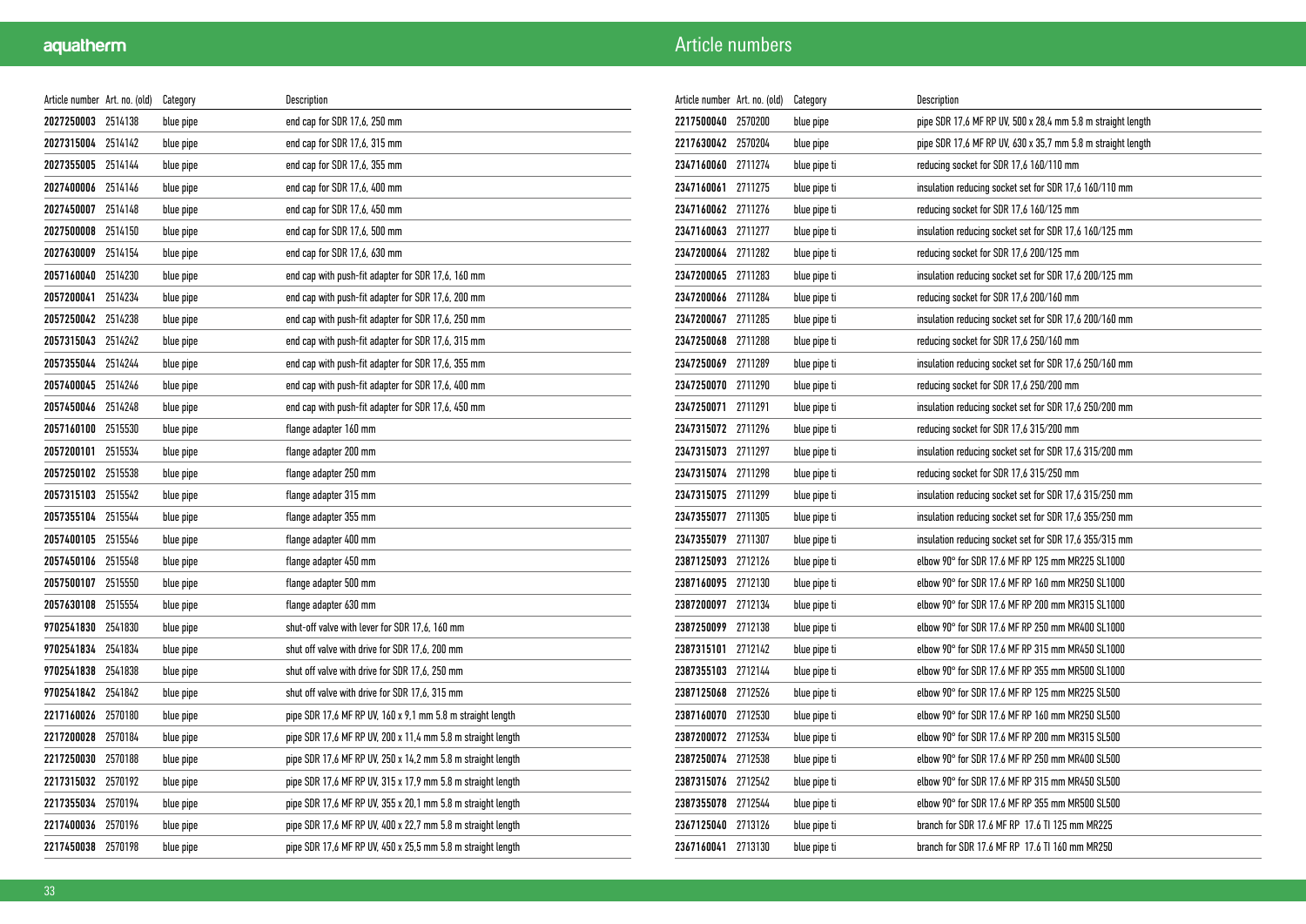# Article numbers

| Article number | Art. no. (old) | Category | Description |
|---|---|---|---|
| **2027250003** | 2514138 | blue pipe | end cap for SDR 17,6, 250 mm |
| **2027315004** | 2514142 | blue pipe | end cap for SDR 17,6, 315 mm |
| **2027355005** | 2514144 | blue pipe | end cap for SDR 17,6, 355 mm |
| **2027400006** | 2514146 | blue pipe | end cap for SDR 17,6, 400 mm |
| **2027450007** | 2514148 | blue pipe | end cap for SDR 17,6, 450 mm |
| **2027500008** | 2514150 | blue pipe | end cap for SDR 17,6, 500 mm |
| **2027630009** | 2514154 | blue pipe | end cap for SDR 17,6, 630 mm |
| **2057160040** | 2514230 | blue pipe | end cap with push-fit adapter for SDR 17,6, 160 mm |
| **2057200041** | 2514234 | blue pipe | end cap with push-fit adapter for SDR 17,6, 200 mm |
| **2057250042** | 2514238 | blue pipe | end cap with push-fit adapter for SDR 17,6, 250 mm |
| **2057315043** | 2514242 | blue pipe | end cap with push-fit adapter for SDR 17,6, 315 mm |
| **2057355044** | 2514244 | blue pipe | end cap with push-fit adapter for SDR 17,6, 355 mm |
| **2057400045** | 2514246 | blue pipe | end cap with push-fit adapter for SDR 17,6, 400 mm |
| **2057450046** | 2514248 | blue pipe | end cap with push-fit adapter for SDR 17,6, 450 mm |
| **2057160100** | 2515530 | blue pipe | flange adapter 160 mm |
| **2057200101** | 2515534 | blue pipe | flange adapter 200 mm |
| **2057250102** | 2515538 | blue pipe | flange adapter 250 mm |
| **2057315103** | 2515542 | blue pipe | flange adapter 315 mm |
| **2057355104** | 2515544 | blue pipe | flange adapter 355 mm |
| **2057400105** | 2515546 | blue pipe | flange adapter 400 mm |
| **2057450106** | 2515548 | blue pipe | flange adapter 450 mm |
| **2057500107** | 2515550 | blue pipe | flange adapter 500 mm |
| **2057630108** | 2515554 | blue pipe | flange adapter 630 mm |
| **9702541830** | 2541830 | blue pipe | shut-off valve with lever for SDR 17,6, 160 mm |
| **9702541834** | 2541834 | blue pipe | shut off valve with drive for SDR 17,6, 200 mm |
| **9702541838** | 2541838 | blue pipe | shut off valve with drive for SDR 17,6, 250 mm |
| **9702541842** | 2541842 | blue pipe | shut off valve with drive for SDR 17,6, 315 mm |
| **2217160026** | 2570180 | blue pipe | pipe SDR 17,6 MF RP UV, 160 x 9,1 mm 5.8 m straight length |
| **2217200028** | 2570184 | blue pipe | pipe SDR 17,6 MF RP UV, 200 x 11,4 mm 5.8 m straight length |
| **2217250030** | 2570188 | blue pipe | pipe SDR 17,6 MF RP UV, 250 x 14,2 mm 5.8 m straight length |
| **2217315032** | 2570192 | blue pipe | pipe SDR 17,6 MF RP UV, 315 x 17,9 mm 5.8 m straight length |
| **2217355034** | 2570194 | blue pipe | pipe SDR 17,6 MF RP UV, 355 x 20,1 mm 5.8 m straight length |
| **2217400036** | 2570196 | blue pipe | pipe SDR 17,6 MF RP UV, 400 x 22,7 mm 5.8 m straight length |
| **2217450038** | 2570198 | blue pipe | pipe SDR 17,6 MF RP UV, 450 x 25,5 mm 5.8 m straight length |
| **2217500040** | 2570200 | blue pipe | pipe SDR 17,6 MF RP UV, 500 x 28,4 mm 5.8 m straight length |
| **2217630042** | 2570204 | blue pipe | pipe SDR 17,6 MF RP UV, 630 x 35,7 mm 5.8 m straight length |
| **2347160060** | 2711274 | blue pipe ti | reducing socket for SDR 17,6 160/110 mm |
| **2347160061** | 2711275 | blue pipe ti | insulation reducing socket set for SDR 17,6 160/110 mm |
| **2347160062** | 2711276 | blue pipe ti | reducing socket for SDR 17,6 160/125 mm |
| **2347160063** | 2711277 | blue pipe ti | insulation reducing socket set for SDR 17,6 160/125 mm |
| **2347200064** | 2711282 | blue pipe ti | reducing socket for SDR 17,6 200/125 mm |
| **2347200065** | 2711283 | blue pipe ti | insulation reducing socket set for SDR 17,6 200/125 mm |
| **2347200066** | 2711284 | blue pipe ti | reducing socket for SDR 17,6 200/160 mm |
| **2347200067** | 2711285 | blue pipe ti | insulation reducing socket set for SDR 17,6 200/160 mm |
| **2347250068** | 2711288 | blue pipe ti | reducing socket for SDR 17,6 250/160 mm |
| **2347250069** | 2711289 | blue pipe ti | insulation reducing socket set for SDR 17,6 250/160 mm |
| **2347250070** | 2711290 | blue pipe ti | reducing socket for SDR 17,6 250/200 mm |
| **2347250071** | 2711291 | blue pipe ti | insulation reducing socket set for SDR 17,6 250/200 mm |
| **2347315072** | 2711296 | blue pipe ti | reducing socket for SDR 17,6 315/200 mm |
| **2347315073** | 2711297 | blue pipe ti | insulation reducing socket set for SDR 17,6 315/200 mm |
| **2347315074** | 2711298 | blue pipe ti | reducing socket for SDR 17,6 315/250 mm |
| **2347315075** | 2711299 | blue pipe ti | insulation reducing socket set for SDR 17,6 315/250 mm |
| **2347355077** | 2711305 | blue pipe ti | insulation reducing socket set for SDR 17,6 355/250 mm |
| **2347355079** | 2711307 | blue pipe ti | insulation reducing socket set for SDR 17,6 355/315 mm |
| **2387125093** | 2712126 | blue pipe ti | elbow 90° for SDR 17.6 MF RP 125 mm MR225 SL1000 |
| **2387160095** | 2712130 | blue pipe ti | elbow 90° for SDR 17.6 MF RP 160 mm MR250 SL1000 |
| **2387200097** | 2712134 | blue pipe ti | elbow 90° for SDR 17.6 MF RP 200 mm MR315 SL1000 |
| **2387250099** | 2712138 | blue pipe ti | elbow 90° for SDR 17.6 MF RP 250 mm MR400 SL1000 |
| **2387315101** | 2712142 | blue pipe ti | elbow 90° for SDR 17.6 MF RP 315 mm MR450 SL1000 |
| **2387355103** | 2712144 | blue pipe ti | elbow 90° for SDR 17.6 MF RP 355 mm MR500 SL1000 |
| **2387125068** | 2712526 | blue pipe ti | elbow 90° for SDR 17.6 MF RP 125 mm MR225 SL500 |
| **2387160070** | 2712530 | blue pipe ti | elbow 90° for SDR 17.6 MF RP 160 mm MR250 SL500 |
| **2387200072** | 2712534 | blue pipe ti | elbow 90° for SDR 17.6 MF RP 200 mm MR315 SL500 |
| **2387250074** | 2712538 | blue pipe ti | elbow 90° for SDR 17.6 MF RP 250 mm MR400 SL500 |
| **2387315076** | 2712542 | blue pipe ti | elbow 90° for SDR 17.6 MF RP 315 mm MR450 SL500 |
| **2387355078** | 2712544 | blue pipe ti | elbow 90° for SDR 17.6 MF RP 355 mm MR500 SL500 |
| **2367125040** | 2713126 | blue pipe ti | branch for SDR 17.6 MF RP 17.6 TI 125 mm MR225 |
| **2367160041** | 2713130 | blue pipe ti | branch for SDR 17.6 MF RP 17.6 TI 160 mm MR250 |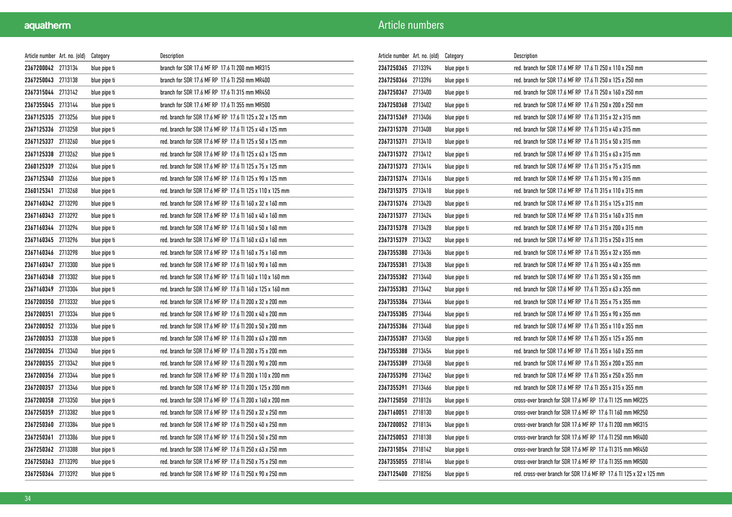## Article numbers

| Article number | Art. no. (old) | Category | Description |
|---|---|---|---|
| 2367200042 | 2713134 | blue pipe ti | branch for SDR 17.6 MF RP 17.6 TI 200 mm MR315 |
| 2367250043 | 2713138 | blue pipe ti | branch for SDR 17.6 MF RP 17.6 TI 250 mm MR400 |
| 2367315044 | 2713142 | blue pipe ti | branch for SDR 17.6 MF RP 17.6 TI 315 mm MR450 |
| 2367355045 | 2713144 | blue pipe ti | branch for SDR 17.6 MF RP 17.6 TI 355 mm MR500 |
| 2367125335 | 2713256 | blue pipe ti | red. branch for SDR 17.6 MF RP 17.6 TI 125 x 32 x 125 mm |
| 2367125336 | 2713258 | blue pipe ti | red. branch for SDR 17.6 MF RP 17.6 TI 125 x 40 x 125 mm |
| 2367125337 | 2713260 | blue pipe ti | red. branch for SDR 17.6 MF RP 17.6 TI 125 x 50 x 125 mm |
| 2367125338 | 2713262 | blue pipe ti | red. branch for SDR 17.6 MF RP 17.6 TI 125 x 63 x 125 mm |
| 2360125339 | 2713264 | blue pipe ti | red. branch for SDR 17.6 MF RP 17.6 TI 125 x 75 x 125 mm |
| 2367125340 | 2713266 | blue pipe ti | red. branch for SDR 17.6 MF RP 17.6 TI 125 x 90 x 125 mm |
| 2360125341 | 2713268 | blue pipe ti | red. branch for SDR 17.6 MF RP 17.6 TI 125 x 110 x 125 mm |
| 2367160342 | 2713290 | blue pipe ti | red. branch for SDR 17.6 MF RP 17.6 TI 160 x 32 x 160 mm |
| 2367160343 | 2713292 | blue pipe ti | red. branch for SDR 17.6 MF RP 17.6 TI 160 x 40 x 160 mm |
| 2367160344 | 2713294 | blue pipe ti | red. branch for SDR 17.6 MF RP 17.6 TI 160 x 50 x 160 mm |
| 2367160345 | 2713296 | blue pipe ti | red. branch for SDR 17.6 MF RP 17.6 TI 160 x 63 x 160 mm |
| 2367160346 | 2713298 | blue pipe ti | red. branch for SDR 17.6 MF RP 17.6 TI 160 x 75 x 160 mm |
| 2367160347 | 2713300 | blue pipe ti | red. branch for SDR 17.6 MF RP 17.6 TI 160 x 90 x 160 mm |
| 2367160348 | 2713302 | blue pipe ti | red. branch for SDR 17.6 MF RP 17.6 TI 160 x 110 x 160 mm |
| 2367160349 | 2713304 | blue pipe ti | red. branch for SDR 17.6 MF RP 17.6 TI 160 x 125 x 160 mm |
| 2367200350 | 2713332 | blue pipe ti | red. branch for SDR 17.6 MF RP 17.6 TI 200 x 32 x 200 mm |
| 2367200351 | 2713334 | blue pipe ti | red. branch for SDR 17.6 MF RP 17.6 TI 200 x 40 x 200 mm |
| 2367200352 | 2713336 | blue pipe ti | red. branch for SDR 17.6 MF RP 17.6 TI 200 x 50 x 200 mm |
| 2367200353 | 2713338 | blue pipe ti | red. branch for SDR 17.6 MF RP 17.6 TI 200 x 63 x 200 mm |
| 2367200354 | 2713340 | blue pipe ti | red. branch for SDR 17.6 MF RP 17.6 TI 200 x 75 x 200 mm |
| 2367200355 | 2713342 | blue pipe ti | red. branch for SDR 17.6 MF RP 17.6 TI 200 x 90 x 200 mm |
| 2367200356 | 2713344 | blue pipe ti | red. branch for SDR 17.6 MF RP 17.6 TI 200 x 110 x 200 mm |
| 2367200357 | 2713346 | blue pipe ti | red. branch for SDR 17.6 MF RP 17.6 TI 200 x 125 x 200 mm |
| 2367200358 | 2713350 | blue pipe ti | red. branch for SDR 17.6 MF RP 17.6 TI 200 x 160 x 200 mm |
| 2367250359 | 2713382 | blue pipe ti | red. branch for SDR 17.6 MF RP 17.6 TI 250 x 32 x 250 mm |
| 2367250360 | 2713384 | blue pipe ti | red. branch for SDR 17.6 MF RP 17.6 TI 250 x 40 x 250 mm |
| 2367250361 | 2713386 | blue pipe ti | red. branch for SDR 17.6 MF RP 17.6 TI 250 x 50 x 250 mm |
| 2367250362 | 2713388 | blue pipe ti | red. branch for SDR 17.6 MF RP 17.6 TI 250 x 63 x 250 mm |
| 2367250363 | 2713390 | blue pipe ti | red. branch for SDR 17.6 MF RP 17.6 TI 250 x 75 x 250 mm |
| 2367250364 | 2713392 | blue pipe ti | red. branch for SDR 17.6 MF RP 17.6 TI 250 x 90 x 250 mm |
| 2367250365 | 2713394 | blue pipe ti | red. branch for SDR 17.6 MF RP 17.6 TI 250 x 110 x 250 mm |
| 2367250366 | 2713396 | blue pipe ti | red. branch for SDR 17.6 MF RP 17.6 TI 250 x 125 x 250 mm |
| 2367250367 | 2713400 | blue pipe ti | red. branch for SDR 17.6 MF RP 17.6 TI 250 x 160 x 250 mm |
| 2367250368 | 2713402 | blue pipe ti | red. branch for SDR 17.6 MF RP 17.6 TI 250 x 200 x 250 mm |
| 2367315369 | 2713406 | blue pipe ti | red. branch for SDR 17.6 MF RP 17.6 TI 315 x 32 x 315 mm |
| 2367315370 | 2713408 | blue pipe ti | red. branch for SDR 17.6 MF RP 17.6 TI 315 x 40 x 315 mm |
| 2367315371 | 2713410 | blue pipe ti | red. branch for SDR 17.6 MF RP 17.6 TI 315 x 50 x 315 mm |
| 2367315372 | 2713412 | blue pipe ti | red. branch for SDR 17.6 MF RP 17.6 TI 315 x 63 x 315 mm |
| 2367315373 | 2713414 | blue pipe ti | red. branch for SDR 17.6 MF RP 17.6 TI 315 x 75 x 315 mm |
| 2367315374 | 2713416 | blue pipe ti | red. branch for SDR 17.6 MF RP 17.6 TI 315 x 90 x 315 mm |
| 2367315375 | 2713418 | blue pipe ti | red. branch for SDR 17.6 MF RP 17.6 TI 315 x 110 x 315 mm |
| 2367315376 | 2713420 | blue pipe ti | red. branch for SDR 17.6 MF RP 17.6 TI 315 x 125 x 315 mm |
| 2367315377 | 2713424 | blue pipe ti | red. branch for SDR 17.6 MF RP 17.6 TI 315 x 160 x 315 mm |
| 2367315378 | 2713428 | blue pipe ti | red. branch for SDR 17.6 MF RP 17.6 TI 315 x 200 x 315 mm |
| 2367315379 | 2713432 | blue pipe ti | red. branch for SDR 17.6 MF RP 17.6 TI 315 x 250 x 315 mm |
| 2367355380 | 2713436 | blue pipe ti | red. branch for SDR 17.6 MF RP 17.6 TI 355 x 32 x 355 mm |
| 2367355381 | 2713438 | blue pipe ti | red. branch for SDR 17.6 MF RP 17.6 TI 355 x 40 x 355 mm |
| 2367355382 | 2713440 | blue pipe ti | red. branch for SDR 17.6 MF RP 17.6 TI 355 x 50 x 355 mm |
| 2367355383 | 2713442 | blue pipe ti | red. branch for SDR 17.6 MF RP 17.6 TI 355 x 63 x 355 mm |
| 2367355384 | 2713444 | blue pipe ti | red. branch for SDR 17.6 MF RP 17.6 TI 355 x 75 x 355 mm |
| 2367355385 | 2713446 | blue pipe ti | red. branch for SDR 17.6 MF RP 17.6 TI 355 x 90 x 355 mm |
| 2367355386 | 2713448 | blue pipe ti | red. branch for SDR 17.6 MF RP 17.6 TI 355 x 110 x 355 mm |
| 2367355387 | 2713450 | blue pipe ti | red. branch for SDR 17.6 MF RP 17.6 TI 355 x 125 x 355 mm |
| 2367355388 | 2713454 | blue pipe ti | red. branch for SDR 17.6 MF RP 17.6 TI 355 x 160 x 355 mm |
| 2367355389 | 2713458 | blue pipe ti | red. branch for SDR 17.6 MF RP 17.6 TI 355 x 200 x 355 mm |
| 2367355390 | 2713462 | blue pipe ti | red. branch for SDR 17.6 MF RP 17.6 TI 355 x 250 x 355 mm |
| 2367355391 | 2713466 | blue pipe ti | red. branch for SDR 17.6 MF RP 17.6 TI 355 x 315 x 355 mm |
| 2367125050 | 2718126 | blue pipe ti | cross-over branch for SDR 17.6 MF RP 17.6 TI 125 mm MR225 |
| 2367160051 | 2718130 | blue pipe ti | cross-over branch for SDR 17.6 MF RP 17.6 TI 160 mm MR250 |
| 2367200052 | 2718134 | blue pipe ti | cross-over branch for SDR 17.6 MF RP 17.6 TI 200 mm MR315 |
| 2367250053 | 2718138 | blue pipe ti | cross-over branch for SDR 17.6 MF RP 17.6 TI 250 mm MR400 |
| 2367315054 | 2718142 | blue pipe ti | cross-over branch for SDR 17.6 MF RP 17.6 TI 315 mm MR450 |
| 2367355055 | 2718144 | blue pipe ti | cross-over branch for SDR 17.6 MF RP 17.6 TI 355 mm MR500 |
| 2367125400 | 2718256 | blue pipe ti | red. cross-over branch for SDR 17.6 MF RP 17.6 TI 125 x 32 x 125 mm |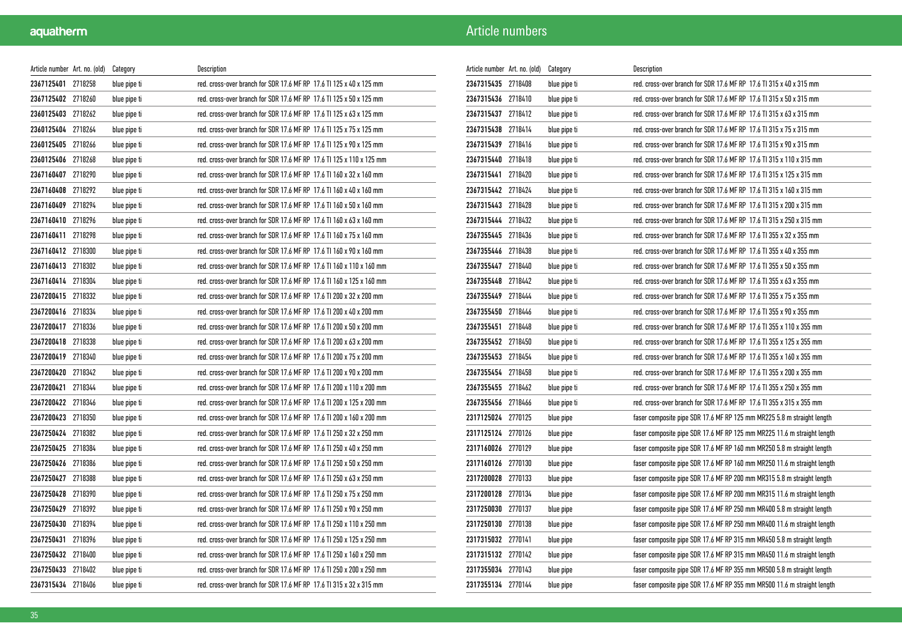# Article numbers

| Article number | Art. no. (old) | Category | Description |
|---|---|---|---|
| **2367125401** | 2718258 | blue pipe ti | red. cross-over branch for SDR 17.6 MF RP 17.6 TI 125 x 40 x 125 mm |
| **2367125402** | 2718260 | blue pipe ti | red. cross-over branch for SDR 17.6 MF RP 17.6 TI 125 x 50 x 125 mm |
| **2360125403** | 2718262 | blue pipe ti | red. cross-over branch for SDR 17.6 MF RP 17.6 TI 125 x 63 x 125 mm |
| **2360125404** | 2718264 | blue pipe ti | red. cross-over branch for SDR 17.6 MF RP 17.6 TI 125 x 75 x 125 mm |
| **2360125405** | 2718266 | blue pipe ti | red. cross-over branch for SDR 17.6 MF RP 17.6 TI 125 x 90 x 125 mm |
| **2360125406** | 2718268 | blue pipe ti | red. cross-over branch for SDR 17.6 MF RP 17.6 TI 125 x 110 x 125 mm |
| **2367160407** | 2718290 | blue pipe ti | red. cross-over branch for SDR 17.6 MF RP 17.6 TI 160 x 32 x 160 mm |
| **2367160408** | 2718292 | blue pipe ti | red. cross-over branch for SDR 17.6 MF RP 17.6 TI 160 x 40 x 160 mm |
| **2367160409** | 2718294 | blue pipe ti | red. cross-over branch for SDR 17.6 MF RP 17.6 TI 160 x 50 x 160 mm |
| **2367160410** | 2718296 | blue pipe ti | red. cross-over branch for SDR 17.6 MF RP 17.6 TI 160 x 63 x 160 mm |
| **2367160411** | 2718298 | blue pipe ti | red. cross-over branch for SDR 17.6 MF RP 17.6 TI 160 x 75 x 160 mm |
| **2367160412** | 2718300 | blue pipe ti | red. cross-over branch for SDR 17.6 MF RP 17.6 TI 160 x 90 x 160 mm |
| **2367160413** | 2718302 | blue pipe ti | red. cross-over branch for SDR 17.6 MF RP 17.6 TI 160 x 110 x 160 mm |
| **2367160414** | 2718304 | blue pipe ti | red. cross-over branch for SDR 17.6 MF RP 17.6 TI 160 x 125 x 160 mm |
| **2367200415** | 2718332 | blue pipe ti | red. cross-over branch for SDR 17.6 MF RP 17.6 TI 200 x 32 x 200 mm |
| **2367200416** | 2718334 | blue pipe ti | red. cross-over branch for SDR 17.6 MF RP 17.6 TI 200 x 40 x 200 mm |
| **2367200417** | 2718336 | blue pipe ti | red. cross-over branch for SDR 17.6 MF RP 17.6 TI 200 x 50 x 200 mm |
| **2367200418** | 2718338 | blue pipe ti | red. cross-over branch for SDR 17.6 MF RP 17.6 TI 200 x 63 x 200 mm |
| **2367200419** | 2718340 | blue pipe ti | red. cross-over branch for SDR 17.6 MF RP 17.6 TI 200 x 75 x 200 mm |
| **2367200420** | 2718342 | blue pipe ti | red. cross-over branch for SDR 17.6 MF RP 17.6 TI 200 x 90 x 200 mm |
| **2367200421** | 2718344 | blue pipe ti | red. cross-over branch for SDR 17.6 MF RP 17.6 TI 200 x 110 x 200 mm |
| **2367200422** | 2718346 | blue pipe ti | red. cross-over branch for SDR 17.6 MF RP 17.6 TI 200 x 125 x 200 mm |
| **2367200423** | 2718350 | blue pipe ti | red. cross-over branch for SDR 17.6 MF RP 17.6 TI 200 x 160 x 200 mm |
| **2367250424** | 2718382 | blue pipe ti | red. cross-over branch for SDR 17.6 MF RP 17.6 TI 250 x 32 x 250 mm |
| **2367250425** | 2718384 | blue pipe ti | red. cross-over branch for SDR 17.6 MF RP 17.6 TI 250 x 40 x 250 mm |
| **2367250426** | 2718386 | blue pipe ti | red. cross-over branch for SDR 17.6 MF RP 17.6 TI 250 x 50 x 250 mm |
| **2367250427** | 2718388 | blue pipe ti | red. cross-over branch for SDR 17.6 MF RP 17.6 TI 250 x 63 x 250 mm |
| **2367250428** | 2718390 | blue pipe ti | red. cross-over branch for SDR 17.6 MF RP 17.6 TI 250 x 75 x 250 mm |
| **2367250429** | 2718392 | blue pipe ti | red. cross-over branch for SDR 17.6 MF RP 17.6 TI 250 x 90 x 250 mm |
| **2367250430** | 2718394 | blue pipe ti | red. cross-over branch for SDR 17.6 MF RP 17.6 TI 250 x 110 x 250 mm |
| **2367250431** | 2718396 | blue pipe ti | red. cross-over branch for SDR 17.6 MF RP 17.6 TI 250 x 125 x 250 mm |
| **2367250432** | 2718400 | blue pipe ti | red. cross-over branch for SDR 17.6 MF RP 17.6 TI 250 x 160 x 250 mm |
| **2367250433** | 2718402 | blue pipe ti | red. cross-over branch for SDR 17.6 MF RP 17.6 TI 250 x 200 x 250 mm |
| **2367315434** | 2718406 | blue pipe ti | red. cross-over branch for SDR 17.6 MF RP 17.6 TI 315 x 32 x 315 mm |
| **2367315435** | 2718408 | blue pipe ti | red. cross-over branch for SDR 17.6 MF RP 17.6 TI 315 x 40 x 315 mm |
| **2367315436** | 2718410 | blue pipe ti | red. cross-over branch for SDR 17.6 MF RP 17.6 TI 315 x 50 x 315 mm |
| **2367315437** | 2718412 | blue pipe ti | red. cross-over branch for SDR 17.6 MF RP 17.6 TI 315 x 63 x 315 mm |
| **2367315438** | 2718414 | blue pipe ti | red. cross-over branch for SDR 17.6 MF RP 17.6 TI 315 x 75 x 315 mm |
| **2367315439** | 2718416 | blue pipe ti | red. cross-over branch for SDR 17.6 MF RP 17.6 TI 315 x 90 x 315 mm |
| **2367315440** | 2718418 | blue pipe ti | red. cross-over branch for SDR 17.6 MF RP 17.6 TI 315 x 110 x 315 mm |
| **2367315441** | 2718420 | blue pipe ti | red. cross-over branch for SDR 17.6 MF RP 17.6 TI 315 x 125 x 315 mm |
| **2367315442** | 2718424 | blue pipe ti | red. cross-over branch for SDR 17.6 MF RP 17.6 TI 315 x 160 x 315 mm |
| **2367315443** | 2718428 | blue pipe ti | red. cross-over branch for SDR 17.6 MF RP 17.6 TI 315 x 200 x 315 mm |
| **2367315444** | 2718432 | blue pipe ti | red. cross-over branch for SDR 17.6 MF RP 17.6 TI 315 x 250 x 315 mm |
| **2367355445** | 2718436 | blue pipe ti | red. cross-over branch for SDR 17.6 MF RP 17.6 TI 355 x 32 x 355 mm |
| **2367355446** | 2718438 | blue pipe ti | red. cross-over branch for SDR 17.6 MF RP 17.6 TI 355 x 40 x 355 mm |
| **2367355447** | 2718440 | blue pipe ti | red. cross-over branch for SDR 17.6 MF RP 17.6 TI 355 x 50 x 355 mm |
| **2367355448** | 2718442 | blue pipe ti | red. cross-over branch for SDR 17.6 MF RP 17.6 TI 355 x 63 x 355 mm |
| **2367355449** | 2718444 | blue pipe ti | red. cross-over branch for SDR 17.6 MF RP 17.6 TI 355 x 75 x 355 mm |
| **2367355450** | 2718446 | blue pipe ti | red. cross-over branch for SDR 17.6 MF RP 17.6 TI 355 x 90 x 355 mm |
| **2367355451** | 2718448 | blue pipe ti | red. cross-over branch for SDR 17.6 MF RP 17.6 TI 355 x 110 x 355 mm |
| **2367355452** | 2718450 | blue pipe ti | red. cross-over branch for SDR 17.6 MF RP 17.6 TI 355 x 125 x 355 mm |
| **2367355453** | 2718454 | blue pipe ti | red. cross-over branch for SDR 17.6 MF RP 17.6 TI 355 x 160 x 355 mm |
| **2367355454** | 2718458 | blue pipe ti | red. cross-over branch for SDR 17.6 MF RP 17.6 TI 355 x 200 x 355 mm |
| **2367355455** | 2718462 | blue pipe ti | red. cross-over branch for SDR 17.6 MF RP 17.6 TI 355 x 250 x 355 mm |
| **2367355456** | 2718466 | blue pipe ti | red. cross-over branch for SDR 17.6 MF RP 17.6 TI 355 x 315 x 355 mm |
| **2317125024** | 2770125 | blue pipe | faser composite pipe SDR 17.6 MF RP 125 mm MR225 5.8 m straight length |
| **2317125124** | 2770126 | blue pipe | faser composite pipe SDR 17.6 MF RP 125 mm MR225 11.6 m straight length |
| **2317160026** | 2770129 | blue pipe | faser composite pipe SDR 17.6 MF RP 160 mm MR250 5.8 m straight length |
| **2317160126** | 2770130 | blue pipe | faser composite pipe SDR 17.6 MF RP 160 mm MR250 11.6 m straight length |
| **2317200028** | 2770133 | blue pipe | faser composite pipe SDR 17.6 MF RP 200 mm MR315 5.8 m straight length |
| **2317200128** | 2770134 | blue pipe | faser composite pipe SDR 17.6 MF RP 200 mm MR315 11.6 m straight length |
| **2317250030** | 2770137 | blue pipe | faser composite pipe SDR 17.6 MF RP 250 mm MR400 5.8 m straight length |
| **2317250130** | 2770138 | blue pipe | faser composite pipe SDR 17.6 MF RP 250 mm MR400 11.6 m straight length |
| **2317315032** | 2770141 | blue pipe | faser composite pipe SDR 17.6 MF RP 315 mm MR450 5.8 m straight length |
| **2317315132** | 2770142 | blue pipe | faser composite pipe SDR 17.6 MF RP 315 mm MR450 11.6 m straight length |
| **2317355034** | 2770143 | blue pipe | faser composite pipe SDR 17.6 MF RP 355 mm MR500 5.8 m straight length |
| **2317355134** | 2770144 | blue pipe | faser composite pipe SDR 17.6 MF RP 355 mm MR500 11.6 m straight length |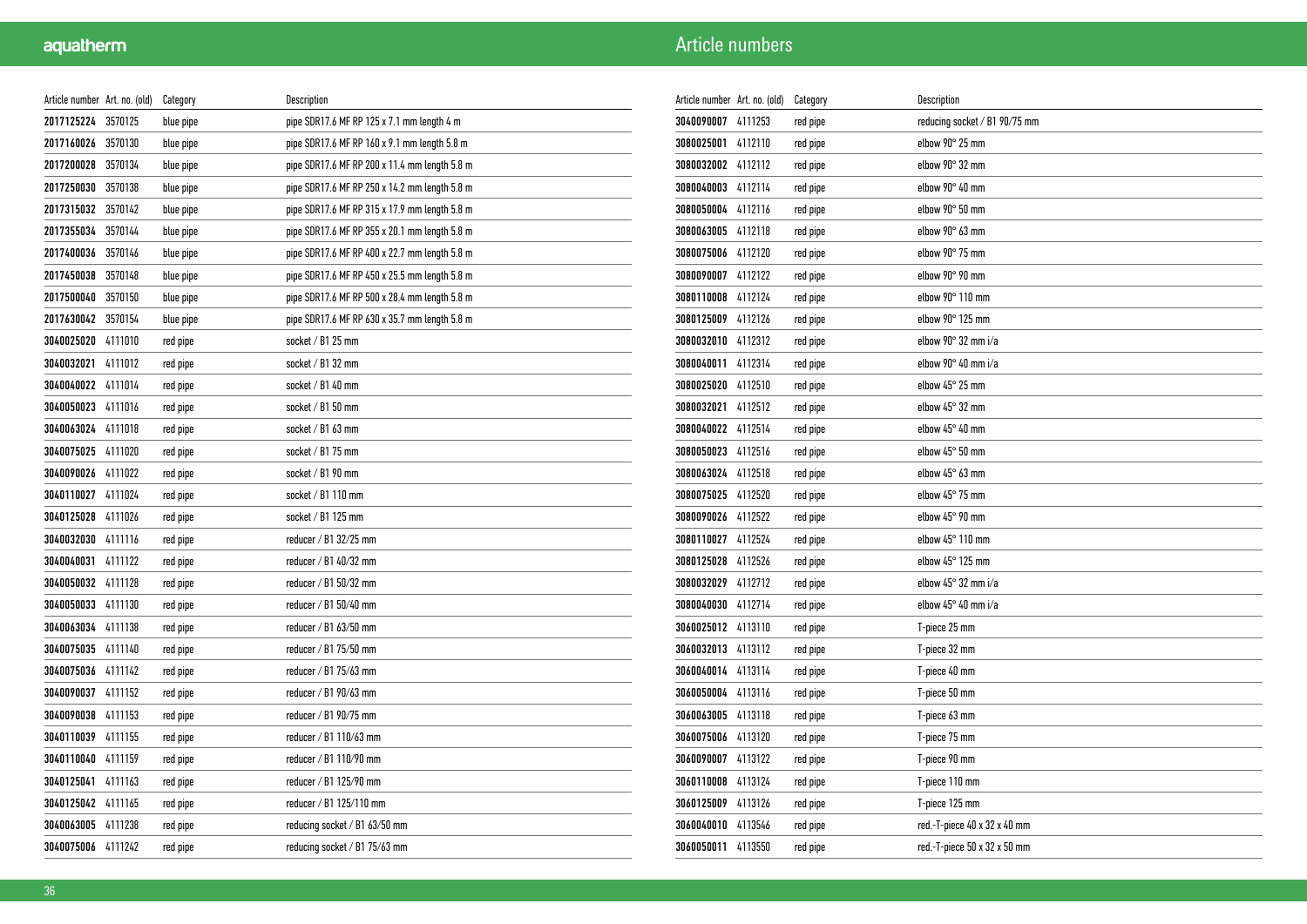## Article numbers

| Article number | Art. no. (old) | Category | Description |
|---|---|---|---|
| **2017125224** | 3570125 | blue pipe | pipe SDR17.6 MF RP 125 x 7.1 mm length 4 m |
| **2017160026** | 3570130 | blue pipe | pipe SDR17.6 MF RP 160 x 9.1 mm length 5.8 m |
| **2017200028** | 3570134 | blue pipe | pipe SDR17.6 MF RP 200 x 11.4 mm length 5.8 m |
| **2017250030** | 3570138 | blue pipe | pipe SDR17.6 MF RP 250 x 14.2 mm length 5.8 m |
| **2017315032** | 3570142 | blue pipe | pipe SDR17.6 MF RP 315 x 17.9 mm length 5.8 m |
| **2017355034** | 3570144 | blue pipe | pipe SDR17.6 MF RP 355 x 20.1 mm length 5.8 m |
| **2017400036** | 3570146 | blue pipe | pipe SDR17.6 MF RP 400 x 22.7 mm length 5.8 m |
| **2017450038** | 3570148 | blue pipe | pipe SDR17.6 MF RP 450 x 25.5 mm length 5.8 m |
| **2017500040** | 3570150 | blue pipe | pipe SDR17.6 MF RP 500 x 28.4 mm length 5.8 m |
| **2017630042** | 3570154 | blue pipe | pipe SDR17.6 MF RP 630 x 35.7 mm length 5.8 m |
| **3040025020** | 4111010 | red pipe | socket / B1 25 mm |
| **3040032021** | 4111012 | red pipe | socket / B1 32 mm |
| **3040040022** | 4111014 | red pipe | socket / B1 40 mm |
| **3040050023** | 4111016 | red pipe | socket / B1 50 mm |
| **3040063024** | 4111018 | red pipe | socket / B1 63 mm |
| **3040075025** | 4111020 | red pipe | socket / B1 75 mm |
| **3040090026** | 4111022 | red pipe | socket / B1 90 mm |
| **3040110027** | 4111024 | red pipe | socket / B1 110 mm |
| **3040125028** | 4111026 | red pipe | socket / B1 125 mm |
| **3040032030** | 4111116 | red pipe | reducer / B1 32/25 mm |
| **3040040031** | 4111122 | red pipe | reducer / B1 40/32 mm |
| **3040050032** | 4111128 | red pipe | reducer / B1 50/32 mm |
| **3040050033** | 4111130 | red pipe | reducer / B1 50/40 mm |
| **3040063034** | 4111138 | red pipe | reducer / B1 63/50 mm |
| **3040075035** | 4111140 | red pipe | reducer / B1 75/50 mm |
| **3040075036** | 4111142 | red pipe | reducer / B1 75/63 mm |
| **3040090037** | 4111152 | red pipe | reducer / B1 90/63 mm |
| **3040090038** | 4111153 | red pipe | reducer / B1 90/75 mm |
| **3040110039** | 4111155 | red pipe | reducer / B1 110/63 mm |
| **3040110040** | 4111159 | red pipe | reducer / B1 110/90 mm |
| **3040125041** | 4111163 | red pipe | reducer / B1 125/90 mm |
| **3040125042** | 4111165 | red pipe | reducer / B1 125/110 mm |
| **3040063005** | 4111238 | red pipe | reducing socket / B1 63/50 mm |
| **3040075006** | 4111242 | red pipe | reducing socket / B1 75/63 mm |
| **3040090007** | 4111253 | red pipe | reducing socket / B1 90/75 mm |
| **3080025001** | 4112110 | red pipe | elbow 90° 25 mm |
| **3080032002** | 4112112 | red pipe | elbow 90° 32 mm |
| **3080040003** | 4112114 | red pipe | elbow 90° 40 mm |
| **3080050004** | 4112116 | red pipe | elbow 90° 50 mm |
| **3080063005** | 4112118 | red pipe | elbow 90° 63 mm |
| **3080075006** | 4112120 | red pipe | elbow 90° 75 mm |
| **3080090007** | 4112122 | red pipe | elbow 90° 90 mm |
| **3080110008** | 4112124 | red pipe | elbow 90° 110 mm |
| **3080125009** | 4112126 | red pipe | elbow 90° 125 mm |
| **3080032010** | 4112312 | red pipe | elbow 90° 32 mm i/a |
| **3080040011** | 4112314 | red pipe | elbow 90° 40 mm i/a |
| **3080025020** | 4112510 | red pipe | elbow 45° 25 mm |
| **3080032021** | 4112512 | red pipe | elbow 45° 32 mm |
| **3080040022** | 4112514 | red pipe | elbow 45° 40 mm |
| **3080050023** | 4112516 | red pipe | elbow 45° 50 mm |
| **3080063024** | 4112518 | red pipe | elbow 45° 63 mm |
| **3080075025** | 4112520 | red pipe | elbow 45° 75 mm |
| **3080090026** | 4112522 | red pipe | elbow 45° 90 mm |
| **3080110027** | 4112524 | red pipe | elbow 45° 110 mm |
| **3080125028** | 4112526 | red pipe | elbow 45° 125 mm |
| **3080032029** | 4112712 | red pipe | elbow 45° 32 mm i/a |
| **3080040030** | 4112714 | red pipe | elbow 45° 40 mm i/a |
| **3060025012** | 4113110 | red pipe | T-piece 25 mm |
| **3060032013** | 4113112 | red pipe | T-piece 32 mm |
| **3060040014** | 4113114 | red pipe | T-piece 40 mm |
| **3060050004** | 4113116 | red pipe | T-piece 50 mm |
| **3060063005** | 4113118 | red pipe | T-piece 63 mm |
| **3060075006** | 4113120 | red pipe | T-piece 75 mm |
| **3060090007** | 4113122 | red pipe | T-piece 90 mm |
| **3060110008** | 4113124 | red pipe | T-piece 110 mm |
| **3060125009** | 4113126 | red pipe | T-piece 125 mm |
| **3060040010** | 4113546 | red pipe | red.-T-piece 40 x 32 x 40 mm |
| **3060050011** | 4113550 | red pipe | red.-T-piece 50 x 32 x 50 mm |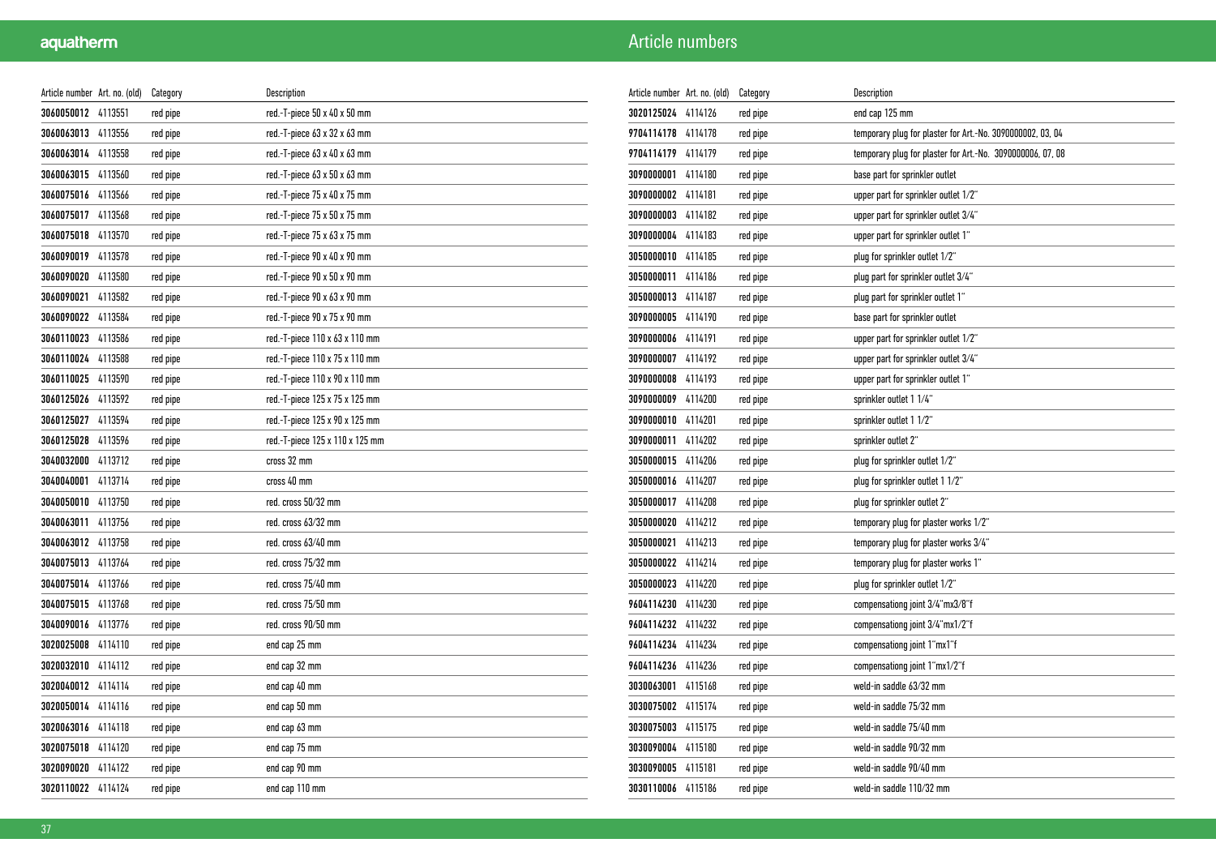# Article numbers

| Article number | Art. no. (old) | Category | Description |
|---|---|---|---|
| **3060050012** | 4113551 | red pipe | red.-T-piece 50 x 40 x 50 mm |
| **3060063013** | 4113556 | red pipe | red.-T-piece 63 x 32 x 63 mm |
| **3060063014** | 4113558 | red pipe | red.-T-piece 63 x 40 x 63 mm |
| **3060063015** | 4113560 | red pipe | red.-T-piece 63 x 50 x 63 mm |
| **3060075016** | 4113566 | red pipe | red.-T-piece 75 x 40 x 75 mm |
| **3060075017** | 4113568 | red pipe | red.-T-piece 75 x 50 x 75 mm |
| **3060075018** | 4113570 | red pipe | red.-T-piece 75 x 63 x 75 mm |
| **3060090019** | 4113578 | red pipe | red.-T-piece 90 x 40 x 90 mm |
| **3060090020** | 4113580 | red pipe | red.-T-piece 90 x 50 x 90 mm |
| **3060090021** | 4113582 | red pipe | red.-T-piece 90 x 63 x 90 mm |
| **3060090022** | 4113584 | red pipe | red.-T-piece 90 x 75 x 90 mm |
| **3060110023** | 4113586 | red pipe | red.-T-piece 110 x 63 x 110 mm |
| **3060110024** | 4113588 | red pipe | red.-T-piece 110 x 75 x 110 mm |
| **3060110025** | 4113590 | red pipe | red.-T-piece 110 x 90 x 110 mm |
| **3060125026** | 4113592 | red pipe | red.-T-piece 125 x 75 x 125 mm |
| **3060125027** | 4113594 | red pipe | red.-T-piece 125 x 90 x 125 mm |
| **3060125028** | 4113596 | red pipe | red.-T-piece 125 x 110 x 125 mm |
| **3040032000** | 4113712 | red pipe | cross 32 mm |
| **3040040001** | 4113714 | red pipe | cross 40 mm |
| **3040050010** | 4113750 | red pipe | red. cross 50/32 mm |
| **3040063011** | 4113756 | red pipe | red. cross 63/32 mm |
| **3040063012** | 4113758 | red pipe | red. cross 63/40 mm |
| **3040075013** | 4113764 | red pipe | red. cross 75/32 mm |
| **3040075014** | 4113766 | red pipe | red. cross 75/40 mm |
| **3040075015** | 4113768 | red pipe | red. cross 75/50 mm |
| **3040090016** | 4113776 | red pipe | red. cross 90/50 mm |
| **3020025008** | 4114110 | red pipe | end cap 25 mm |
| **3020032010** | 4114112 | red pipe | end cap 32 mm |
| **3020040012** | 4114114 | red pipe | end cap 40 mm |
| **3020050014** | 4114116 | red pipe | end cap 50 mm |
| **3020063016** | 4114118 | red pipe | end cap 63 mm |
| **3020075018** | 4114120 | red pipe | end cap 75 mm |
| **3020090020** | 4114122 | red pipe | end cap 90 mm |
| **3020110022** | 4114124 | red pipe | end cap 110 mm |
| **3020125024** | 4114126 | red pipe | end cap 125 mm |
| **9704114178** | 4114178 | red pipe | temporary plug for plaster for Art.-No. 3090000002, 03, 04 |
| **9704114179** | 4114179 | red pipe | temporary plug for plaster for Art.-No. 3090000006, 07, 08 |
| **3090000001** | 4114180 | red pipe | base part for sprinkler outlet |
| **3090000002** | 4114181 | red pipe | upper part for sprinkler outlet 1/2" |
| **3090000003** | 4114182 | red pipe | upper part for sprinkler outlet 3/4" |
| **3090000004** | 4114183 | red pipe | upper part for sprinkler outlet 1" |
| **3050000010** | 4114185 | red pipe | plug for sprinkler outlet 1/2" |
| **3050000011** | 4114186 | red pipe | plug part for sprinkler outlet 3/4" |
| **3050000013** | 4114187 | red pipe | plug part for sprinkler outlet 1" |
| **3090000005** | 4114190 | red pipe | base part for sprinkler outlet |
| **3090000006** | 4114191 | red pipe | upper part for sprinkler outlet 1/2" |
| **3090000007** | 4114192 | red pipe | upper part for sprinkler outlet 3/4" |
| **3090000008** | 4114193 | red pipe | upper part for sprinkler outlet 1" |
| **3090000009** | 4114200 | red pipe | sprinkler outlet 1 1/4" |
| **3090000010** | 4114201 | red pipe | sprinkler outlet 1 1/2" |
| **3090000011** | 4114202 | red pipe | sprinkler outlet 2" |
| **3050000015** | 4114206 | red pipe | plug for sprinkler outlet 1/2" |
| **3050000016** | 4114207 | red pipe | plug for sprinkler outlet 1 1/2" |
| **3050000017** | 4114208 | red pipe | plug for sprinkler outlet 2" |
| **3050000020** | 4114212 | red pipe | temporary plug for plaster works 1/2" |
| **3050000021** | 4114213 | red pipe | temporary plug for plaster works 3/4" |
| **3050000022** | 4114214 | red pipe | temporary plug for plaster works 1" |
| **3050000023** | 4114220 | red pipe | plug for sprinkler outlet 1/2" |
| **9604114230** | 4114230 | red pipe | compensationg joint 3/4"mx3/8"f |
| **9604114232** | 4114232 | red pipe | compensationg joint 3/4"mx1/2"f |
| **9604114234** | 4114234 | red pipe | compensationg joint 1"mx1"f |
| **9604114236** | 4114236 | red pipe | compensationg joint 1"mx1/2"f |
| **3030063001** | 4115168 | red pipe | weld-in saddle 63/32 mm |
| **3030075002** | 4115174 | red pipe | weld-in saddle 75/32 mm |
| **3030075003** | 4115175 | red pipe | weld-in saddle 75/40 mm |
| **3030090004** | 4115180 | red pipe | weld-in saddle 90/32 mm |
| **3030090005** | 4115181 | red pipe | weld-in saddle 90/40 mm |
| **3030110006** | 4115186 | red pipe | weld-in saddle 110/32 mm |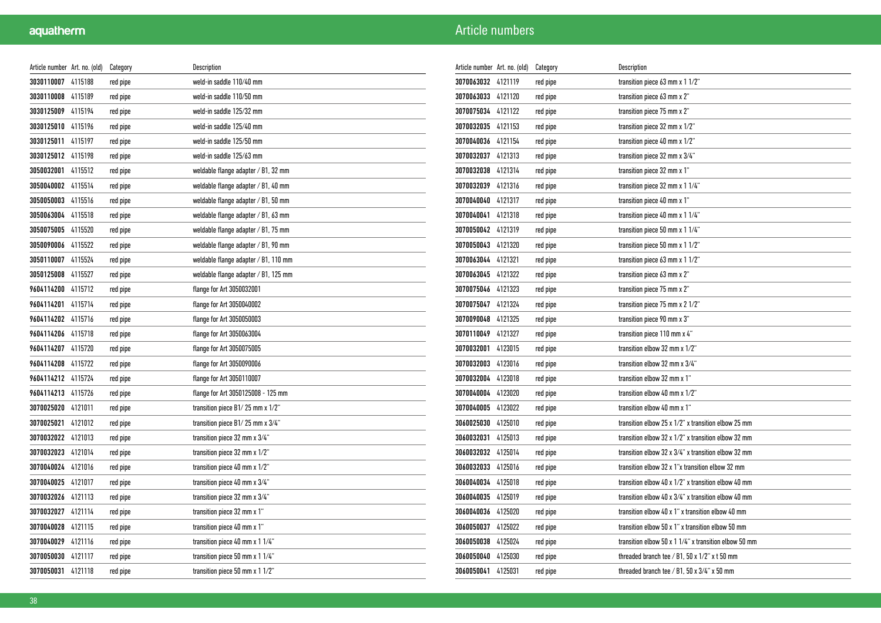# Article numbers

| Article number | Art. no. (old) | Category | Description |
|---|---|---|---|
| **3030110007** | 4115188 | red pipe | weld-in saddle 110/40 mm |
| **3030110008** | 4115189 | red pipe | weld-in saddle 110/50 mm |
| **3030125009** | 4115194 | red pipe | weld-in saddle 125/32 mm |
| **3030125010** | 4115196 | red pipe | weld-in saddle 125/40 mm |
| **3030125011** | 4115197 | red pipe | weld-in saddle 125/50 mm |
| **3030125012** | 4115198 | red pipe | weld-in saddle 125/63 mm |
| **3050032001** | 4115512 | red pipe | weldable flange adapter / B1, 32 mm |
| **3050040002** | 4115514 | red pipe | weldable flange adapter / B1, 40 mm |
| **3050050003** | 4115516 | red pipe | weldable flange adapter / B1, 50 mm |
| **3050063004** | 4115518 | red pipe | weldable flange adapter / B1, 63 mm |
| **3050075005** | 4115520 | red pipe | weldable flange adapter / B1, 75 mm |
| **3050090006** | 4115522 | red pipe | weldable flange adapter / B1, 90 mm |
| **3050110007** | 4115524 | red pipe | weldable flange adapter / B1, 110 mm |
| **3050125008** | 4115527 | red pipe | weldable flange adapter / B1, 125 mm |
| **9604114200** | 4115712 | red pipe | flange for Art 3050032001 |
| **9604114201** | 4115714 | red pipe | flange for Art 3050040002 |
| **9604114202** | 4115716 | red pipe | flange for Art 3050050003 |
| **9604114206** | 4115718 | red pipe | flange for Art 3050063004 |
| **9604114207** | 4115720 | red pipe | flange for Art 3050075005 |
| **9604114208** | 4115722 | red pipe | flange for Art 3050090006 |
| **9604114212** | 4115724 | red pipe | flange for Art 3050110007 |
| **9604114213** | 4115726 | red pipe | flange for Art 3050125008 - 125 mm |
| **3070025020** | 4121011 | red pipe | transition piece B1/ 25 mm x 1/2" |
| **3070025021** | 4121012 | red pipe | transition piece B1/ 25 mm x 3/4" |
| **3070032022** | 4121013 | red pipe | transition piece 32 mm x 3/4" |
| **3070032023** | 4121014 | red pipe | transition piece 32 mm x 1/2" |
| **3070040024** | 4121016 | red pipe | transition piece 40 mm x 1/2" |
| **3070040025** | 4121017 | red pipe | transition piece 40 mm x 3/4" |
| **3070032026** | 4121113 | red pipe | transition piece 32 mm x 3/4" |
| **3070032027** | 4121114 | red pipe | transition piece 32 mm x 1" |
| **3070040028** | 4121115 | red pipe | transition piece 40 mm x 1" |
| **3070040029** | 4121116 | red pipe | transition piece 40 mm x 1 1/4" |
| **3070050030** | 4121117 | red pipe | transition piece 50 mm x 1 1/4" |
| **3070050031** | 4121118 | red pipe | transition piece 50 mm x 1 1/2" |
| **3070063032** | 4121119 | red pipe | transition piece 63 mm x 1 1/2" |
| **3070063033** | 4121120 | red pipe | transition piece 63 mm x 2" |
| **3070075034** | 4121122 | red pipe | transition piece 75 mm x 2" |
| **3070032035** | 4121153 | red pipe | transition piece 32 mm x 1/2" |
| **3070040036** | 4121154 | red pipe | transition piece 40 mm x 1/2" |
| **3070032037** | 4121313 | red pipe | transition piece 32 mm x 3/4" |
| **3070032038** | 4121314 | red pipe | transition piece 32 mm x 1" |
| **3070032039** | 4121316 | red pipe | transition piece 32 mm x 1 1/4" |
| **3070040040** | 4121317 | red pipe | transition piece 40 mm x 1" |
| **3070040041** | 4121318 | red pipe | transition piece 40 mm x 1 1/4" |
| **3070050042** | 4121319 | red pipe | transition piece 50 mm x 1 1/4" |
| **3070050043** | 4121320 | red pipe | transition piece 50 mm x 1 1/2" |
| **3070063044** | 4121321 | red pipe | transition piece 63 mm x 1 1/2" |
| **3070063045** | 4121322 | red pipe | transition piece 63 mm x 2" |
| **3070075046** | 4121323 | red pipe | transition piece 75 mm x 2" |
| **3070075047** | 4121324 | red pipe | transition piece 75 mm x 2 1/2" |
| **3070090048** | 4121325 | red pipe | transition piece 90 mm x 3" |
| **3070110049** | 4121327 | red pipe | transition piece 110 mm x 4" |
| **3070032001** | 4123015 | red pipe | transition elbow 32 mm x 1/2" |
| **3070032003** | 4123016 | red pipe | transition elbow 32 mm x 3/4" |
| **3070032004** | 4123018 | red pipe | transition elbow 32 mm x 1" |
| **3070040004** | 4123020 | red pipe | transition elbow 40 mm x 1/2" |
| **3070040005** | 4123022 | red pipe | transition elbow 40 mm x 1" |
| **3060025030** | 4125010 | red pipe | transition elbow 25 x 1/2" x transition elbow 25 mm |
| **3060032031** | 4125013 | red pipe | transition elbow 32 x 1/2" x transition elbow 32 mm |
| **3060032032** | 4125014 | red pipe | transition elbow 32 x 3/4" x transition elbow 32 mm |
| **3060032033** | 4125016 | red pipe | transition elbow 32 x 1"x transition elbow 32 mm |
| **3060040034** | 4125018 | red pipe | transition elbow 40 x 1/2" x transition elbow 40 mm |
| **3060040035** | 4125019 | red pipe | transition elbow 40 x 3/4" x transition elbow 40 mm |
| **3060040036** | 4125020 | red pipe | transition elbow 40 x 1" x transition elbow 40 mm |
| **3060050037** | 4125022 | red pipe | transition elbow 50 x 1" x transition elbow 50 mm |
| **3060050038** | 4125024 | red pipe | transition elbow 50 x 1 1/4" x transition elbow 50 mm |
| **3060050040** | 4125030 | red pipe | threaded branch tee / B1, 50 x 1/2" x 50 mm |
| **3060050041** | 4125031 | red pipe | threaded branch tee / B1, 50 x 3/4" x 50 mm |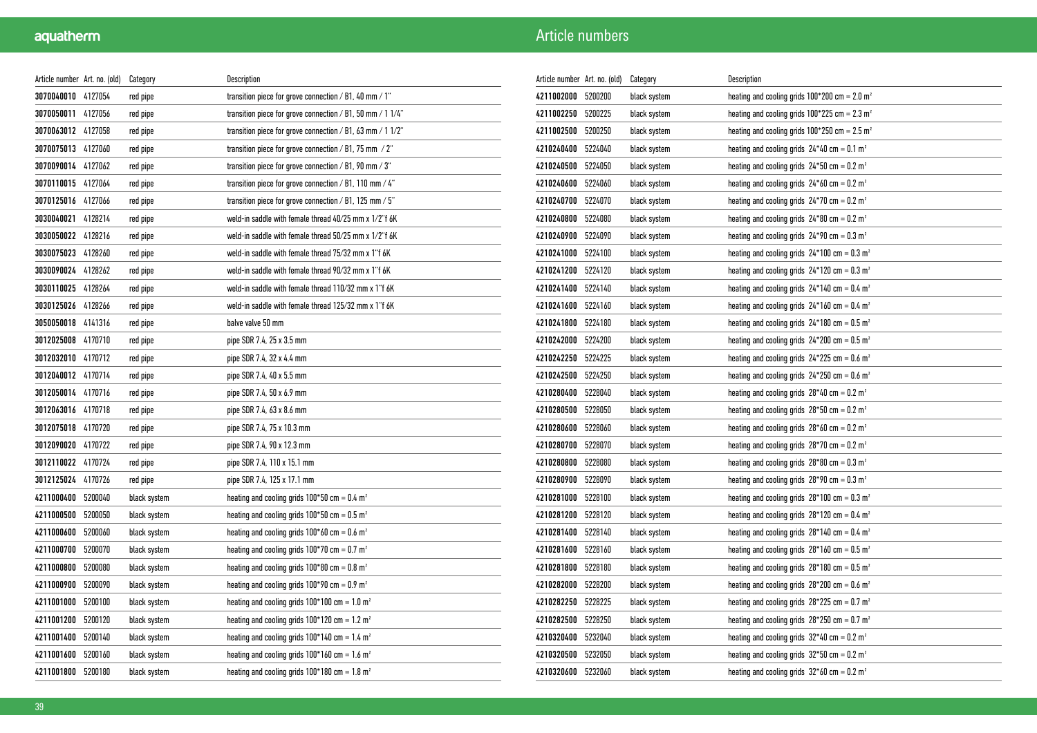# Article numbers

| Article number | Art. no. (old) | Category | Description |
|---|---|---|---|
| **3070040010** | 4127054 | red pipe | transition piece for grove connection / B1, 40 mm / 1" |
| **3070050011** | 4127056 | red pipe | transition piece for grove connection / B1, 50 mm / 1 1/4" |
| **3070063012** | 4127058 | red pipe | transition piece for grove connection / B1, 63 mm / 1 1/2" |
| **3070075013** | 4127060 | red pipe | transition piece for grove connection / B1, 75 mm / 2" |
| **3070090014** | 4127062 | red pipe | transition piece for grove connection / B1, 90 mm / 3" |
| **3070110015** | 4127064 | red pipe | transition piece for grove connection / B1, 110 mm / 4" |
| **3070125016** | 4127066 | red pipe | transition piece for grove connection / B1, 125 mm / 5" |
| **3030040021** | 4128214 | red pipe | weld-in saddle with female thread 40/25 mm x 1/2"f 6K |
| **3030050022** | 4128216 | red pipe | weld-in saddle with female thread 50/25 mm x 1/2"f 6K |
| **3030075023** | 4128260 | red pipe | weld-in saddle with female thread 75/32 mm x 1"f 6K |
| **3030090024** | 4128262 | red pipe | weld-in saddle with female thread 90/32 mm x 1"f 6K |
| **3030110025** | 4128264 | red pipe | weld-in saddle with female thread 110/32 mm x 1"f 6K |
| **3030125026** | 4128266 | red pipe | weld-in saddle with female thread 125/32 mm x 1"f 6K |
| **3050050018** | 4141316 | red pipe | balve valve 50 mm |
| **3012025008** | 4170710 | red pipe | pipe SDR 7.4, 25 x 3.5 mm |
| **3012032010** | 4170712 | red pipe | pipe SDR 7.4, 32 x 4.4 mm |
| **3012040012** | 4170714 | red pipe | pipe SDR 7.4, 40 x 5.5 mm |
| **3012050014** | 4170716 | red pipe | pipe SDR 7.4, 50 x 6.9 mm |
| **3012063016** | 4170718 | red pipe | pipe SDR 7.4, 63 x 8.6 mm |
| **3012075018** | 4170720 | red pipe | pipe SDR 7.4, 75 x 10.3 mm |
| **3012090020** | 4170722 | red pipe | pipe SDR 7.4, 90 x 12.3 mm |
| **3012110022** | 4170724 | red pipe | pipe SDR 7.4, 110 x 15.1 mm |
| **3012125024** | 4170726 | red pipe | pipe SDR 7.4, 125 x 17.1 mm |
| **4211000400** | 5200040 | black system | heating and cooling grids 100*50 cm = 0.4 m² |
| **4211000500** | 5200050 | black system | heating and cooling grids 100*50 cm = 0.5 m² |
| **4211000600** | 5200060 | black system | heating and cooling grids 100*60 cm = 0.6 m² |
| **4211000700** | 5200070 | black system | heating and cooling grids 100*70 cm = 0.7 m² |
| **4211000800** | 5200080 | black system | heating and cooling grids 100*80 cm = 0.8 m² |
| **4211000900** | 5200090 | black system | heating and cooling grids 100*90 cm = 0.9 m² |
| **4211001000** | 5200100 | black system | heating and cooling grids 100*100 cm = 1.0 m² |
| **4211001200** | 5200120 | black system | heating and cooling grids 100*120 cm = 1.2 m² |
| **4211001400** | 5200140 | black system | heating and cooling grids 100*140 cm = 1.4 m² |
| **4211001600** | 5200160 | black system | heating and cooling grids 100*160 cm = 1.6 m² |
| **4211001800** | 5200180 | black system | heating and cooling grids 100*180 cm = 1.8 m² |
| **4211002000** | 5200200 | black system | heating and cooling grids 100*200 cm = 2.0 m² |
| **4211002250** | 5200225 | black system | heating and cooling grids 100*225 cm = 2.3 m² |
| **4211002500** | 5200250 | black system | heating and cooling grids 100*250 cm = 2.5 m² |
| **4210240400** | 5224040 | black system | heating and cooling grids 24*40 cm = 0.1 m² |
| **4210240500** | 5224050 | black system | heating and cooling grids 24*50 cm = 0.2 m² |
| **4210240600** | 5224060 | black system | heating and cooling grids 24*60 cm = 0.2 m² |
| **4210240700** | 5224070 | black system | heating and cooling grids 24*70 cm = 0.2 m² |
| **4210240800** | 5224080 | black system | heating and cooling grids 24*80 cm = 0.2 m² |
| **4210240900** | 5224090 | black system | heating and cooling grids 24*90 cm = 0.3 m² |
| **4210241000** | 5224100 | black system | heating and cooling grids 24*100 cm = 0.3 m² |
| **4210241200** | 5224120 | black system | heating and cooling grids 24*120 cm = 0.3 m² |
| **4210241400** | 5224140 | black system | heating and cooling grids 24*140 cm = 0.4 m² |
| **4210241600** | 5224160 | black system | heating and cooling grids 24*160 cm = 0.4 m² |
| **4210241800** | 5224180 | black system | heating and cooling grids 24*180 cm = 0.5 m² |
| **4210242000** | 5224200 | black system | heating and cooling grids 24*200 cm = 0.5 m² |
| **4210242250** | 5224225 | black system | heating and cooling grids 24*225 cm = 0.6 m² |
| **4210242500** | 5224250 | black system | heating and cooling grids 24*250 cm = 0.6 m² |
| **4210280400** | 5228040 | black system | heating and cooling grids 28*40 cm = 0.2 m² |
| **4210280500** | 5228050 | black system | heating and cooling grids 28*50 cm = 0.2 m² |
| **4210280600** | 5228060 | black system | heating and cooling grids 28*60 cm = 0.2 m² |
| **4210280700** | 5228070 | black system | heating and cooling grids 28*70 cm = 0.2 m² |
| **4210280800** | 5228080 | black system | heating and cooling grids 28*80 cm = 0.3 m² |
| **4210280900** | 5228090 | black system | heating and cooling grids 28*90 cm = 0.3 m² |
| **4210281000** | 5228100 | black system | heating and cooling grids 28*100 cm = 0.3 m² |
| **4210281200** | 5228120 | black system | heating and cooling grids 28*120 cm = 0.4 m² |
| **4210281400** | 5228140 | black system | heating and cooling grids 28*140 cm = 0.4 m² |
| **4210281600** | 5228160 | black system | heating and cooling grids 28*160 cm = 0.5 m² |
| **4210281800** | 5228180 | black system | heating and cooling grids 28*180 cm = 0.5 m² |
| **4210282000** | 5228200 | black system | heating and cooling grids 28*200 cm = 0.6 m² |
| **4210282250** | 5228225 | black system | heating and cooling grids 28*225 cm = 0.7 m² |
| **4210282500** | 5228250 | black system | heating and cooling grids 28*250 cm = 0.7 m² |
| **4210320400** | 5232040 | black system | heating and cooling grids 32*40 cm = 0.2 m² |
| **4210320500** | 5232050 | black system | heating and cooling grids 32*50 cm = 0.2 m² |
| **4210320600** | 5232060 | black system | heating and cooling grids 32*60 cm = 0.2 m² |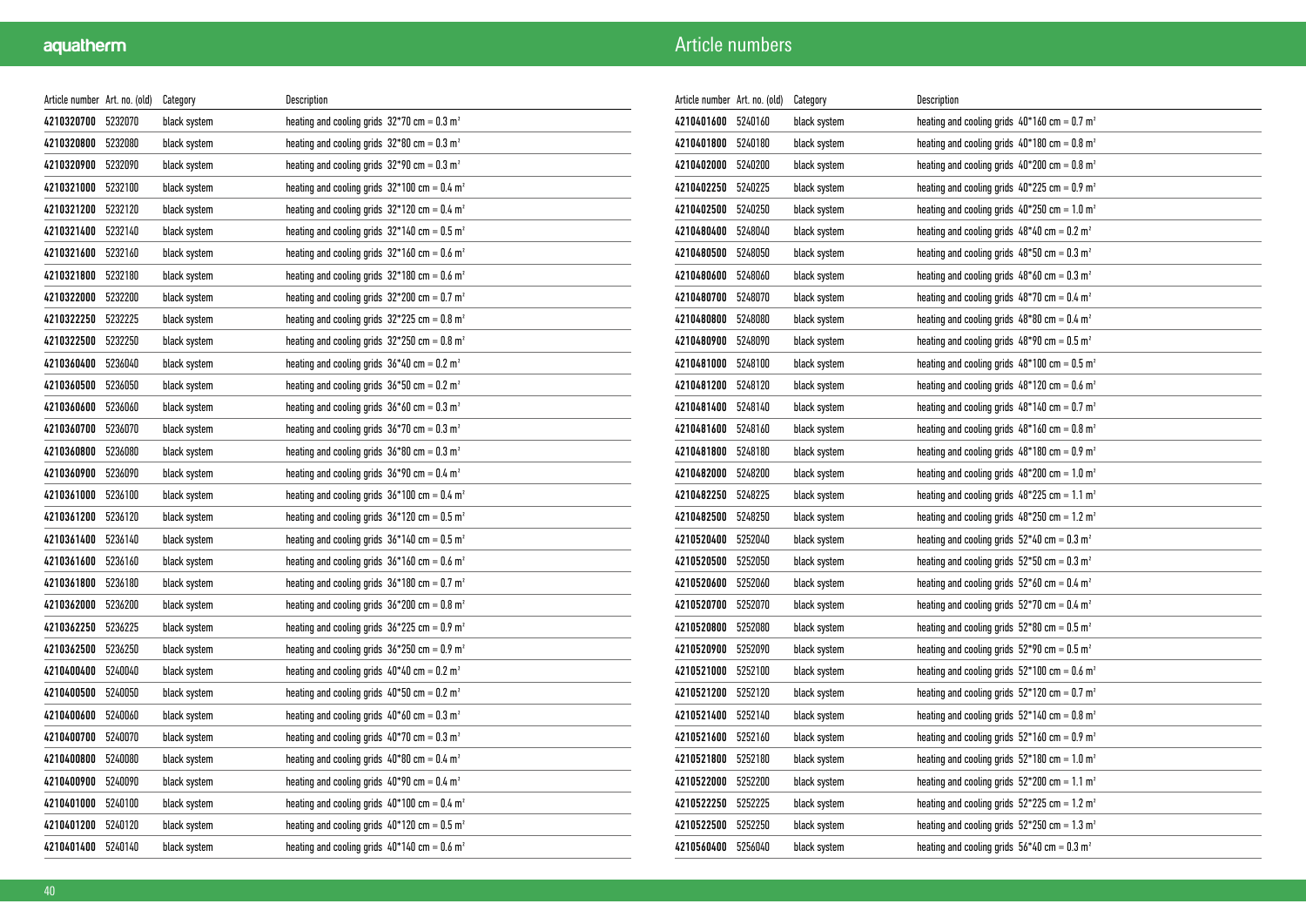# Article numbers

| Article number | Art. no. (old) | Category | Description |
|---|---|---|---|
| **4210320700** | 5232070 | black system | heating and cooling grids 32*70 cm = 0.3 m² |
| **4210320800** | 5232080 | black system | heating and cooling grids 32*80 cm = 0.3 m² |
| **4210320900** | 5232090 | black system | heating and cooling grids 32*90 cm = 0.3 m² |
| **4210321000** | 5232100 | black system | heating and cooling grids 32*100 cm = 0.4 m² |
| **4210321200** | 5232120 | black system | heating and cooling grids 32*120 cm = 0.4 m² |
| **4210321400** | 5232140 | black system | heating and cooling grids 32*140 cm = 0.5 m² |
| **4210321600** | 5232160 | black system | heating and cooling grids 32*160 cm = 0.6 m² |
| **4210321800** | 5232180 | black system | heating and cooling grids 32*180 cm = 0.6 m² |
| **4210322000** | 5232200 | black system | heating and cooling grids 32*200 cm = 0.7 m² |
| **4210322250** | 5232225 | black system | heating and cooling grids 32*225 cm = 0.8 m² |
| **4210322500** | 5232250 | black system | heating and cooling grids 32*250 cm = 0.8 m² |
| **4210360400** | 5236040 | black system | heating and cooling grids 36*40 cm = 0.2 m² |
| **4210360500** | 5236050 | black system | heating and cooling grids 36*50 cm = 0.2 m² |
| **4210360600** | 5236060 | black system | heating and cooling grids 36*60 cm = 0.3 m² |
| **4210360700** | 5236070 | black system | heating and cooling grids 36*70 cm = 0.3 m² |
| **4210360800** | 5236080 | black system | heating and cooling grids 36*80 cm = 0.3 m² |
| **4210360900** | 5236090 | black system | heating and cooling grids 36*90 cm = 0.4 m² |
| **4210361000** | 5236100 | black system | heating and cooling grids 36*100 cm = 0.4 m² |
| **4210361200** | 5236120 | black system | heating and cooling grids 36*120 cm = 0.5 m² |
| **4210361400** | 5236140 | black system | heating and cooling grids 36*140 cm = 0.5 m² |
| **4210361600** | 5236160 | black system | heating and cooling grids 36*160 cm = 0.6 m² |
| **4210361800** | 5236180 | black system | heating and cooling grids 36*180 cm = 0.7 m² |
| **4210362000** | 5236200 | black system | heating and cooling grids 36*200 cm = 0.8 m² |
| **4210362250** | 5236225 | black system | heating and cooling grids 36*225 cm = 0.9 m² |
| **4210362500** | 5236250 | black system | heating and cooling grids 36*250 cm = 0.9 m² |
| **4210400400** | 5240040 | black system | heating and cooling grids 40*40 cm = 0.2 m² |
| **4210400500** | 5240050 | black system | heating and cooling grids 40*50 cm = 0.2 m² |
| **4210400600** | 5240060 | black system | heating and cooling grids 40*60 cm = 0.3 m² |
| **4210400700** | 5240070 | black system | heating and cooling grids 40*70 cm = 0.3 m² |
| **4210400800** | 5240080 | black system | heating and cooling grids 40*80 cm = 0.4 m² |
| **4210400900** | 5240090 | black system | heating and cooling grids 40*90 cm = 0.4 m² |
| **4210401000** | 5240100 | black system | heating and cooling grids 40*100 cm = 0.4 m² |
| **4210401200** | 5240120 | black system | heating and cooling grids 40*120 cm = 0.5 m² |
| **4210401400** | 5240140 | black system | heating and cooling grids 40*140 cm = 0.6 m² |
| **4210401600** | 5240160 | black system | heating and cooling grids 40*160 cm = 0.7 m² |
| **4210401800** | 5240180 | black system | heating and cooling grids 40*180 cm = 0.8 m² |
| **4210402000** | 5240200 | black system | heating and cooling grids 40*200 cm = 0.8 m² |
| **4210402250** | 5240225 | black system | heating and cooling grids 40*225 cm = 0.9 m² |
| **4210402500** | 5240250 | black system | heating and cooling grids 40*250 cm = 1.0 m² |
| **4210480400** | 5248040 | black system | heating and cooling grids 48*40 cm = 0.2 m² |
| **4210480500** | 5248050 | black system | heating and cooling grids 48*50 cm = 0.3 m² |
| **4210480600** | 5248060 | black system | heating and cooling grids 48*60 cm = 0.3 m² |
| **4210480700** | 5248070 | black system | heating and cooling grids 48*70 cm = 0.4 m² |
| **4210480800** | 5248080 | black system | heating and cooling grids 48*80 cm = 0.4 m² |
| **4210480900** | 5248090 | black system | heating and cooling grids 48*90 cm = 0.5 m² |
| **4210481000** | 5248100 | black system | heating and cooling grids 48*100 cm = 0.5 m² |
| **4210481200** | 5248120 | black system | heating and cooling grids 48*120 cm = 0.6 m² |
| **4210481400** | 5248140 | black system | heating and cooling grids 48*140 cm = 0.7 m² |
| **4210481600** | 5248160 | black system | heating and cooling grids 48*160 cm = 0.8 m² |
| **4210481800** | 5248180 | black system | heating and cooling grids 48*180 cm = 0.9 m² |
| **4210482000** | 5248200 | black system | heating and cooling grids 48*200 cm = 1.0 m² |
| **4210482250** | 5248225 | black system | heating and cooling grids 48*225 cm = 1.1 m² |
| **4210482500** | 5248250 | black system | heating and cooling grids 48*250 cm = 1.2 m² |
| **4210520400** | 5252040 | black system | heating and cooling grids 52*40 cm = 0.3 m² |
| **4210520500** | 5252050 | black system | heating and cooling grids 52*50 cm = 0.3 m² |
| **4210520600** | 5252060 | black system | heating and cooling grids 52*60 cm = 0.4 m² |
| **4210520700** | 5252070 | black system | heating and cooling grids 52*70 cm = 0.4 m² |
| **4210520800** | 5252080 | black system | heating and cooling grids 52*80 cm = 0.5 m² |
| **4210520900** | 5252090 | black system | heating and cooling grids 52*90 cm = 0.5 m² |
| **4210521000** | 5252100 | black system | heating and cooling grids 52*100 cm = 0.6 m² |
| **4210521200** | 5252120 | black system | heating and cooling grids 52*120 cm = 0.7 m² |
| **4210521400** | 5252140 | black system | heating and cooling grids 52*140 cm = 0.8 m² |
| **4210521600** | 5252160 | black system | heating and cooling grids 52*160 cm = 0.9 m² |
| **4210521800** | 5252180 | black system | heating and cooling grids 52*180 cm = 1.0 m² |
| **4210522000** | 5252200 | black system | heating and cooling grids 52*200 cm = 1.1 m² |
| **4210522250** | 5252225 | black system | heating and cooling grids 52*225 cm = 1.2 m² |
| **4210522500** | 5252250 | black system | heating and cooling grids 52*250 cm = 1.3 m² |
| **4210560400** | 5256040 | black system | heating and cooling grids 56*40 cm = 0.3 m² |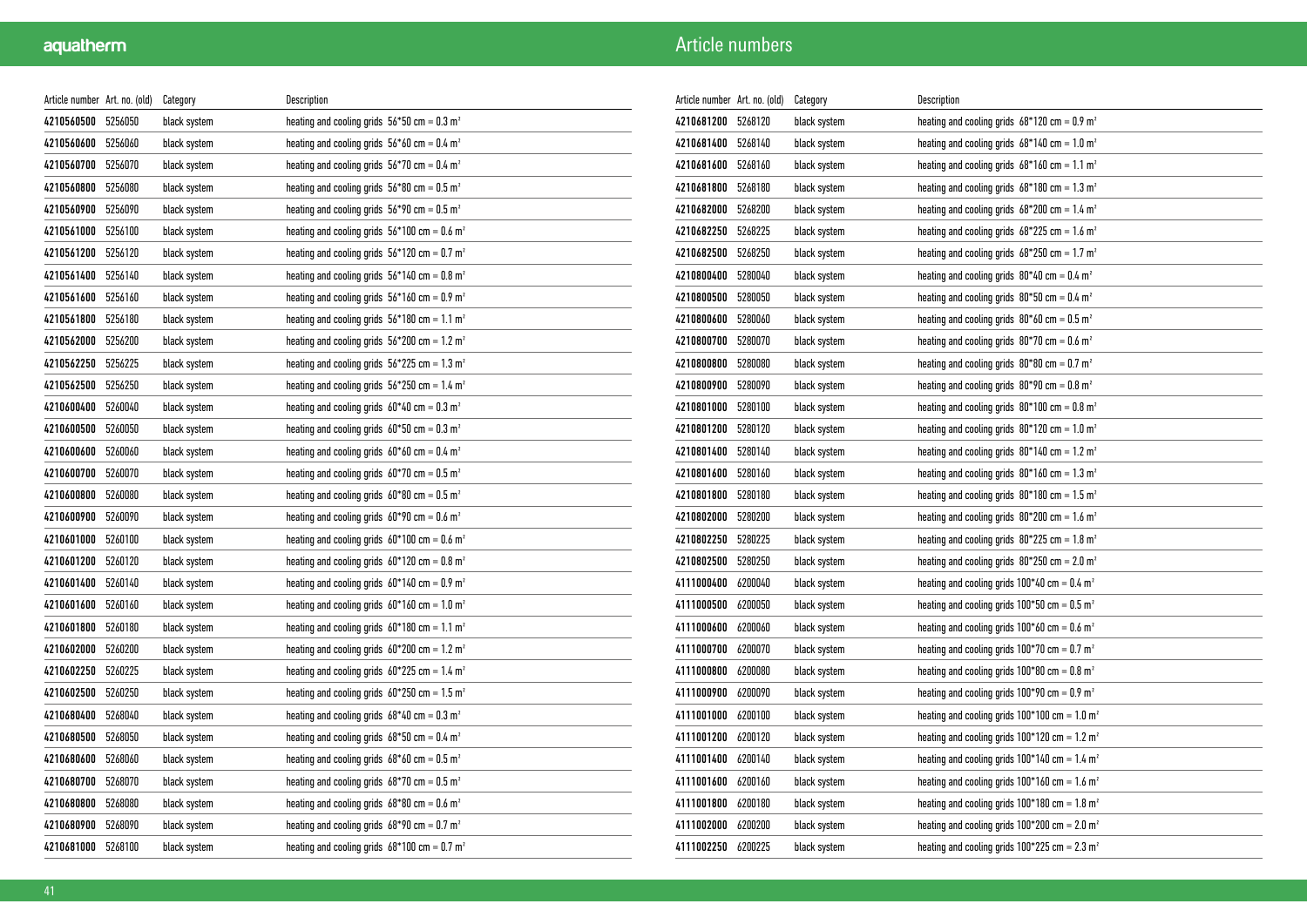## Article numbers

| Article number | Art. no. (old) | Category | Description |
|---|---|---|---|
| **4210560500** | 5256050 | black system | heating and cooling grids 56*50 cm = 0.3 m² |
| **4210560600** | 5256060 | black system | heating and cooling grids 56*60 cm = 0.4 m² |
| **4210560700** | 5256070 | black system | heating and cooling grids 56*70 cm = 0.4 m² |
| **4210560800** | 5256080 | black system | heating and cooling grids 56*80 cm = 0.5 m² |
| **4210560900** | 5256090 | black system | heating and cooling grids 56*90 cm = 0.5 m² |
| **4210561000** | 5256100 | black system | heating and cooling grids 56*100 cm = 0.6 m² |
| **4210561200** | 5256120 | black system | heating and cooling grids 56*120 cm = 0.7 m² |
| **4210561400** | 5256140 | black system | heating and cooling grids 56*140 cm = 0.8 m² |
| **4210561600** | 5256160 | black system | heating and cooling grids 56*160 cm = 0.9 m² |
| **4210561800** | 5256180 | black system | heating and cooling grids 56*180 cm = 1.1 m² |
| **4210562000** | 5256200 | black system | heating and cooling grids 56*200 cm = 1.2 m² |
| **4210562250** | 5256225 | black system | heating and cooling grids 56*225 cm = 1.3 m² |
| **4210562500** | 5256250 | black system | heating and cooling grids 56*250 cm = 1.4 m² |
| **4210600400** | 5260040 | black system | heating and cooling grids 60*40 cm = 0.3 m² |
| **4210600500** | 5260050 | black system | heating and cooling grids 60*50 cm = 0.3 m² |
| **4210600600** | 5260060 | black system | heating and cooling grids 60*60 cm = 0.4 m² |
| **4210600700** | 5260070 | black system | heating and cooling grids 60*70 cm = 0.5 m² |
| **4210600800** | 5260080 | black system | heating and cooling grids 60*80 cm = 0.5 m² |
| **4210600900** | 5260090 | black system | heating and cooling grids 60*90 cm = 0.6 m² |
| **4210601000** | 5260100 | black system | heating and cooling grids 60*100 cm = 0.6 m² |
| **4210601200** | 5260120 | black system | heating and cooling grids 60*120 cm = 0.8 m² |
| **4210601400** | 5260140 | black system | heating and cooling grids 60*140 cm = 0.9 m² |
| **4210601600** | 5260160 | black system | heating and cooling grids 60*160 cm = 1.0 m² |
| **4210601800** | 5260180 | black system | heating and cooling grids 60*180 cm = 1.1 m² |
| **4210602000** | 5260200 | black system | heating and cooling grids 60*200 cm = 1.2 m² |
| **4210602250** | 5260225 | black system | heating and cooling grids 60*225 cm = 1.4 m² |
| **4210602500** | 5260250 | black system | heating and cooling grids 60*250 cm = 1.5 m² |
| **4210680400** | 5268040 | black system | heating and cooling grids 68*40 cm = 0.3 m² |
| **4210680500** | 5268050 | black system | heating and cooling grids 68*50 cm = 0.4 m² |
| **4210680600** | 5268060 | black system | heating and cooling grids 68*60 cm = 0.5 m² |
| **4210680700** | 5268070 | black system | heating and cooling grids 68*70 cm = 0.5 m² |
| **4210680800** | 5268080 | black system | heating and cooling grids 68*80 cm = 0.6 m² |
| **4210680900** | 5268090 | black system | heating and cooling grids 68*90 cm = 0.7 m² |
| **4210681000** | 5268100 | black system | heating and cooling grids 68*100 cm = 0.7 m² |
| **4210681200** | 5268120 | black system | heating and cooling grids 68*120 cm = 0.9 m² |
| **4210681400** | 5268140 | black system | heating and cooling grids 68*140 cm = 1.0 m² |
| **4210681600** | 5268160 | black system | heating and cooling grids 68*160 cm = 1.1 m² |
| **4210681800** | 5268180 | black system | heating and cooling grids 68*180 cm = 1.3 m² |
| **4210682000** | 5268200 | black system | heating and cooling grids 68*200 cm = 1.4 m² |
| **4210682250** | 5268225 | black system | heating and cooling grids 68*225 cm = 1.6 m² |
| **4210682500** | 5268250 | black system | heating and cooling grids 68*250 cm = 1.7 m² |
| **4210800400** | 5280040 | black system | heating and cooling grids 80*40 cm = 0.4 m² |
| **4210800500** | 5280050 | black system | heating and cooling grids 80*50 cm = 0.4 m² |
| **4210800600** | 5280060 | black system | heating and cooling grids 80*60 cm = 0.5 m² |
| **4210800700** | 5280070 | black system | heating and cooling grids 80*70 cm = 0.6 m² |
| **4210800800** | 5280080 | black system | heating and cooling grids 80*80 cm = 0.7 m² |
| **4210800900** | 5280090 | black system | heating and cooling grids 80*90 cm = 0.8 m² |
| **4210801000** | 5280100 | black system | heating and cooling grids 80*100 cm = 0.8 m² |
| **4210801200** | 5280120 | black system | heating and cooling grids 80*120 cm = 1.0 m² |
| **4210801400** | 5280140 | black system | heating and cooling grids 80*140 cm = 1.2 m² |
| **4210801600** | 5280160 | black system | heating and cooling grids 80*160 cm = 1.3 m² |
| **4210801800** | 5280180 | black system | heating and cooling grids 80*180 cm = 1.5 m² |
| **4210802000** | 5280200 | black system | heating and cooling grids 80*200 cm = 1.6 m² |
| **4210802250** | 5280225 | black system | heating and cooling grids 80*225 cm = 1.8 m² |
| **4210802500** | 5280250 | black system | heating and cooling grids 80*250 cm = 2.0 m² |
| **4111000400** | 6200040 | black system | heating and cooling grids 100*40 cm = 0.4 m² |
| **4111000500** | 6200050 | black system | heating and cooling grids 100*50 cm = 0.5 m² |
| **4111000600** | 6200060 | black system | heating and cooling grids 100*60 cm = 0.6 m² |
| **4111000700** | 6200070 | black system | heating and cooling grids 100*70 cm = 0.7 m² |
| **4111000800** | 6200080 | black system | heating and cooling grids 100*80 cm = 0.8 m² |
| **4111000900** | 6200090 | black system | heating and cooling grids 100*90 cm = 0.9 m² |
| **4111001000** | 6200100 | black system | heating and cooling grids 100*100 cm = 1.0 m² |
| **4111001200** | 6200120 | black system | heating and cooling grids 100*120 cm = 1.2 m² |
| **4111001400** | 6200140 | black system | heating and cooling grids 100*140 cm = 1.4 m² |
| **4111001600** | 6200160 | black system | heating and cooling grids 100*160 cm = 1.6 m² |
| **4111001800** | 6200180 | black system | heating and cooling grids 100*180 cm = 1.8 m² |
| **4111002000** | 6200200 | black system | heating and cooling grids 100*200 cm = 2.0 m² |
| **4111002250** | 6200225 | black system | heating and cooling grids 100*225 cm = 2.3 m² |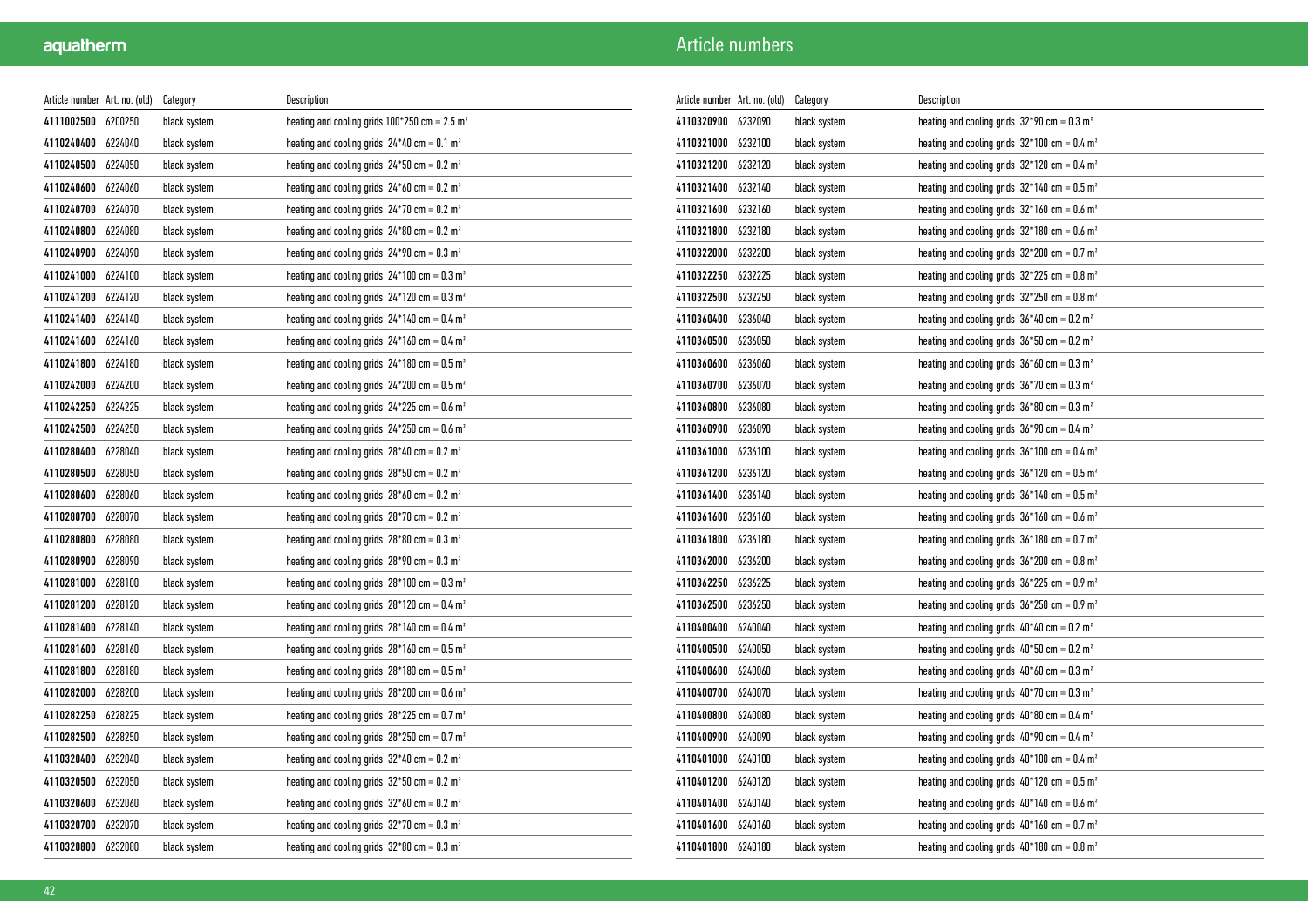# Article numbers

| Article number | Art. no. (old) | Category | Description |
|---|---|---|---|
| **4111002500** | 6200250 | black system | heating and cooling grids 100*250 cm = 2.5 m² |
| **4110240400** | 6224040 | black system | heating and cooling grids 24*40 cm = 0.1 m² |
| **4110240500** | 6224050 | black system | heating and cooling grids 24*50 cm = 0.2 m² |
| **4110240600** | 6224060 | black system | heating and cooling grids 24*60 cm = 0.2 m² |
| **4110240700** | 6224070 | black system | heating and cooling grids 24*70 cm = 0.2 m² |
| **4110240800** | 6224080 | black system | heating and cooling grids 24*80 cm = 0.2 m² |
| **4110240900** | 6224090 | black system | heating and cooling grids 24*90 cm = 0.3 m² |
| **4110241000** | 6224100 | black system | heating and cooling grids 24*100 cm = 0.3 m² |
| **4110241200** | 6224120 | black system | heating and cooling grids 24*120 cm = 0.3 m² |
| **4110241400** | 6224140 | black system | heating and cooling grids 24*140 cm = 0.4 m² |
| **4110241600** | 6224160 | black system | heating and cooling grids 24*160 cm = 0.4 m² |
| **4110241800** | 6224180 | black system | heating and cooling grids 24*180 cm = 0.5 m² |
| **4110242000** | 6224200 | black system | heating and cooling grids 24*200 cm = 0.5 m² |
| **4110242250** | 6224225 | black system | heating and cooling grids 24*225 cm = 0.6 m² |
| **4110242500** | 6224250 | black system | heating and cooling grids 24*250 cm = 0.6 m² |
| **4110280400** | 6228040 | black system | heating and cooling grids 28*40 cm = 0.2 m² |
| **4110280500** | 6228050 | black system | heating and cooling grids 28*50 cm = 0.2 m² |
| **4110280600** | 6228060 | black system | heating and cooling grids 28*60 cm = 0.2 m² |
| **4110280700** | 6228070 | black system | heating and cooling grids 28*70 cm = 0.2 m² |
| **4110280800** | 6228080 | black system | heating and cooling grids 28*80 cm = 0.3 m² |
| **4110280900** | 6228090 | black system | heating and cooling grids 28*90 cm = 0.3 m² |
| **4110281000** | 6228100 | black system | heating and cooling grids 28*100 cm = 0.3 m² |
| **4110281200** | 6228120 | black system | heating and cooling grids 28*120 cm = 0.4 m² |
| **4110281400** | 6228140 | black system | heating and cooling grids 28*140 cm = 0.4 m² |
| **4110281600** | 6228160 | black system | heating and cooling grids 28*160 cm = 0.5 m² |
| **4110281800** | 6228180 | black system | heating and cooling grids 28*180 cm = 0.5 m² |
| **4110282000** | 6228200 | black system | heating and cooling grids 28*200 cm = 0.6 m² |
| **4110282250** | 6228225 | black system | heating and cooling grids 28*225 cm = 0.7 m² |
| **4110282500** | 6228250 | black system | heating and cooling grids 28*250 cm = 0.7 m² |
| **4110320400** | 6232040 | black system | heating and cooling grids 32*40 cm = 0.2 m² |
| **4110320500** | 6232050 | black system | heating and cooling grids 32*50 cm = 0.2 m² |
| **4110320600** | 6232060 | black system | heating and cooling grids 32*60 cm = 0.2 m² |
| **4110320700** | 6232070 | black system | heating and cooling grids 32*70 cm = 0.3 m² |
| **4110320800** | 6232080 | black system | heating and cooling grids 32*80 cm = 0.3 m² |
| **4110320900** | 6232090 | black system | heating and cooling grids 32*90 cm = 0.3 m² |
| **4110321000** | 6232100 | black system | heating and cooling grids 32*100 cm = 0.4 m² |
| **4110321200** | 6232120 | black system | heating and cooling grids 32*120 cm = 0.4 m² |
| **4110321400** | 6232140 | black system | heating and cooling grids 32*140 cm = 0.5 m² |
| **4110321600** | 6232160 | black system | heating and cooling grids 32*160 cm = 0.6 m² |
| **4110321800** | 6232180 | black system | heating and cooling grids 32*180 cm = 0.6 m² |
| **4110322000** | 6232200 | black system | heating and cooling grids 32*200 cm = 0.7 m² |
| **4110322250** | 6232225 | black system | heating and cooling grids 32*225 cm = 0.8 m² |
| **4110322500** | 6232250 | black system | heating and cooling grids 32*250 cm = 0.8 m² |
| **4110360400** | 6236040 | black system | heating and cooling grids 36*40 cm = 0.2 m² |
| **4110360500** | 6236050 | black system | heating and cooling grids 36*50 cm = 0.2 m² |
| **4110360600** | 6236060 | black system | heating and cooling grids 36*60 cm = 0.3 m² |
| **4110360700** | 6236070 | black system | heating and cooling grids 36*70 cm = 0.3 m² |
| **4110360800** | 6236080 | black system | heating and cooling grids 36*80 cm = 0.3 m² |
| **4110360900** | 6236090 | black system | heating and cooling grids 36*90 cm = 0.4 m² |
| **4110361000** | 6236100 | black system | heating and cooling grids 36*100 cm = 0.4 m² |
| **4110361200** | 6236120 | black system | heating and cooling grids 36*120 cm = 0.5 m² |
| **4110361400** | 6236140 | black system | heating and cooling grids 36*140 cm = 0.5 m² |
| **4110361600** | 6236160 | black system | heating and cooling grids 36*160 cm = 0.6 m² |
| **4110361800** | 6236180 | black system | heating and cooling grids 36*180 cm = 0.7 m² |
| **4110362000** | 6236200 | black system | heating and cooling grids 36*200 cm = 0.8 m² |
| **4110362250** | 6236225 | black system | heating and cooling grids 36*225 cm = 0.9 m² |
| **4110362500** | 6236250 | black system | heating and cooling grids 36*250 cm = 0.9 m² |
| **4110400400** | 6240040 | black system | heating and cooling grids 40*40 cm = 0.2 m² |
| **4110400500** | 6240050 | black system | heating and cooling grids 40*50 cm = 0.2 m² |
| **4110400600** | 6240060 | black system | heating and cooling grids 40*60 cm = 0.3 m² |
| **4110400700** | 6240070 | black system | heating and cooling grids 40*70 cm = 0.3 m² |
| **4110400800** | 6240080 | black system | heating and cooling grids 40*80 cm = 0.4 m² |
| **4110400900** | 6240090 | black system | heating and cooling grids 40*90 cm = 0.4 m² |
| **4110401000** | 6240100 | black system | heating and cooling grids 40*100 cm = 0.4 m² |
| **4110401200** | 6240120 | black system | heating and cooling grids 40*120 cm = 0.5 m² |
| **4110401400** | 6240140 | black system | heating and cooling grids 40*140 cm = 0.6 m² |
| **4110401600** | 6240160 | black system | heating and cooling grids 40*160 cm = 0.7 m² |
| **4110401800** | 6240180 | black system | heating and cooling grids 40*180 cm = 0.8 m² |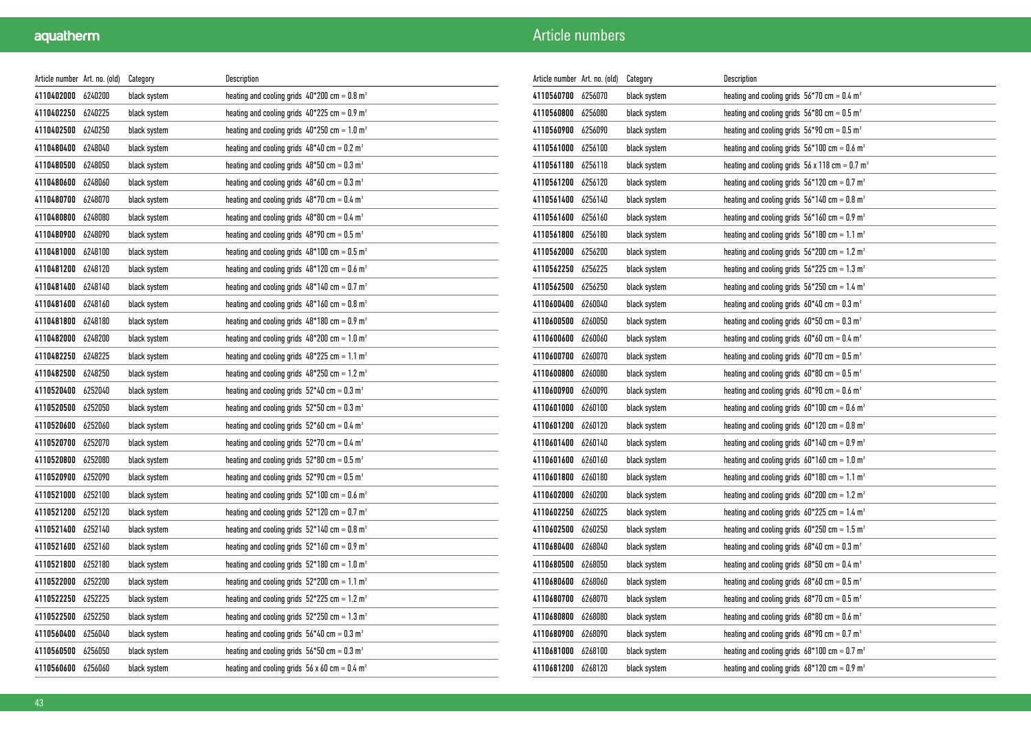# Article numbers

| Article number | Art. no. (old) | Category | Description |
|---|---|---|---|
| 4110402000 | 6240200 | black system | heating and cooling grids 40*200 cm = 0.8 m² |
| 4110402250 | 6240225 | black system | heating and cooling grids 40*225 cm = 0.9 m² |
| 4110402500 | 6240250 | black system | heating and cooling grids 40*250 cm = 1.0 m² |
| 4110480400 | 6248040 | black system | heating and cooling grids 48*40 cm = 0.2 m² |
| 4110480500 | 6248050 | black system | heating and cooling grids 48*50 cm = 0.3 m² |
| 4110480600 | 6248060 | black system | heating and cooling grids 48*60 cm = 0.3 m² |
| 4110480700 | 6248070 | black system | heating and cooling grids 48*70 cm = 0.4 m² |
| 4110480800 | 6248080 | black system | heating and cooling grids 48*80 cm = 0.4 m² |
| 4110480900 | 6248090 | black system | heating and cooling grids 48*90 cm = 0.5 m² |
| 4110481000 | 6248100 | black system | heating and cooling grids 48*100 cm = 0.5 m² |
| 4110481200 | 6248120 | black system | heating and cooling grids 48*120 cm = 0.6 m² |
| 4110481400 | 6248140 | black system | heating and cooling grids 48*140 cm = 0.7 m² |
| 4110481600 | 6248160 | black system | heating and cooling grids 48*160 cm = 0.8 m² |
| 4110481800 | 6248180 | black system | heating and cooling grids 48*180 cm = 0.9 m² |
| 4110482000 | 6248200 | black system | heating and cooling grids 48*200 cm = 1.0 m² |
| 4110482250 | 6248225 | black system | heating and cooling grids 48*225 cm = 1.1 m² |
| 4110482500 | 6248250 | black system | heating and cooling grids 48*250 cm = 1.2 m² |
| 4110520400 | 6252040 | black system | heating and cooling grids 52*40 cm = 0.3 m² |
| 4110520500 | 6252050 | black system | heating and cooling grids 52*50 cm = 0.3 m² |
| 4110520600 | 6252060 | black system | heating and cooling grids 52*60 cm = 0.4 m² |
| 4110520700 | 6252070 | black system | heating and cooling grids 52*70 cm = 0.4 m² |
| 4110520800 | 6252080 | black system | heating and cooling grids 52*80 cm = 0.5 m² |
| 4110520900 | 6252090 | black system | heating and cooling grids 52*90 cm = 0.5 m² |
| 4110521000 | 6252100 | black system | heating and cooling grids 52*100 cm = 0.6 m² |
| 4110521200 | 6252120 | black system | heating and cooling grids 52*120 cm = 0.7 m² |
| 4110521400 | 6252140 | black system | heating and cooling grids 52*140 cm = 0.8 m² |
| 4110521600 | 6252160 | black system | heating and cooling grids 52*160 cm = 0.9 m² |
| 4110521800 | 6252180 | black system | heating and cooling grids 52*180 cm = 1.0 m² |
| 4110522000 | 6252200 | black system | heating and cooling grids 52*200 cm = 1.1 m² |
| 4110522250 | 6252225 | black system | heating and cooling grids 52*225 cm = 1.2 m² |
| 4110522500 | 6252250 | black system | heating and cooling grids 52*250 cm = 1.3 m² |
| 4110560400 | 6256040 | black system | heating and cooling grids 56*40 cm = 0.3 m² |
| 4110560500 | 6256050 | black system | heating and cooling grids 56*50 cm = 0.3 m² |
| 4110560600 | 6256060 | black system | heating and cooling grids 56 x 60 cm = 0.4 m² |
| 4110560700 | 6256070 | black system | heating and cooling grids 56*70 cm = 0.4 m² |
| 4110560800 | 6256080 | black system | heating and cooling grids 56*80 cm = 0.5 m² |
| 4110560900 | 6256090 | black system | heating and cooling grids 56*90 cm = 0.5 m² |
| 4110561000 | 6256100 | black system | heating and cooling grids 56*100 cm = 0.6 m² |
| 4110561180 | 6256118 | black system | heating and cooling grids 56 x 118 cm = 0.7 m² |
| 4110561200 | 6256120 | black system | heating and cooling grids 56*120 cm = 0.7 m² |
| 4110561400 | 6256140 | black system | heating and cooling grids 56*140 cm = 0.8 m² |
| 4110561600 | 6256160 | black system | heating and cooling grids 56*160 cm = 0.9 m² |
| 4110561800 | 6256180 | black system | heating and cooling grids 56*180 cm = 1.1 m² |
| 4110562000 | 6256200 | black system | heating and cooling grids 56*200 cm = 1.2 m² |
| 4110562250 | 6256225 | black system | heating and cooling grids 56*225 cm = 1.3 m² |
| 4110562500 | 6256250 | black system | heating and cooling grids 56*250 cm = 1.4 m² |
| 4110600400 | 6260040 | black system | heating and cooling grids 60*40 cm = 0.3 m² |
| 4110600500 | 6260050 | black system | heating and cooling grids 60*50 cm = 0.3 m² |
| 4110600600 | 6260060 | black system | heating and cooling grids 60*60 cm = 0.4 m² |
| 4110600700 | 6260070 | black system | heating and cooling grids 60*70 cm = 0.5 m² |
| 4110600800 | 6260080 | black system | heating and cooling grids 60*80 cm = 0.5 m² |
| 4110600900 | 6260090 | black system | heating and cooling grids 60*90 cm = 0.6 m² |
| 4110601000 | 6260100 | black system | heating and cooling grids 60*100 cm = 0.6 m² |
| 4110601200 | 6260120 | black system | heating and cooling grids 60*120 cm = 0.8 m² |
| 4110601400 | 6260140 | black system | heating and cooling grids 60*140 cm = 0.9 m² |
| 4110601600 | 6260160 | black system | heating and cooling grids 60*160 cm = 1.0 m² |
| 4110601800 | 6260180 | black system | heating and cooling grids 60*180 cm = 1.1 m² |
| 4110602000 | 6260200 | black system | heating and cooling grids 60*200 cm = 1.2 m² |
| 4110602250 | 6260225 | black system | heating and cooling grids 60*225 cm = 1.4 m² |
| 4110602500 | 6260250 | black system | heating and cooling grids 60*250 cm = 1.5 m² |
| 4110680400 | 6268040 | black system | heating and cooling grids 68*40 cm = 0.3 m² |
| 4110680500 | 6268050 | black system | heating and cooling grids 68*50 cm = 0.4 m² |
| 4110680600 | 6268060 | black system | heating and cooling grids 68*60 cm = 0.5 m² |
| 4110680700 | 6268070 | black system | heating and cooling grids 68*70 cm = 0.5 m² |
| 4110680800 | 6268080 | black system | heating and cooling grids 68*80 cm = 0.6 m² |
| 4110680900 | 6268090 | black system | heating and cooling grids 68*90 cm = 0.7 m² |
| 4110681000 | 6268100 | black system | heating and cooling grids 68*100 cm = 0.7 m² |
| 4110681200 | 6268120 | black system | heating and cooling grids 68*120 cm = 0.9 m² |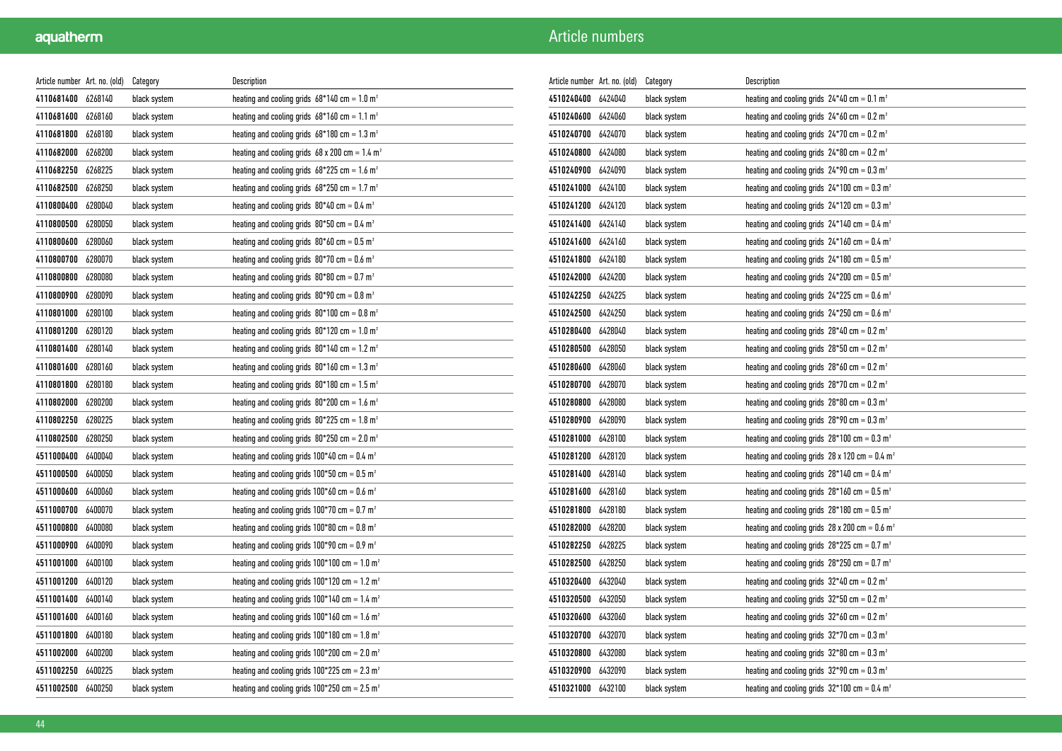## Article numbers

| Article number | Art. no. (old) | Category | Description |
|---|---|---|---|
| **4110681400** | 6268140 | black system | heating and cooling grids 68*140 cm = 1.0 m² |
| **4110681600** | 6268160 | black system | heating and cooling grids 68*160 cm = 1.1 m² |
| **4110681800** | 6268180 | black system | heating and cooling grids 68*180 cm = 1.3 m² |
| **4110682000** | 6268200 | black system | heating and cooling grids 68 x 200 cm = 1.4 m² |
| **4110682250** | 6268225 | black system | heating and cooling grids 68*225 cm = 1.6 m² |
| **4110682500** | 6268250 | black system | heating and cooling grids 68*250 cm = 1.7 m² |
| **4110800400** | 6280040 | black system | heating and cooling grids 80*40 cm = 0.4 m² |
| **4110800500** | 6280050 | black system | heating and cooling grids 80*50 cm = 0.4 m² |
| **4110800600** | 6280060 | black system | heating and cooling grids 80*60 cm = 0.5 m² |
| **4110800700** | 6280070 | black system | heating and cooling grids 80*70 cm = 0.6 m² |
| **4110800800** | 6280080 | black system | heating and cooling grids 80*80 cm = 0.7 m² |
| **4110800900** | 6280090 | black system | heating and cooling grids 80*90 cm = 0.8 m² |
| **4110801000** | 6280100 | black system | heating and cooling grids 80*100 cm = 0.8 m² |
| **4110801200** | 6280120 | black system | heating and cooling grids 80*120 cm = 1.0 m² |
| **4110801400** | 6280140 | black system | heating and cooling grids 80*140 cm = 1.2 m² |
| **4110801600** | 6280160 | black system | heating and cooling grids 80*160 cm = 1.3 m² |
| **4110801800** | 6280180 | black system | heating and cooling grids 80*180 cm = 1.5 m² |
| **4110802000** | 6280200 | black system | heating and cooling grids 80*200 cm = 1.6 m² |
| **4110802250** | 6280225 | black system | heating and cooling grids 80*225 cm = 1.8 m² |
| **4110802500** | 6280250 | black system | heating and cooling grids 80*250 cm = 2.0 m² |
| **4511000400** | 6400040 | black system | heating and cooling grids 100*40 cm = 0.4 m² |
| **4511000500** | 6400050 | black system | heating and cooling grids 100*50 cm = 0.5 m² |
| **4511000600** | 6400060 | black system | heating and cooling grids 100*60 cm = 0.6 m² |
| **4511000700** | 6400070 | black system | heating and cooling grids 100*70 cm = 0.7 m² |
| **4511000800** | 6400080 | black system | heating and cooling grids 100*80 cm = 0.8 m² |
| **4511000900** | 6400090 | black system | heating and cooling grids 100*90 cm = 0.9 m² |
| **4511001000** | 6400100 | black system | heating and cooling grids 100*100 cm = 1.0 m² |
| **4511001200** | 6400120 | black system | heating and cooling grids 100*120 cm = 1.2 m² |
| **4511001400** | 6400140 | black system | heating and cooling grids 100*140 cm = 1.4 m² |
| **4511001600** | 6400160 | black system | heating and cooling grids 100*160 cm = 1.6 m² |
| **4511001800** | 6400180 | black system | heating and cooling grids 100*180 cm = 1.8 m² |
| **4511002000** | 6400200 | black system | heating and cooling grids 100*200 cm = 2.0 m² |
| **4511002250** | 6400225 | black system | heating and cooling grids 100*225 cm = 2.3 m² |
| **4511002500** | 6400250 | black system | heating and cooling grids 100*250 cm = 2.5 m² |
| **4510240400** | 6424040 | black system | heating and cooling grids 24*40 cm = 0.1 m² |
| **4510240600** | 6424060 | black system | heating and cooling grids 24*60 cm = 0.2 m² |
| **4510240700** | 6424070 | black system | heating and cooling grids 24*70 cm = 0.2 m² |
| **4510240800** | 6424080 | black system | heating and cooling grids 24*80 cm = 0.2 m² |
| **4510240900** | 6424090 | black system | heating and cooling grids 24*90 cm = 0.3 m² |
| **4510241000** | 6424100 | black system | heating and cooling grids 24*100 cm = 0.3 m² |
| **4510241200** | 6424120 | black system | heating and cooling grids 24*120 cm = 0.3 m² |
| **4510241400** | 6424140 | black system | heating and cooling grids 24*140 cm = 0.4 m² |
| **4510241600** | 6424160 | black system | heating and cooling grids 24*160 cm = 0.4 m² |
| **4510241800** | 6424180 | black system | heating and cooling grids 24*180 cm = 0.5 m² |
| **4510242000** | 6424200 | black system | heating and cooling grids 24*200 cm = 0.5 m² |
| **4510242250** | 6424225 | black system | heating and cooling grids 24*225 cm = 0.6 m² |
| **4510242500** | 6424250 | black system | heating and cooling grids 24*250 cm = 0.6 m² |
| **4510280400** | 6428040 | black system | heating and cooling grids 28*40 cm = 0.2 m² |
| **4510280500** | 6428050 | black system | heating and cooling grids 28*50 cm = 0.2 m² |
| **4510280600** | 6428060 | black system | heating and cooling grids 28*60 cm = 0.2 m² |
| **4510280700** | 6428070 | black system | heating and cooling grids 28*70 cm = 0.2 m² |
| **4510280800** | 6428080 | black system | heating and cooling grids 28*80 cm = 0.3 m² |
| **4510280900** | 6428090 | black system | heating and cooling grids 28*90 cm = 0.3 m² |
| **4510281000** | 6428100 | black system | heating and cooling grids 28*100 cm = 0.3 m² |
| **4510281200** | 6428120 | black system | heating and cooling grids 28 x 120 cm = 0.4 m² |
| **4510281400** | 6428140 | black system | heating and cooling grids 28*140 cm = 0.4 m² |
| **4510281600** | 6428160 | black system | heating and cooling grids 28*160 cm = 0.5 m² |
| **4510281800** | 6428180 | black system | heating and cooling grids 28*180 cm = 0.5 m² |
| **4510282000** | 6428200 | black system | heating and cooling grids 28 x 200 cm = 0.6 m² |
| **4510282250** | 6428225 | black system | heating and cooling grids 28*225 cm = 0.7 m² |
| **4510282500** | 6428250 | black system | heating and cooling grids 28*250 cm = 0.7 m² |
| **4510320400** | 6432040 | black system | heating and cooling grids 32*40 cm = 0.2 m² |
| **4510320500** | 6432050 | black system | heating and cooling grids 32*50 cm = 0.2 m² |
| **4510320600** | 6432060 | black system | heating and cooling grids 32*60 cm = 0.2 m² |
| **4510320700** | 6432070 | black system | heating and cooling grids 32*70 cm = 0.3 m² |
| **4510320800** | 6432080 | black system | heating and cooling grids 32*80 cm = 0.3 m² |
| **4510320900** | 6432090 | black system | heating and cooling grids 32*90 cm = 0.3 m² |
| **4510321000** | 6432100 | black system | heating and cooling grids 32*100 cm = 0.4 m² |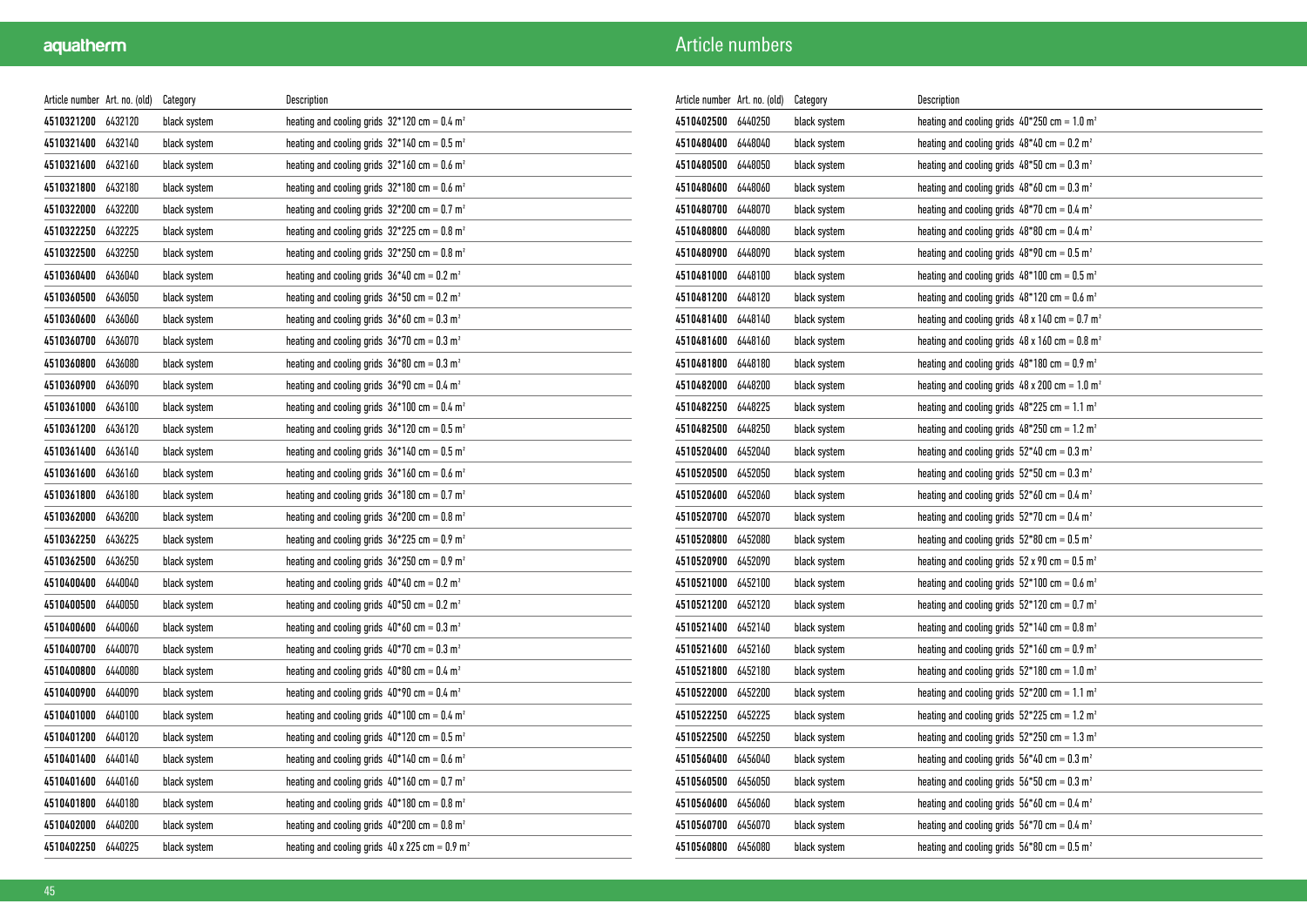## Article numbers

| Article number | Art. no. (old) | Category | Description |
|---|---|---|---|
| **4510321200** | 6432120 | black system | heating and cooling grids 32*120 cm = 0.4 m² |
| **4510321400** | 6432140 | black system | heating and cooling grids 32*140 cm = 0.5 m² |
| **4510321600** | 6432160 | black system | heating and cooling grids 32*160 cm = 0.6 m² |
| **4510321800** | 6432180 | black system | heating and cooling grids 32*180 cm = 0.6 m² |
| **4510322000** | 6432200 | black system | heating and cooling grids 32*200 cm = 0.7 m² |
| **4510322250** | 6432225 | black system | heating and cooling grids 32*225 cm = 0.8 m² |
| **4510322500** | 6432250 | black system | heating and cooling grids 32*250 cm = 0.8 m² |
| **4510360400** | 6436040 | black system | heating and cooling grids 36*40 cm = 0.2 m² |
| **4510360500** | 6436050 | black system | heating and cooling grids 36*50 cm = 0.2 m² |
| **4510360600** | 6436060 | black system | heating and cooling grids 36*60 cm = 0.3 m² |
| **4510360700** | 6436070 | black system | heating and cooling grids 36*70 cm = 0.3 m² |
| **4510360800** | 6436080 | black system | heating and cooling grids 36*80 cm = 0.3 m² |
| **4510360900** | 6436090 | black system | heating and cooling grids 36*90 cm = 0.4 m² |
| **4510361000** | 6436100 | black system | heating and cooling grids 36*100 cm = 0.4 m² |
| **4510361200** | 6436120 | black system | heating and cooling grids 36*120 cm = 0.5 m² |
| **4510361400** | 6436140 | black system | heating and cooling grids 36*140 cm = 0.5 m² |
| **4510361600** | 6436160 | black system | heating and cooling grids 36*160 cm = 0.6 m² |
| **4510361800** | 6436180 | black system | heating and cooling grids 36*180 cm = 0.7 m² |
| **4510362000** | 6436200 | black system | heating and cooling grids 36*200 cm = 0.8 m² |
| **4510362250** | 6436225 | black system | heating and cooling grids 36*225 cm = 0.9 m² |
| **4510362500** | 6436250 | black system | heating and cooling grids 36*250 cm = 0.9 m² |
| **4510400400** | 6440040 | black system | heating and cooling grids 40*40 cm = 0.2 m² |
| **4510400500** | 6440050 | black system | heating and cooling grids 40*50 cm = 0.2 m² |
| **4510400600** | 6440060 | black system | heating and cooling grids 40*60 cm = 0.3 m² |
| **4510400700** | 6440070 | black system | heating and cooling grids 40*70 cm = 0.3 m² |
| **4510400800** | 6440080 | black system | heating and cooling grids 40*80 cm = 0.4 m² |
| **4510400900** | 6440090 | black system | heating and cooling grids 40*90 cm = 0.4 m² |
| **4510401000** | 6440100 | black system | heating and cooling grids 40*100 cm = 0.4 m² |
| **4510401200** | 6440120 | black system | heating and cooling grids 40*120 cm = 0.5 m² |
| **4510401400** | 6440140 | black system | heating and cooling grids 40*140 cm = 0.6 m² |
| **4510401600** | 6440160 | black system | heating and cooling grids 40*160 cm = 0.7 m² |
| **4510401800** | 6440180 | black system | heating and cooling grids 40*180 cm = 0.8 m² |
| **4510402000** | 6440200 | black system | heating and cooling grids 40*200 cm = 0.8 m² |
| **4510402250** | 6440225 | black system | heating and cooling grids 40 x 225 cm = 0.9 m² |
| **4510402500** | 6440250 | black system | heating and cooling grids 40*250 cm = 1.0 m² |
| **4510480400** | 6448040 | black system | heating and cooling grids 48*40 cm = 0.2 m² |
| **4510480500** | 6448050 | black system | heating and cooling grids 48*50 cm = 0.3 m² |
| **4510480600** | 6448060 | black system | heating and cooling grids 48*60 cm = 0.3 m² |
| **4510480700** | 6448070 | black system | heating and cooling grids 48*70 cm = 0.4 m² |
| **4510480800** | 6448080 | black system | heating and cooling grids 48*80 cm = 0.4 m² |
| **4510480900** | 6448090 | black system | heating and cooling grids 48*90 cm = 0.5 m² |
| **4510481000** | 6448100 | black system | heating and cooling grids 48*100 cm = 0.5 m² |
| **4510481200** | 6448120 | black system | heating and cooling grids 48*120 cm = 0.6 m² |
| **4510481400** | 6448140 | black system | heating and cooling grids 48 x 140 cm = 0.7 m² |
| **4510481600** | 6448160 | black system | heating and cooling grids 48 x 160 cm = 0.8 m² |
| **4510481800** | 6448180 | black system | heating and cooling grids 48*180 cm = 0.9 m² |
| **4510482000** | 6448200 | black system | heating and cooling grids 48 x 200 cm = 1.0 m² |
| **4510482250** | 6448225 | black system | heating and cooling grids 48*225 cm = 1.1 m² |
| **4510482500** | 6448250 | black system | heating and cooling grids 48*250 cm = 1.2 m² |
| **4510520400** | 6452040 | black system | heating and cooling grids 52*40 cm = 0.3 m² |
| **4510520500** | 6452050 | black system | heating and cooling grids 52*50 cm = 0.3 m² |
| **4510520600** | 6452060 | black system | heating and cooling grids 52*60 cm = 0.4 m² |
| **4510520700** | 6452070 | black system | heating and cooling grids 52*70 cm = 0.4 m² |
| **4510520800** | 6452080 | black system | heating and cooling grids 52*80 cm = 0.5 m² |
| **4510520900** | 6452090 | black system | heating and cooling grids 52 x 90 cm = 0.5 m² |
| **4510521000** | 6452100 | black system | heating and cooling grids 52*100 cm = 0.6 m² |
| **4510521200** | 6452120 | black system | heating and cooling grids 52*120 cm = 0.7 m² |
| **4510521400** | 6452140 | black system | heating and cooling grids 52*140 cm = 0.8 m² |
| **4510521600** | 6452160 | black system | heating and cooling grids 52*160 cm = 0.9 m² |
| **4510521800** | 6452180 | black system | heating and cooling grids 52*180 cm = 1.0 m² |
| **4510522000** | 6452200 | black system | heating and cooling grids 52*200 cm = 1.1 m² |
| **4510522250** | 6452225 | black system | heating and cooling grids 52*225 cm = 1.2 m² |
| **4510522500** | 6452250 | black system | heating and cooling grids 52*250 cm = 1.3 m² |
| **4510560400** | 6456040 | black system | heating and cooling grids 56*40 cm = 0.3 m² |
| **4510560500** | 6456050 | black system | heating and cooling grids 56*50 cm = 0.3 m² |
| **4510560600** | 6456060 | black system | heating and cooling grids 56*60 cm = 0.4 m² |
| **4510560700** | 6456070 | black system | heating and cooling grids 56*70 cm = 0.4 m² |
| **4510560800** | 6456080 | black system | heating and cooling grids 56*80 cm = 0.5 m² |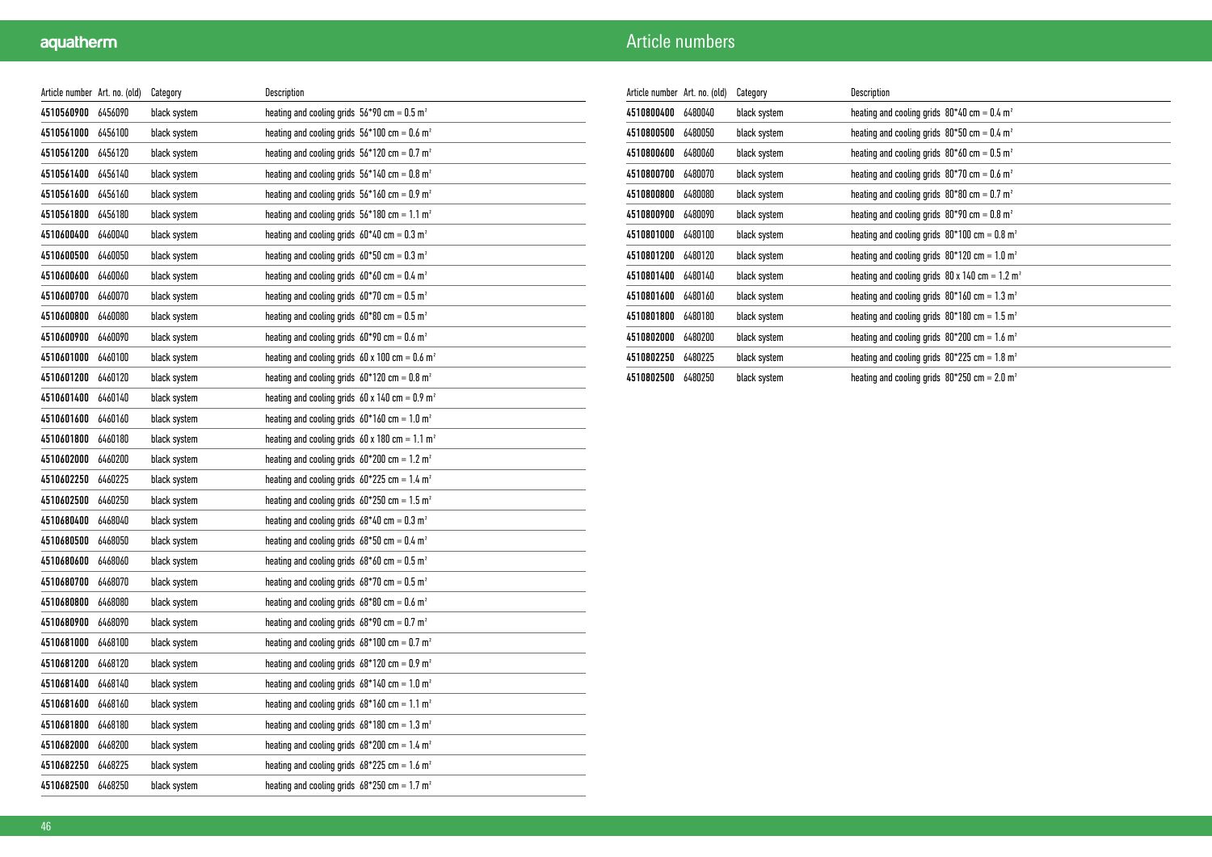## Article numbers

| Article number | Art. no. (old) | Category | Description |
|---|---|---|---|
| **4510560900** | 6456090 | black system | heating and cooling grids 56*90 cm = 0.5 m² |
| **4510561000** | 6456100 | black system | heating and cooling grids 56*100 cm = 0.6 m² |
| **4510561200** | 6456120 | black system | heating and cooling grids 56*120 cm = 0.7 m² |
| **4510561400** | 6456140 | black system | heating and cooling grids 56*140 cm = 0.8 m² |
| **4510561600** | 6456160 | black system | heating and cooling grids 56*160 cm = 0.9 m² |
| **4510561800** | 6456180 | black system | heating and cooling grids 56*180 cm = 1.1 m² |
| **4510600400** | 6460040 | black system | heating and cooling grids 60*40 cm = 0.3 m² |
| **4510600500** | 6460050 | black system | heating and cooling grids 60*50 cm = 0.3 m² |
| **4510600600** | 6460060 | black system | heating and cooling grids 60*60 cm = 0.4 m² |
| **4510600700** | 6460070 | black system | heating and cooling grids 60*70 cm = 0.5 m² |
| **4510600800** | 6460080 | black system | heating and cooling grids 60*80 cm = 0.5 m² |
| **4510600900** | 6460090 | black system | heating and cooling grids 60*90 cm = 0.6 m² |
| **4510601000** | 6460100 | black system | heating and cooling grids 60 x 100 cm = 0.6 m² |
| **4510601200** | 6460120 | black system | heating and cooling grids 60*120 cm = 0.8 m² |
| **4510601400** | 6460140 | black system | heating and cooling grids 60 x 140 cm = 0.9 m² |
| **4510601600** | 6460160 | black system | heating and cooling grids 60*160 cm = 1.0 m² |
| **4510601800** | 6460180 | black system | heating and cooling grids 60 x 180 cm = 1.1 m² |
| **4510602000** | 6460200 | black system | heating and cooling grids 60*200 cm = 1.2 m² |
| **4510602250** | 6460225 | black system | heating and cooling grids 60*225 cm = 1.4 m² |
| **4510602500** | 6460250 | black system | heating and cooling grids 60*250 cm = 1.5 m² |
| **4510680400** | 6468040 | black system | heating and cooling grids 68*40 cm = 0.3 m² |
| **4510680500** | 6468050 | black system | heating and cooling grids 68*50 cm = 0.4 m² |
| **4510680600** | 6468060 | black system | heating and cooling grids 68*60 cm = 0.5 m² |
| **4510680700** | 6468070 | black system | heating and cooling grids 68*70 cm = 0.5 m² |
| **4510680800** | 6468080 | black system | heating and cooling grids 68*80 cm = 0.6 m² |
| **4510680900** | 6468090 | black system | heating and cooling grids 68*90 cm = 0.7 m² |
| **4510681000** | 6468100 | black system | heating and cooling grids 68*100 cm = 0.7 m² |
| **4510681200** | 6468120 | black system | heating and cooling grids 68*120 cm = 0.9 m² |
| **4510681400** | 6468140 | black system | heating and cooling grids 68*140 cm = 1.0 m² |
| **4510681600** | 6468160 | black system | heating and cooling grids 68*160 cm = 1.1 m² |
| **4510681800** | 6468180 | black system | heating and cooling grids 68*180 cm = 1.3 m² |
| **4510682000** | 6468200 | black system | heating and cooling grids 68*200 cm = 1.4 m² |
| **4510682250** | 6468225 | black system | heating and cooling grids 68*225 cm = 1.6 m² |
| **4510682500** | 6468250 | black system | heating and cooling grids 68*250 cm = 1.7 m² |
| **4510800400** | 6480040 | black system | heating and cooling grids 80*40 cm = 0.4 m² |
| **4510800500** | 6480050 | black system | heating and cooling grids 80*50 cm = 0.4 m² |
| **4510800600** | 6480060 | black system | heating and cooling grids 80*60 cm = 0.5 m² |
| **4510800700** | 6480070 | black system | heating and cooling grids 80*70 cm = 0.6 m² |
| **4510800800** | 6480080 | black system | heating and cooling grids 80*80 cm = 0.7 m² |
| **4510800900** | 6480090 | black system | heating and cooling grids 80*90 cm = 0.8 m² |
| **4510801000** | 6480100 | black system | heating and cooling grids 80*100 cm = 0.8 m² |
| **4510801200** | 6480120 | black system | heating and cooling grids 80*120 cm = 1.0 m² |
| **4510801400** | 6480140 | black system | heating and cooling grids 80 x 140 cm = 1.2 m² |
| **4510801600** | 6480160 | black system | heating and cooling grids 80*160 cm = 1.3 m² |
| **4510801800** | 6480180 | black system | heating and cooling grids 80*180 cm = 1.5 m² |
| **4510802000** | 6480200 | black system | heating and cooling grids 80*200 cm = 1.6 m² |
| **4510802250** | 6480225 | black system | heating and cooling grids 80*225 cm = 1.8 m² |
| **4510802500** | 6480250 | black system | heating and cooling grids 80*250 cm = 2.0 m² |